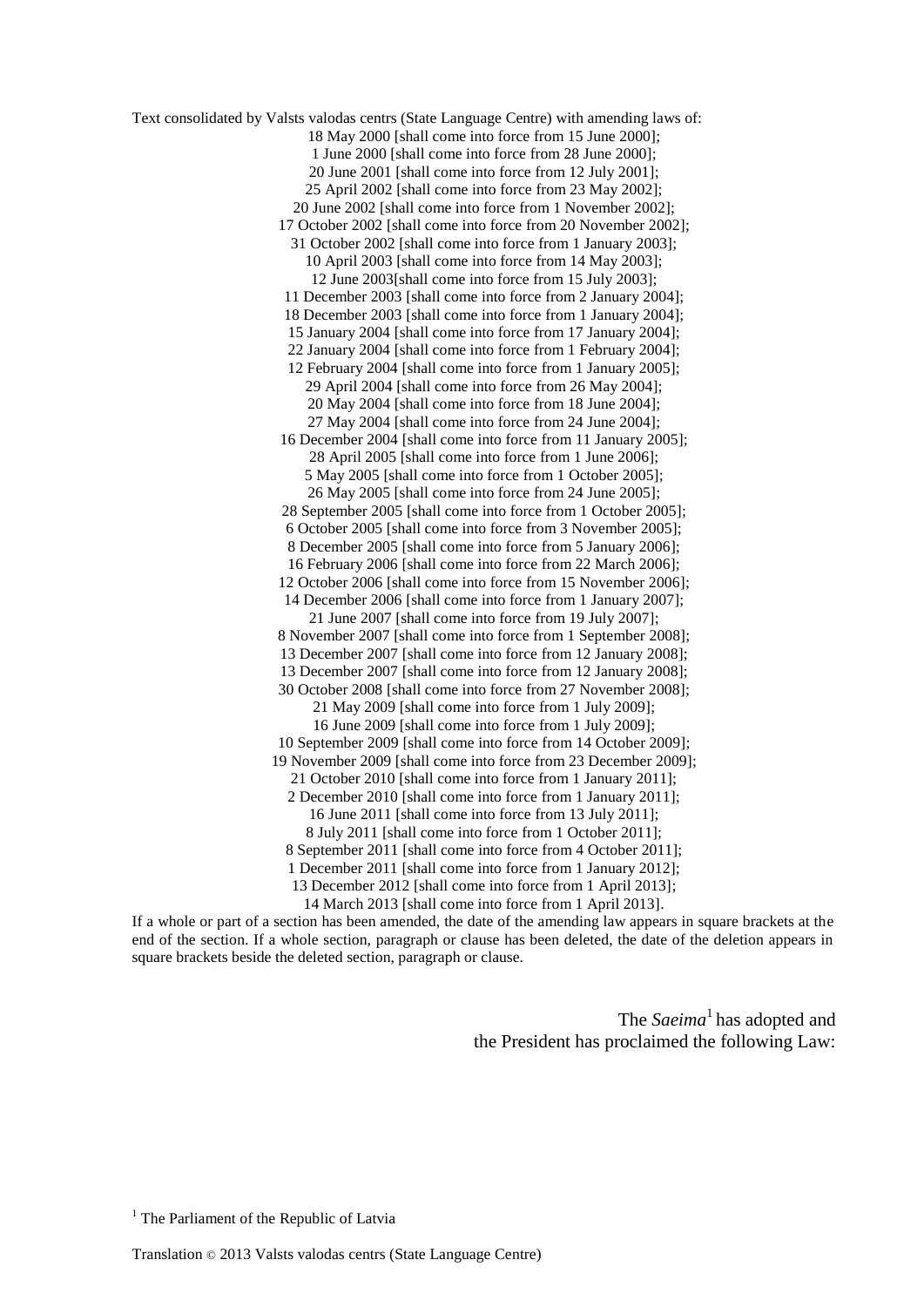Text consolidated by Valsts valodas centrs (State Language Centre) with amending laws of:

18 May 2000 [shall come into force from 15 June 2000];
1 June 2000 [shall come into force from 28 June 2000];
20 June 2001 [shall come into force from 12 July 2001];
25 April 2002 [shall come into force from 23 May 2002];
20 June 2002 [shall come into force from 1 November 2002];
17 October 2002 [shall come into force from 20 November 2002];
31 October 2002 [shall come into force from 1 January 2003];
10 April 2003 [shall come into force from 14 May 2003];
12 June 2003[shall come into force from 15 July 2003];
11 December 2003 [shall come into force from 2 January 2004];
18 December 2003 [shall come into force from 1 January 2004];
15 January 2004 [shall come into force from 17 January 2004];
22 January 2004 [shall come into force from 1 February 2004];
12 February 2004 [shall come into force from 1 January 2005];
29 April 2004 [shall come into force from 26 May 2004];
20 May 2004 [shall come into force from 18 June 2004];
27 May 2004 [shall come into force from 24 June 2004];
16 December 2004 [shall come into force from 11 January 2005];
28 April 2005 [shall come into force from 1 June 2006];
5 May 2005 [shall come into force from 1 October 2005];
26 May 2005 [shall come into force from 24 June 2005];
28 September 2005 [shall come into force from 1 October 2005];
6 October 2005 [shall come into force from 3 November 2005];
8 December 2005 [shall come into force from 5 January 2006];
16 February 2006 [shall come into force from 22 March 2006];
12 October 2006 [shall come into force from 15 November 2006];
14 December 2006 [shall come into force from 1 January 2007];
21 June 2007 [shall come into force from 19 July 2007];
8 November 2007 [shall come into force from 1 September 2008];
13 December 2007 [shall come into force from 12 January 2008];
13 December 2007 [shall come into force from 12 January 2008];
30 October 2008 [shall come into force from 27 November 2008];
21 May 2009 [shall come into force from 1 July 2009];
16 June 2009 [shall come into force from 1 July 2009];
10 September 2009 [shall come into force from 14 October 2009];
19 November 2009 [shall come into force from 23 December 2009];
21 October 2010 [shall come into force from 1 January 2011];
2 December 2010 [shall come into force from 1 January 2011];
16 June 2011 [shall come into force from 13 July 2011];
8 July 2011 [shall come into force from 1 October 2011];
8 September 2011 [shall come into force from 4 October 2011];
1 December 2011 [shall come into force from 1 January 2012];
13 December 2012 [shall come into force from 1 April 2013];
14 March 2013 [shall come into force from 1 April 2013].

If a whole or part of a section has been amended, the date of the amending law appears in square brackets at the end of the section. If a whole section, paragraph or clause has been deleted, the date of the deletion appears in square brackets beside the deleted section, paragraph or clause.

The *Saeima*[1] has adopted and
the President has proclaimed the following Law:

[1] The Parliament of the Republic of Latvia

Translation © 2013 Valsts valodas centrs (State Language Centre)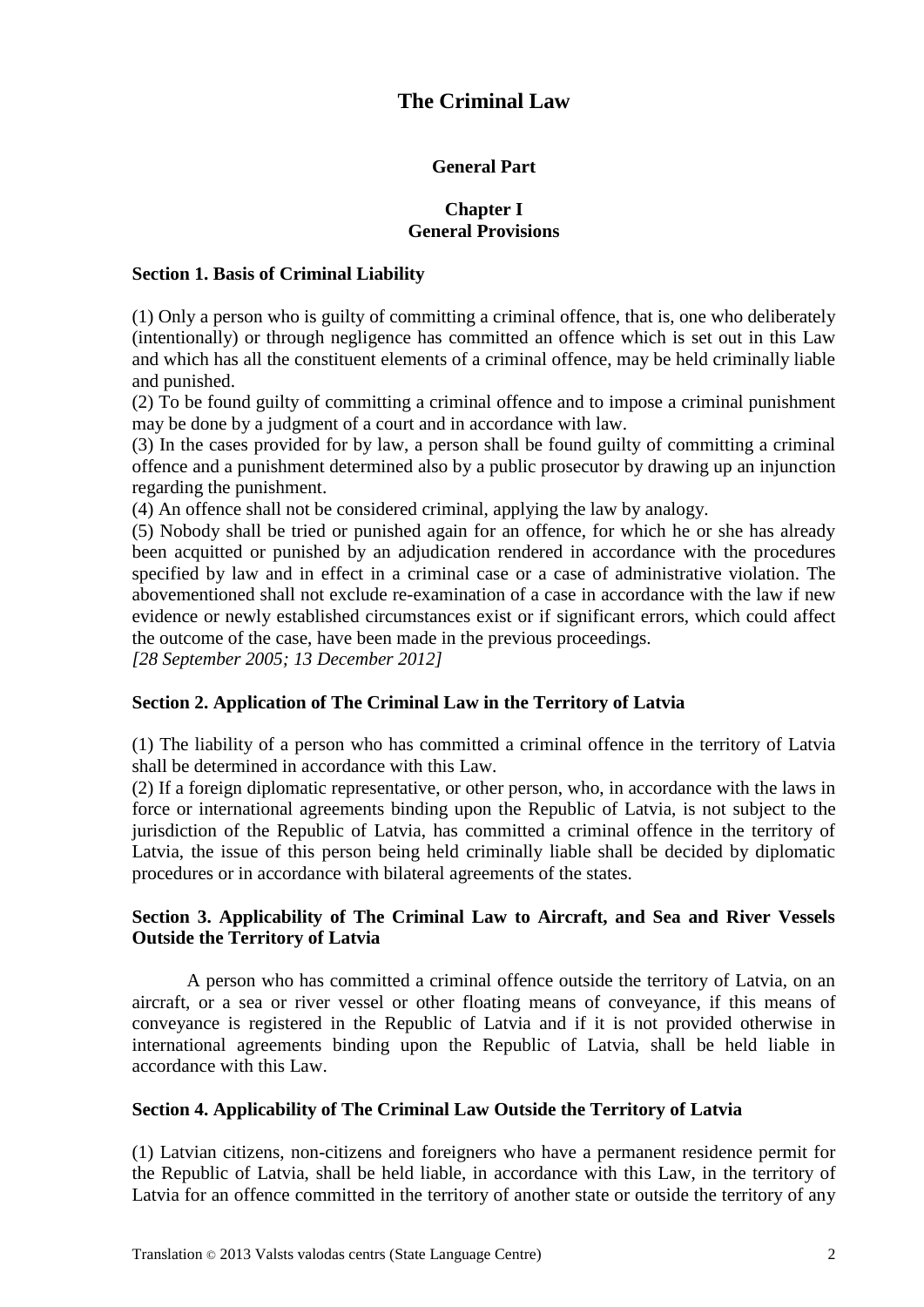# The Criminal Law

## General Part

### Chapter I
### General Provisions

**Section 1. Basis of Criminal Liability**

(1) Only a person who is guilty of committing a criminal offence, that is, one who deliberately (intentionally) or through negligence has committed an offence which is set out in this Law and which has all the constituent elements of a criminal offence, may be held criminally liable and punished.
(2) To be found guilty of committing a criminal offence and to impose a criminal punishment may be done by a judgment of a court and in accordance with law.
(3) In the cases provided for by law, a person shall be found guilty of committing a criminal offence and a punishment determined also by a public prosecutor by drawing up an injunction regarding the punishment.
(4) An offence shall not be considered criminal, applying the law by analogy.
(5) Nobody shall be tried or punished again for an offence, for which he or she has already been acquitted or punished by an adjudication rendered in accordance with the procedures specified by law and in effect in a criminal case or a case of administrative violation. The abovementioned shall not exclude re-examination of a case in accordance with the law if new evidence or newly established circumstances exist or if significant errors, which could affect the outcome of the case, have been made in the previous proceedings.
*[28 September 2005; 13 December 2012]*

**Section 2. Application of The Criminal Law in the Territory of Latvia**

(1) The liability of a person who has committed a criminal offence in the territory of Latvia shall be determined in accordance with this Law.
(2) If a foreign diplomatic representative, or other person, who, in accordance with the laws in force or international agreements binding upon the Republic of Latvia, is not subject to the jurisdiction of the Republic of Latvia, has committed a criminal offence in the territory of Latvia, the issue of this person being held criminally liable shall be decided by diplomatic procedures or in accordance with bilateral agreements of the states.

**Section 3. Applicability of The Criminal Law to Aircraft, and Sea and River Vessels Outside the Territory of Latvia**

A person who has committed a criminal offence outside the territory of Latvia, on an aircraft, or a sea or river vessel or other floating means of conveyance, if this means of conveyance is registered in the Republic of Latvia and if it is not provided otherwise in international agreements binding upon the Republic of Latvia, shall be held liable in accordance with this Law.

**Section 4. Applicability of The Criminal Law Outside the Territory of Latvia**

(1) Latvian citizens, non-citizens and foreigners who have a permanent residence permit for the Republic of Latvia, shall be held liable, in accordance with this Law, in the territory of Latvia for an offence committed in the territory of another state or outside the territory of any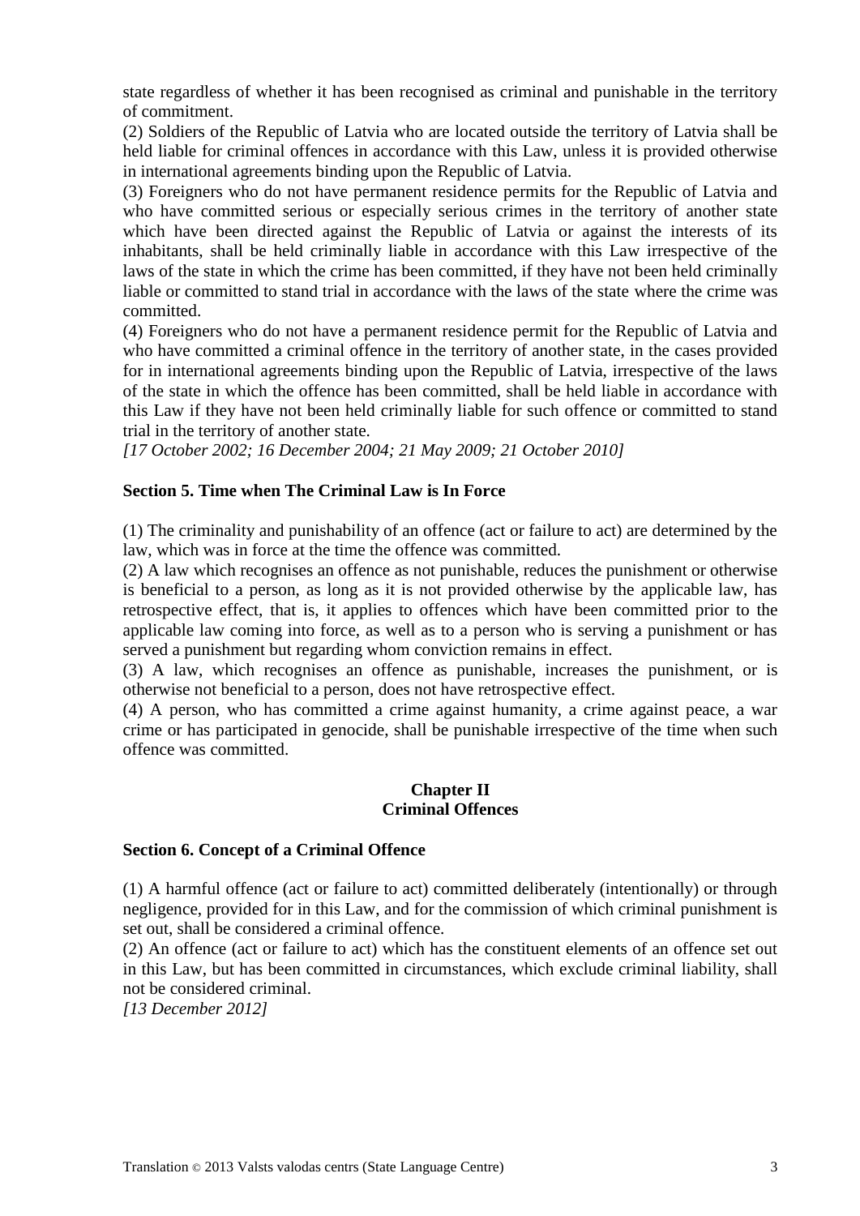state regardless of whether it has been recognised as criminal and punishable in the territory of commitment.

(2) Soldiers of the Republic of Latvia who are located outside the territory of Latvia shall be held liable for criminal offences in accordance with this Law, unless it is provided otherwise in international agreements binding upon the Republic of Latvia.

(3) Foreigners who do not have permanent residence permits for the Republic of Latvia and who have committed serious or especially serious crimes in the territory of another state which have been directed against the Republic of Latvia or against the interests of its inhabitants, shall be held criminally liable in accordance with this Law irrespective of the laws of the state in which the crime has been committed, if they have not been held criminally liable or committed to stand trial in accordance with the laws of the state where the crime was committed.

(4) Foreigners who do not have a permanent residence permit for the Republic of Latvia and who have committed a criminal offence in the territory of another state, in the cases provided for in international agreements binding upon the Republic of Latvia, irrespective of the laws of the state in which the offence has been committed, shall be held liable in accordance with this Law if they have not been held criminally liable for such offence or committed to stand trial in the territory of another state.

*[17 October 2002; 16 December 2004; 21 May 2009; 21 October 2010]*

**Section 5. Time when The Criminal Law is In Force**

(1) The criminality and punishability of an offence (act or failure to act) are determined by the law, which was in force at the time the offence was committed.

(2) A law which recognises an offence as not punishable, reduces the punishment or otherwise is beneficial to a person, as long as it is not provided otherwise by the applicable law, has retrospective effect, that is, it applies to offences which have been committed prior to the applicable law coming into force, as well as to a person who is serving a punishment or has served a punishment but regarding whom conviction remains in effect.

(3) A law, which recognises an offence as punishable, increases the punishment, or is otherwise not beneficial to a person, does not have retrospective effect.

(4) A person, who has committed a crime against humanity, a crime against peace, a war crime or has participated in genocide, shall be punishable irrespective of the time when such offence was committed.

## Chapter II
## Criminal Offences

**Section 6. Concept of a Criminal Offence**

(1) A harmful offence (act or failure to act) committed deliberately (intentionally) or through negligence, provided for in this Law, and for the commission of which criminal punishment is set out, shall be considered a criminal offence.

(2) An offence (act or failure to act) which has the constituent elements of an offence set out in this Law, but has been committed in circumstances, which exclude criminal liability, shall not be considered criminal.

*[13 December 2012]*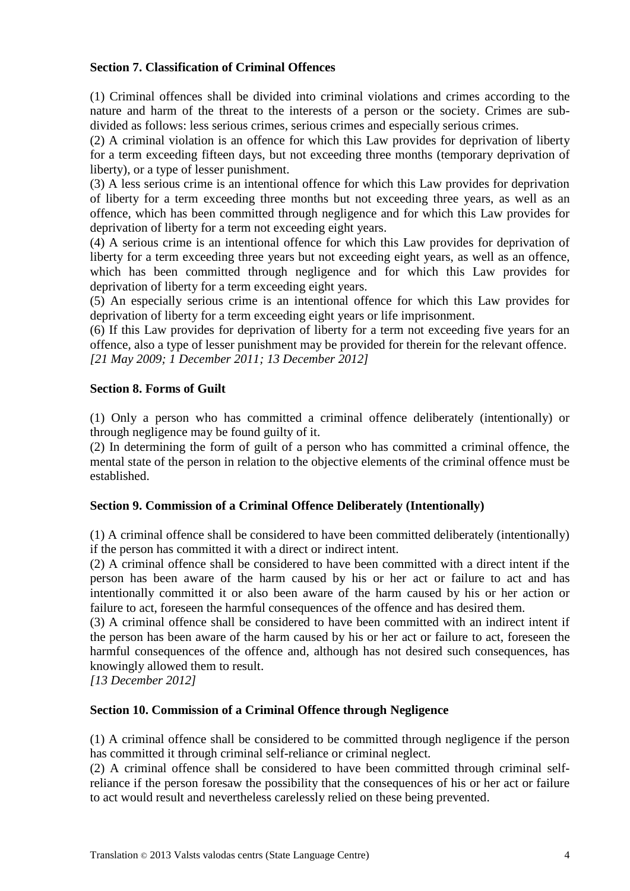**Section 7. Classification of Criminal Offences**

(1) Criminal offences shall be divided into criminal violations and crimes according to the nature and harm of the threat to the interests of a person or the society. Crimes are sub-divided as follows: less serious crimes, serious crimes and especially serious crimes.

(2) A criminal violation is an offence for which this Law provides for deprivation of liberty for a term exceeding fifteen days, but not exceeding three months (temporary deprivation of liberty), or a type of lesser punishment.

(3) A less serious crime is an intentional offence for which this Law provides for deprivation of liberty for a term exceeding three months but not exceeding three years, as well as an offence, which has been committed through negligence and for which this Law provides for deprivation of liberty for a term not exceeding eight years.

(4) A serious crime is an intentional offence for which this Law provides for deprivation of liberty for a term exceeding three years but not exceeding eight years, as well as an offence, which has been committed through negligence and for which this Law provides for deprivation of liberty for a term exceeding eight years.

(5) An especially serious crime is an intentional offence for which this Law provides for deprivation of liberty for a term exceeding eight years or life imprisonment.

(6) If this Law provides for deprivation of liberty for a term not exceeding five years for an offence, also a type of lesser punishment may be provided for therein for the relevant offence.
*[21 May 2009; 1 December 2011; 13 December 2012]*

**Section 8. Forms of Guilt**

(1) Only a person who has committed a criminal offence deliberately (intentionally) or through negligence may be found guilty of it.

(2) In determining the form of guilt of a person who has committed a criminal offence, the mental state of the person in relation to the objective elements of the criminal offence must be established.

**Section 9. Commission of a Criminal Offence Deliberately (Intentionally)**

(1) A criminal offence shall be considered to have been committed deliberately (intentionally) if the person has committed it with a direct or indirect intent.

(2) A criminal offence shall be considered to have been committed with a direct intent if the person has been aware of the harm caused by his or her act or failure to act and has intentionally committed it or also been aware of the harm caused by his or her action or failure to act, foreseen the harmful consequences of the offence and has desired them.

(3) A criminal offence shall be considered to have been committed with an indirect intent if the person has been aware of the harm caused by his or her act or failure to act, foreseen the harmful consequences of the offence and, although has not desired such consequences, has knowingly allowed them to result.
*[13 December 2012]*

**Section 10. Commission of a Criminal Offence through Negligence**

(1) A criminal offence shall be considered to be committed through negligence if the person has committed it through criminal self-reliance or criminal neglect.

(2) A criminal offence shall be considered to have been committed through criminal self-reliance if the person foresaw the possibility that the consequences of his or her act or failure to act would result and nevertheless carelessly relied on these being prevented.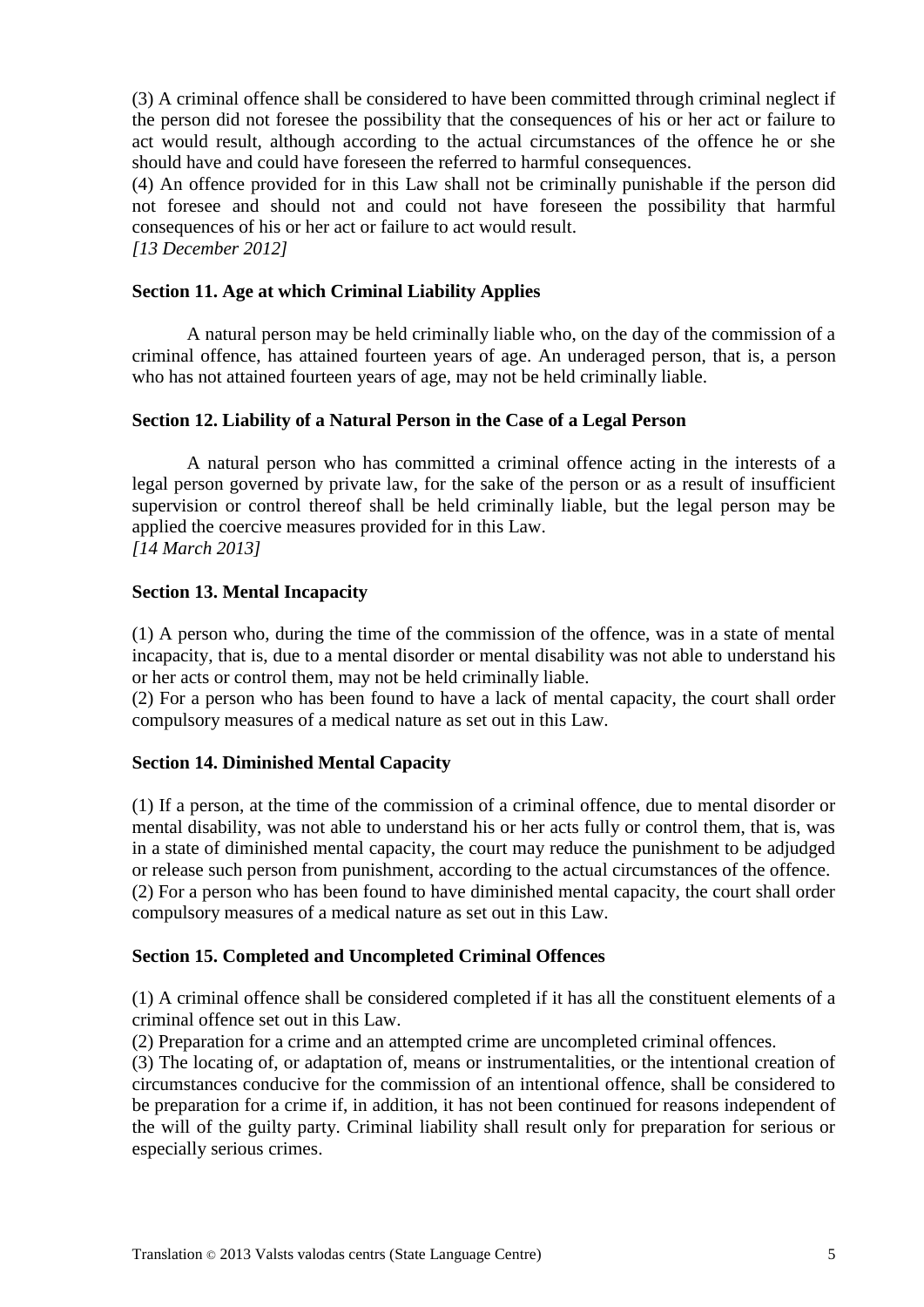(3) A criminal offence shall be considered to have been committed through criminal neglect if the person did not foresee the possibility that the consequences of his or her act or failure to act would result, although according to the actual circumstances of the offence he or she should have and could have foreseen the referred to harmful consequences.

(4) An offence provided for in this Law shall not be criminally punishable if the person did not foresee and should not and could not have foreseen the possibility that harmful consequences of his or her act or failure to act would result.

*[13 December 2012]*

**Section 11. Age at which Criminal Liability Applies**

A natural person may be held criminally liable who, on the day of the commission of a criminal offence, has attained fourteen years of age. An underaged person, that is, a person who has not attained fourteen years of age, may not be held criminally liable.

**Section 12. Liability of a Natural Person in the Case of a Legal Person**

A natural person who has committed a criminal offence acting in the interests of a legal person governed by private law, for the sake of the person or as a result of insufficient supervision or control thereof shall be held criminally liable, but the legal person may be applied the coercive measures provided for in this Law.

*[14 March 2013]*

**Section 13. Mental Incapacity**

(1) A person who, during the time of the commission of the offence, was in a state of mental incapacity, that is, due to a mental disorder or mental disability was not able to understand his or her acts or control them, may not be held criminally liable.

(2) For a person who has been found to have a lack of mental capacity, the court shall order compulsory measures of a medical nature as set out in this Law.

**Section 14. Diminished Mental Capacity**

(1) If a person, at the time of the commission of a criminal offence, due to mental disorder or mental disability, was not able to understand his or her acts fully or control them, that is, was in a state of diminished mental capacity, the court may reduce the punishment to be adjudged or release such person from punishment, according to the actual circumstances of the offence.

(2) For a person who has been found to have diminished mental capacity, the court shall order compulsory measures of a medical nature as set out in this Law.

**Section 15. Completed and Uncompleted Criminal Offences**

(1) A criminal offence shall be considered completed if it has all the constituent elements of a criminal offence set out in this Law.

(2) Preparation for a crime and an attempted crime are uncompleted criminal offences.

(3) The locating of, or adaptation of, means or instrumentalities, or the intentional creation of circumstances conducive for the commission of an intentional offence, shall be considered to be preparation for a crime if, in addition, it has not been continued for reasons independent of the will of the guilty party. Criminal liability shall result only for preparation for serious or especially serious crimes.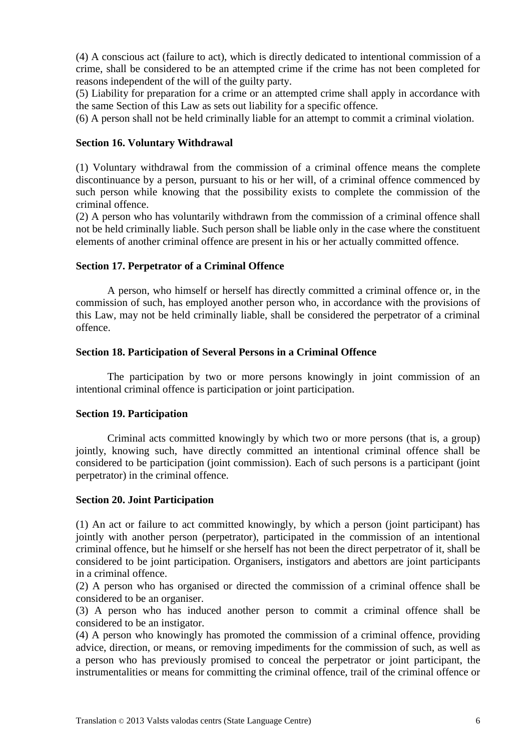(4) A conscious act (failure to act), which is directly dedicated to intentional commission of a crime, shall be considered to be an attempted crime if the crime has not been completed for reasons independent of the will of the guilty party.

(5) Liability for preparation for a crime or an attempted crime shall apply in accordance with the same Section of this Law as sets out liability for a specific offence.

(6) A person shall not be held criminally liable for an attempt to commit a criminal violation.

**Section 16. Voluntary Withdrawal**

(1) Voluntary withdrawal from the commission of a criminal offence means the complete discontinuance by a person, pursuant to his or her will, of a criminal offence commenced by such person while knowing that the possibility exists to complete the commission of the criminal offence.

(2) A person who has voluntarily withdrawn from the commission of a criminal offence shall not be held criminally liable. Such person shall be liable only in the case where the constituent elements of another criminal offence are present in his or her actually committed offence.

**Section 17. Perpetrator of a Criminal Offence**

A person, who himself or herself has directly committed a criminal offence or, in the commission of such, has employed another person who, in accordance with the provisions of this Law, may not be held criminally liable, shall be considered the perpetrator of a criminal offence.

**Section 18. Participation of Several Persons in a Criminal Offence**

The participation by two or more persons knowingly in joint commission of an intentional criminal offence is participation or joint participation.

**Section 19. Participation**

Criminal acts committed knowingly by which two or more persons (that is, a group) jointly, knowing such, have directly committed an intentional criminal offence shall be considered to be participation (joint commission). Each of such persons is a participant (joint perpetrator) in the criminal offence.

**Section 20. Joint Participation**

(1) An act or failure to act committed knowingly, by which a person (joint participant) has jointly with another person (perpetrator), participated in the commission of an intentional criminal offence, but he himself or she herself has not been the direct perpetrator of it, shall be considered to be joint participation. Organisers, instigators and abettors are joint participants in a criminal offence.

(2) A person who has organised or directed the commission of a criminal offence shall be considered to be an organiser.

(3) A person who has induced another person to commit a criminal offence shall be considered to be an instigator.

(4) A person who knowingly has promoted the commission of a criminal offence, providing advice, direction, or means, or removing impediments for the commission of such, as well as a person who has previously promised to conceal the perpetrator or joint participant, the instrumentalities or means for committing the criminal offence, trail of the criminal offence or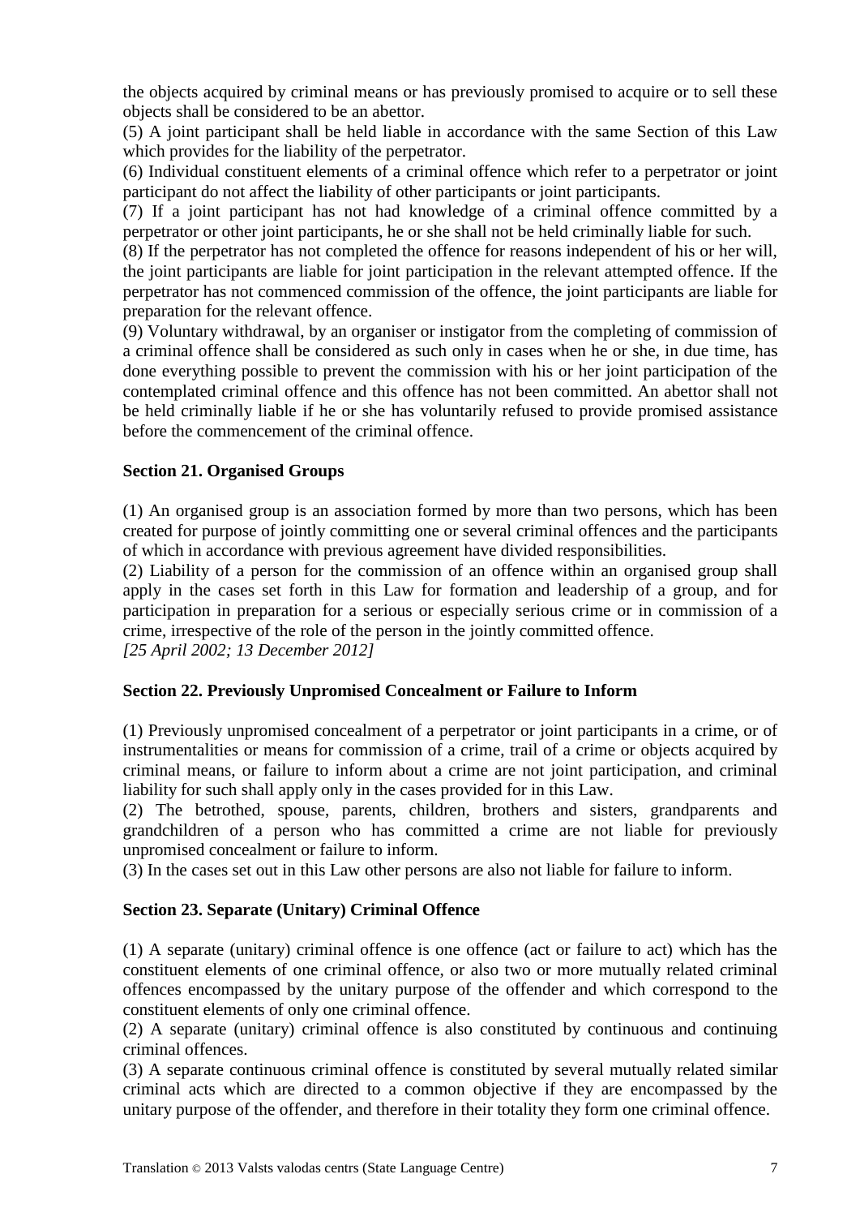the objects acquired by criminal means or has previously promised to acquire or to sell these objects shall be considered to be an abettor.

(5) A joint participant shall be held liable in accordance with the same Section of this Law which provides for the liability of the perpetrator.

(6) Individual constituent elements of a criminal offence which refer to a perpetrator or joint participant do not affect the liability of other participants or joint participants.

(7) If a joint participant has not had knowledge of a criminal offence committed by a perpetrator or other joint participants, he or she shall not be held criminally liable for such.

(8) If the perpetrator has not completed the offence for reasons independent of his or her will, the joint participants are liable for joint participation in the relevant attempted offence. If the perpetrator has not commenced commission of the offence, the joint participants are liable for preparation for the relevant offence.

(9) Voluntary withdrawal, by an organiser or instigator from the completing of commission of a criminal offence shall be considered as such only in cases when he or she, in due time, has done everything possible to prevent the commission with his or her joint participation of the contemplated criminal offence and this offence has not been committed. An abettor shall not be held criminally liable if he or she has voluntarily refused to provide promised assistance before the commencement of the criminal offence.

**Section 21. Organised Groups**

(1) An organised group is an association formed by more than two persons, which has been created for purpose of jointly committing one or several criminal offences and the participants of which in accordance with previous agreement have divided responsibilities.

(2) Liability of a person for the commission of an offence within an organised group shall apply in the cases set forth in this Law for formation and leadership of a group, and for participation in preparation for a serious or especially serious crime or in commission of a crime, irrespective of the role of the person in the jointly committed offence.

*[25 April 2002; 13 December 2012]*

**Section 22. Previously Unpromised Concealment or Failure to Inform**

(1) Previously unpromised concealment of a perpetrator or joint participants in a crime, or of instrumentalities or means for commission of a crime, trail of a crime or objects acquired by criminal means, or failure to inform about a crime are not joint participation, and criminal liability for such shall apply only in the cases provided for in this Law.

(2) The betrothed, spouse, parents, children, brothers and sisters, grandparents and grandchildren of a person who has committed a crime are not liable for previously unpromised concealment or failure to inform.

(3) In the cases set out in this Law other persons are also not liable for failure to inform.

**Section 23. Separate (Unitary) Criminal Offence**

(1) A separate (unitary) criminal offence is one offence (act or failure to act) which has the constituent elements of one criminal offence, or also two or more mutually related criminal offences encompassed by the unitary purpose of the offender and which correspond to the constituent elements of only one criminal offence.

(2) A separate (unitary) criminal offence is also constituted by continuous and continuing criminal offences.

(3) A separate continuous criminal offence is constituted by several mutually related similar criminal acts which are directed to a common objective if they are encompassed by the unitary purpose of the offender, and therefore in their totality they form one criminal offence.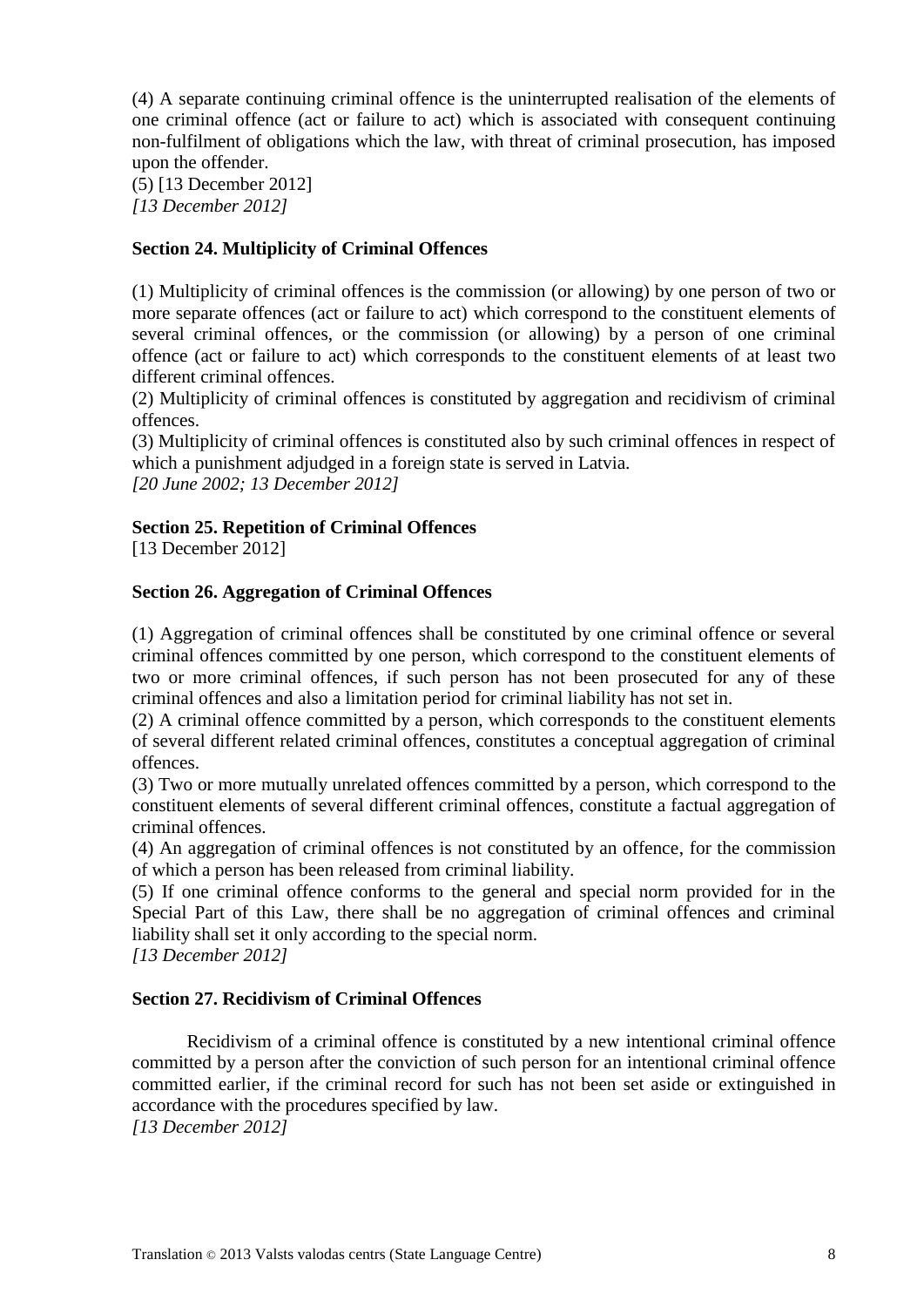(4) A separate continuing criminal offence is the uninterrupted realisation of the elements of one criminal offence (act or failure to act) which is associated with consequent continuing non-fulfilment of obligations which the law, with threat of criminal prosecution, has imposed upon the offender.
(5) [13 December 2012]
*[13 December 2012]*

**Section 24. Multiplicity of Criminal Offences**

(1) Multiplicity of criminal offences is the commission (or allowing) by one person of two or more separate offences (act or failure to act) which correspond to the constituent elements of several criminal offences, or the commission (or allowing) by a person of one criminal offence (act or failure to act) which corresponds to the constituent elements of at least two different criminal offences.
(2) Multiplicity of criminal offences is constituted by aggregation and recidivism of criminal offences.
(3) Multiplicity of criminal offences is constituted also by such criminal offences in respect of which a punishment adjudged in a foreign state is served in Latvia.
*[20 June 2002; 13 December 2012]*

**Section 25. Repetition of Criminal Offences**
[13 December 2012]

**Section 26. Aggregation of Criminal Offences**

(1) Aggregation of criminal offences shall be constituted by one criminal offence or several criminal offences committed by one person, which correspond to the constituent elements of two or more criminal offences, if such person has not been prosecuted for any of these criminal offences and also a limitation period for criminal liability has not set in.
(2) A criminal offence committed by a person, which corresponds to the constituent elements of several different related criminal offences, constitutes a conceptual aggregation of criminal offences.
(3) Two or more mutually unrelated offences committed by a person, which correspond to the constituent elements of several different criminal offences, constitute a factual aggregation of criminal offences.
(4) An aggregation of criminal offences is not constituted by an offence, for the commission of which a person has been released from criminal liability.
(5) If one criminal offence conforms to the general and special norm provided for in the Special Part of this Law, there shall be no aggregation of criminal offences and criminal liability shall set it only according to the special norm.
*[13 December 2012]*

**Section 27. Recidivism of Criminal Offences**

Recidivism of a criminal offence is constituted by a new intentional criminal offence committed by a person after the conviction of such person for an intentional criminal offence committed earlier, if the criminal record for such has not been set aside or extinguished in accordance with the procedures specified by law.
*[13 December 2012]*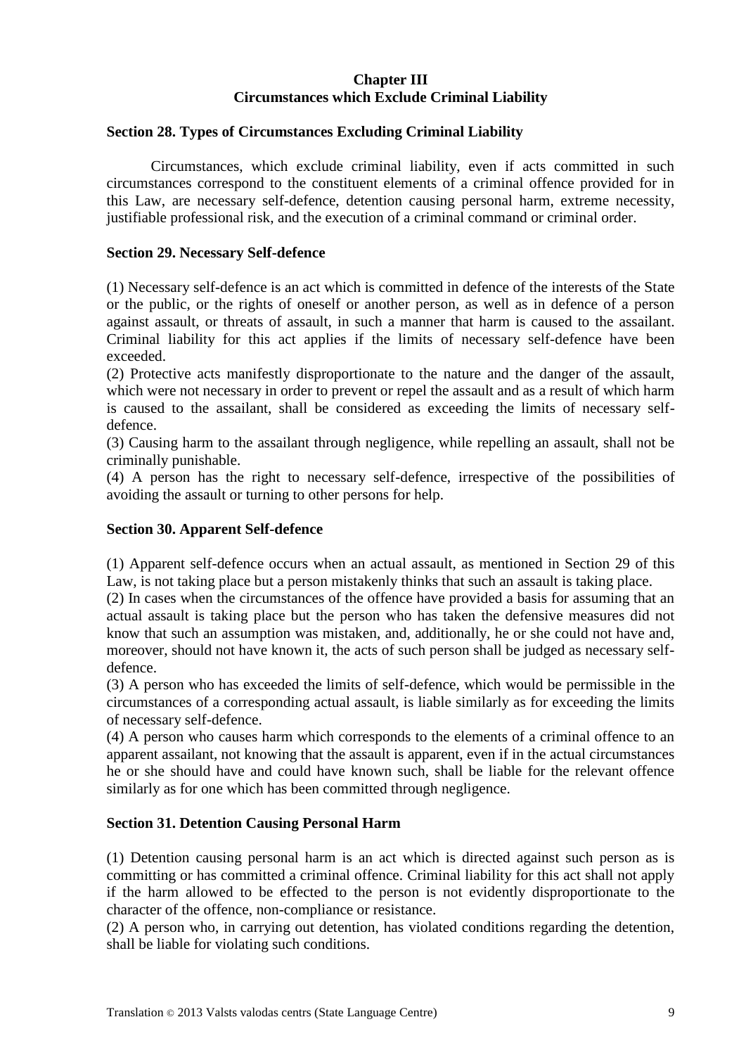## Chapter III
## Circumstances which Exclude Criminal Liability

### Section 28. Types of Circumstances Excluding Criminal Liability

Circumstances, which exclude criminal liability, even if acts committed in such circumstances correspond to the constituent elements of a criminal offence provided for in this Law, are necessary self-defence, detention causing personal harm, extreme necessity, justifiable professional risk, and the execution of a criminal command or criminal order.

### Section 29. Necessary Self-defence

(1) Necessary self-defence is an act which is committed in defence of the interests of the State or the public, or the rights of oneself or another person, as well as in defence of a person against assault, or threats of assault, in such a manner that harm is caused to the assailant. Criminal liability for this act applies if the limits of necessary self-defence have been exceeded.

(2) Protective acts manifestly disproportionate to the nature and the danger of the assault, which were not necessary in order to prevent or repel the assault and as a result of which harm is caused to the assailant, shall be considered as exceeding the limits of necessary self-defence.

(3) Causing harm to the assailant through negligence, while repelling an assault, shall not be criminally punishable.

(4) A person has the right to necessary self-defence, irrespective of the possibilities of avoiding the assault or turning to other persons for help.

### Section 30. Apparent Self-defence

(1) Apparent self-defence occurs when an actual assault, as mentioned in Section 29 of this Law, is not taking place but a person mistakenly thinks that such an assault is taking place.

(2) In cases when the circumstances of the offence have provided a basis for assuming that an actual assault is taking place but the person who has taken the defensive measures did not know that such an assumption was mistaken, and, additionally, he or she could not have and, moreover, should not have known it, the acts of such person shall be judged as necessary self-defence.

(3) A person who has exceeded the limits of self-defence, which would be permissible in the circumstances of a corresponding actual assault, is liable similarly as for exceeding the limits of necessary self-defence.

(4) A person who causes harm which corresponds to the elements of a criminal offence to an apparent assailant, not knowing that the assault is apparent, even if in the actual circumstances he or she should have and could have known such, shall be liable for the relevant offence similarly as for one which has been committed through negligence.

### Section 31. Detention Causing Personal Harm

(1) Detention causing personal harm is an act which is directed against such person as is committing or has committed a criminal offence. Criminal liability for this act shall not apply if the harm allowed to be effected to the person is not evidently disproportionate to the character of the offence, non-compliance or resistance.

(2) A person who, in carrying out detention, has violated conditions regarding the detention, shall be liable for violating such conditions.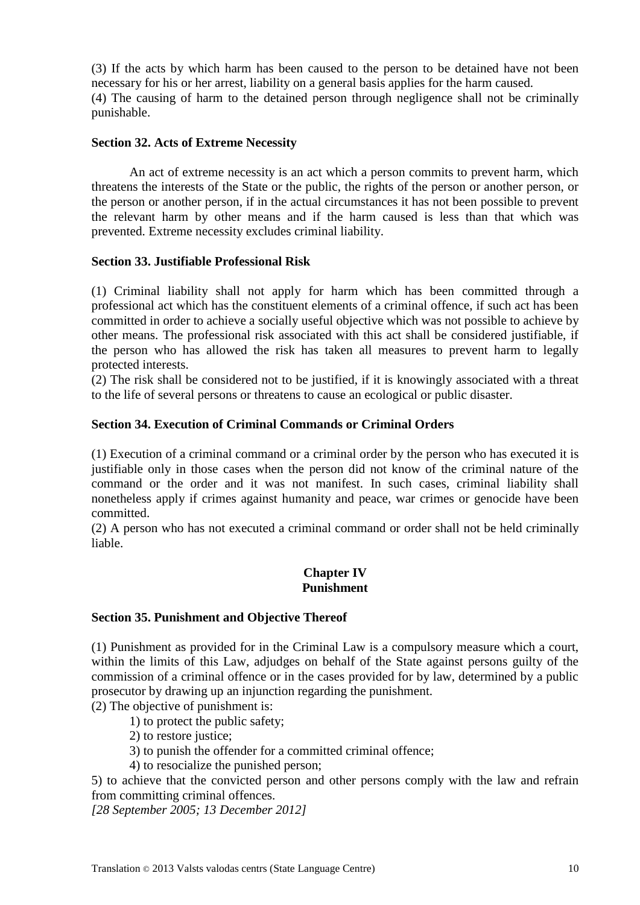(3) If the acts by which harm has been caused to the person to be detained have not been necessary for his or her arrest, liability on a general basis applies for the harm caused.
(4) The causing of harm to the detained person through negligence shall not be criminally punishable.

**Section 32. Acts of Extreme Necessity**

An act of extreme necessity is an act which a person commits to prevent harm, which threatens the interests of the State or the public, the rights of the person or another person, or the person or another person, if in the actual circumstances it has not been possible to prevent the relevant harm by other means and if the harm caused is less than that which was prevented. Extreme necessity excludes criminal liability.

**Section 33. Justifiable Professional Risk**

(1) Criminal liability shall not apply for harm which has been committed through a professional act which has the constituent elements of a criminal offence, if such act has been committed in order to achieve a socially useful objective which was not possible to achieve by other means. The professional risk associated with this act shall be considered justifiable, if the person who has allowed the risk has taken all measures to prevent harm to legally protected interests.
(2) The risk shall be considered not to be justified, if it is knowingly associated with a threat to the life of several persons or threatens to cause an ecological or public disaster.

**Section 34. Execution of Criminal Commands or Criminal Orders**

(1) Execution of a criminal command or a criminal order by the person who has executed it is justifiable only in those cases when the person did not know of the criminal nature of the command or the order and it was not manifest. In such cases, criminal liability shall nonetheless apply if crimes against humanity and peace, war crimes or genocide have been committed.
(2) A person who has not executed a criminal command or order shall not be held criminally liable.

## Chapter IV
## Punishment

**Section 35. Punishment and Objective Thereof**

(1) Punishment as provided for in the Criminal Law is a compulsory measure which a court, within the limits of this Law, adjudges on behalf of the State against persons guilty of the commission of a criminal offence or in the cases provided for by law, determined by a public prosecutor by drawing up an injunction regarding the punishment.
(2) The objective of punishment is:

1) to protect the public safety;
2) to restore justice;
3) to punish the offender for a committed criminal offence;
4) to resocialize the punished person;
5) to achieve that the convicted person and other persons comply with the law and refrain from committing criminal offences.

*[28 September 2005; 13 December 2012]*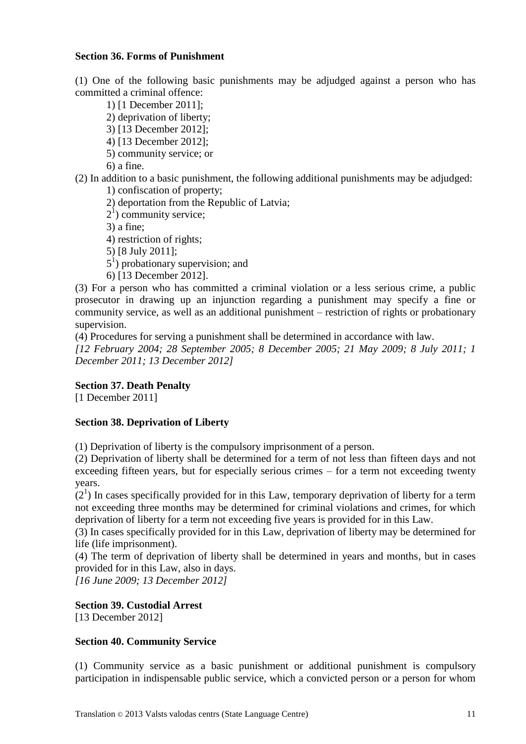**Section 36. Forms of Punishment**

(1) One of the following basic punishments may be adjudged against a person who has committed a criminal offence:

1) [1 December 2011];
2) deprivation of liberty;
3) [13 December 2012];
4) [13 December 2012];
5) community service; or
6) a fine.

(2) In addition to a basic punishment, the following additional punishments may be adjudged:

1) confiscation of property;
2) deportation from the Republic of Latvia;
$2^1$) community service;
3) a fine;
4) restriction of rights;
5) [8 July 2011];
$5^1$) probationary supervision; and
6) [13 December 2012].

(3) For a person who has committed a criminal violation or a less serious crime, a public prosecutor in drawing up an injunction regarding a punishment may specify a fine or community service, as well as an additional punishment – restriction of rights or probationary supervision.

(4) Procedures for serving a punishment shall be determined in accordance with law.

*[12 February 2004; 28 September 2005; 8 December 2005; 21 May 2009; 8 July 2011; 1 December 2011; 13 December 2012]*

**Section 37. Death Penalty**

[1 December 2011]

**Section 38. Deprivation of Liberty**

(1) Deprivation of liberty is the compulsory imprisonment of a person.

(2) Deprivation of liberty shall be determined for a term of not less than fifteen days and not exceeding fifteen years, but for especially serious crimes – for a term not exceeding twenty years.

($2^1$) In cases specifically provided for in this Law, temporary deprivation of liberty for a term not exceeding three months may be determined for criminal violations and crimes, for which deprivation of liberty for a term not exceeding five years is provided for in this Law.

(3) In cases specifically provided for in this Law, deprivation of liberty may be determined for life (life imprisonment).

(4) The term of deprivation of liberty shall be determined in years and months, but in cases provided for in this Law, also in days.

*[16 June 2009; 13 December 2012]*

**Section 39. Custodial Arrest**

[13 December 2012]

**Section 40. Community Service**

(1) Community service as a basic punishment or additional punishment is compulsory participation in indispensable public service, which a convicted person or a person for whom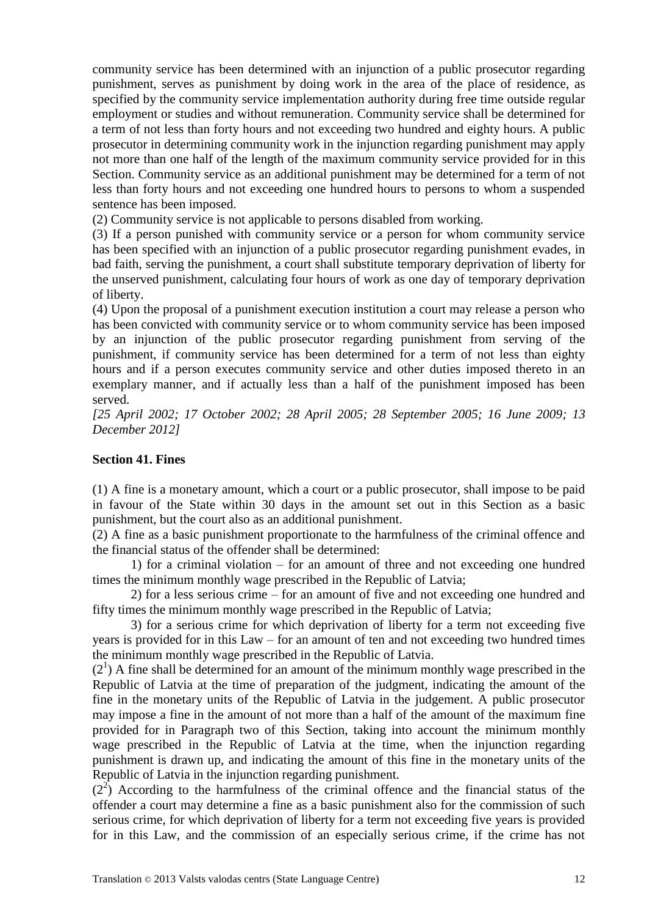community service has been determined with an injunction of a public prosecutor regarding punishment, serves as punishment by doing work in the area of the place of residence, as specified by the community service implementation authority during free time outside regular employment or studies and without remuneration. Community service shall be determined for a term of not less than forty hours and not exceeding two hundred and eighty hours. A public prosecutor in determining community work in the injunction regarding punishment may apply not more than one half of the length of the maximum community service provided for in this Section. Community service as an additional punishment may be determined for a term of not less than forty hours and not exceeding one hundred hours to persons to whom a suspended sentence has been imposed.

(2) Community service is not applicable to persons disabled from working.

(3) If a person punished with community service or a person for whom community service has been specified with an injunction of a public prosecutor regarding punishment evades, in bad faith, serving the punishment, a court shall substitute temporary deprivation of liberty for the unserved punishment, calculating four hours of work as one day of temporary deprivation of liberty.

(4) Upon the proposal of a punishment execution institution a court may release a person who has been convicted with community service or to whom community service has been imposed by an injunction of the public prosecutor regarding punishment from serving of the punishment, if community service has been determined for a term of not less than eighty hours and if a person executes community service and other duties imposed thereto in an exemplary manner, and if actually less than a half of the punishment imposed has been served.

*[25 April 2002; 17 October 2002; 28 April 2005; 28 September 2005; 16 June 2009; 13 December 2012]*

**Section 41. Fines**

(1) A fine is a monetary amount, which a court or a public prosecutor, shall impose to be paid in favour of the State within 30 days in the amount set out in this Section as a basic punishment, but the court also as an additional punishment.

(2) A fine as a basic punishment proportionate to the harmfulness of the criminal offence and the financial status of the offender shall be determined:

1) for a criminal violation – for an amount of three and not exceeding one hundred times the minimum monthly wage prescribed in the Republic of Latvia;

2) for a less serious crime – for an amount of five and not exceeding one hundred and fifty times the minimum monthly wage prescribed in the Republic of Latvia;

3) for a serious crime for which deprivation of liberty for a term not exceeding five years is provided for in this Law – for an amount of ten and not exceeding two hundred times the minimum monthly wage prescribed in the Republic of Latvia.

($2^1$) A fine shall be determined for an amount of the minimum monthly wage prescribed in the Republic of Latvia at the time of preparation of the judgment, indicating the amount of the fine in the monetary units of the Republic of Latvia in the judgement. A public prosecutor may impose a fine in the amount of not more than a half of the amount of the maximum fine provided for in Paragraph two of this Section, taking into account the minimum monthly wage prescribed in the Republic of Latvia at the time, when the injunction regarding punishment is drawn up, and indicating the amount of this fine in the monetary units of the Republic of Latvia in the injunction regarding punishment.

($2^2$) According to the harmfulness of the criminal offence and the financial status of the offender a court may determine a fine as a basic punishment also for the commission of such serious crime, for which deprivation of liberty for a term not exceeding five years is provided for in this Law, and the commission of an especially serious crime, if the crime has not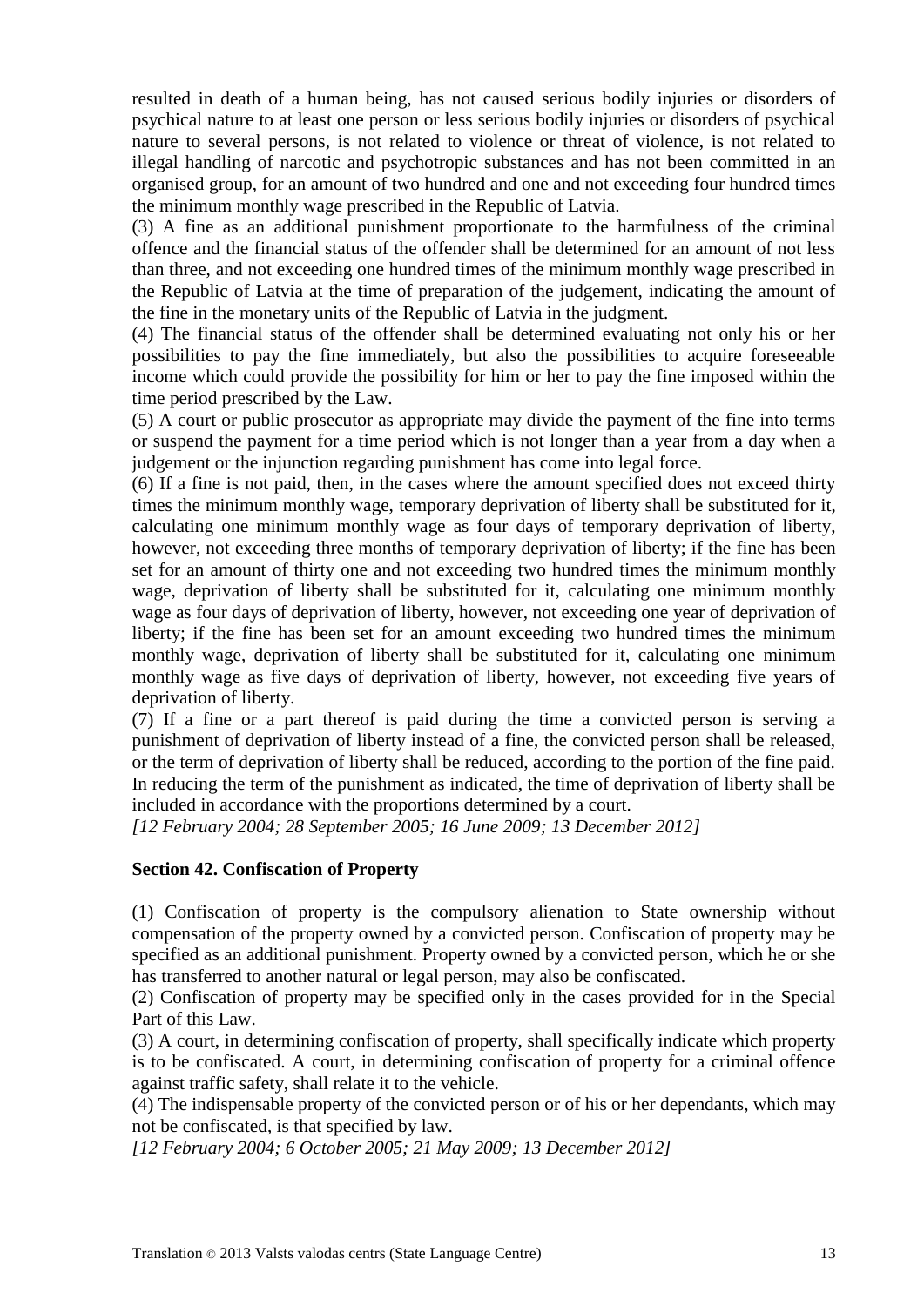resulted in death of a human being, has not caused serious bodily injuries or disorders of psychical nature to at least one person or less serious bodily injuries or disorders of psychical nature to several persons, is not related to violence or threat of violence, is not related to illegal handling of narcotic and psychotropic substances and has not been committed in an organised group, for an amount of two hundred and one and not exceeding four hundred times the minimum monthly wage prescribed in the Republic of Latvia.

(3) A fine as an additional punishment proportionate to the harmfulness of the criminal offence and the financial status of the offender shall be determined for an amount of not less than three, and not exceeding one hundred times of the minimum monthly wage prescribed in the Republic of Latvia at the time of preparation of the judgement, indicating the amount of the fine in the monetary units of the Republic of Latvia in the judgment.

(4) The financial status of the offender shall be determined evaluating not only his or her possibilities to pay the fine immediately, but also the possibilities to acquire foreseeable income which could provide the possibility for him or her to pay the fine imposed within the time period prescribed by the Law.

(5) A court or public prosecutor as appropriate may divide the payment of the fine into terms or suspend the payment for a time period which is not longer than a year from a day when a judgement or the injunction regarding punishment has come into legal force.

(6) If a fine is not paid, then, in the cases where the amount specified does not exceed thirty times the minimum monthly wage, temporary deprivation of liberty shall be substituted for it, calculating one minimum monthly wage as four days of temporary deprivation of liberty, however, not exceeding three months of temporary deprivation of liberty; if the fine has been set for an amount of thirty one and not exceeding two hundred times the minimum monthly wage, deprivation of liberty shall be substituted for it, calculating one minimum monthly wage as four days of deprivation of liberty, however, not exceeding one year of deprivation of liberty; if the fine has been set for an amount exceeding two hundred times the minimum monthly wage, deprivation of liberty shall be substituted for it, calculating one minimum monthly wage as five days of deprivation of liberty, however, not exceeding five years of deprivation of liberty.

(7) If a fine or a part thereof is paid during the time a convicted person is serving a punishment of deprivation of liberty instead of a fine, the convicted person shall be released, or the term of deprivation of liberty shall be reduced, according to the portion of the fine paid. In reducing the term of the punishment as indicated, the time of deprivation of liberty shall be included in accordance with the proportions determined by a court.

*[12 February 2004; 28 September 2005; 16 June 2009; 13 December 2012]*

**Section 42. Confiscation of Property**

(1) Confiscation of property is the compulsory alienation to State ownership without compensation of the property owned by a convicted person. Confiscation of property may be specified as an additional punishment. Property owned by a convicted person, which he or she has transferred to another natural or legal person, may also be confiscated.

(2) Confiscation of property may be specified only in the cases provided for in the Special Part of this Law.

(3) A court, in determining confiscation of property, shall specifically indicate which property is to be confiscated. A court, in determining confiscation of property for a criminal offence against traffic safety, shall relate it to the vehicle.

(4) The indispensable property of the convicted person or of his or her dependants, which may not be confiscated, is that specified by law.

*[12 February 2004; 6 October 2005; 21 May 2009; 13 December 2012]*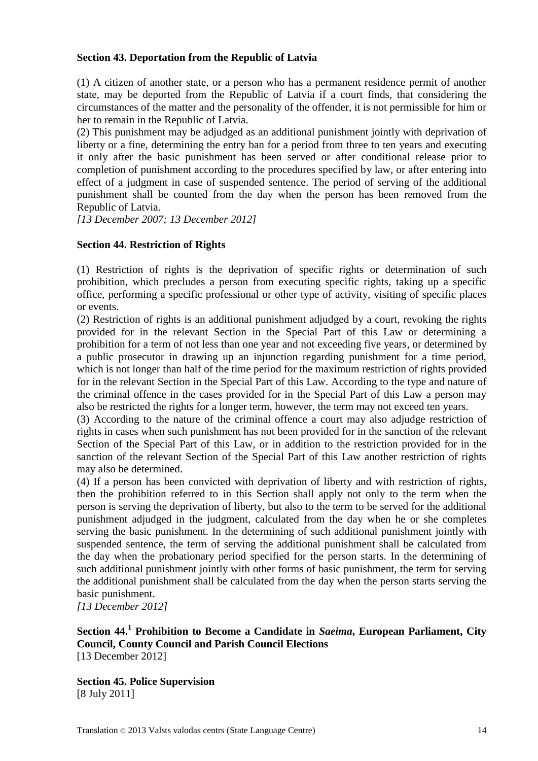**Section 43. Deportation from the Republic of Latvia**

(1) A citizen of another state, or a person who has a permanent residence permit of another state, may be deported from the Republic of Latvia if a court finds, that considering the circumstances of the matter and the personality of the offender, it is not permissible for him or her to remain in the Republic of Latvia.

(2) This punishment may be adjudged as an additional punishment jointly with deprivation of liberty or a fine, determining the entry ban for a period from three to ten years and executing it only after the basic punishment has been served or after conditional release prior to completion of punishment according to the procedures specified by law, or after entering into effect of a judgment in case of suspended sentence. The period of serving of the additional punishment shall be counted from the day when the person has been removed from the Republic of Latvia.

*[13 December 2007; 13 December 2012]*

**Section 44. Restriction of Rights**

(1) Restriction of rights is the deprivation of specific rights or determination of such prohibition, which precludes a person from executing specific rights, taking up a specific office, performing a specific professional or other type of activity, visiting of specific places or events.

(2) Restriction of rights is an additional punishment adjudged by a court, revoking the rights provided for in the relevant Section in the Special Part of this Law or determining a prohibition for a term of not less than one year and not exceeding five years, or determined by a public prosecutor in drawing up an injunction regarding punishment for a time period, which is not longer than half of the time period for the maximum restriction of rights provided for in the relevant Section in the Special Part of this Law. According to the type and nature of the criminal offence in the cases provided for in the Special Part of this Law a person may also be restricted the rights for a longer term, however, the term may not exceed ten years.

(3) According to the nature of the criminal offence a court may also adjudge restriction of rights in cases when such punishment has not been provided for in the sanction of the relevant Section of the Special Part of this Law, or in addition to the restriction provided for in the sanction of the relevant Section of the Special Part of this Law another restriction of rights may also be determined.

(4) If a person has been convicted with deprivation of liberty and with restriction of rights, then the prohibition referred to in this Section shall apply not only to the term when the person is serving the deprivation of liberty, but also to the term to be served for the additional punishment adjudged in the judgment, calculated from the day when he or she completes serving the basic punishment. In the determining of such additional punishment jointly with suspended sentence, the term of serving the additional punishment shall be calculated from the day when the probationary period specified for the person starts. In the determining of such additional punishment jointly with other forms of basic punishment, the term for serving the additional punishment shall be calculated from the day when the person starts serving the basic punishment.

*[13 December 2012]*

**Section 44.[1] Prohibition to Become a Candidate in *Saeima*, European Parliament, City Council, County Council and Parish Council Elections**

[13 December 2012]

**Section 45. Police Supervision**

[8 July 2011]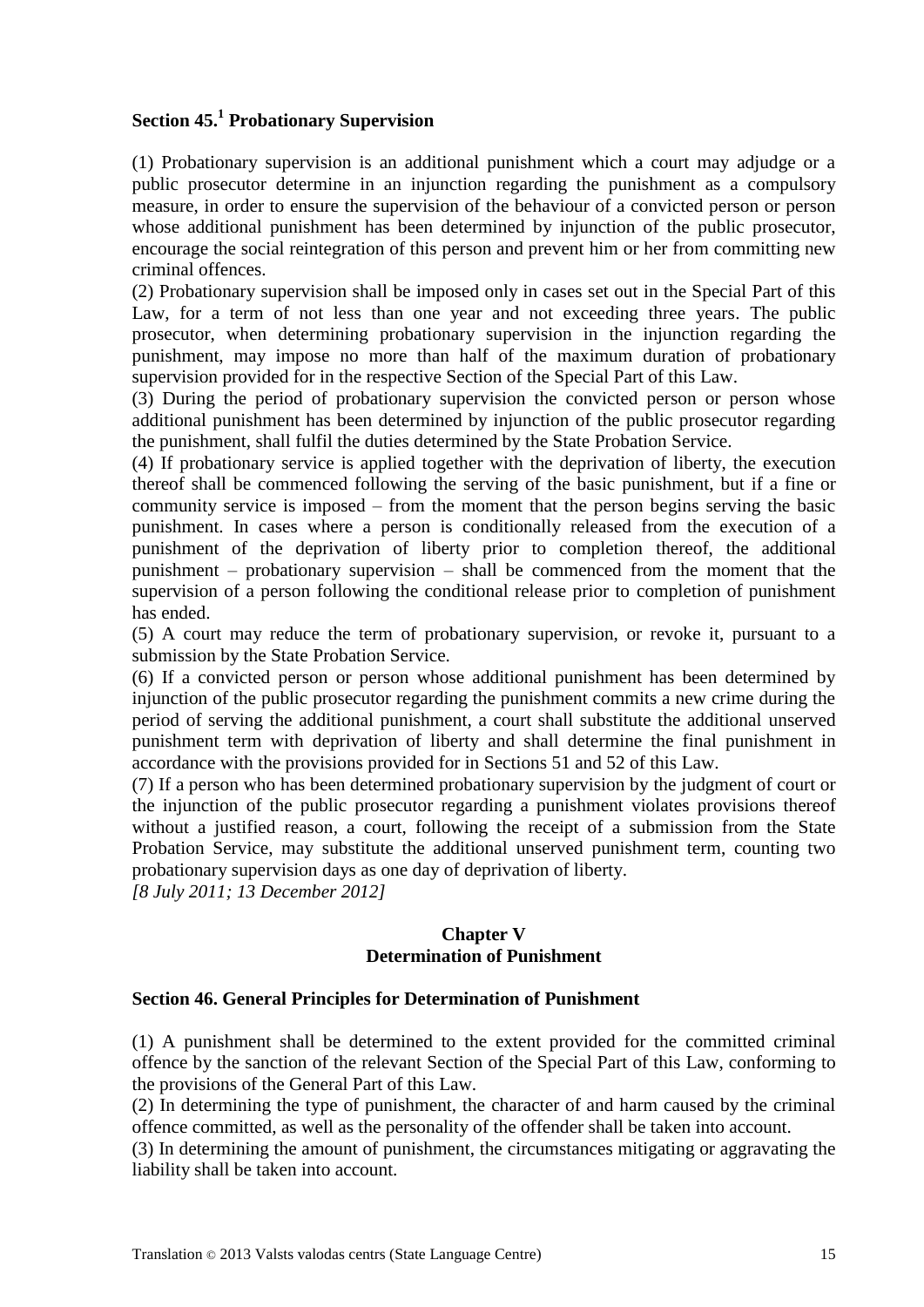## Section 45.[1] Probationary Supervision

(1) Probationary supervision is an additional punishment which a court may adjudge or a public prosecutor determine in an injunction regarding the punishment as a compulsory measure, in order to ensure the supervision of the behaviour of a convicted person or person whose additional punishment has been determined by injunction of the public prosecutor, encourage the social reintegration of this person and prevent him or her from committing new criminal offences.

(2) Probationary supervision shall be imposed only in cases set out in the Special Part of this Law, for a term of not less than one year and not exceeding three years. The public prosecutor, when determining probationary supervision in the injunction regarding the punishment, may impose no more than half of the maximum duration of probationary supervision provided for in the respective Section of the Special Part of this Law.

(3) During the period of probationary supervision the convicted person or person whose additional punishment has been determined by injunction of the public prosecutor regarding the punishment, shall fulfil the duties determined by the State Probation Service.

(4) If probationary service is applied together with the deprivation of liberty, the execution thereof shall be commenced following the serving of the basic punishment, but if a fine or community service is imposed – from the moment that the person begins serving the basic punishment. In cases where a person is conditionally released from the execution of a punishment of the deprivation of liberty prior to completion thereof, the additional punishment – probationary supervision – shall be commenced from the moment that the supervision of a person following the conditional release prior to completion of punishment has ended.

(5) A court may reduce the term of probationary supervision, or revoke it, pursuant to a submission by the State Probation Service.

(6) If a convicted person or person whose additional punishment has been determined by injunction of the public prosecutor regarding the punishment commits a new crime during the period of serving the additional punishment, a court shall substitute the additional unserved punishment term with deprivation of liberty and shall determine the final punishment in accordance with the provisions provided for in Sections 51 and 52 of this Law.

(7) If a person who has been determined probationary supervision by the judgment of court or the injunction of the public prosecutor regarding a punishment violates provisions thereof without a justified reason, a court, following the receipt of a submission from the State Probation Service, may substitute the additional unserved punishment term, counting two probationary supervision days as one day of deprivation of liberty.

*[8 July 2011; 13 December 2012]*

# Chapter V
# Determination of Punishment

## Section 46. General Principles for Determination of Punishment

(1) A punishment shall be determined to the extent provided for the committed criminal offence by the sanction of the relevant Section of the Special Part of this Law, conforming to the provisions of the General Part of this Law.

(2) In determining the type of punishment, the character of and harm caused by the criminal offence committed, as well as the personality of the offender shall be taken into account.

(3) In determining the amount of punishment, the circumstances mitigating or aggravating the liability shall be taken into account.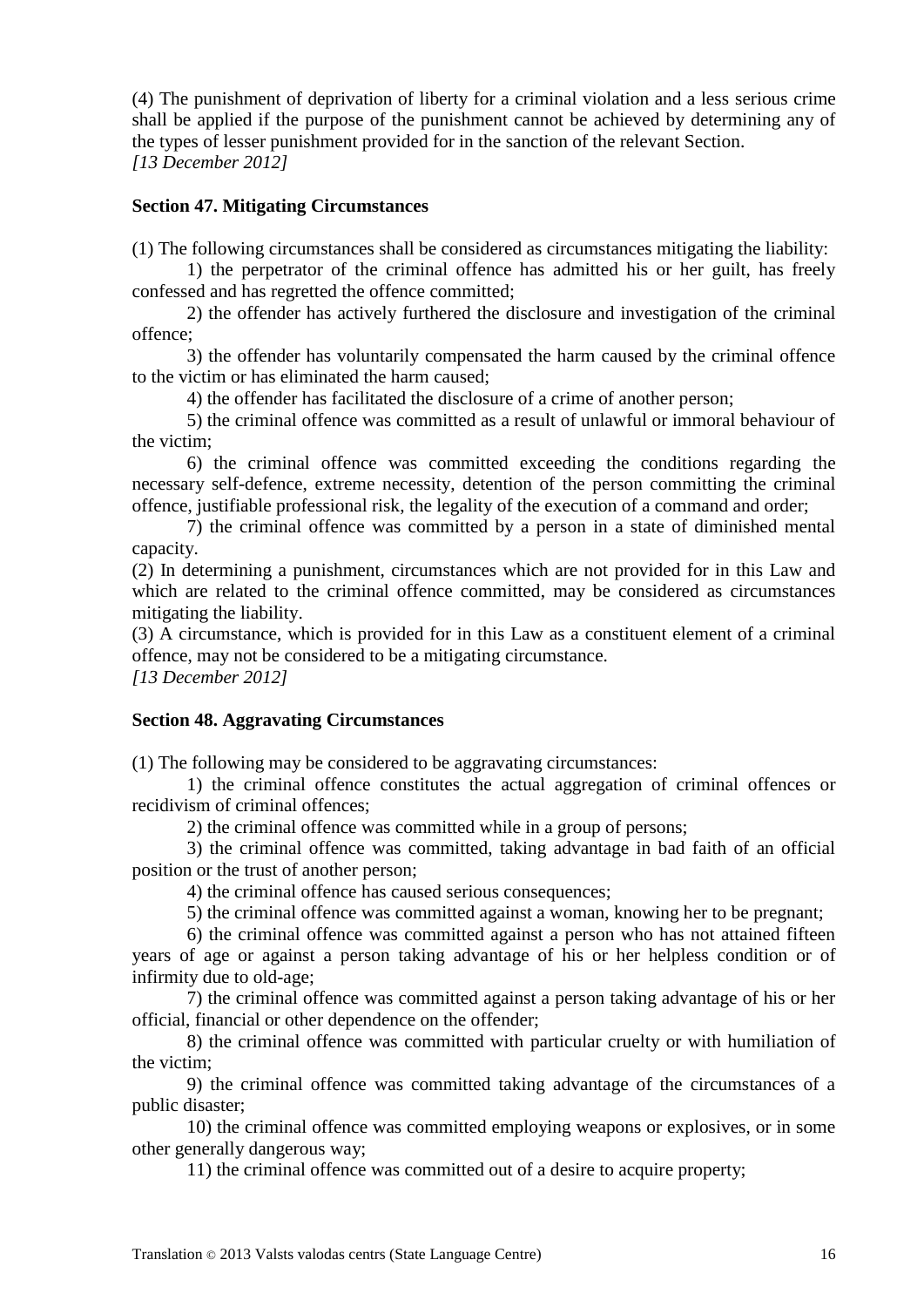(4) The punishment of deprivation of liberty for a criminal violation and a less serious crime shall be applied if the purpose of the punishment cannot be achieved by determining any of the types of lesser punishment provided for in the sanction of the relevant Section.
*[13 December 2012]*

### Section 47. Mitigating Circumstances

(1) The following circumstances shall be considered as circumstances mitigating the liability:

1) the perpetrator of the criminal offence has admitted his or her guilt, has freely confessed and has regretted the offence committed;

2) the offender has actively furthered the disclosure and investigation of the criminal offence;

3) the offender has voluntarily compensated the harm caused by the criminal offence to the victim or has eliminated the harm caused;

4) the offender has facilitated the disclosure of a crime of another person;

5) the criminal offence was committed as a result of unlawful or immoral behaviour of the victim;

6) the criminal offence was committed exceeding the conditions regarding the necessary self-defence, extreme necessity, detention of the person committing the criminal offence, justifiable professional risk, the legality of the execution of a command and order;

7) the criminal offence was committed by a person in a state of diminished mental capacity.

(2) In determining a punishment, circumstances which are not provided for in this Law and which are related to the criminal offence committed, may be considered as circumstances mitigating the liability.

(3) A circumstance, which is provided for in this Law as a constituent element of a criminal offence, may not be considered to be a mitigating circumstance.
*[13 December 2012]*

### Section 48. Aggravating Circumstances

(1) The following may be considered to be aggravating circumstances:

1) the criminal offence constitutes the actual aggregation of criminal offences or recidivism of criminal offences;

2) the criminal offence was committed while in a group of persons;

3) the criminal offence was committed, taking advantage in bad faith of an official position or the trust of another person;

4) the criminal offence has caused serious consequences;

5) the criminal offence was committed against a woman, knowing her to be pregnant;

6) the criminal offence was committed against a person who has not attained fifteen years of age or against a person taking advantage of his or her helpless condition or of infirmity due to old-age;

7) the criminal offence was committed against a person taking advantage of his or her official, financial or other dependence on the offender;

8) the criminal offence was committed with particular cruelty or with humiliation of the victim;

9) the criminal offence was committed taking advantage of the circumstances of a public disaster;

10) the criminal offence was committed employing weapons or explosives, or in some other generally dangerous way;

11) the criminal offence was committed out of a desire to acquire property;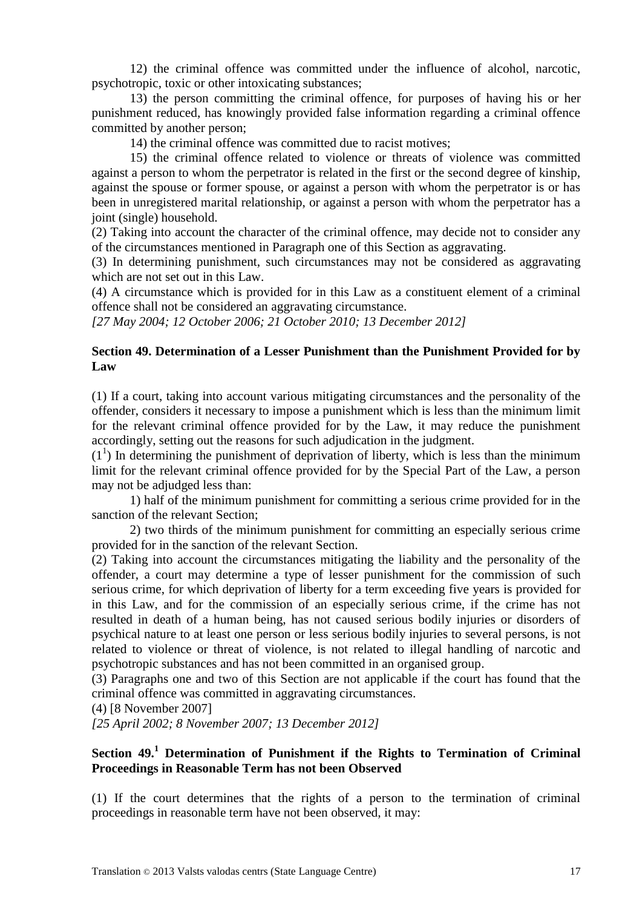12) the criminal offence was committed under the influence of alcohol, narcotic, psychotropic, toxic or other intoxicating substances;

13) the person committing the criminal offence, for purposes of having his or her punishment reduced, has knowingly provided false information regarding a criminal offence committed by another person;

14) the criminal offence was committed due to racist motives;

15) the criminal offence related to violence or threats of violence was committed against a person to whom the perpetrator is related in the first or the second degree of kinship, against the spouse or former spouse, or against a person with whom the perpetrator is or has been in unregistered marital relationship, or against a person with whom the perpetrator has a joint (single) household.

(2) Taking into account the character of the criminal offence, may decide not to consider any of the circumstances mentioned in Paragraph one of this Section as aggravating.

(3) In determining punishment, such circumstances may not be considered as aggravating which are not set out in this Law.

(4) A circumstance which is provided for in this Law as a constituent element of a criminal offence shall not be considered an aggravating circumstance.

*[27 May 2004; 12 October 2006; 21 October 2010; 13 December 2012]*

### Section 49. Determination of a Lesser Punishment than the Punishment Provided for by Law

(1) If a court, taking into account various mitigating circumstances and the personality of the offender, considers it necessary to impose a punishment which is less than the minimum limit for the relevant criminal offence provided for by the Law, it may reduce the punishment accordingly, setting out the reasons for such adjudication in the judgment.

($1^1$) In determining the punishment of deprivation of liberty, which is less than the minimum limit for the relevant criminal offence provided for by the Special Part of the Law, a person may not be adjudged less than:

1) half of the minimum punishment for committing a serious crime provided for in the sanction of the relevant Section;

2) two thirds of the minimum punishment for committing an especially serious crime provided for in the sanction of the relevant Section.

(2) Taking into account the circumstances mitigating the liability and the personality of the offender, a court may determine a type of lesser punishment for the commission of such serious crime, for which deprivation of liberty for a term exceeding five years is provided for in this Law, and for the commission of an especially serious crime, if the crime has not resulted in death of a human being, has not caused serious bodily injuries or disorders of psychical nature to at least one person or less serious bodily injuries to several persons, is not related to violence or threat of violence, is not related to illegal handling of narcotic and psychotropic substances and has not been committed in an organised group.

(3) Paragraphs one and two of this Section are not applicable if the court has found that the criminal offence was committed in aggravating circumstances.

(4) [8 November 2007]

*[25 April 2002; 8 November 2007; 13 December 2012]*

### Section $49.^1$ Determination of Punishment if the Rights to Termination of Criminal Proceedings in Reasonable Term has not been Observed

(1) If the court determines that the rights of a person to the termination of criminal proceedings in reasonable term have not been observed, it may: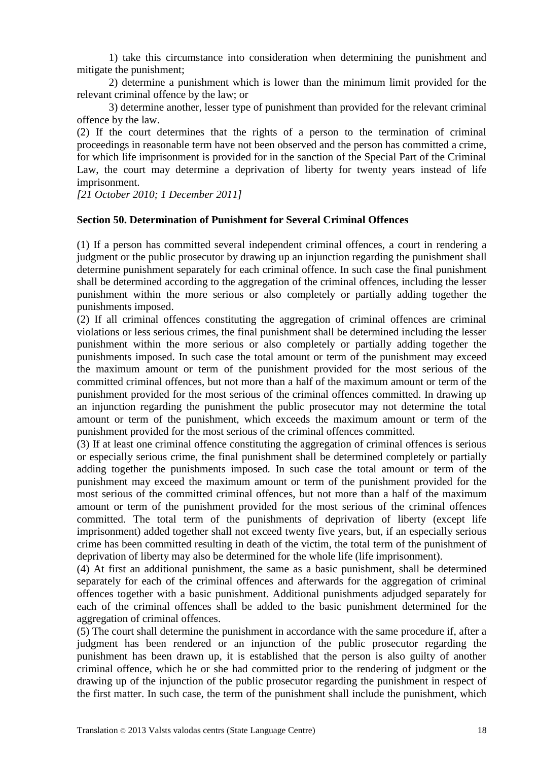1) take this circumstance into consideration when determining the punishment and mitigate the punishment;

2) determine a punishment which is lower than the minimum limit provided for the relevant criminal offence by the law; or

3) determine another, lesser type of punishment than provided for the relevant criminal offence by the law.

(2) If the court determines that the rights of a person to the termination of criminal proceedings in reasonable term have not been observed and the person has committed a crime, for which life imprisonment is provided for in the sanction of the Special Part of the Criminal Law, the court may determine a deprivation of liberty for twenty years instead of life imprisonment.

*[21 October 2010; 1 December 2011]*

**Section 50. Determination of Punishment for Several Criminal Offences**

(1) If a person has committed several independent criminal offences, a court in rendering a judgment or the public prosecutor by drawing up an injunction regarding the punishment shall determine punishment separately for each criminal offence. In such case the final punishment shall be determined according to the aggregation of the criminal offences, including the lesser punishment within the more serious or also completely or partially adding together the punishments imposed.

(2) If all criminal offences constituting the aggregation of criminal offences are criminal violations or less serious crimes, the final punishment shall be determined including the lesser punishment within the more serious or also completely or partially adding together the punishments imposed. In such case the total amount or term of the punishment may exceed the maximum amount or term of the punishment provided for the most serious of the committed criminal offences, but not more than a half of the maximum amount or term of the punishment provided for the most serious of the criminal offences committed. In drawing up an injunction regarding the punishment the public prosecutor may not determine the total amount or term of the punishment, which exceeds the maximum amount or term of the punishment provided for the most serious of the criminal offences committed.

(3) If at least one criminal offence constituting the aggregation of criminal offences is serious or especially serious crime, the final punishment shall be determined completely or partially adding together the punishments imposed. In such case the total amount or term of the punishment may exceed the maximum amount or term of the punishment provided for the most serious of the committed criminal offences, but not more than a half of the maximum amount or term of the punishment provided for the most serious of the criminal offences committed. The total term of the punishments of deprivation of liberty (except life imprisonment) added together shall not exceed twenty five years, but, if an especially serious crime has been committed resulting in death of the victim, the total term of the punishment of deprivation of liberty may also be determined for the whole life (life imprisonment).

(4) At first an additional punishment, the same as a basic punishment, shall be determined separately for each of the criminal offences and afterwards for the aggregation of criminal offences together with a basic punishment. Additional punishments adjudged separately for each of the criminal offences shall be added to the basic punishment determined for the aggregation of criminal offences.

(5) The court shall determine the punishment in accordance with the same procedure if, after a judgment has been rendered or an injunction of the public prosecutor regarding the punishment has been drawn up, it is established that the person is also guilty of another criminal offence, which he or she had committed prior to the rendering of judgment or the drawing up of the injunction of the public prosecutor regarding the punishment in respect of the first matter. In such case, the term of the punishment shall include the punishment, which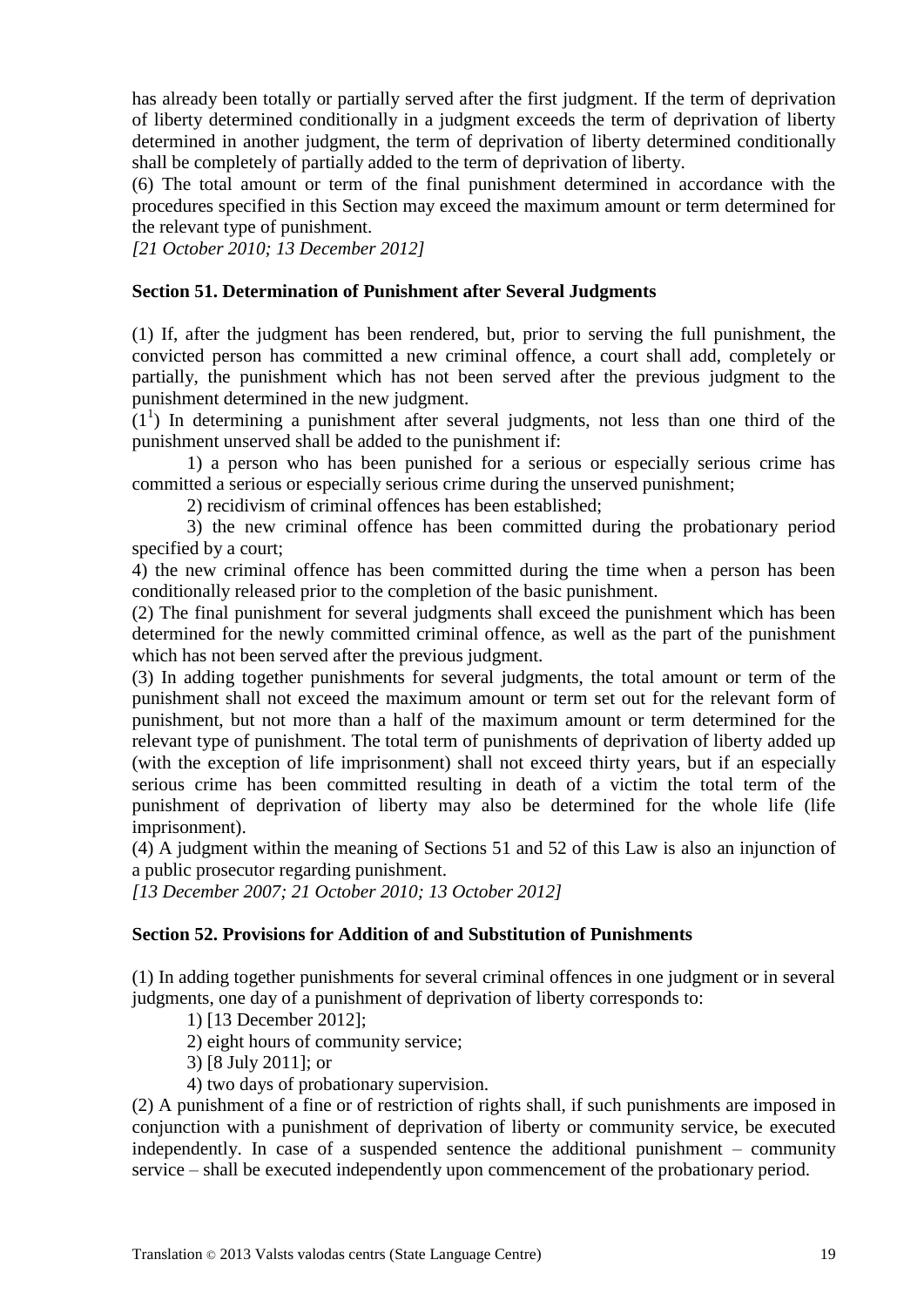has already been totally or partially served after the first judgment. If the term of deprivation of liberty determined conditionally in a judgment exceeds the term of deprivation of liberty determined in another judgment, the term of deprivation of liberty determined conditionally shall be completely of partially added to the term of deprivation of liberty.

(6) The total amount or term of the final punishment determined in accordance with the procedures specified in this Section may exceed the maximum amount or term determined for the relevant type of punishment.

*[21 October 2010; 13 December 2012]*

**Section 51. Determination of Punishment after Several Judgments**

(1) If, after the judgment has been rendered, but, prior to serving the full punishment, the convicted person has committed a new criminal offence, a court shall add, completely or partially, the punishment which has not been served after the previous judgment to the punishment determined in the new judgment.

($1^1$) In determining a punishment after several judgments, not less than one third of the punishment unserved shall be added to the punishment if:

1) a person who has been punished for a serious or especially serious crime has committed a serious or especially serious crime during the unserved punishment;

2) recidivism of criminal offences has been established;

3) the new criminal offence has been committed during the probationary period specified by a court;

4) the new criminal offence has been committed during the time when a person has been conditionally released prior to the completion of the basic punishment.

(2) The final punishment for several judgments shall exceed the punishment which has been determined for the newly committed criminal offence, as well as the part of the punishment which has not been served after the previous judgment.

(3) In adding together punishments for several judgments, the total amount or term of the punishment shall not exceed the maximum amount or term set out for the relevant form of punishment, but not more than a half of the maximum amount or term determined for the relevant type of punishment. The total term of punishments of deprivation of liberty added up (with the exception of life imprisonment) shall not exceed thirty years, but if an especially serious crime has been committed resulting in death of a victim the total term of the punishment of deprivation of liberty may also be determined for the whole life (life imprisonment).

(4) A judgment within the meaning of Sections 51 and 52 of this Law is also an injunction of a public prosecutor regarding punishment.

*[13 December 2007; 21 October 2010; 13 October 2012]*

**Section 52. Provisions for Addition of and Substitution of Punishments**

(1) In adding together punishments for several criminal offences in one judgment or in several judgments, one day of a punishment of deprivation of liberty corresponds to:

1) [13 December 2012];

2) eight hours of community service;

3) [8 July 2011]; or

4) two days of probationary supervision.

(2) A punishment of a fine or of restriction of rights shall, if such punishments are imposed in conjunction with a punishment of deprivation of liberty or community service, be executed independently. In case of a suspended sentence the additional punishment – community service – shall be executed independently upon commencement of the probationary period.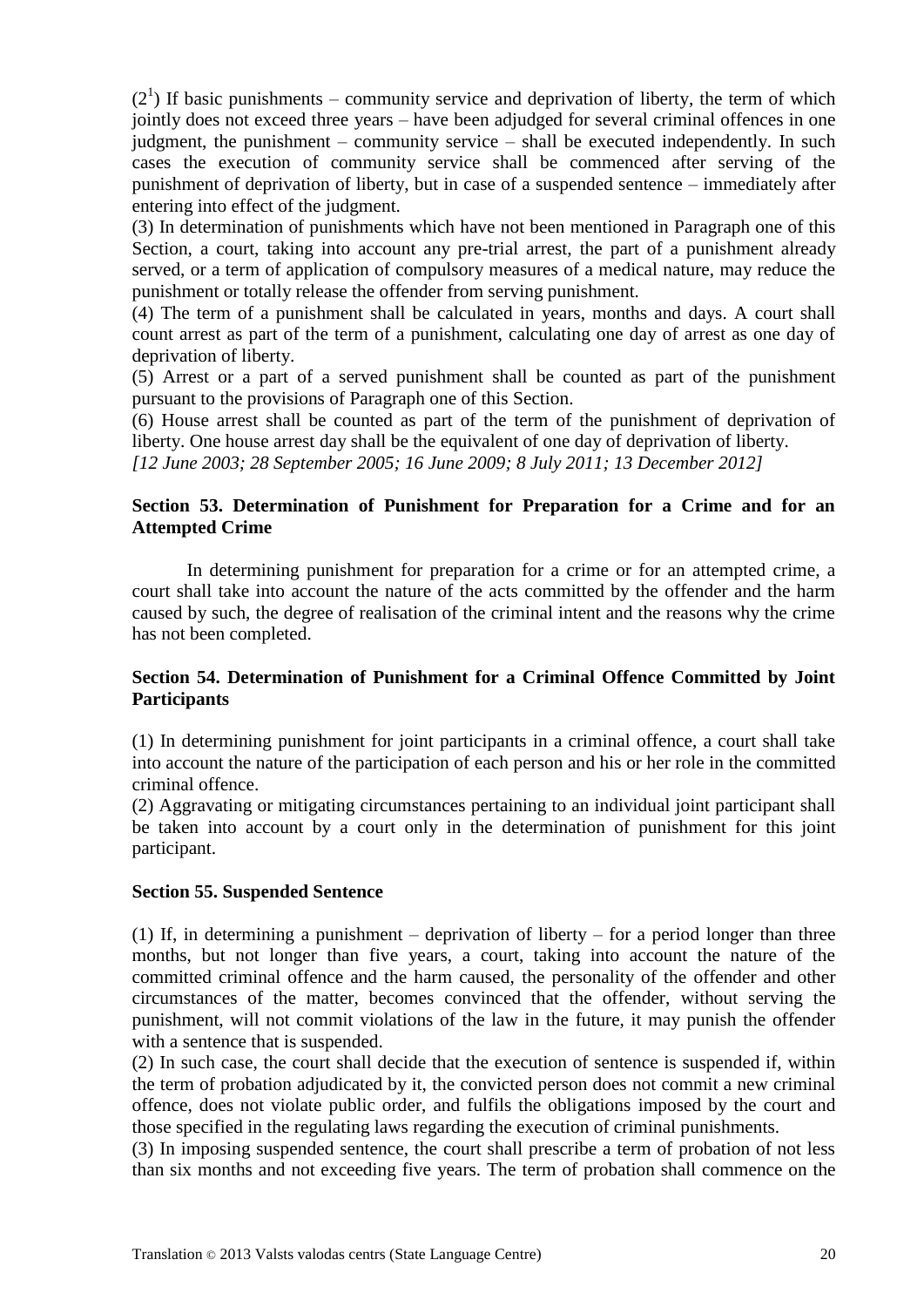($2^1$) If basic punishments – community service and deprivation of liberty, the term of which jointly does not exceed three years – have been adjudged for several criminal offences in one judgment, the punishment – community service – shall be executed independently. In such cases the execution of community service shall be commenced after serving of the punishment of deprivation of liberty, but in case of a suspended sentence – immediately after entering into effect of the judgment.

(3) In determination of punishments which have not been mentioned in Paragraph one of this Section, a court, taking into account any pre-trial arrest, the part of a punishment already served, or a term of application of compulsory measures of a medical nature, may reduce the punishment or totally release the offender from serving punishment.

(4) The term of a punishment shall be calculated in years, months and days. A court shall count arrest as part of the term of a punishment, calculating one day of arrest as one day of deprivation of liberty.

(5) Arrest or a part of a served punishment shall be counted as part of the punishment pursuant to the provisions of Paragraph one of this Section.

(6) House arrest shall be counted as part of the term of the punishment of deprivation of liberty. One house arrest day shall be the equivalent of one day of deprivation of liberty.

*[12 June 2003; 28 September 2005; 16 June 2009; 8 July 2011; 13 December 2012]*

**Section 53. Determination of Punishment for Preparation for a Crime and for an Attempted Crime**

In determining punishment for preparation for a crime or for an attempted crime, a court shall take into account the nature of the acts committed by the offender and the harm caused by such, the degree of realisation of the criminal intent and the reasons why the crime has not been completed.

**Section 54. Determination of Punishment for a Criminal Offence Committed by Joint Participants**

(1) In determining punishment for joint participants in a criminal offence, a court shall take into account the nature of the participation of each person and his or her role in the committed criminal offence.

(2) Aggravating or mitigating circumstances pertaining to an individual joint participant shall be taken into account by a court only in the determination of punishment for this joint participant.

**Section 55. Suspended Sentence**

(1) If, in determining a punishment – deprivation of liberty – for a period longer than three months, but not longer than five years, a court, taking into account the nature of the committed criminal offence and the harm caused, the personality of the offender and other circumstances of the matter, becomes convinced that the offender, without serving the punishment, will not commit violations of the law in the future, it may punish the offender with a sentence that is suspended.

(2) In such case, the court shall decide that the execution of sentence is suspended if, within the term of probation adjudicated by it, the convicted person does not commit a new criminal offence, does not violate public order, and fulfils the obligations imposed by the court and those specified in the regulating laws regarding the execution of criminal punishments.

(3) In imposing suspended sentence, the court shall prescribe a term of probation of not less than six months and not exceeding five years. The term of probation shall commence on the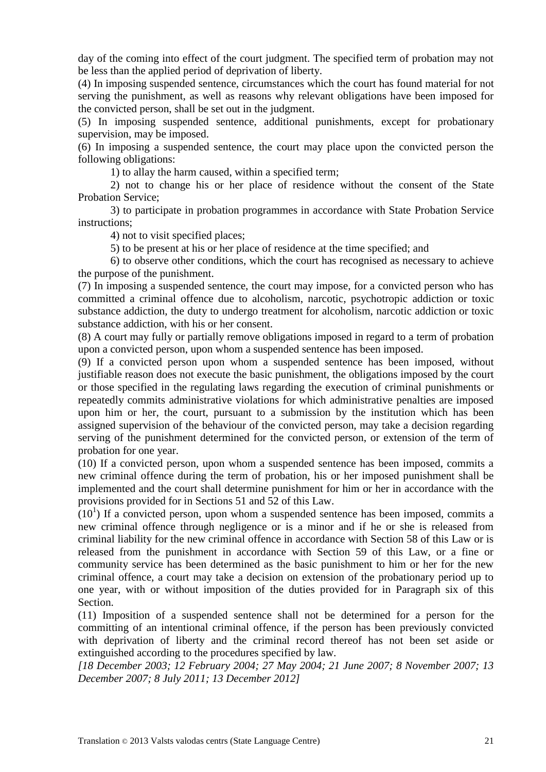day of the coming into effect of the court judgment. The specified term of probation may not be less than the applied period of deprivation of liberty.

(4) In imposing suspended sentence, circumstances which the court has found material for not serving the punishment, as well as reasons why relevant obligations have been imposed for the convicted person, shall be set out in the judgment.

(5) In imposing suspended sentence, additional punishments, except for probationary supervision, may be imposed.

(6) In imposing a suspended sentence, the court may place upon the convicted person the following obligations:

1) to allay the harm caused, within a specified term;

2) not to change his or her place of residence without the consent of the State Probation Service;

3) to participate in probation programmes in accordance with State Probation Service instructions;

4) not to visit specified places;

5) to be present at his or her place of residence at the time specified; and

6) to observe other conditions, which the court has recognised as necessary to achieve the purpose of the punishment.

(7) In imposing a suspended sentence, the court may impose, for a convicted person who has committed a criminal offence due to alcoholism, narcotic, psychotropic addiction or toxic substance addiction, the duty to undergo treatment for alcoholism, narcotic addiction or toxic substance addiction, with his or her consent.

(8) A court may fully or partially remove obligations imposed in regard to a term of probation upon a convicted person, upon whom a suspended sentence has been imposed.

(9) If a convicted person upon whom a suspended sentence has been imposed, without justifiable reason does not execute the basic punishment, the obligations imposed by the court or those specified in the regulating laws regarding the execution of criminal punishments or repeatedly commits administrative violations for which administrative penalties are imposed upon him or her, the court, pursuant to a submission by the institution which has been assigned supervision of the behaviour of the convicted person, may take a decision regarding serving of the punishment determined for the convicted person, or extension of the term of probation for one year.

(10) If a convicted person, upon whom a suspended sentence has been imposed, commits a new criminal offence during the term of probation, his or her imposed punishment shall be implemented and the court shall determine punishment for him or her in accordance with the provisions provided for in Sections 51 and 52 of this Law.

(10[1]) If a convicted person, upon whom a suspended sentence has been imposed, commits a new criminal offence through negligence or is a minor and if he or she is released from criminal liability for the new criminal offence in accordance with Section 58 of this Law or is released from the punishment in accordance with Section 59 of this Law, or a fine or community service has been determined as the basic punishment to him or her for the new criminal offence, a court may take a decision on extension of the probationary period up to one year, with or without imposition of the duties provided for in Paragraph six of this Section.

(11) Imposition of a suspended sentence shall not be determined for a person for the committing of an intentional criminal offence, if the person has been previously convicted with deprivation of liberty and the criminal record thereof has not been set aside or extinguished according to the procedures specified by law.

*[18 December 2003; 12 February 2004; 27 May 2004; 21 June 2007; 8 November 2007; 13 December 2007; 8 July 2011; 13 December 2012]*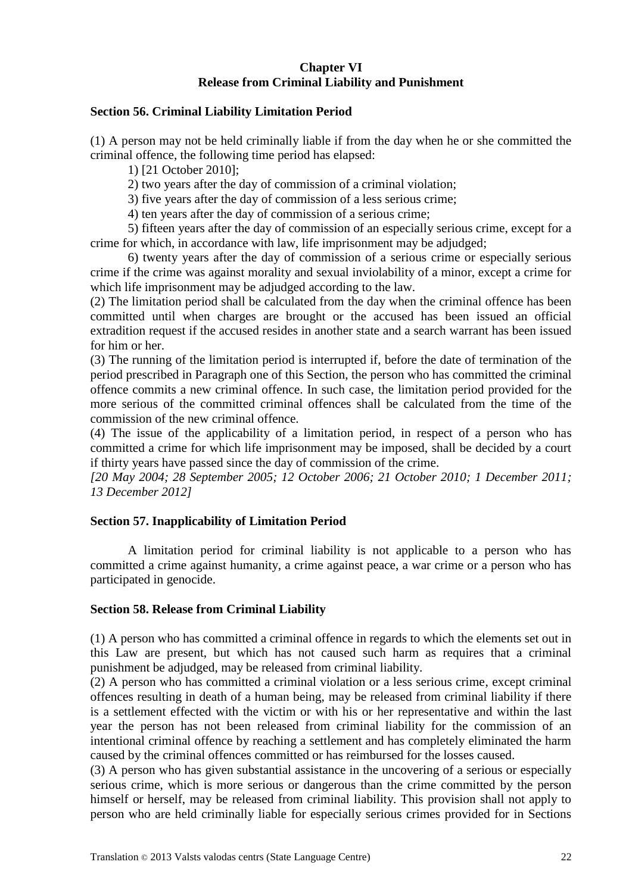## Chapter VI
## Release from Criminal Liability and Punishment

### Section 56. Criminal Liability Limitation Period

(1) A person may not be held criminally liable if from the day when he or she committed the criminal offence, the following time period has elapsed:

1) [21 October 2010];

2) two years after the day of commission of a criminal violation;

3) five years after the day of commission of a less serious crime;

4) ten years after the day of commission of a serious crime;

5) fifteen years after the day of commission of an especially serious crime, except for a crime for which, in accordance with law, life imprisonment may be adjudged;

6) twenty years after the day of commission of a serious crime or especially serious crime if the crime was against morality and sexual inviolability of a minor, except a crime for which life imprisonment may be adjudged according to the law.

(2) The limitation period shall be calculated from the day when the criminal offence has been committed until when charges are brought or the accused has been issued an official extradition request if the accused resides in another state and a search warrant has been issued for him or her.

(3) The running of the limitation period is interrupted if, before the date of termination of the period prescribed in Paragraph one of this Section, the person who has committed the criminal offence commits a new criminal offence. In such case, the limitation period provided for the more serious of the committed criminal offences shall be calculated from the time of the commission of the new criminal offence.

(4) The issue of the applicability of a limitation period, in respect of a person who has committed a crime for which life imprisonment may be imposed, shall be decided by a court if thirty years have passed since the day of commission of the crime.

*[20 May 2004; 28 September 2005; 12 October 2006; 21 October 2010; 1 December 2011; 13 December 2012]*

### Section 57. Inapplicability of Limitation Period

A limitation period for criminal liability is not applicable to a person who has committed a crime against humanity, a crime against peace, a war crime or a person who has participated in genocide.

### Section 58. Release from Criminal Liability

(1) A person who has committed a criminal offence in regards to which the elements set out in this Law are present, but which has not caused such harm as requires that a criminal punishment be adjudged, may be released from criminal liability.

(2) A person who has committed a criminal violation or a less serious crime, except criminal offences resulting in death of a human being, may be released from criminal liability if there is a settlement effected with the victim or with his or her representative and within the last year the person has not been released from criminal liability for the commission of an intentional criminal offence by reaching a settlement and has completely eliminated the harm caused by the criminal offences committed or has reimbursed for the losses caused.

(3) A person who has given substantial assistance in the uncovering of a serious or especially serious crime, which is more serious or dangerous than the crime committed by the person himself or herself, may be released from criminal liability. This provision shall not apply to person who are held criminally liable for especially serious crimes provided for in Sections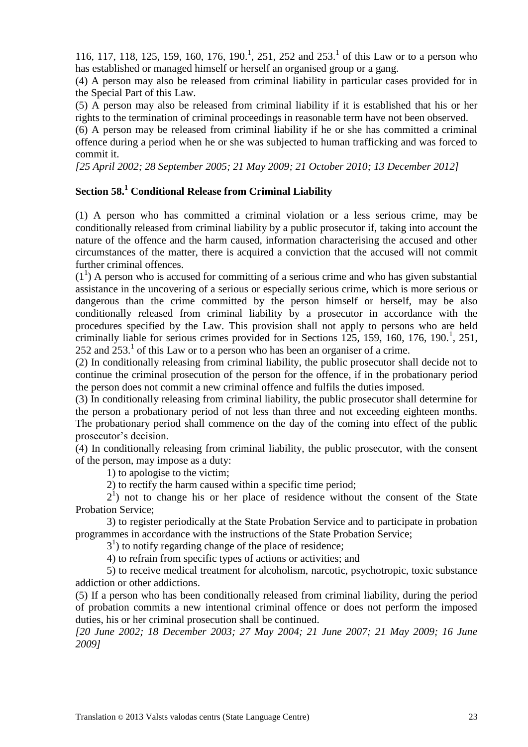116, 117, 118, 125, 159, 160, 176, 190.[1], 251, 252 and 253.[1] of this Law or to a person who has established or managed himself or herself an organised group or a gang.

(4) A person may also be released from criminal liability in particular cases provided for in the Special Part of this Law.

(5) A person may also be released from criminal liability if it is established that his or her rights to the termination of criminal proceedings in reasonable term have not been observed.

(6) A person may be released from criminal liability if he or she has committed a criminal offence during a period when he or she was subjected to human trafficking and was forced to commit it.

*[25 April 2002; 28 September 2005; 21 May 2009; 21 October 2010; 13 December 2012]*

## Section 58.[1] Conditional Release from Criminal Liability

(1) A person who has committed a criminal violation or a less serious crime, may be conditionally released from criminal liability by a public prosecutor if, taking into account the nature of the offence and the harm caused, information characterising the accused and other circumstances of the matter, there is acquired a conviction that the accused will not commit further criminal offences.

(1[1]) A person who is accused for committing of a serious crime and who has given substantial assistance in the uncovering of a serious or especially serious crime, which is more serious or dangerous than the crime committed by the person himself or herself, may be also conditionally released from criminal liability by a prosecutor in accordance with the procedures specified by the Law. This provision shall not apply to persons who are held criminally liable for serious crimes provided for in Sections 125, 159, 160, 176, 190.[1], 251, 252 and 253.[1] of this Law or to a person who has been an organiser of a crime.

(2) In conditionally releasing from criminal liability, the public prosecutor shall decide not to continue the criminal prosecution of the person for the offence, if in the probationary period the person does not commit a new criminal offence and fulfils the duties imposed.

(3) In conditionally releasing from criminal liability, the public prosecutor shall determine for the person a probationary period of not less than three and not exceeding eighteen months. The probationary period shall commence on the day of the coming into effect of the public prosecutor's decision.

(4) In conditionally releasing from criminal liability, the public prosecutor, with the consent of the person, may impose as a duty:

1) to apologise to the victim;

2) to rectify the harm caused within a specific time period;

2[1]) not to change his or her place of residence without the consent of the State Probation Service;

3) to register periodically at the State Probation Service and to participate in probation programmes in accordance with the instructions of the State Probation Service;

3[1]) to notify regarding change of the place of residence;

4) to refrain from specific types of actions or activities; and

5) to receive medical treatment for alcoholism, narcotic, psychotropic, toxic substance addiction or other addictions.

(5) If a person who has been conditionally released from criminal liability, during the period of probation commits a new intentional criminal offence or does not perform the imposed duties, his or her criminal prosecution shall be continued.

*[20 June 2002; 18 December 2003; 27 May 2004; 21 June 2007; 21 May 2009; 16 June 2009]*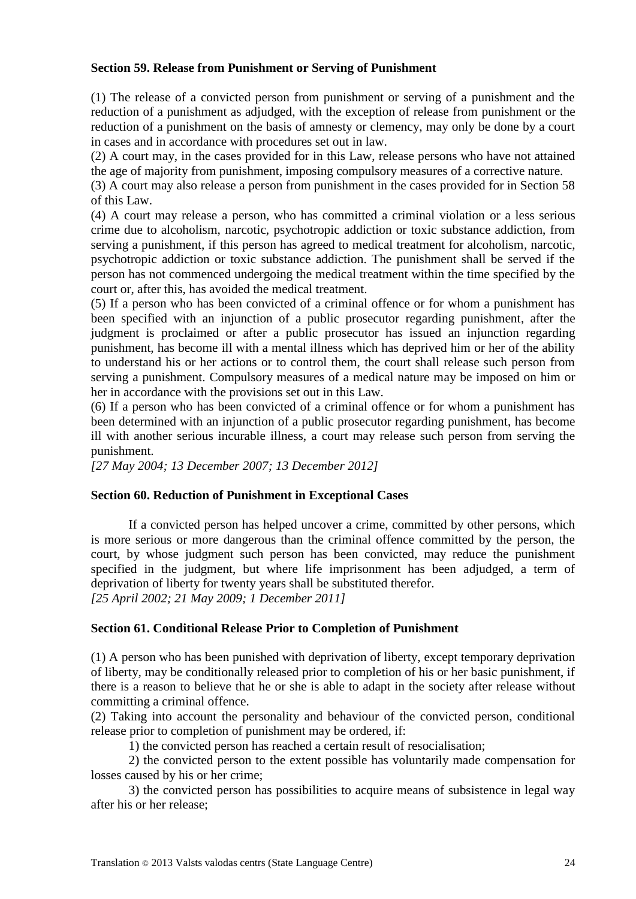**Section 59. Release from Punishment or Serving of Punishment**

(1) The release of a convicted person from punishment or serving of a punishment and the reduction of a punishment as adjudged, with the exception of release from punishment or the reduction of a punishment on the basis of amnesty or clemency, may only be done by a court in cases and in accordance with procedures set out in law.

(2) A court may, in the cases provided for in this Law, release persons who have not attained the age of majority from punishment, imposing compulsory measures of a corrective nature.

(3) A court may also release a person from punishment in the cases provided for in Section 58 of this Law.

(4) A court may release a person, who has committed a criminal violation or a less serious crime due to alcoholism, narcotic, psychotropic addiction or toxic substance addiction, from serving a punishment, if this person has agreed to medical treatment for alcoholism, narcotic, psychotropic addiction or toxic substance addiction. The punishment shall be served if the person has not commenced undergoing the medical treatment within the time specified by the court or, after this, has avoided the medical treatment.

(5) If a person who has been convicted of a criminal offence or for whom a punishment has been specified with an injunction of a public prosecutor regarding punishment, after the judgment is proclaimed or after a public prosecutor has issued an injunction regarding punishment, has become ill with a mental illness which has deprived him or her of the ability to understand his or her actions or to control them, the court shall release such person from serving a punishment. Compulsory measures of a medical nature may be imposed on him or her in accordance with the provisions set out in this Law.

(6) If a person who has been convicted of a criminal offence or for whom a punishment has been determined with an injunction of a public prosecutor regarding punishment, has become ill with another serious incurable illness, a court may release such person from serving the punishment.

*[27 May 2004; 13 December 2007; 13 December 2012]*

**Section 60. Reduction of Punishment in Exceptional Cases**

If a convicted person has helped uncover a crime, committed by other persons, which is more serious or more dangerous than the criminal offence committed by the person, the court, by whose judgment such person has been convicted, may reduce the punishment specified in the judgment, but where life imprisonment has been adjudged, a term of deprivation of liberty for twenty years shall be substituted therefor.

*[25 April 2002; 21 May 2009; 1 December 2011]*

**Section 61. Conditional Release Prior to Completion of Punishment**

(1) A person who has been punished with deprivation of liberty, except temporary deprivation of liberty, may be conditionally released prior to completion of his or her basic punishment, if there is a reason to believe that he or she is able to adapt in the society after release without committing a criminal offence.

(2) Taking into account the personality and behaviour of the convicted person, conditional release prior to completion of punishment may be ordered, if:

1) the convicted person has reached a certain result of resocialisation;

2) the convicted person to the extent possible has voluntarily made compensation for losses caused by his or her crime;

3) the convicted person has possibilities to acquire means of subsistence in legal way after his or her release;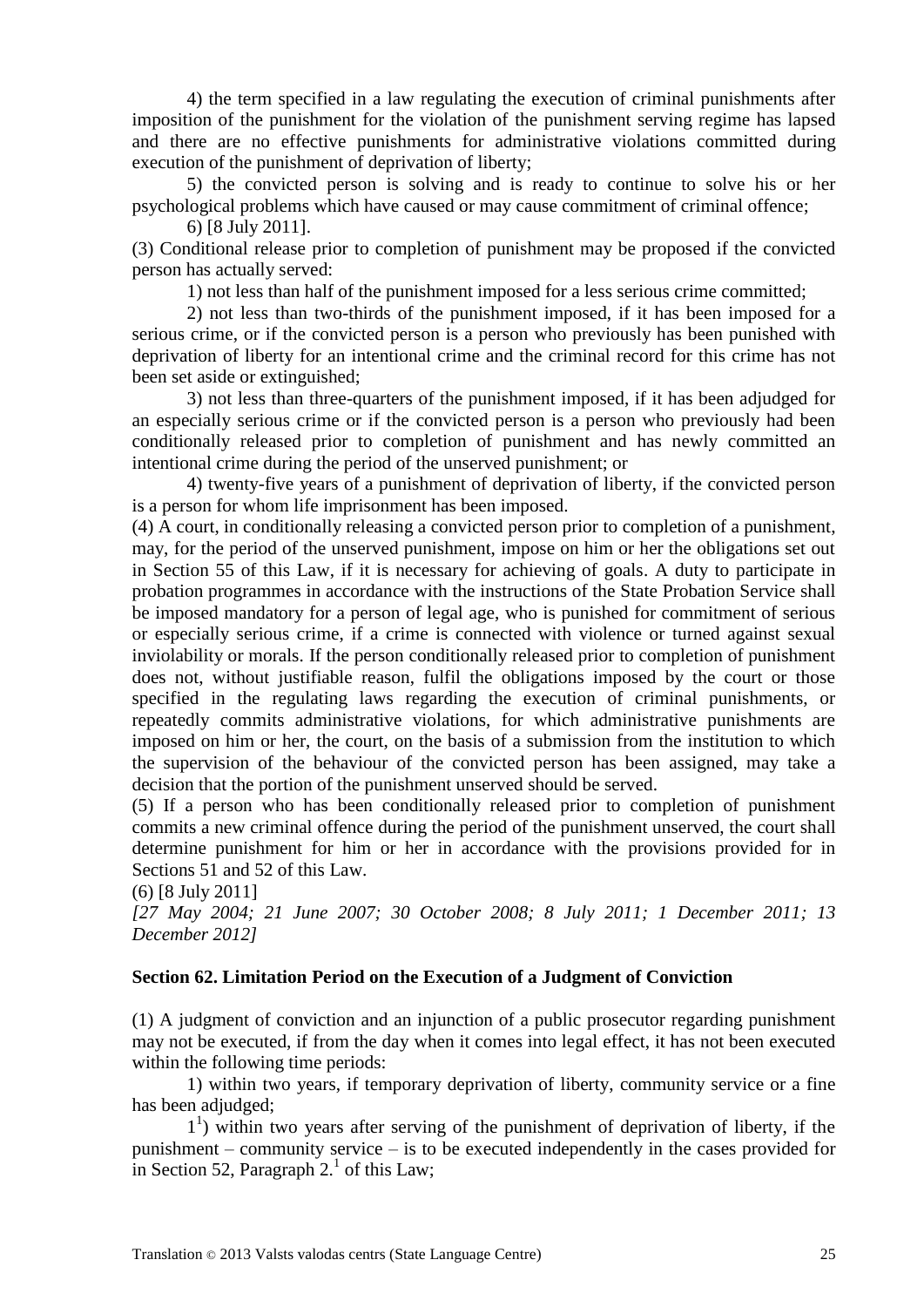4) the term specified in a law regulating the execution of criminal punishments after imposition of the punishment for the violation of the punishment serving regime has lapsed and there are no effective punishments for administrative violations committed during execution of the punishment of deprivation of liberty;

5) the convicted person is solving and is ready to continue to solve his or her psychological problems which have caused or may cause commitment of criminal offence;

6) [8 July 2011].

(3) Conditional release prior to completion of punishment may be proposed if the convicted person has actually served:

1) not less than half of the punishment imposed for a less serious crime committed;

2) not less than two-thirds of the punishment imposed, if it has been imposed for a serious crime, or if the convicted person is a person who previously has been punished with deprivation of liberty for an intentional crime and the criminal record for this crime has not been set aside or extinguished;

3) not less than three-quarters of the punishment imposed, if it has been adjudged for an especially serious crime or if the convicted person is a person who previously had been conditionally released prior to completion of punishment and has newly committed an intentional crime during the period of the unserved punishment; or

4) twenty-five years of a punishment of deprivation of liberty, if the convicted person is a person for whom life imprisonment has been imposed.

(4) A court, in conditionally releasing a convicted person prior to completion of a punishment, may, for the period of the unserved punishment, impose on him or her the obligations set out in Section 55 of this Law, if it is necessary for achieving of goals. A duty to participate in probation programmes in accordance with the instructions of the State Probation Service shall be imposed mandatory for a person of legal age, who is punished for commitment of serious or especially serious crime, if a crime is connected with violence or turned against sexual inviolability or morals. If the person conditionally released prior to completion of punishment does not, without justifiable reason, fulfil the obligations imposed by the court or those specified in the regulating laws regarding the execution of criminal punishments, or repeatedly commits administrative violations, for which administrative punishments are imposed on him or her, the court, on the basis of a submission from the institution to which the supervision of the behaviour of the convicted person has been assigned, may take a decision that the portion of the punishment unserved should be served.

(5) If a person who has been conditionally released prior to completion of punishment commits a new criminal offence during the period of the punishment unserved, the court shall determine punishment for him or her in accordance with the provisions provided for in Sections 51 and 52 of this Law.

(6) [8 July 2011]

*[27 May 2004; 21 June 2007; 30 October 2008; 8 July 2011; 1 December 2011; 13 December 2012]*

**Section 62. Limitation Period on the Execution of a Judgment of Conviction**

(1) A judgment of conviction and an injunction of a public prosecutor regarding punishment may not be executed, if from the day when it comes into legal effect, it has not been executed within the following time periods:

1) within two years, if temporary deprivation of liberty, community service or a fine has been adjudged;

1[1]) within two years after serving of the punishment of deprivation of liberty, if the punishment – community service – is to be executed independently in the cases provided for in Section 52, Paragraph 2.[1] of this Law;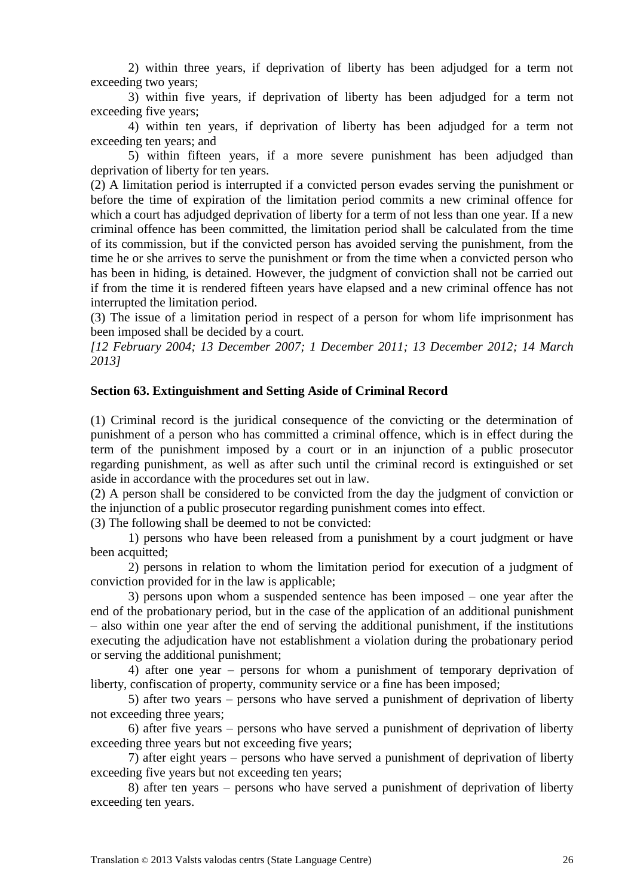2) within three years, if deprivation of liberty has been adjudged for a term not exceeding two years;

3) within five years, if deprivation of liberty has been adjudged for a term not exceeding five years;

4) within ten years, if deprivation of liberty has been adjudged for a term not exceeding ten years; and

5) within fifteen years, if a more severe punishment has been adjudged than deprivation of liberty for ten years.

(2) A limitation period is interrupted if a convicted person evades serving the punishment or before the time of expiration of the limitation period commits a new criminal offence for which a court has adjudged deprivation of liberty for a term of not less than one year. If a new criminal offence has been committed, the limitation period shall be calculated from the time of its commission, but if the convicted person has avoided serving the punishment, from the time he or she arrives to serve the punishment or from the time when a convicted person who has been in hiding, is detained. However, the judgment of conviction shall not be carried out if from the time it is rendered fifteen years have elapsed and a new criminal offence has not interrupted the limitation period.

(3) The issue of a limitation period in respect of a person for whom life imprisonment has been imposed shall be decided by a court.

*[12 February 2004; 13 December 2007; 1 December 2011; 13 December 2012; 14 March 2013]*

**Section 63. Extinguishment and Setting Aside of Criminal Record**

(1) Criminal record is the juridical consequence of the convicting or the determination of punishment of a person who has committed a criminal offence, which is in effect during the term of the punishment imposed by a court or in an injunction of a public prosecutor regarding punishment, as well as after such until the criminal record is extinguished or set aside in accordance with the procedures set out in law.

(2) A person shall be considered to be convicted from the day the judgment of conviction or the injunction of a public prosecutor regarding punishment comes into effect.

(3) The following shall be deemed to not be convicted:

1) persons who have been released from a punishment by a court judgment or have been acquitted;

2) persons in relation to whom the limitation period for execution of a judgment of conviction provided for in the law is applicable;

3) persons upon whom a suspended sentence has been imposed – one year after the end of the probationary period, but in the case of the application of an additional punishment – also within one year after the end of serving the additional punishment, if the institutions executing the adjudication have not establishment a violation during the probationary period or serving the additional punishment;

4) after one year – persons for whom a punishment of temporary deprivation of liberty, confiscation of property, community service or a fine has been imposed;

5) after two years – persons who have served a punishment of deprivation of liberty not exceeding three years;

6) after five years – persons who have served a punishment of deprivation of liberty exceeding three years but not exceeding five years;

7) after eight years – persons who have served a punishment of deprivation of liberty exceeding five years but not exceeding ten years;

8) after ten years – persons who have served a punishment of deprivation of liberty exceeding ten years.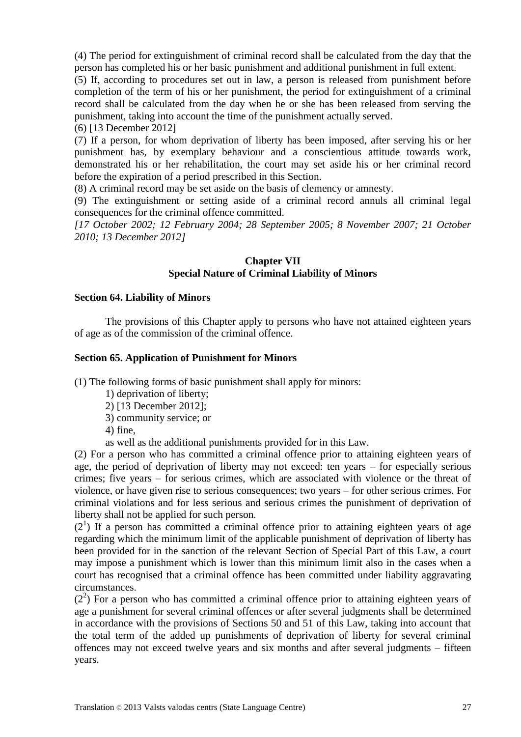(4) The period for extinguishment of criminal record shall be calculated from the day that the person has completed his or her basic punishment and additional punishment in full extent.

(5) If, according to procedures set out in law, a person is released from punishment before completion of the term of his or her punishment, the period for extinguishment of a criminal record shall be calculated from the day when he or she has been released from serving the punishment, taking into account the time of the punishment actually served.

(6) [13 December 2012]

(7) If a person, for whom deprivation of liberty has been imposed, after serving his or her punishment has, by exemplary behaviour and a conscientious attitude towards work, demonstrated his or her rehabilitation, the court may set aside his or her criminal record before the expiration of a period prescribed in this Section.

(8) A criminal record may be set aside on the basis of clemency or amnesty.

(9) The extinguishment or setting aside of a criminal record annuls all criminal legal consequences for the criminal offence committed.

*[17 October 2002; 12 February 2004; 28 September 2005; 8 November 2007; 21 October 2010; 13 December 2012]*

## Chapter VII
## Special Nature of Criminal Liability of Minors

### Section 64. Liability of Minors

The provisions of this Chapter apply to persons who have not attained eighteen years of age as of the commission of the criminal offence.

### Section 65. Application of Punishment for Minors

(1) The following forms of basic punishment shall apply for minors:

1) deprivation of liberty;

2) [13 December 2012];

3) community service; or

4) fine,

as well as the additional punishments provided for in this Law.

(2) For a person who has committed a criminal offence prior to attaining eighteen years of age, the period of deprivation of liberty may not exceed: ten years – for especially serious crimes; five years – for serious crimes, which are associated with violence or the threat of violence, or have given rise to serious consequences; two years – for other serious crimes. For criminal violations and for less serious and serious crimes the punishment of deprivation of liberty shall not be applied for such person.

($2^1$) If a person has committed a criminal offence prior to attaining eighteen years of age regarding which the minimum limit of the applicable punishment of deprivation of liberty has been provided for in the sanction of the relevant Section of Special Part of this Law, a court may impose a punishment which is lower than this minimum limit also in the cases when a court has recognised that a criminal offence has been committed under liability aggravating circumstances.

($2^2$) For a person who has committed a criminal offence prior to attaining eighteen years of age a punishment for several criminal offences or after several judgments shall be determined in accordance with the provisions of Sections 50 and 51 of this Law, taking into account that the total term of the added up punishments of deprivation of liberty for several criminal offences may not exceed twelve years and six months and after several judgments – fifteen years.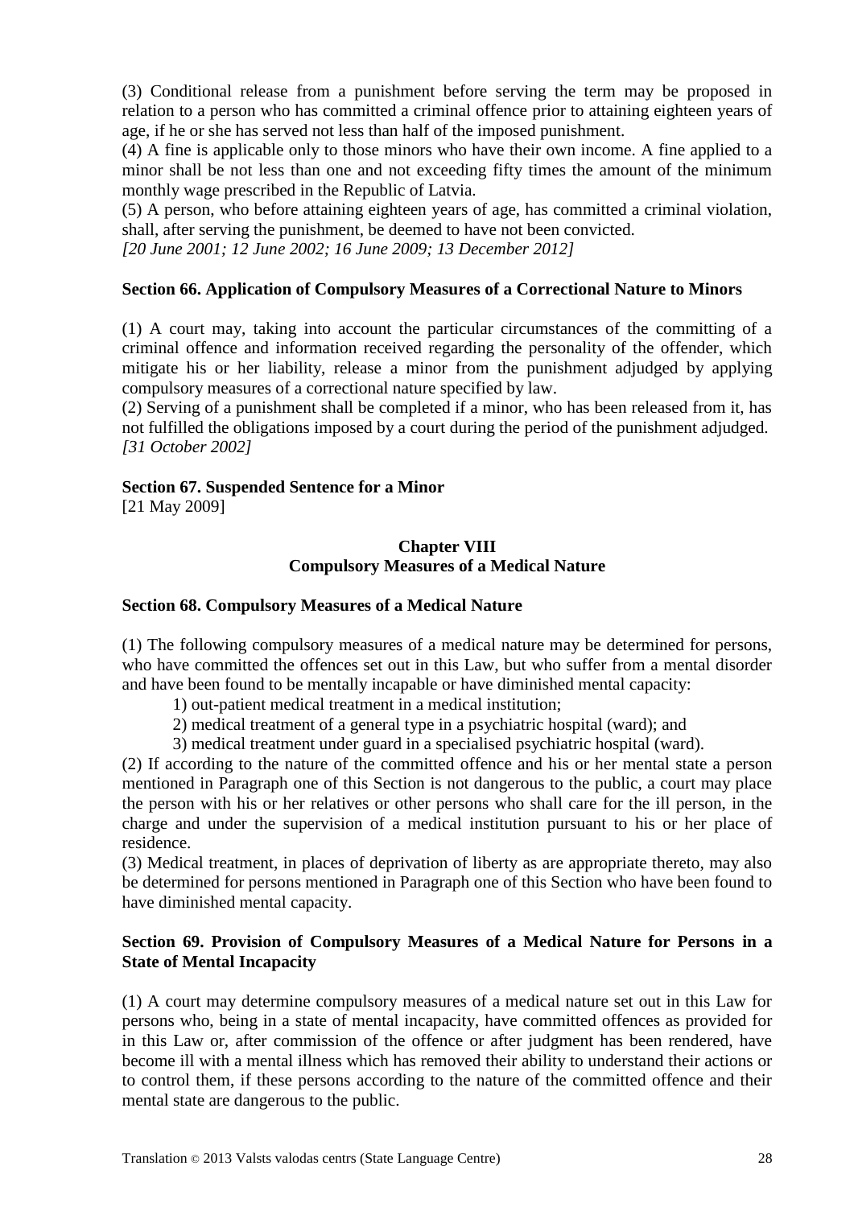(3) Conditional release from a punishment before serving the term may be proposed in relation to a person who has committed a criminal offence prior to attaining eighteen years of age, if he or she has served not less than half of the imposed punishment.

(4) A fine is applicable only to those minors who have their own income. A fine applied to a minor shall be not less than one and not exceeding fifty times the amount of the minimum monthly wage prescribed in the Republic of Latvia.

(5) A person, who before attaining eighteen years of age, has committed a criminal violation, shall, after serving the punishment, be deemed to have not been convicted.

*[20 June 2001; 12 June 2002; 16 June 2009; 13 December 2012]*

**Section 66. Application of Compulsory Measures of a Correctional Nature to Minors**

(1) A court may, taking into account the particular circumstances of the committing of a criminal offence and information received regarding the personality of the offender, which mitigate his or her liability, release a minor from the punishment adjudged by applying compulsory measures of a correctional nature specified by law.

(2) Serving of a punishment shall be completed if a minor, who has been released from it, has not fulfilled the obligations imposed by a court during the period of the punishment adjudged.

*[31 October 2002]*

**Section 67. Suspended Sentence for a Minor**

[21 May 2009]

## Chapter VIII
## Compulsory Measures of a Medical Nature

**Section 68. Compulsory Measures of a Medical Nature**

(1) The following compulsory measures of a medical nature may be determined for persons, who have committed the offences set out in this Law, but who suffer from a mental disorder and have been found to be mentally incapable or have diminished mental capacity:

1) out-patient medical treatment in a medical institution;

2) medical treatment of a general type in a psychiatric hospital (ward); and

3) medical treatment under guard in a specialised psychiatric hospital (ward).

(2) If according to the nature of the committed offence and his or her mental state a person mentioned in Paragraph one of this Section is not dangerous to the public, a court may place the person with his or her relatives or other persons who shall care for the ill person, in the charge and under the supervision of a medical institution pursuant to his or her place of residence.

(3) Medical treatment, in places of deprivation of liberty as are appropriate thereto, may also be determined for persons mentioned in Paragraph one of this Section who have been found to have diminished mental capacity.

**Section 69. Provision of Compulsory Measures of a Medical Nature for Persons in a State of Mental Incapacity**

(1) A court may determine compulsory measures of a medical nature set out in this Law for persons who, being in a state of mental incapacity, have committed offences as provided for in this Law or, after commission of the offence or after judgment has been rendered, have become ill with a mental illness which has removed their ability to understand their actions or to control them, if these persons according to the nature of the committed offence and their mental state are dangerous to the public.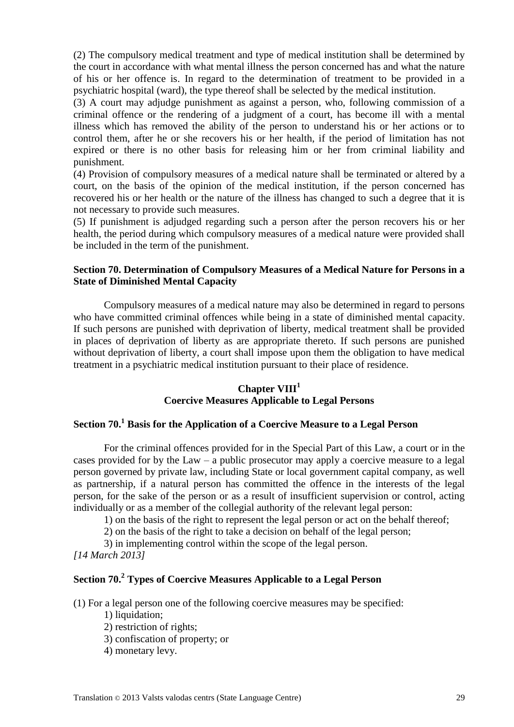(2) The compulsory medical treatment and type of medical institution shall be determined by the court in accordance with what mental illness the person concerned has and what the nature of his or her offence is. In regard to the determination of treatment to be provided in a psychiatric hospital (ward), the type thereof shall be selected by the medical institution.

(3) A court may adjudge punishment as against a person, who, following commission of a criminal offence or the rendering of a judgment of a court, has become ill with a mental illness which has removed the ability of the person to understand his or her actions or to control them, after he or she recovers his or her health, if the period of limitation has not expired or there is no other basis for releasing him or her from criminal liability and punishment.

(4) Provision of compulsory measures of a medical nature shall be terminated or altered by a court, on the basis of the opinion of the medical institution, if the person concerned has recovered his or her health or the nature of the illness has changed to such a degree that it is not necessary to provide such measures.

(5) If punishment is adjudged regarding such a person after the person recovers his or her health, the period during which compulsory measures of a medical nature were provided shall be included in the term of the punishment.

### Section 70. Determination of Compulsory Measures of a Medical Nature for Persons in a State of Diminished Mental Capacity

Compulsory measures of a medical nature may also be determined in regard to persons who have committed criminal offences while being in a state of diminished mental capacity. If such persons are punished with deprivation of liberty, medical treatment shall be provided in places of deprivation of liberty as are appropriate thereto. If such persons are punished without deprivation of liberty, a court shall impose upon them the obligation to have medical treatment in a psychiatric medical institution pursuant to their place of residence.

## Chapter VIII[1]
## Coercive Measures Applicable to Legal Persons

### Section 70.[1] Basis for the Application of a Coercive Measure to a Legal Person

For the criminal offences provided for in the Special Part of this Law, a court or in the cases provided for by the Law – a public prosecutor may apply a coercive measure to a legal person governed by private law, including State or local government capital company, as well as partnership, if a natural person has committed the offence in the interests of the legal person, for the sake of the person or as a result of insufficient supervision or control, acting individually or as a member of the collegial authority of the relevant legal person:

1) on the basis of the right to represent the legal person or act on the behalf thereof;

2) on the basis of the right to take a decision on behalf of the legal person;

3) in implementing control within the scope of the legal person.

*[14 March 2013]*

### Section 70.[2] Types of Coercive Measures Applicable to a Legal Person

(1) For a legal person one of the following coercive measures may be specified:

1) liquidation;

2) restriction of rights;

3) confiscation of property; or

4) monetary levy.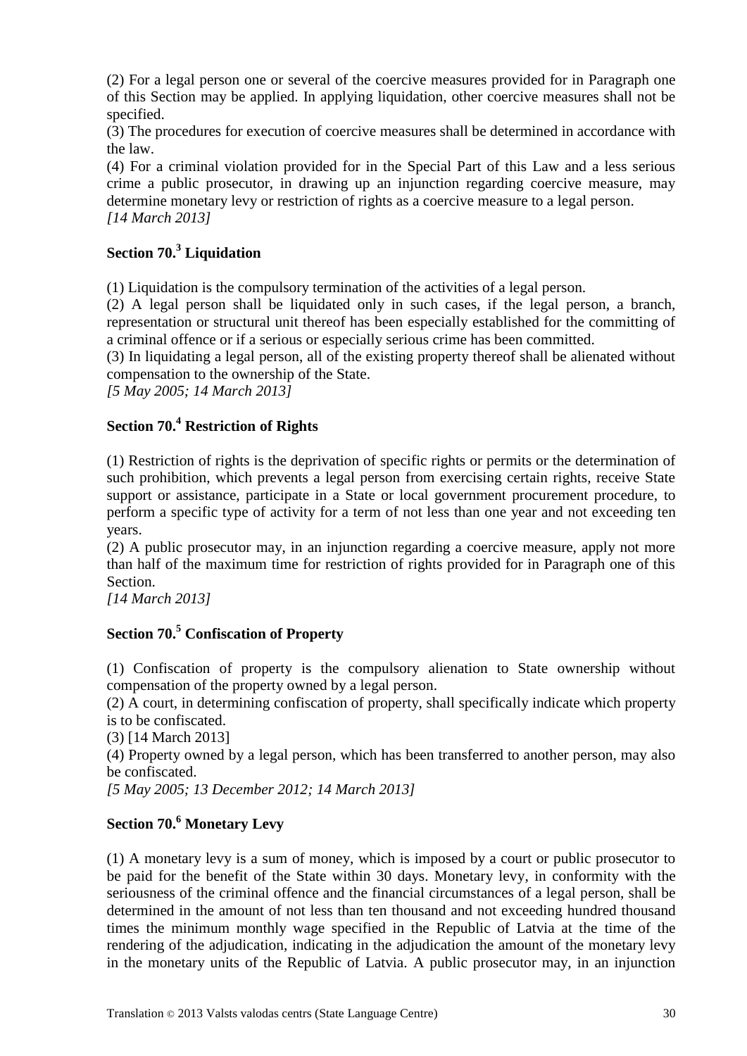(2) For a legal person one or several of the coercive measures provided for in Paragraph one of this Section may be applied. In applying liquidation, other coercive measures shall not be specified.

(3) The procedures for execution of coercive measures shall be determined in accordance with the law.

(4) For a criminal violation provided for in the Special Part of this Law and a less serious crime a public prosecutor, in drawing up an injunction regarding coercive measure, may determine monetary levy or restriction of rights as a coercive measure to a legal person.

*[14 March 2013]*

## Section 70.[3] Liquidation

(1) Liquidation is the compulsory termination of the activities of a legal person.

(2) A legal person shall be liquidated only in such cases, if the legal person, a branch, representation or structural unit thereof has been especially established for the committing of a criminal offence or if a serious or especially serious crime has been committed.

(3) In liquidating a legal person, all of the existing property thereof shall be alienated without compensation to the ownership of the State.

*[5 May 2005; 14 March 2013]*

## Section 70.[4] Restriction of Rights

(1) Restriction of rights is the deprivation of specific rights or permits or the determination of such prohibition, which prevents a legal person from exercising certain rights, receive State support or assistance, participate in a State or local government procurement procedure, to perform a specific type of activity for a term of not less than one year and not exceeding ten years.

(2) A public prosecutor may, in an injunction regarding a coercive measure, apply not more than half of the maximum time for restriction of rights provided for in Paragraph one of this Section.

*[14 March 2013]*

## Section 70.[5] Confiscation of Property

(1) Confiscation of property is the compulsory alienation to State ownership without compensation of the property owned by a legal person.

(2) A court, in determining confiscation of property, shall specifically indicate which property is to be confiscated.

(3) [14 March 2013]

(4) Property owned by a legal person, which has been transferred to another person, may also be confiscated.

*[5 May 2005; 13 December 2012; 14 March 2013]*

## Section 70.[6] Monetary Levy

(1) A monetary levy is a sum of money, which is imposed by a court or public prosecutor to be paid for the benefit of the State within 30 days. Monetary levy, in conformity with the seriousness of the criminal offence and the financial circumstances of a legal person, shall be determined in the amount of not less than ten thousand and not exceeding hundred thousand times the minimum monthly wage specified in the Republic of Latvia at the time of the rendering of the adjudication, indicating in the adjudication the amount of the monetary levy in the monetary units of the Republic of Latvia. A public prosecutor may, in an injunction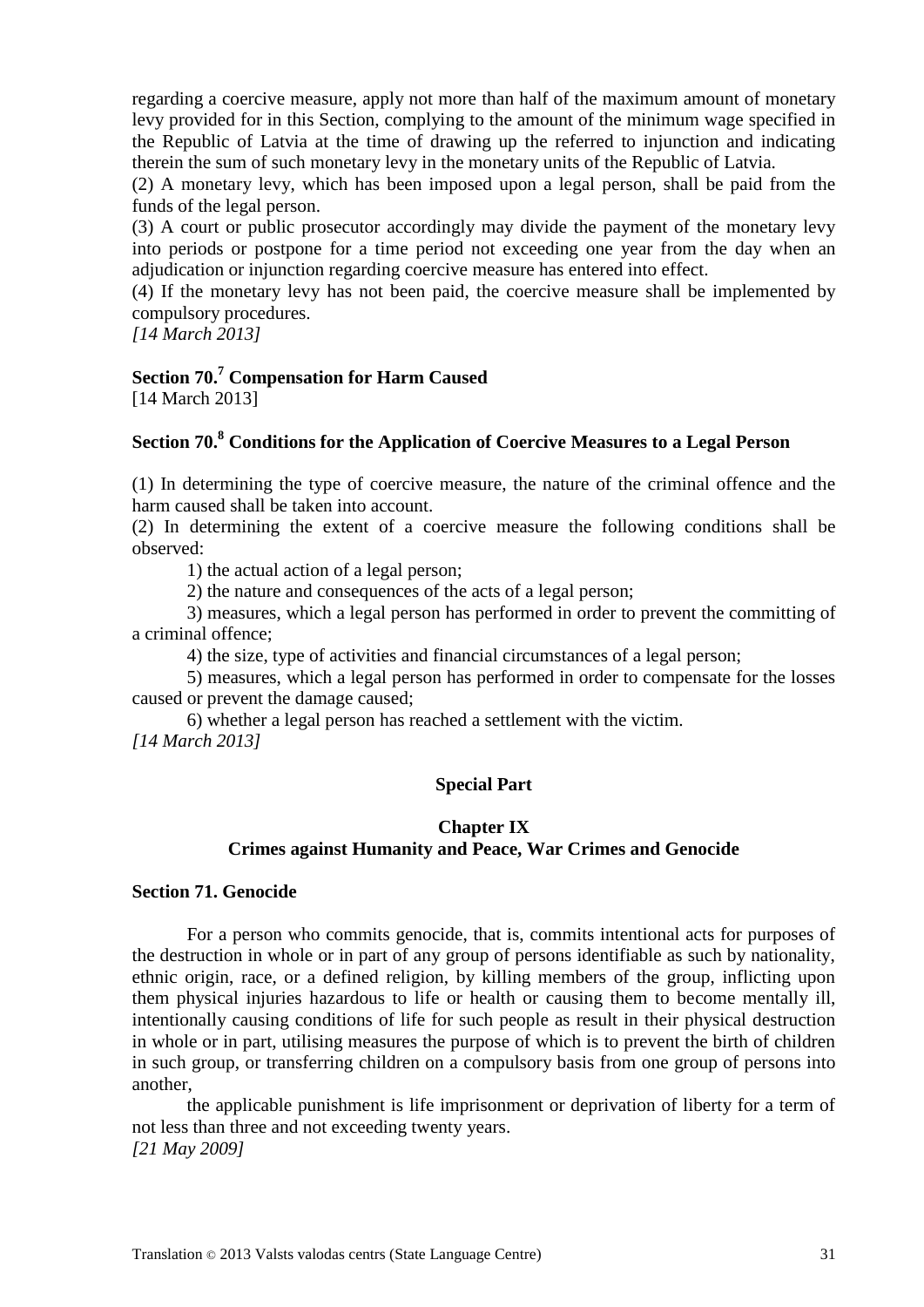regarding a coercive measure, apply not more than half of the maximum amount of monetary levy provided for in this Section, complying to the amount of the minimum wage specified in the Republic of Latvia at the time of drawing up the referred to injunction and indicating therein the sum of such monetary levy in the monetary units of the Republic of Latvia.

(2) A monetary levy, which has been imposed upon a legal person, shall be paid from the funds of the legal person.

(3) A court or public prosecutor accordingly may divide the payment of the monetary levy into periods or postpone for a time period not exceeding one year from the day when an adjudication or injunction regarding coercive measure has entered into effect.

(4) If the monetary levy has not been paid, the coercive measure shall be implemented by compulsory procedures.

*[14 March 2013]*

### Section 70.[7] Compensation for Harm Caused

[14 March 2013]

### Section 70.[8] Conditions for the Application of Coercive Measures to a Legal Person

(1) In determining the type of coercive measure, the nature of the criminal offence and the harm caused shall be taken into account.

(2) In determining the extent of a coercive measure the following conditions shall be observed:

1) the actual action of a legal person;

2) the nature and consequences of the acts of a legal person;

3) measures, which a legal person has performed in order to prevent the committing of a criminal offence;

4) the size, type of activities and financial circumstances of a legal person;

5) measures, which a legal person has performed in order to compensate for the losses caused or prevent the damage caused;

6) whether a legal person has reached a settlement with the victim.

*[14 March 2013]*

## Special Part

## Chapter IX
## Crimes against Humanity and Peace, War Crimes and Genocide

### Section 71. Genocide

For a person who commits genocide, that is, commits intentional acts for purposes of the destruction in whole or in part of any group of persons identifiable as such by nationality, ethnic origin, race, or a defined religion, by killing members of the group, inflicting upon them physical injuries hazardous to life or health or causing them to become mentally ill, intentionally causing conditions of life for such people as result in their physical destruction in whole or in part, utilising measures the purpose of which is to prevent the birth of children in such group, or transferring children on a compulsory basis from one group of persons into another,

the applicable punishment is life imprisonment or deprivation of liberty for a term of not less than three and not exceeding twenty years.

*[21 May 2009]*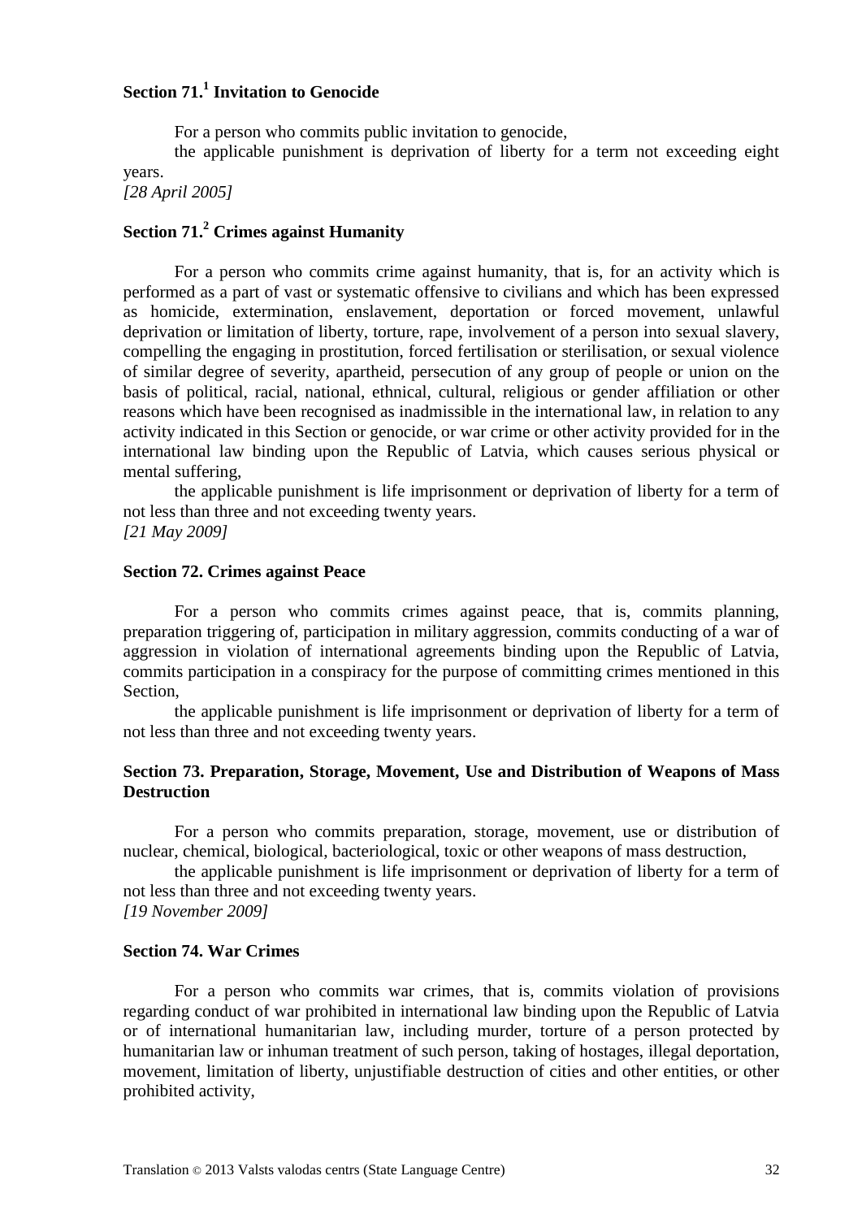**Section 71.[1] Invitation to Genocide**

For a person who commits public invitation to genocide,

the applicable punishment is deprivation of liberty for a term not exceeding eight years.

*[28 April 2005]*

**Section 71.[2] Crimes against Humanity**

For a person who commits crime against humanity, that is, for an activity which is performed as a part of vast or systematic offensive to civilians and which has been expressed as homicide, extermination, enslavement, deportation or forced movement, unlawful deprivation or limitation of liberty, torture, rape, involvement of a person into sexual slavery, compelling the engaging in prostitution, forced fertilisation or sterilisation, or sexual violence of similar degree of severity, apartheid, persecution of any group of people or union on the basis of political, racial, national, ethnical, cultural, religious or gender affiliation or other reasons which have been recognised as inadmissible in the international law, in relation to any activity indicated in this Section or genocide, or war crime or other activity provided for in the international law binding upon the Republic of Latvia, which causes serious physical or mental suffering,

the applicable punishment is life imprisonment or deprivation of liberty for a term of not less than three and not exceeding twenty years.

*[21 May 2009]*

**Section 72. Crimes against Peace**

For a person who commits crimes against peace, that is, commits planning, preparation triggering of, participation in military aggression, commits conducting of a war of aggression in violation of international agreements binding upon the Republic of Latvia, commits participation in a conspiracy for the purpose of committing crimes mentioned in this Section,

the applicable punishment is life imprisonment or deprivation of liberty for a term of not less than three and not exceeding twenty years.

**Section 73. Preparation, Storage, Movement, Use and Distribution of Weapons of Mass Destruction**

For a person who commits preparation, storage, movement, use or distribution of nuclear, chemical, biological, bacteriological, toxic or other weapons of mass destruction,

the applicable punishment is life imprisonment or deprivation of liberty for a term of not less than three and not exceeding twenty years.

*[19 November 2009]*

**Section 74. War Crimes**

For a person who commits war crimes, that is, commits violation of provisions regarding conduct of war prohibited in international law binding upon the Republic of Latvia or of international humanitarian law, including murder, torture of a person protected by humanitarian law or inhuman treatment of such person, taking of hostages, illegal deportation, movement, limitation of liberty, unjustifiable destruction of cities and other entities, or other prohibited activity,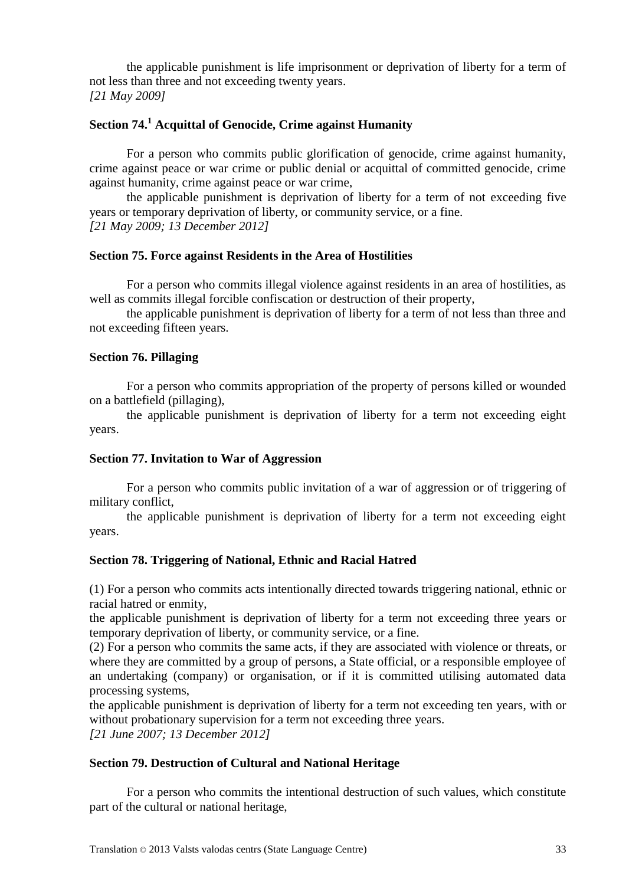the applicable punishment is life imprisonment or deprivation of liberty for a term of not less than three and not exceeding twenty years.
*[21 May 2009]*

**Section 74.[1] Acquittal of Genocide, Crime against Humanity**

For a person who commits public glorification of genocide, crime against humanity, crime against peace or war crime or public denial or acquittal of committed genocide, crime against humanity, crime against peace or war crime,

the applicable punishment is deprivation of liberty for a term of not exceeding five years or temporary deprivation of liberty, or community service, or a fine.
*[21 May 2009; 13 December 2012]*

**Section 75. Force against Residents in the Area of Hostilities**

For a person who commits illegal violence against residents in an area of hostilities, as well as commits illegal forcible confiscation or destruction of their property,

the applicable punishment is deprivation of liberty for a term of not less than three and not exceeding fifteen years.

**Section 76. Pillaging**

For a person who commits appropriation of the property of persons killed or wounded on a battlefield (pillaging),

the applicable punishment is deprivation of liberty for a term not exceeding eight years.

**Section 77. Invitation to War of Aggression**

For a person who commits public invitation of a war of aggression or of triggering of military conflict,

the applicable punishment is deprivation of liberty for a term not exceeding eight years.

**Section 78. Triggering of National, Ethnic and Racial Hatred**

(1) For a person who commits acts intentionally directed towards triggering national, ethnic or racial hatred or enmity,

the applicable punishment is deprivation of liberty for a term not exceeding three years or temporary deprivation of liberty, or community service, or a fine.

(2) For a person who commits the same acts, if they are associated with violence or threats, or where they are committed by a group of persons, a State official, or a responsible employee of an undertaking (company) or organisation, or if it is committed utilising automated data processing systems,

the applicable punishment is deprivation of liberty for a term not exceeding ten years, with or without probationary supervision for a term not exceeding three years.
*[21 June 2007; 13 December 2012]*

**Section 79. Destruction of Cultural and National Heritage**

For a person who commits the intentional destruction of such values, which constitute part of the cultural or national heritage,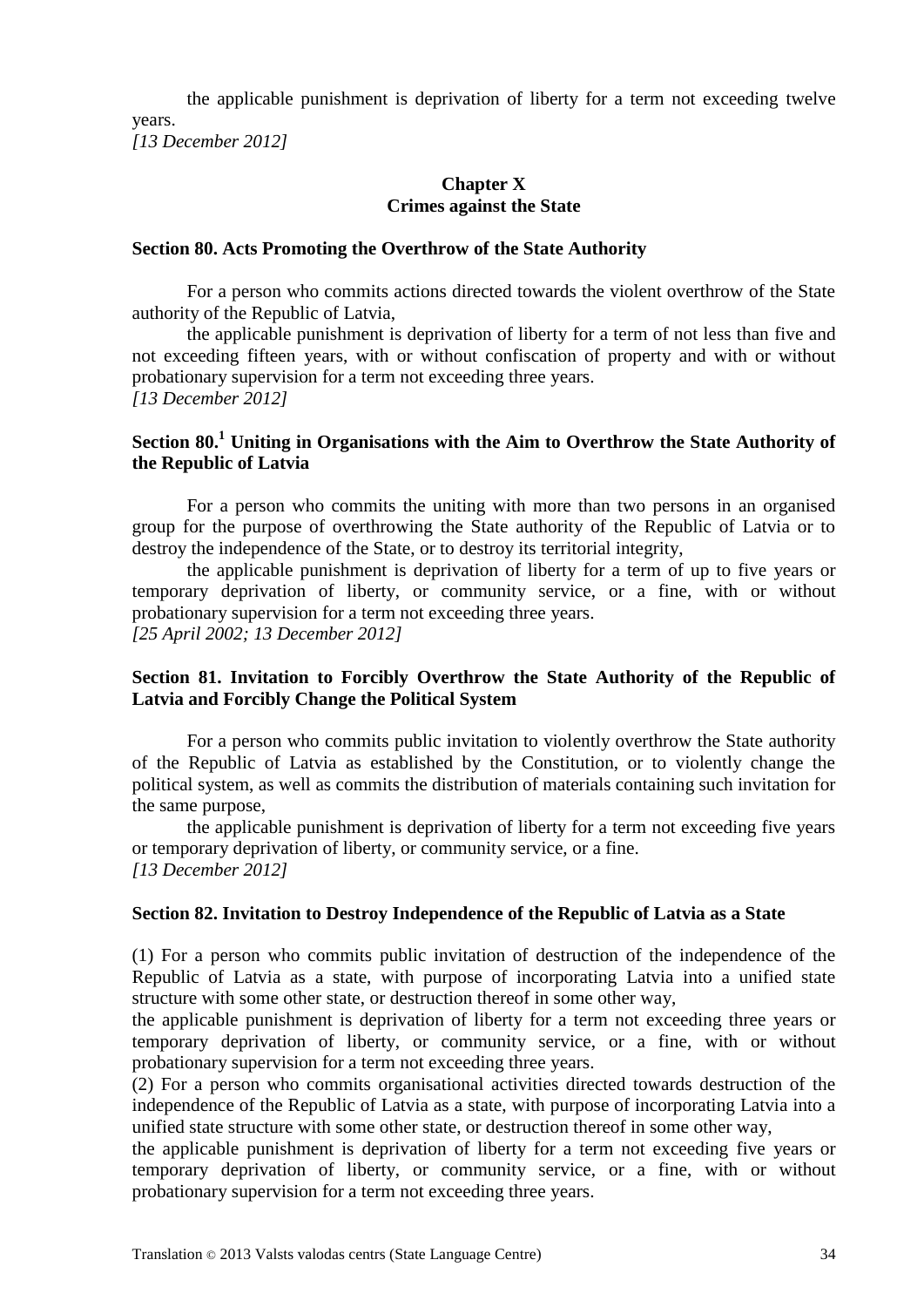the applicable punishment is deprivation of liberty for a term not exceeding twelve years.

*[13 December 2012]*

## Chapter X
## Crimes against the State

### Section 80. Acts Promoting the Overthrow of the State Authority

For a person who commits actions directed towards the violent overthrow of the State authority of the Republic of Latvia,

the applicable punishment is deprivation of liberty for a term of not less than five and not exceeding fifteen years, with or without confiscation of property and with or without probationary supervision for a term not exceeding three years.

*[13 December 2012]*

### Section 80.[1] Uniting in Organisations with the Aim to Overthrow the State Authority of the Republic of Latvia

For a person who commits the uniting with more than two persons in an organised group for the purpose of overthrowing the State authority of the Republic of Latvia or to destroy the independence of the State, or to destroy its territorial integrity,

the applicable punishment is deprivation of liberty for a term of up to five years or temporary deprivation of liberty, or community service, or a fine, with or without probationary supervision for a term not exceeding three years.

*[25 April 2002; 13 December 2012]*

### Section 81. Invitation to Forcibly Overthrow the State Authority of the Republic of Latvia and Forcibly Change the Political System

For a person who commits public invitation to violently overthrow the State authority of the Republic of Latvia as established by the Constitution, or to violently change the political system, as well as commits the distribution of materials containing such invitation for the same purpose,

the applicable punishment is deprivation of liberty for a term not exceeding five years or temporary deprivation of liberty, or community service, or a fine.

*[13 December 2012]*

### Section 82. Invitation to Destroy Independence of the Republic of Latvia as a State

(1) For a person who commits public invitation of destruction of the independence of the Republic of Latvia as a state, with purpose of incorporating Latvia into a unified state structure with some other state, or destruction thereof in some other way,

the applicable punishment is deprivation of liberty for a term not exceeding three years or temporary deprivation of liberty, or community service, or a fine, with or without probationary supervision for a term not exceeding three years.

(2) For a person who commits organisational activities directed towards destruction of the independence of the Republic of Latvia as a state, with purpose of incorporating Latvia into a unified state structure with some other state, or destruction thereof in some other way,

the applicable punishment is deprivation of liberty for a term not exceeding five years or temporary deprivation of liberty, or community service, or a fine, with or without probationary supervision for a term not exceeding three years.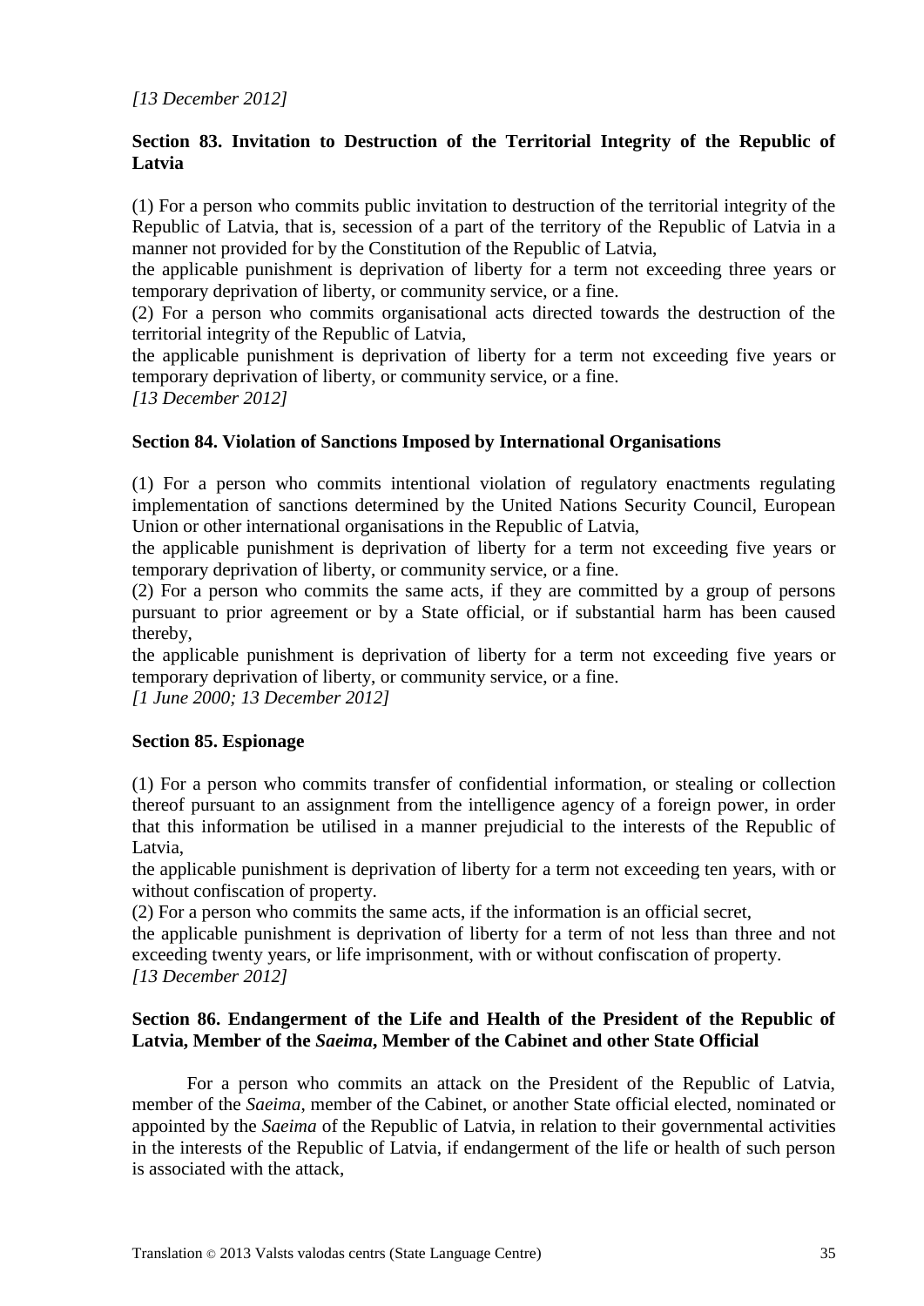*[13 December 2012]*

### Section 83. Invitation to Destruction of the Territorial Integrity of the Republic of Latvia

(1) For a person who commits public invitation to destruction of the territorial integrity of the Republic of Latvia, that is, secession of a part of the territory of the Republic of Latvia in a manner not provided for by the Constitution of the Republic of Latvia,

the applicable punishment is deprivation of liberty for a term not exceeding three years or temporary deprivation of liberty, or community service, or a fine.

(2) For a person who commits organisational acts directed towards the destruction of the territorial integrity of the Republic of Latvia,

the applicable punishment is deprivation of liberty for a term not exceeding five years or temporary deprivation of liberty, or community service, or a fine.

*[13 December 2012]*

### Section 84. Violation of Sanctions Imposed by International Organisations

(1) For a person who commits intentional violation of regulatory enactments regulating implementation of sanctions determined by the United Nations Security Council, European Union or other international organisations in the Republic of Latvia,

the applicable punishment is deprivation of liberty for a term not exceeding five years or temporary deprivation of liberty, or community service, or a fine.

(2) For a person who commits the same acts, if they are committed by a group of persons pursuant to prior agreement or by a State official, or if substantial harm has been caused thereby,

the applicable punishment is deprivation of liberty for a term not exceeding five years or temporary deprivation of liberty, or community service, or a fine.

*[1 June 2000; 13 December 2012]*

### Section 85. Espionage

(1) For a person who commits transfer of confidential information, or stealing or collection thereof pursuant to an assignment from the intelligence agency of a foreign power, in order that this information be utilised in a manner prejudicial to the interests of the Republic of Latvia,

the applicable punishment is deprivation of liberty for a term not exceeding ten years, with or without confiscation of property.

(2) For a person who commits the same acts, if the information is an official secret,

the applicable punishment is deprivation of liberty for a term of not less than three and not exceeding twenty years, or life imprisonment, with or without confiscation of property.

*[13 December 2012]*

### Section 86. Endangerment of the Life and Health of the President of the Republic of Latvia, Member of the *Saeima*, Member of the Cabinet and other State Official

For a person who commits an attack on the President of the Republic of Latvia, member of the *Saeima*, member of the Cabinet, or another State official elected, nominated or appointed by the *Saeima* of the Republic of Latvia, in relation to their governmental activities in the interests of the Republic of Latvia, if endangerment of the life or health of such person is associated with the attack,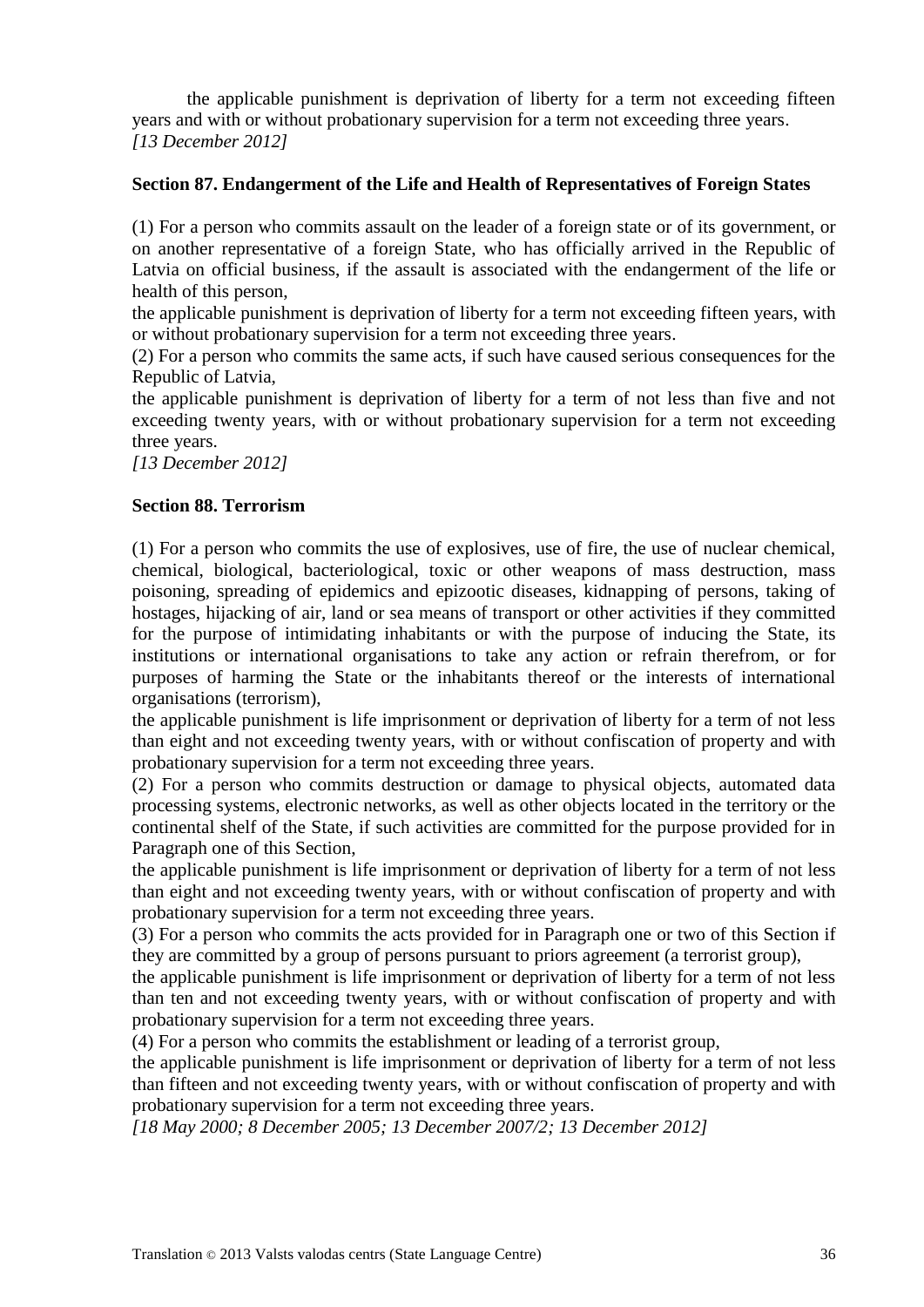the applicable punishment is deprivation of liberty for a term not exceeding fifteen years and with or without probationary supervision for a term not exceeding three years.
*[13 December 2012]*

**Section 87. Endangerment of the Life and Health of Representatives of Foreign States**

(1) For a person who commits assault on the leader of a foreign state or of its government, or on another representative of a foreign State, who has officially arrived in the Republic of Latvia on official business, if the assault is associated with the endangerment of the life or health of this person,
the applicable punishment is deprivation of liberty for a term not exceeding fifteen years, with or without probationary supervision for a term not exceeding three years.
(2) For a person who commits the same acts, if such have caused serious consequences for the Republic of Latvia,
the applicable punishment is deprivation of liberty for a term of not less than five and not exceeding twenty years, with or without probationary supervision for a term not exceeding three years.
*[13 December 2012]*

**Section 88. Terrorism**

(1) For a person who commits the use of explosives, use of fire, the use of nuclear chemical, chemical, biological, bacteriological, toxic or other weapons of mass destruction, mass poisoning, spreading of epidemics and epizootic diseases, kidnapping of persons, taking of hostages, hijacking of air, land or sea means of transport or other activities if they committed for the purpose of intimidating inhabitants or with the purpose of inducing the State, its institutions or international organisations to take any action or refrain therefrom, or for purposes of harming the State or the inhabitants thereof or the interests of international organisations (terrorism),
the applicable punishment is life imprisonment or deprivation of liberty for a term of not less than eight and not exceeding twenty years, with or without confiscation of property and with probationary supervision for a term not exceeding three years.
(2) For a person who commits destruction or damage to physical objects, automated data processing systems, electronic networks, as well as other objects located in the territory or the continental shelf of the State, if such activities are committed for the purpose provided for in Paragraph one of this Section,
the applicable punishment is life imprisonment or deprivation of liberty for a term of not less than eight and not exceeding twenty years, with or without confiscation of property and with probationary supervision for a term not exceeding three years.
(3) For a person who commits the acts provided for in Paragraph one or two of this Section if they are committed by a group of persons pursuant to priors agreement (a terrorist group),
the applicable punishment is life imprisonment or deprivation of liberty for a term of not less than ten and not exceeding twenty years, with or without confiscation of property and with probationary supervision for a term not exceeding three years.
(4) For a person who commits the establishment or leading of a terrorist group,
the applicable punishment is life imprisonment or deprivation of liberty for a term of not less than fifteen and not exceeding twenty years, with or without confiscation of property and with probationary supervision for a term not exceeding three years.
*[18 May 2000; 8 December 2005; 13 December 2007/2; 13 December 2012]*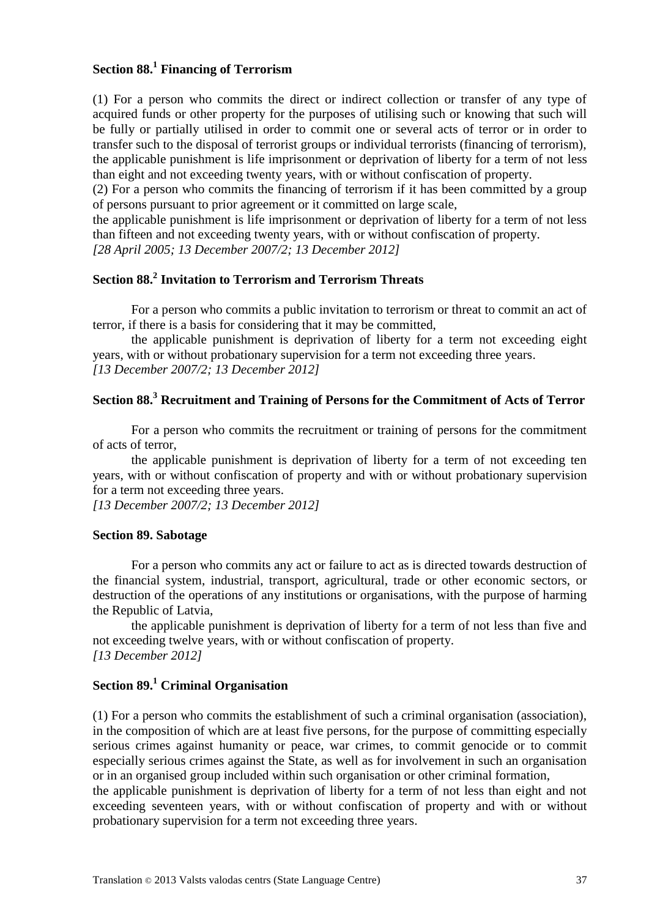### Section 88.[1] Financing of Terrorism

(1) For a person who commits the direct or indirect collection or transfer of any type of acquired funds or other property for the purposes of utilising such or knowing that such will be fully or partially utilised in order to commit one or several acts of terror or in order to transfer such to the disposal of terrorist groups or individual terrorists (financing of terrorism), the applicable punishment is life imprisonment or deprivation of liberty for a term of not less than eight and not exceeding twenty years, with or without confiscation of property.

(2) For a person who commits the financing of terrorism if it has been committed by a group of persons pursuant to prior agreement or it committed on large scale,

the applicable punishment is life imprisonment or deprivation of liberty for a term of not less than fifteen and not exceeding twenty years, with or without confiscation of property.

*[28 April 2005; 13 December 2007/2; 13 December 2012]*

### Section 88.[2] Invitation to Terrorism and Terrorism Threats

For a person who commits a public invitation to terrorism or threat to commit an act of terror, if there is a basis for considering that it may be committed,

the applicable punishment is deprivation of liberty for a term not exceeding eight years, with or without probationary supervision for a term not exceeding three years.

*[13 December 2007/2; 13 December 2012]*

### Section 88.[3] Recruitment and Training of Persons for the Commitment of Acts of Terror

For a person who commits the recruitment or training of persons for the commitment of acts of terror,

the applicable punishment is deprivation of liberty for a term of not exceeding ten years, with or without confiscation of property and with or without probationary supervision for a term not exceeding three years.

*[13 December 2007/2; 13 December 2012]*

### Section 89. Sabotage

For a person who commits any act or failure to act as is directed towards destruction of the financial system, industrial, transport, agricultural, trade or other economic sectors, or destruction of the operations of any institutions or organisations, with the purpose of harming the Republic of Latvia,

the applicable punishment is deprivation of liberty for a term of not less than five and not exceeding twelve years, with or without confiscation of property.

*[13 December 2012]*

### Section 89.[1] Criminal Organisation

(1) For a person who commits the establishment of such a criminal organisation (association), in the composition of which are at least five persons, for the purpose of committing especially serious crimes against humanity or peace, war crimes, to commit genocide or to commit especially serious crimes against the State, as well as for involvement in such an organisation or in an organised group included within such organisation or other criminal formation,

the applicable punishment is deprivation of liberty for a term of not less than eight and not exceeding seventeen years, with or without confiscation of property and with or without probationary supervision for a term not exceeding three years.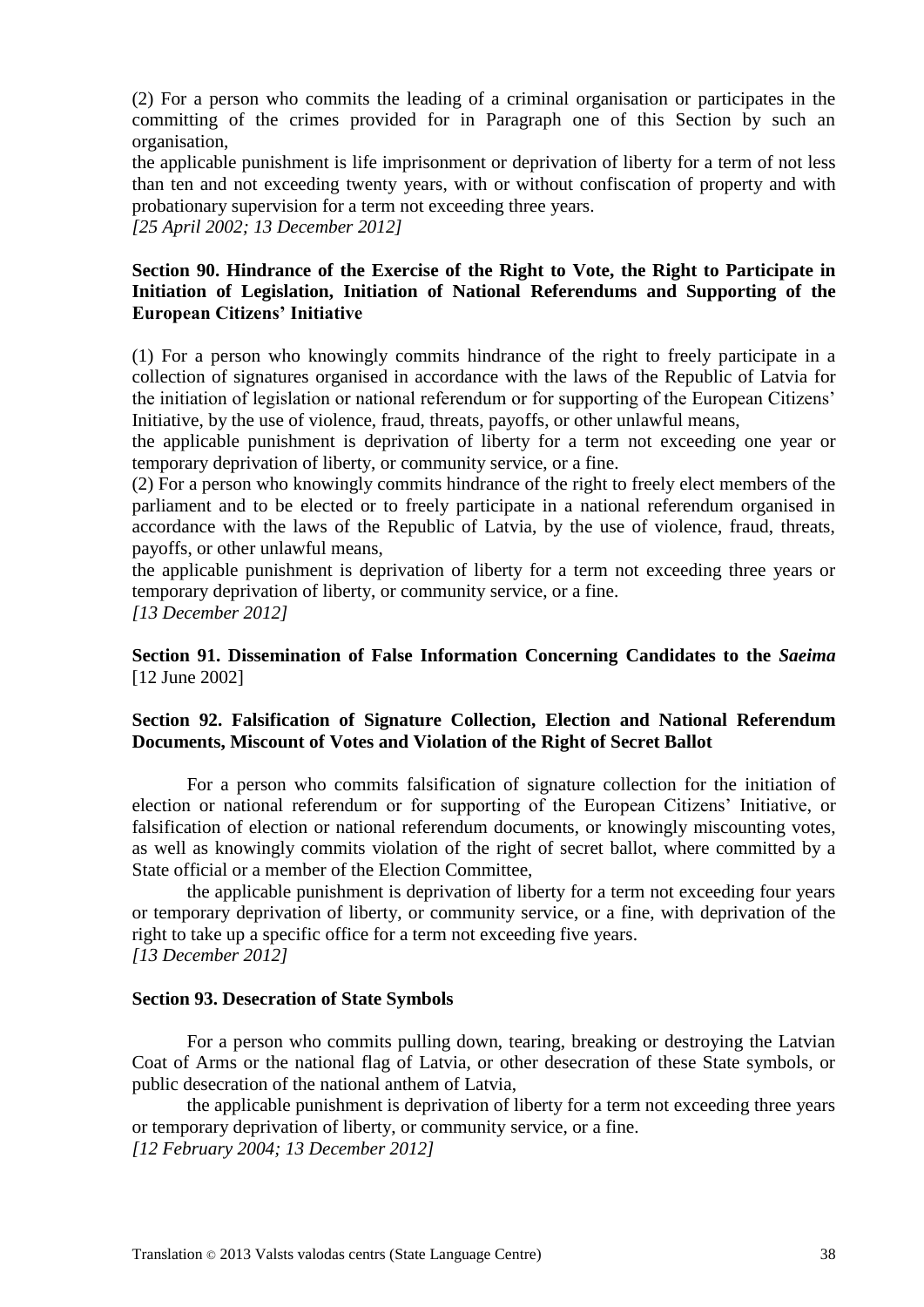(2) For a person who commits the leading of a criminal organisation or participates in the committing of the crimes provided for in Paragraph one of this Section by such an organisation,

the applicable punishment is life imprisonment or deprivation of liberty for a term of not less than ten and not exceeding twenty years, with or without confiscation of property and with probationary supervision for a term not exceeding three years.

*[25 April 2002; 13 December 2012]*

**Section 90. Hindrance of the Exercise of the Right to Vote, the Right to Participate in Initiation of Legislation, Initiation of National Referendums and Supporting of the European Citizens' Initiative**

(1) For a person who knowingly commits hindrance of the right to freely participate in a collection of signatures organised in accordance with the laws of the Republic of Latvia for the initiation of legislation or national referendum or for supporting of the European Citizens' Initiative, by the use of violence, fraud, threats, payoffs, or other unlawful means,

the applicable punishment is deprivation of liberty for a term not exceeding one year or temporary deprivation of liberty, or community service, or a fine.

(2) For a person who knowingly commits hindrance of the right to freely elect members of the parliament and to be elected or to freely participate in a national referendum organised in accordance with the laws of the Republic of Latvia, by the use of violence, fraud, threats, payoffs, or other unlawful means,

the applicable punishment is deprivation of liberty for a term not exceeding three years or temporary deprivation of liberty, or community service, or a fine.

*[13 December 2012]*

**Section 91. Dissemination of False Information Concerning Candidates to the *Saeima***
[12 June 2002]

**Section 92. Falsification of Signature Collection, Election and National Referendum Documents, Miscount of Votes and Violation of the Right of Secret Ballot**

For a person who commits falsification of signature collection for the initiation of election or national referendum or for supporting of the European Citizens' Initiative, or falsification of election or national referendum documents, or knowingly miscounting votes, as well as knowingly commits violation of the right of secret ballot, where committed by a State official or a member of the Election Committee,

the applicable punishment is deprivation of liberty for a term not exceeding four years or temporary deprivation of liberty, or community service, or a fine, with deprivation of the right to take up a specific office for a term not exceeding five years.

*[13 December 2012]*

**Section 93. Desecration of State Symbols**

For a person who commits pulling down, tearing, breaking or destroying the Latvian Coat of Arms or the national flag of Latvia, or other desecration of these State symbols, or public desecration of the national anthem of Latvia,

the applicable punishment is deprivation of liberty for a term not exceeding three years or temporary deprivation of liberty, or community service, or a fine.

*[12 February 2004; 13 December 2012]*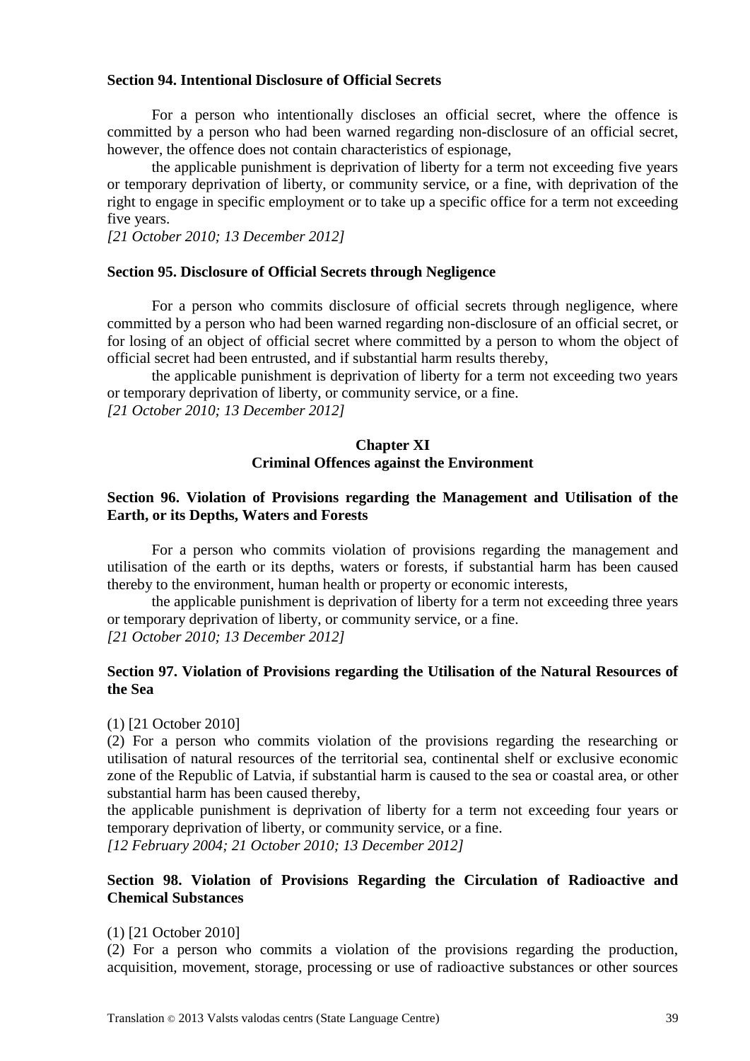**Section 94. Intentional Disclosure of Official Secrets**

For a person who intentionally discloses an official secret, where the offence is committed by a person who had been warned regarding non-disclosure of an official secret, however, the offence does not contain characteristics of espionage,

the applicable punishment is deprivation of liberty for a term not exceeding five years or temporary deprivation of liberty, or community service, or a fine, with deprivation of the right to engage in specific employment or to take up a specific office for a term not exceeding five years.

*[21 October 2010; 13 December 2012]*

**Section 95. Disclosure of Official Secrets through Negligence**

For a person who commits disclosure of official secrets through negligence, where committed by a person who had been warned regarding non-disclosure of an official secret, or for losing of an object of official secret where committed by a person to whom the object of official secret had been entrusted, and if substantial harm results thereby,

the applicable punishment is deprivation of liberty for a term not exceeding two years or temporary deprivation of liberty, or community service, or a fine.

*[21 October 2010; 13 December 2012]*

## Chapter XI
## Criminal Offences against the Environment

**Section 96. Violation of Provisions regarding the Management and Utilisation of the Earth, or its Depths, Waters and Forests**

For a person who commits violation of provisions regarding the management and utilisation of the earth or its depths, waters or forests, if substantial harm has been caused thereby to the environment, human health or property or economic interests,

the applicable punishment is deprivation of liberty for a term not exceeding three years or temporary deprivation of liberty, or community service, or a fine.

*[21 October 2010; 13 December 2012]*

**Section 97. Violation of Provisions regarding the Utilisation of the Natural Resources of the Sea**

(1) [21 October 2010]

(2) For a person who commits violation of the provisions regarding the researching or utilisation of natural resources of the territorial sea, continental shelf or exclusive economic zone of the Republic of Latvia, if substantial harm is caused to the sea or coastal area, or other substantial harm has been caused thereby,

the applicable punishment is deprivation of liberty for a term not exceeding four years or temporary deprivation of liberty, or community service, or a fine.

*[12 February 2004; 21 October 2010; 13 December 2012]*

**Section 98. Violation of Provisions Regarding the Circulation of Radioactive and Chemical Substances**

(1) [21 October 2010]

(2) For a person who commits a violation of the provisions regarding the production, acquisition, movement, storage, processing or use of radioactive substances or other sources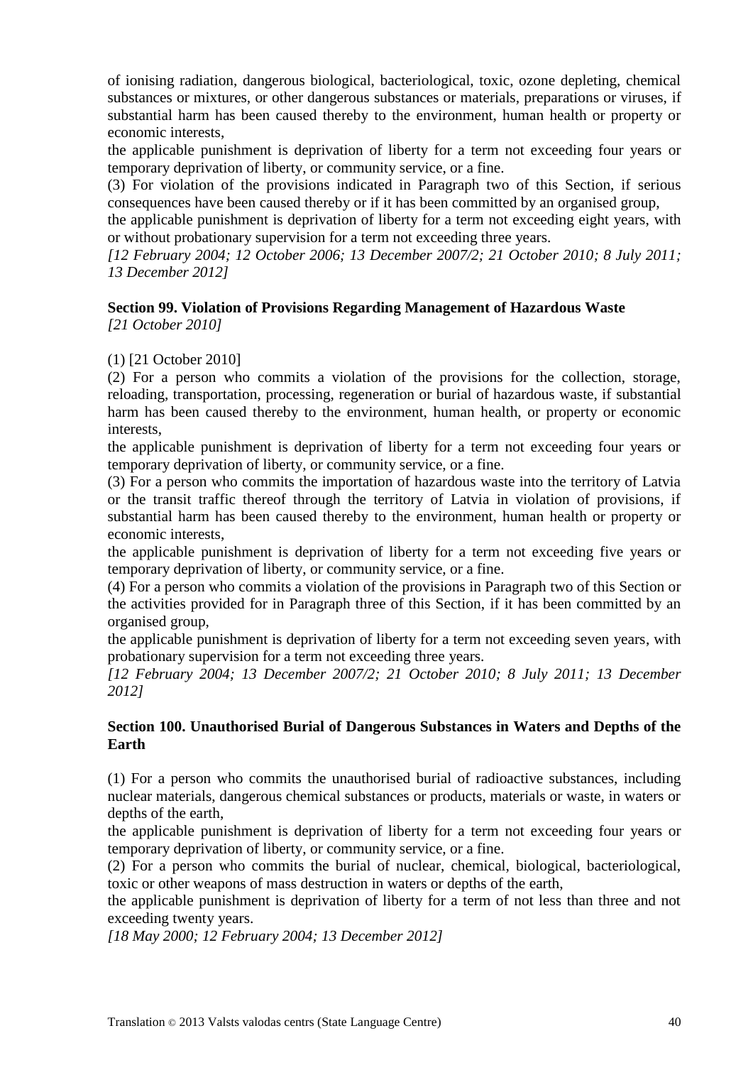of ionising radiation, dangerous biological, bacteriological, toxic, ozone depleting, chemical substances or mixtures, or other dangerous substances or materials, preparations or viruses, if substantial harm has been caused thereby to the environment, human health or property or economic interests,

the applicable punishment is deprivation of liberty for a term not exceeding four years or temporary deprivation of liberty, or community service, or a fine.

(3) For violation of the provisions indicated in Paragraph two of this Section, if serious consequences have been caused thereby or if it has been committed by an organised group,

the applicable punishment is deprivation of liberty for a term not exceeding eight years, with or without probationary supervision for a term not exceeding three years.

*[12 February 2004; 12 October 2006; 13 December 2007/2; 21 October 2010; 8 July 2011; 13 December 2012]*

**Section 99. Violation of Provisions Regarding Management of Hazardous Waste**
*[21 October 2010]*

(1) [21 October 2010]

(2) For a person who commits a violation of the provisions for the collection, storage, reloading, transportation, processing, regeneration or burial of hazardous waste, if substantial harm has been caused thereby to the environment, human health, or property economic interests,

the applicable punishment is deprivation of liberty for a term not exceeding four years or temporary deprivation of liberty, or community service, or a fine.

(3) For a person who commits the importation of hazardous waste into the territory of Latvia or the transit traffic thereof through the territory of Latvia in violation of provisions, if substantial harm has been caused thereby to the environment, human health or property or economic interests,

the applicable punishment is deprivation of liberty for a term not exceeding five years or temporary deprivation of liberty, or community service, or a fine.

(4) For a person who commits a violation of the provisions in Paragraph two of this Section or the activities provided for in Paragraph three of this Section, if it has been committed by an organised group,

the applicable punishment is deprivation of liberty for a term not exceeding seven years, with probationary supervision for a term not exceeding three years.

*[12 February 2004; 13 December 2007/2; 21 October 2010; 8 July 2011; 13 December 2012]*

**Section 100. Unauthorised Burial of Dangerous Substances in Waters and Depths of the Earth**

(1) For a person who commits the unauthorised burial of radioactive substances, including nuclear materials, dangerous chemical substances or products, materials or waste, in waters or depths of the earth,

the applicable punishment is deprivation of liberty for a term not exceeding four years or temporary deprivation of liberty, or community service, or a fine.

(2) For a person who commits the burial of nuclear, chemical, biological, bacteriological, toxic or other weapons of mass destruction in waters or depths of the earth,

the applicable punishment is deprivation of liberty for a term of not less than three and not exceeding twenty years.

*[18 May 2000; 12 February 2004; 13 December 2012]*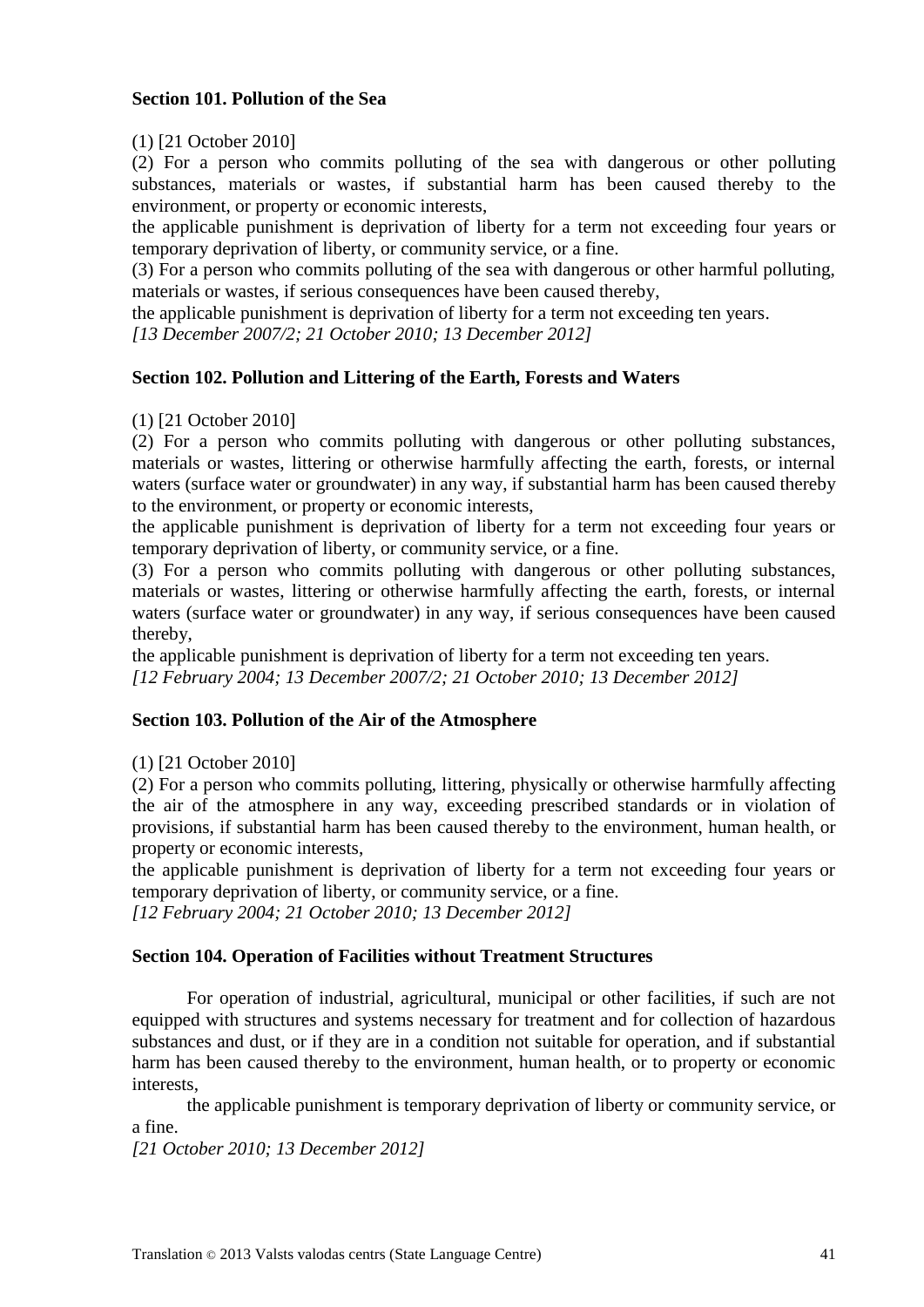**Section 101. Pollution of the Sea**

(1) [21 October 2010]

(2) For a person who commits polluting of the sea with dangerous or other polluting substances, materials or wastes, if substantial harm has been caused thereby to the environment, or property or economic interests,

the applicable punishment is deprivation of liberty for a term not exceeding four years or temporary deprivation of liberty, or community service, or a fine.

(3) For a person who commits polluting of the sea with dangerous or other harmful polluting, materials or wastes, if serious consequences have been caused thereby,

the applicable punishment is deprivation of liberty for a term not exceeding ten years.

*[13 December 2007/2; 21 October 2010; 13 December 2012]*

**Section 102. Pollution and Littering of the Earth, Forests and Waters**

(1) [21 October 2010]

(2) For a person who commits polluting with dangerous or other polluting substances, materials or wastes, littering or otherwise harmfully affecting the earth, forests, or internal waters (surface water or groundwater) in any way, if substantial harm has been caused thereby to the environment, or property or economic interests,

the applicable punishment is deprivation of liberty for a term not exceeding four years or temporary deprivation of liberty, or community service, or a fine.

(3) For a person who commits polluting with dangerous or other polluting substances, materials or wastes, littering or otherwise harmfully affecting the earth, forests, or internal waters (surface water or groundwater) in any way, if serious consequences have been caused thereby,

the applicable punishment is deprivation of liberty for a term not exceeding ten years.

*[12 February 2004; 13 December 2007/2; 21 October 2010; 13 December 2012]*

**Section 103. Pollution of the Air of the Atmosphere**

(1) [21 October 2010]

(2) For a person who commits polluting, littering, physically or otherwise harmfully affecting the air of the atmosphere in any way, exceeding prescribed standards or in violation of provisions, if substantial harm has been caused thereby to the environment, human health, or property or economic interests,

the applicable punishment is deprivation of liberty for a term not exceeding four years or temporary deprivation of liberty, or community service, or a fine.

*[12 February 2004; 21 October 2010; 13 December 2012]*

**Section 104. Operation of Facilities without Treatment Structures**

For operation of industrial, agricultural, municipal or other facilities, if such are not equipped with structures and systems necessary for treatment and for collection of hazardous substances and dust, or if they are in a condition not suitable for operation, and if substantial harm has been caused thereby to the environment, human health, or to property or economic interests,

the applicable punishment is temporary deprivation of liberty or community service, or a fine.

*[21 October 2010; 13 December 2012]*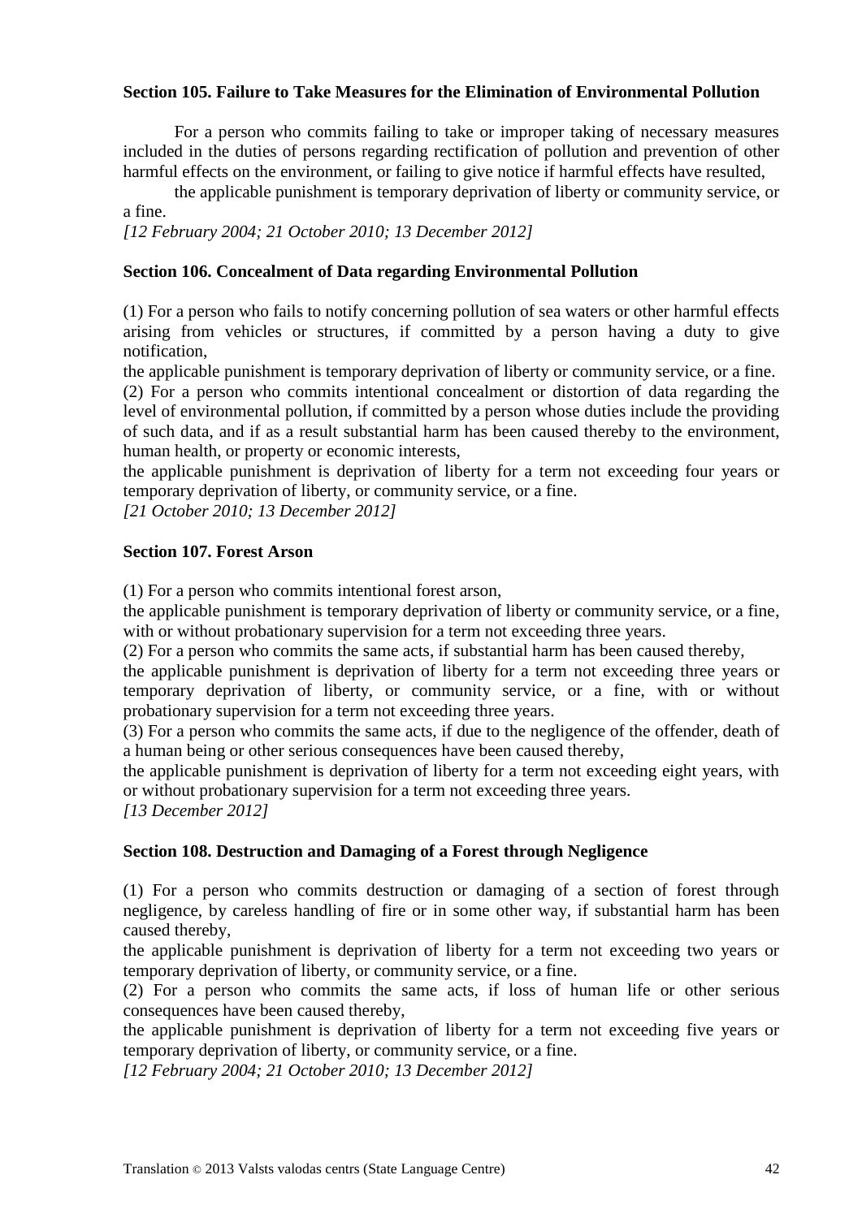**Section 105. Failure to Take Measures for the Elimination of Environmental Pollution**

For a person who commits failing to take or improper taking of necessary measures included in the duties of persons regarding rectification of pollution and prevention of other harmful effects on the environment, or failing to give notice if harmful effects have resulted,

the applicable punishment is temporary deprivation of liberty or community service, or a fine.

*[12 February 2004; 21 October 2010; 13 December 2012]*

**Section 106. Concealment of Data regarding Environmental Pollution**

(1) For a person who fails to notify concerning pollution of sea waters or other harmful effects arising from vehicles or structures, if committed by a person having a duty to give notification,

the applicable punishment is temporary deprivation of liberty or community service, or a fine.

(2) For a person who commits intentional concealment or distortion of data regarding the level of environmental pollution, if committed by a person whose duties include the providing of such data, and if as a result substantial harm has been caused thereby to the environment, human health, or property or economic interests,

the applicable punishment is deprivation of liberty for a term not exceeding four years or temporary deprivation of liberty, or community service, or a fine.

*[21 October 2010; 13 December 2012]*

**Section 107. Forest Arson**

(1) For a person who commits intentional forest arson,

the applicable punishment is temporary deprivation of liberty or community service, or a fine, with or without probationary supervision for a term not exceeding three years.

(2) For a person who commits the same acts, if substantial harm has been caused thereby,

the applicable punishment is deprivation of liberty for a term not exceeding three years or temporary deprivation of liberty, or community service, or a fine, with or without probationary supervision for a term not exceeding three years.

(3) For a person who commits the same acts, if due to the negligence of the offender, death of a human being or other serious consequences have been caused thereby,

the applicable punishment is deprivation of liberty for a term not exceeding eight years, with or without probationary supervision for a term not exceeding three years.

*[13 December 2012]*

**Section 108. Destruction and Damaging of a Forest through Negligence**

(1) For a person who commits destruction or damaging of a section of forest through negligence, by careless handling of fire or in some other way, if substantial harm has been caused thereby,

the applicable punishment is deprivation of liberty for a term not exceeding two years or temporary deprivation of liberty, or community service, or a fine.

(2) For a person who commits the same acts, if loss of human life or other serious consequences have been caused thereby,

the applicable punishment is deprivation of liberty for a term not exceeding five years or temporary deprivation of liberty, or community service, or a fine.

*[12 February 2004; 21 October 2010; 13 December 2012]*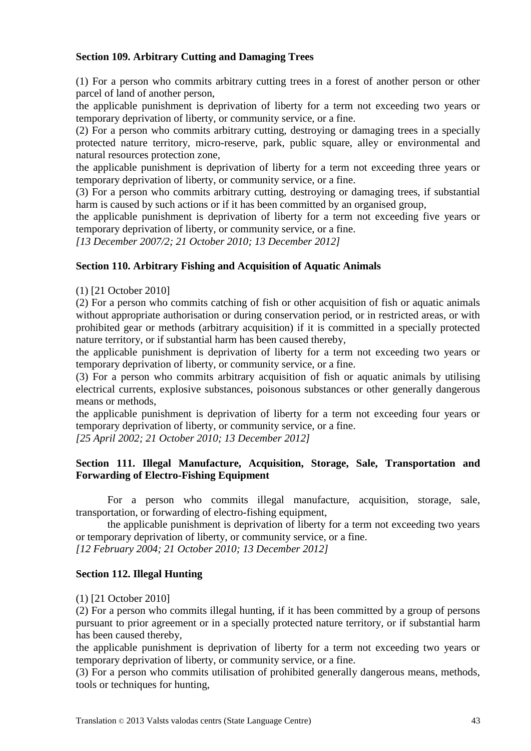**Section 109. Arbitrary Cutting and Damaging Trees**

(1) For a person who commits arbitrary cutting trees in a forest of another person or other parcel of land of another person,
the applicable punishment is deprivation of liberty for a term not exceeding two years or temporary deprivation of liberty, or community service, or a fine.
(2) For a person who commits arbitrary cutting, destroying or damaging trees in a specially protected nature territory, micro-reserve, park, public square, alley or environmental and natural resources protection zone,
the applicable punishment is deprivation of liberty for a term not exceeding three years or temporary deprivation of liberty, or community service, or a fine.
(3) For a person who commits arbitrary cutting, destroying or damaging trees, if substantial harm is caused by such actions or if it has been committed by an organised group,
the applicable punishment is deprivation of liberty for a term not exceeding five years or temporary deprivation of liberty, or community service, or a fine.
*[13 December 2007/2; 21 October 2010; 13 December 2012]*

**Section 110. Arbitrary Fishing and Acquisition of Aquatic Animals**

(1) [21 October 2010]
(2) For a person who commits catching of fish or other acquisition of fish or aquatic animals without appropriate authorisation or during conservation period, or in restricted areas, or with prohibited gear or methods (arbitrary acquisition) if it is committed in a specially protected nature territory, or if substantial harm has been caused thereby,
the applicable punishment is deprivation of liberty for a term not exceeding two years or temporary deprivation of liberty, or community service, or a fine.
(3) For a person who commits arbitrary acquisition of fish or aquatic animals by utilising electrical currents, explosive substances, poisonous substances or other generally dangerous means or methods,
the applicable punishment is deprivation of liberty for a term not exceeding four years or temporary deprivation of liberty, or community service, or a fine.
*[25 April 2002; 21 October 2010; 13 December 2012]*

**Section 111. Illegal Manufacture, Acquisition, Storage, Sale, Transportation and Forwarding of Electro-Fishing Equipment**

For a person who commits illegal manufacture, acquisition, storage, sale, transportation, or forwarding of electro-fishing equipment,
the applicable punishment is deprivation of liberty for a term not exceeding two years or temporary deprivation of liberty, or community service, or a fine.
*[12 February 2004; 21 October 2010; 13 December 2012]*

**Section 112. Illegal Hunting**

(1) [21 October 2010]
(2) For a person who commits illegal hunting, if it has been committed by a group of persons pursuant to prior agreement or in a specially protected nature territory, or if substantial harm has been caused thereby,
the applicable punishment is deprivation of liberty for a term not exceeding two years or temporary deprivation of liberty, or community service, or a fine.
(3) For a person who commits utilisation of prohibited generally dangerous means, methods, tools or techniques for hunting,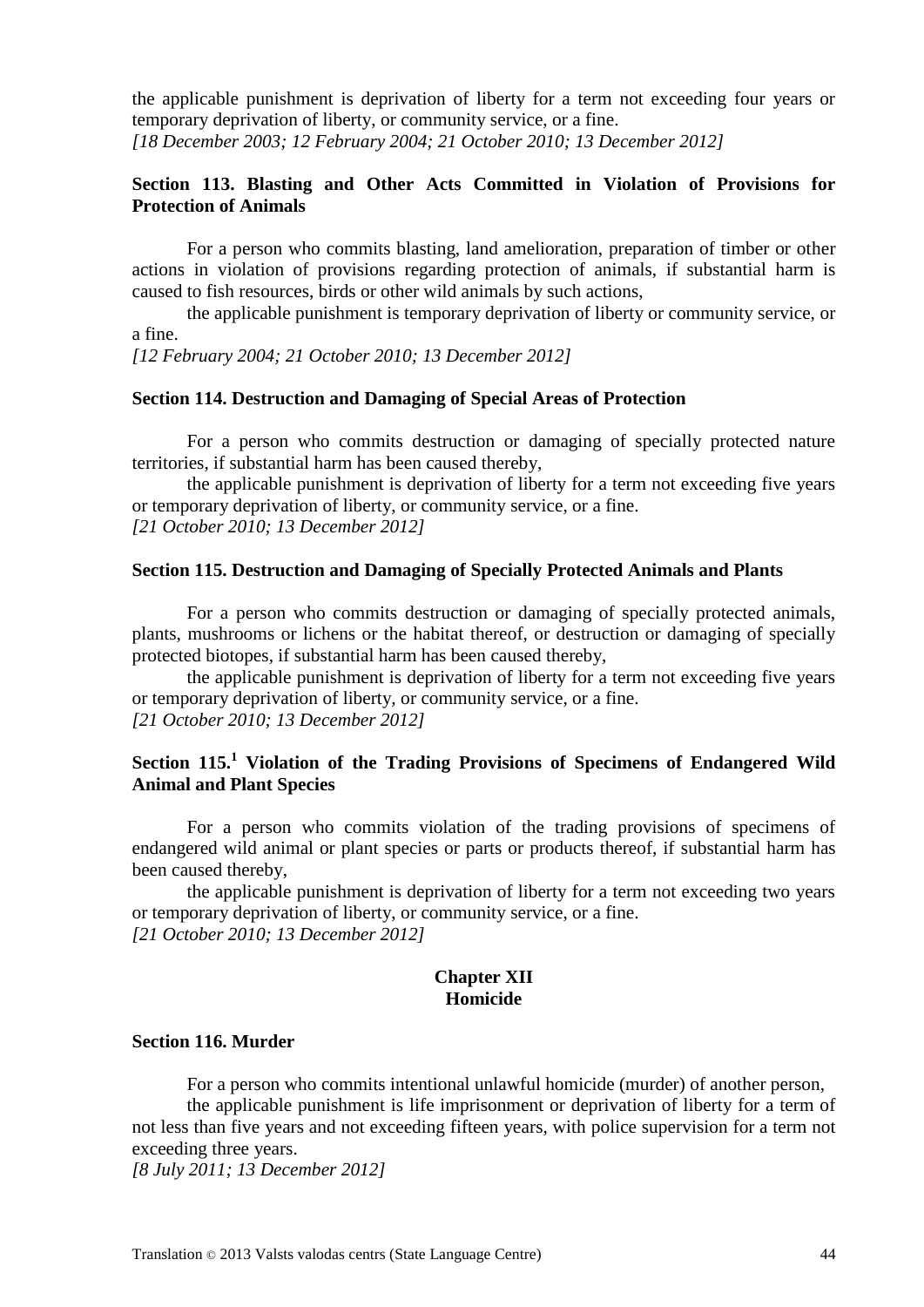the applicable punishment is deprivation of liberty for a term not exceeding four years or temporary deprivation of liberty, or community service, or a fine.

*[18 December 2003; 12 February 2004; 21 October 2010; 13 December 2012]*

**Section 113. Blasting and Other Acts Committed in Violation of Provisions for Protection of Animals**

For a person who commits blasting, land amelioration, preparation of timber or other actions in violation of provisions regarding protection of animals, if substantial harm is caused to fish resources, birds or other wild animals by such actions,

the applicable punishment is temporary deprivation of liberty or community service, or a fine.

*[12 February 2004; 21 October 2010; 13 December 2012]*

**Section 114. Destruction and Damaging of Special Areas of Protection**

For a person who commits destruction or damaging of specially protected nature territories, if substantial harm has been caused thereby,

the applicable punishment is deprivation of liberty for a term not exceeding five years or temporary deprivation of liberty, or community service, or a fine.

*[21 October 2010; 13 December 2012]*

**Section 115. Destruction and Damaging of Specially Protected Animals and Plants**

For a person who commits destruction or damaging of specially protected animals, plants, mushrooms or lichens or the habitat thereof, or destruction or damaging of specially protected biotopes, if substantial harm has been caused thereby,

the applicable punishment is deprivation of liberty for a term not exceeding five years or temporary deprivation of liberty, or community service, or a fine.

*[21 October 2010; 13 December 2012]*

**Section 115.[1] Violation of the Trading Provisions of Specimens of Endangered Wild Animal and Plant Species**

For a person who commits violation of the trading provisions of specimens of endangered wild animal or plant species or parts or products thereof, if substantial harm has been caused thereby,

the applicable punishment is deprivation of liberty for a term not exceeding two years or temporary deprivation of liberty, or community service, or a fine.

*[21 October 2010; 13 December 2012]*

## Chapter XII
## Homicide

**Section 116. Murder**

For a person who commits intentional unlawful homicide (murder) of another person,

the applicable punishment is life imprisonment or deprivation of liberty for a term of not less than five years and not exceeding fifteen years, with police supervision for a term not exceeding three years.

*[8 July 2011; 13 December 2012]*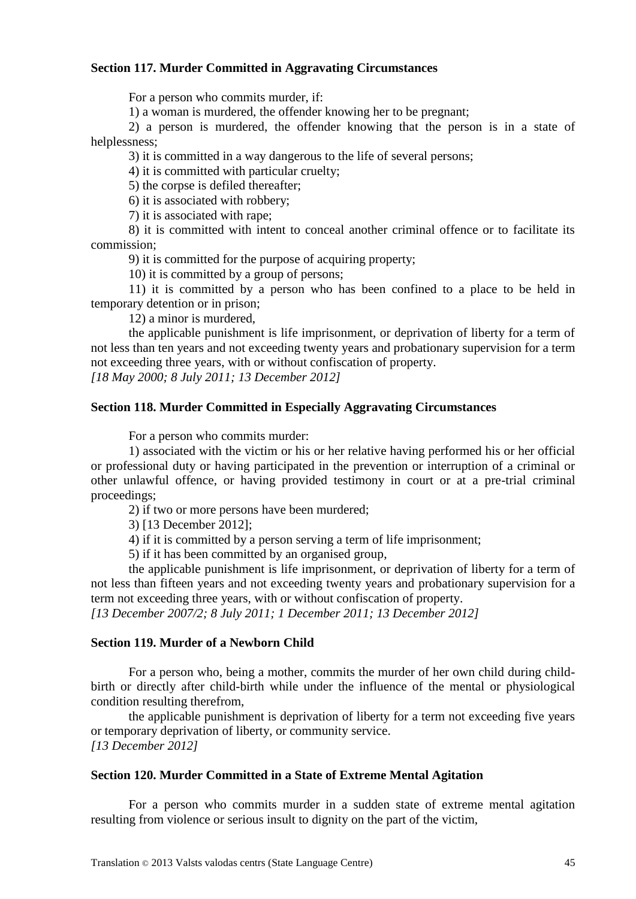**Section 117. Murder Committed in Aggravating Circumstances**

For a person who commits murder, if:

1) a woman is murdered, the offender knowing her to be pregnant;

2) a person is murdered, the offender knowing that the person is in a state of helplessness;

3) it is committed in a way dangerous to the life of several persons;

4) it is committed with particular cruelty;

5) the corpse is defiled thereafter;

6) it is associated with robbery;

7) it is associated with rape;

8) it is committed with intent to conceal another criminal offence or to facilitate its commission;

9) it is committed for the purpose of acquiring property;

10) it is committed by a group of persons;

11) it is committed by a person who has been confined to a place to be held in temporary detention or in prison;

12) a minor is murdered,

the applicable punishment is life imprisonment, or deprivation of liberty for a term of not less than ten years and not exceeding twenty years and probationary supervision for a term not exceeding three years, with or without confiscation of property.

*[18 May 2000; 8 July 2011; 13 December 2012]*

**Section 118. Murder Committed in Especially Aggravating Circumstances**

For a person who commits murder:

1) associated with the victim or his or her relative having performed his or her official or professional duty or having participated in the prevention or interruption of a criminal or other unlawful offence, or having provided testimony in court or at a pre-trial criminal proceedings;

2) if two or more persons have been murdered;

3) [13 December 2012];

4) if it is committed by a person serving a term of life imprisonment;

5) if it has been committed by an organised group,

the applicable punishment is life imprisonment, or deprivation of liberty for a term of not less than fifteen years and not exceeding twenty years and probationary supervision for a term not exceeding three years, with or without confiscation of property.

*[13 December 2007/2; 8 July 2011; 1 December 2011; 13 December 2012]*

**Section 119. Murder of a Newborn Child**

For a person who, being a mother, commits the murder of her own child during child-birth or directly after child-birth while under the influence of the mental or physiological condition resulting therefrom,

the applicable punishment is deprivation of liberty for a term not exceeding five years or temporary deprivation of liberty, or community service.

*[13 December 2012]*

**Section 120. Murder Committed in a State of Extreme Mental Agitation**

For a person who commits murder in a sudden state of extreme mental agitation resulting from violence or serious insult to dignity on the part of the victim,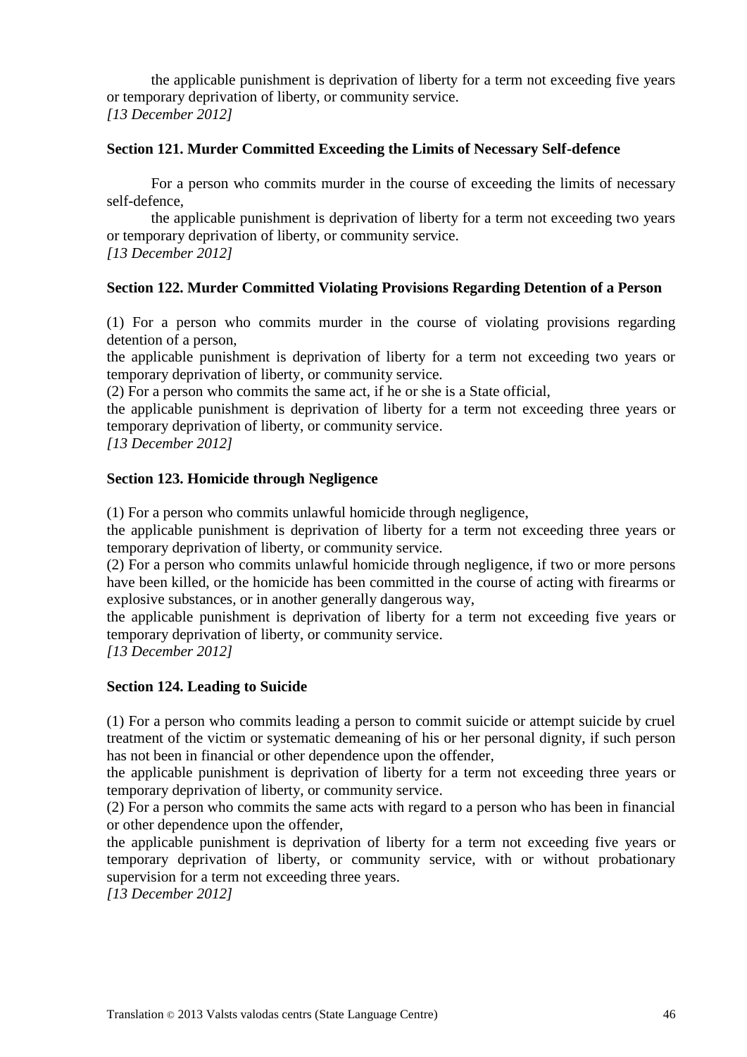the applicable punishment is deprivation of liberty for a term not exceeding five years or temporary deprivation of liberty, or community service.
*[13 December 2012]*

**Section 121. Murder Committed Exceeding the Limits of Necessary Self-defence**

For a person who commits murder in the course of exceeding the limits of necessary self-defence,

the applicable punishment is deprivation of liberty for a term not exceeding two years or temporary deprivation of liberty, or community service.
*[13 December 2012]*

**Section 122. Murder Committed Violating Provisions Regarding Detention of a Person**

(1) For a person who commits murder in the course of violating provisions regarding detention of a person,
the applicable punishment is deprivation of liberty for a term not exceeding two years or temporary deprivation of liberty, or community service.
(2) For a person who commits the same act, if he or she is a State official,
the applicable punishment is deprivation of liberty for a term not exceeding three years or temporary deprivation of liberty, or community service.
*[13 December 2012]*

**Section 123. Homicide through Negligence**

(1) For a person who commits unlawful homicide through negligence,
the applicable punishment is deprivation of liberty for a term not exceeding three years or temporary deprivation of liberty, or community service.
(2) For a person who commits unlawful homicide through negligence, if two or more persons have been killed, or the homicide has been committed in the course of acting with firearms or explosive substances, or in another generally dangerous way,
the applicable punishment is deprivation of liberty for a term not exceeding five years or temporary deprivation of liberty, or community service.
*[13 December 2012]*

**Section 124. Leading to Suicide**

(1) For a person who commits leading a person to commit suicide or attempt suicide by cruel treatment of the victim or systematic demeaning of his or her personal dignity, if such person has not been in financial or other dependence upon the offender,
the applicable punishment is deprivation of liberty for a term not exceeding three years or temporary deprivation of liberty, or community service.
(2) For a person who commits the same acts with regard to a person who has been in financial or other dependence upon the offender,
the applicable punishment is deprivation of liberty for a term not exceeding five years or temporary deprivation of liberty, or community service, with or without probationary supervision for a term not exceeding three years.
*[13 December 2012]*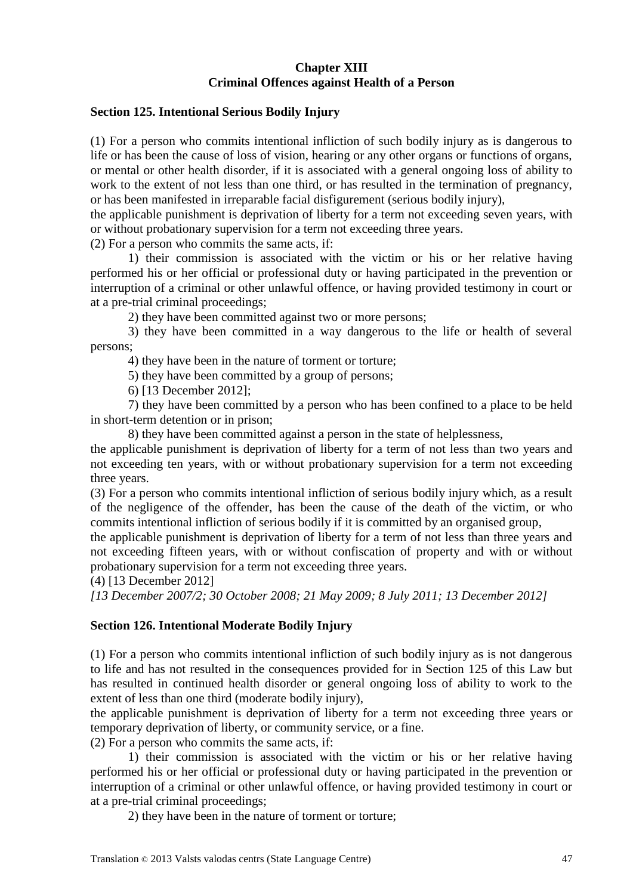## Chapter XIII
## Criminal Offences against Health of a Person

### Section 125. Intentional Serious Bodily Injury

(1) For a person who commits intentional infliction of such bodily injury as is dangerous to life or has been the cause of loss of vision, hearing or any other organs or functions of organs, or mental or other health disorder, if it is associated with a general ongoing loss of ability to work to the extent of not less than one third, or has resulted in the termination of pregnancy, or has been manifested in irreparable facial disfigurement (serious bodily injury),

the applicable punishment is deprivation of liberty for a term not exceeding seven years, with or without probationary supervision for a term not exceeding three years.

(2) For a person who commits the same acts, if:

1) their commission is associated with the victim or his or her relative having performed his or her official or professional duty or having participated in the prevention or interruption of a criminal or other unlawful offence, or having provided testimony in court or at a pre-trial criminal proceedings;

2) they have been committed against two or more persons;

3) they have been committed in a way dangerous to the life or health of several persons;

4) they have been in the nature of torment or torture;

5) they have been committed by a group of persons;

6) [13 December 2012];

7) they have been committed by a person who has been confined to a place to be held in short-term detention or in prison;

8) they have been committed against a person in the state of helplessness,

the applicable punishment is deprivation of liberty for a term of not less than two years and not exceeding ten years, with or without probationary supervision for a term not exceeding three years.

(3) For a person who commits intentional infliction of serious bodily injury which, as a result of the negligence of the offender, has been the cause of the death of the victim, or who commits intentional infliction of serious bodily if it is committed by an organised group,

the applicable punishment is deprivation of liberty for a term of not less than three years and not exceeding fifteen years, with or without confiscation of property and with or without probationary supervision for a term not exceeding three years.

(4) [13 December 2012]

*[13 December 2007/2; 30 October 2008; 21 May 2009; 8 July 2011; 13 December 2012]*

### Section 126. Intentional Moderate Bodily Injury

(1) For a person who commits intentional infliction of such bodily injury as is not dangerous to life and has not resulted in the consequences provided for in Section 125 of this Law but has resulted in continued health disorder or general ongoing loss of ability to work to the extent of less than one third (moderate bodily injury),

the applicable punishment is deprivation of liberty for a term not exceeding three years or temporary deprivation of liberty, or community service, or a fine.

(2) For a person who commits the same acts, if:

1) their commission is associated with the victim or his or her relative having performed his or her official or professional duty or having participated in the prevention or interruption of a criminal or other unlawful offence, or having provided testimony in court or at a pre-trial criminal proceedings;

2) they have been in the nature of torment or torture;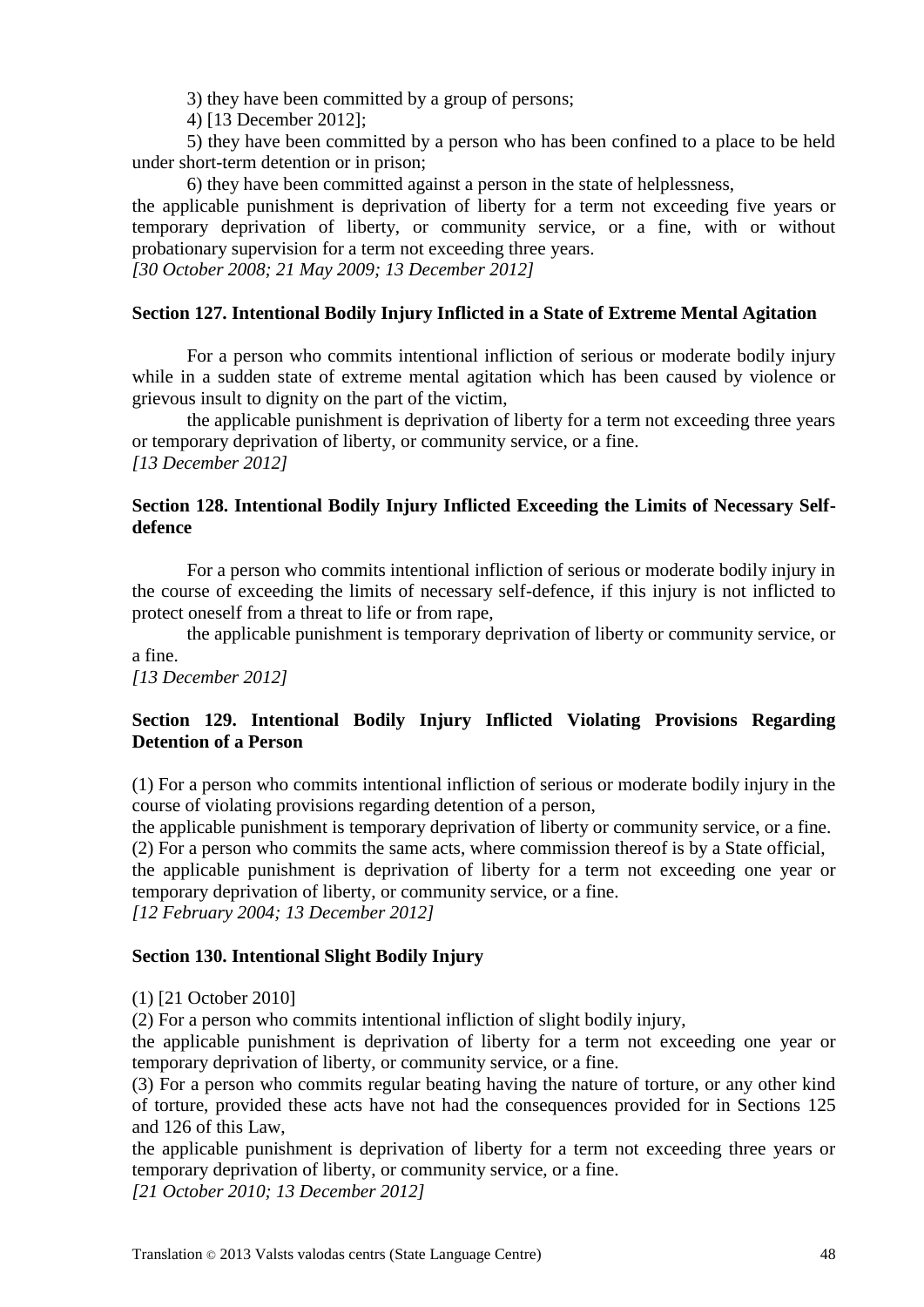3) they have been committed by a group of persons;

4) [13 December 2012];

5) they have been committed by a person who has been confined to a place to be held under short-term detention or in prison;

6) they have been committed against a person in the state of helplessness,

the applicable punishment is deprivation of liberty for a term not exceeding five years or temporary deprivation of liberty, or community service, or a fine, with or without probationary supervision for a term not exceeding three years.

*[30 October 2008; 21 May 2009; 13 December 2012]*

**Section 127. Intentional Bodily Injury Inflicted in a State of Extreme Mental Agitation**

For a person who commits intentional infliction of serious or moderate bodily injury while in a sudden state of extreme mental agitation which has been caused by violence or grievous insult to dignity on the part of the victim,

the applicable punishment is deprivation of liberty for a term not exceeding three years or temporary deprivation of liberty, or community service, or a fine.

*[13 December 2012]*

**Section 128. Intentional Bodily Injury Inflicted Exceeding the Limits of Necessary Self-defence**

For a person who commits intentional infliction of serious or moderate bodily injury in the course of exceeding the limits of necessary self-defence, if this injury is not inflicted to protect oneself from a threat to life or from rape,

the applicable punishment is temporary deprivation of liberty or community service, or a fine.

*[13 December 2012]*

**Section 129. Intentional Bodily Injury Inflicted Violating Provisions Regarding Detention of a Person**

(1) For a person who commits intentional infliction of serious or moderate bodily injury in the course of violating provisions regarding detention of a person,

the applicable punishment is temporary deprivation of liberty or community service, or a fine.

(2) For a person who commits the same acts, where commission thereof is by a State official,

the applicable punishment is deprivation of liberty for a term not exceeding one year or temporary deprivation of liberty, or community service, or a fine.

*[12 February 2004; 13 December 2012]*

**Section 130. Intentional Slight Bodily Injury**

(1) [21 October 2010]

(2) For a person who commits intentional infliction of slight bodily injury,

the applicable punishment is deprivation of liberty for a term not exceeding one year or temporary deprivation of liberty, or community service, or a fine.

(3) For a person who commits regular beating having the nature of torture, or any other kind of torture, provided these acts have not had the consequences provided for in Sections 125 and 126 of this Law,

the applicable punishment is deprivation of liberty for a term not exceeding three years or temporary deprivation of liberty, or community service, or a fine.

*[21 October 2010; 13 December 2012]*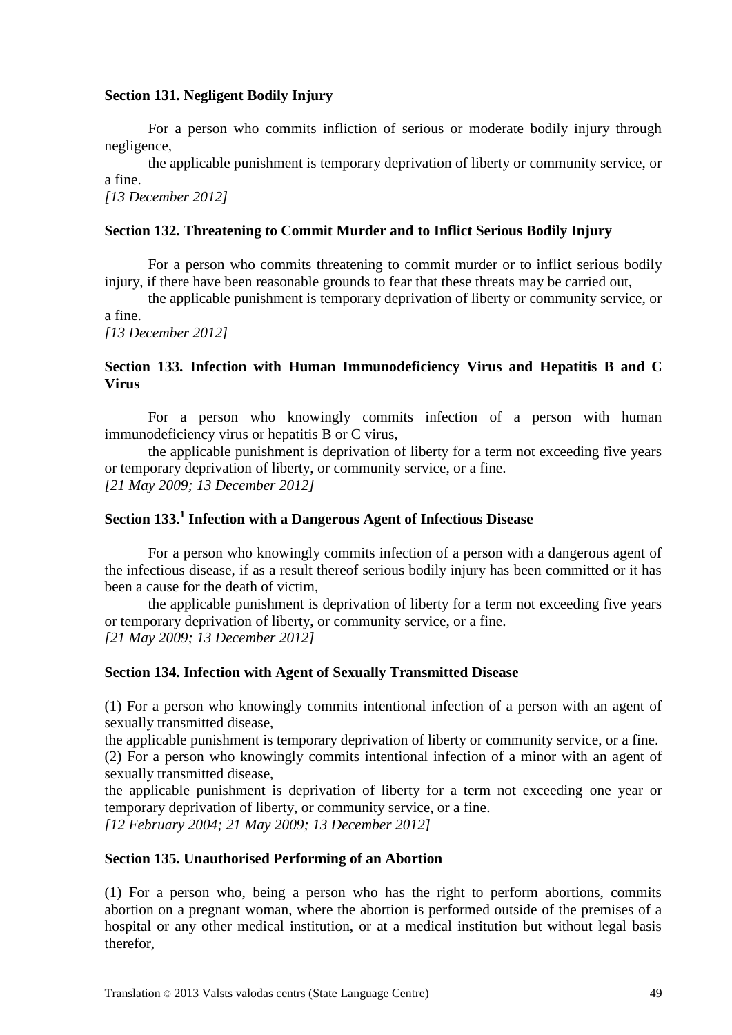**Section 131. Negligent Bodily Injury**

For a person who commits infliction of serious or moderate bodily injury through negligence,

the applicable punishment is temporary deprivation of liberty or community service, or a fine.

*[13 December 2012]*

**Section 132. Threatening to Commit Murder and to Inflict Serious Bodily Injury**

For a person who commits threatening to commit murder or to inflict serious bodily injury, if there have been reasonable grounds to fear that these threats may be carried out,

the applicable punishment is temporary deprivation of liberty or community service, or a fine.

*[13 December 2012]*

**Section 133. Infection with Human Immunodeficiency Virus and Hepatitis B and C Virus**

For a person who knowingly commits infection of a person with human immunodeficiency virus or hepatitis B or C virus,

the applicable punishment is deprivation of liberty for a term not exceeding five years or temporary deprivation of liberty, or community service, or a fine.

*[21 May 2009; 13 December 2012]*

**Section 133.[1] Infection with a Dangerous Agent of Infectious Disease**

For a person who knowingly commits infection of a person with a dangerous agent of the infectious disease, if as a result thereof serious bodily injury has been committed or it has been a cause for the death of victim,

the applicable punishment is deprivation of liberty for a term not exceeding five years or temporary deprivation of liberty, or community service, or a fine.

*[21 May 2009; 13 December 2012]*

**Section 134. Infection with Agent of Sexually Transmitted Disease**

(1) For a person who knowingly commits intentional infection of a person with an agent of sexually transmitted disease,

the applicable punishment is temporary deprivation of liberty or community service, or a fine.

(2) For a person who knowingly commits intentional infection of a minor with an agent of sexually transmitted disease,

the applicable punishment is deprivation of liberty for a term not exceeding one year or temporary deprivation of liberty, or community service, or a fine.

*[12 February 2004; 21 May 2009; 13 December 2012]*

**Section 135. Unauthorised Performing of an Abortion**

(1) For a person who, being a person who has the right to perform abortions, commits abortion on a pregnant woman, where the abortion is performed outside of the premises of a hospital or any other medical institution, or at a medical institution but without legal basis therefor,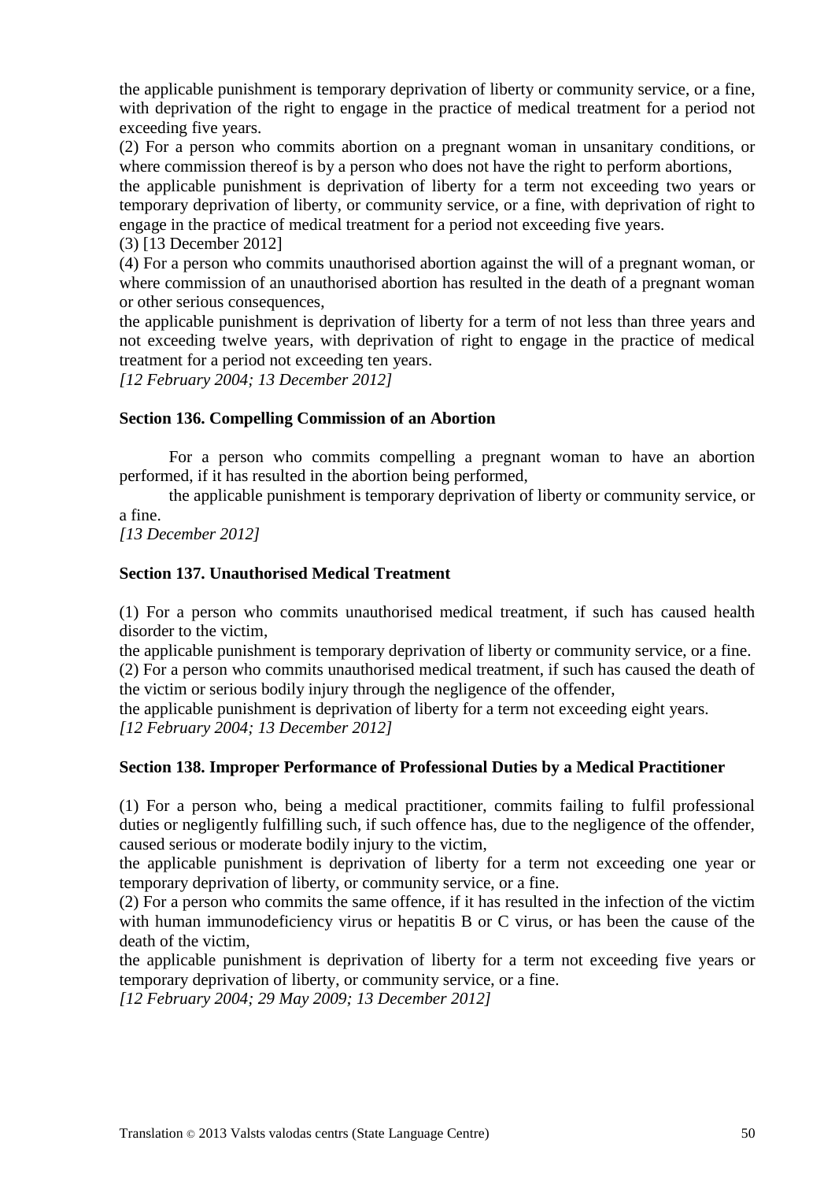the applicable punishment is temporary deprivation of liberty or community service, or a fine, with deprivation of the right to engage in the practice of medical treatment for a period not exceeding five years.

(2) For a person who commits abortion on a pregnant woman in unsanitary conditions, or where commission thereof is by a person who does not have the right to perform abortions,

the applicable punishment is deprivation of liberty for a term not exceeding two years or temporary deprivation of liberty, or community service, or a fine, with deprivation of right to engage in the practice of medical treatment for a period not exceeding five years.

(3) [13 December 2012]

(4) For a person who commits unauthorised abortion against the will of a pregnant woman, or where commission of an unauthorised abortion has resulted in the death of a pregnant woman or other serious consequences,

the applicable punishment is deprivation of liberty for a term of not less than three years and not exceeding twelve years, with deprivation of right to engage in the practice of medical treatment for a period not exceeding ten years.

*[12 February 2004; 13 December 2012]*

**Section 136. Compelling Commission of an Abortion**

For a person who commits compelling a pregnant woman to have an abortion performed, if it has resulted in the abortion being performed,

the applicable punishment is temporary deprivation of liberty or community service, or a fine.

*[13 December 2012]*

**Section 137. Unauthorised Medical Treatment**

(1) For a person who commits unauthorised medical treatment, if such has caused health disorder to the victim,

the applicable punishment is temporary deprivation of liberty or community service, or a fine.

(2) For a person who commits unauthorised medical treatment, if such has caused the death of the victim or serious bodily injury through the negligence of the offender,

the applicable punishment is deprivation of liberty for a term not exceeding eight years.

*[12 February 2004; 13 December 2012]*

**Section 138. Improper Performance of Professional Duties by a Medical Practitioner**

(1) For a person who, being a medical practitioner, commits failing to fulfil professional duties or negligently fulfilling such, if such offence has, due to the negligence of the offender, caused serious or moderate bodily injury to the victim,

the applicable punishment is deprivation of liberty for a term not exceeding one year or temporary deprivation of liberty, or community service, or a fine.

(2) For a person who commits the same offence, if it has resulted in the infection of the victim with human immunodeficiency virus or hepatitis B or C virus, or has been the cause of the death of the victim,

the applicable punishment is deprivation of liberty for a term not exceeding five years or temporary deprivation of liberty, or community service, or a fine.

*[12 February 2004; 29 May 2009; 13 December 2012]*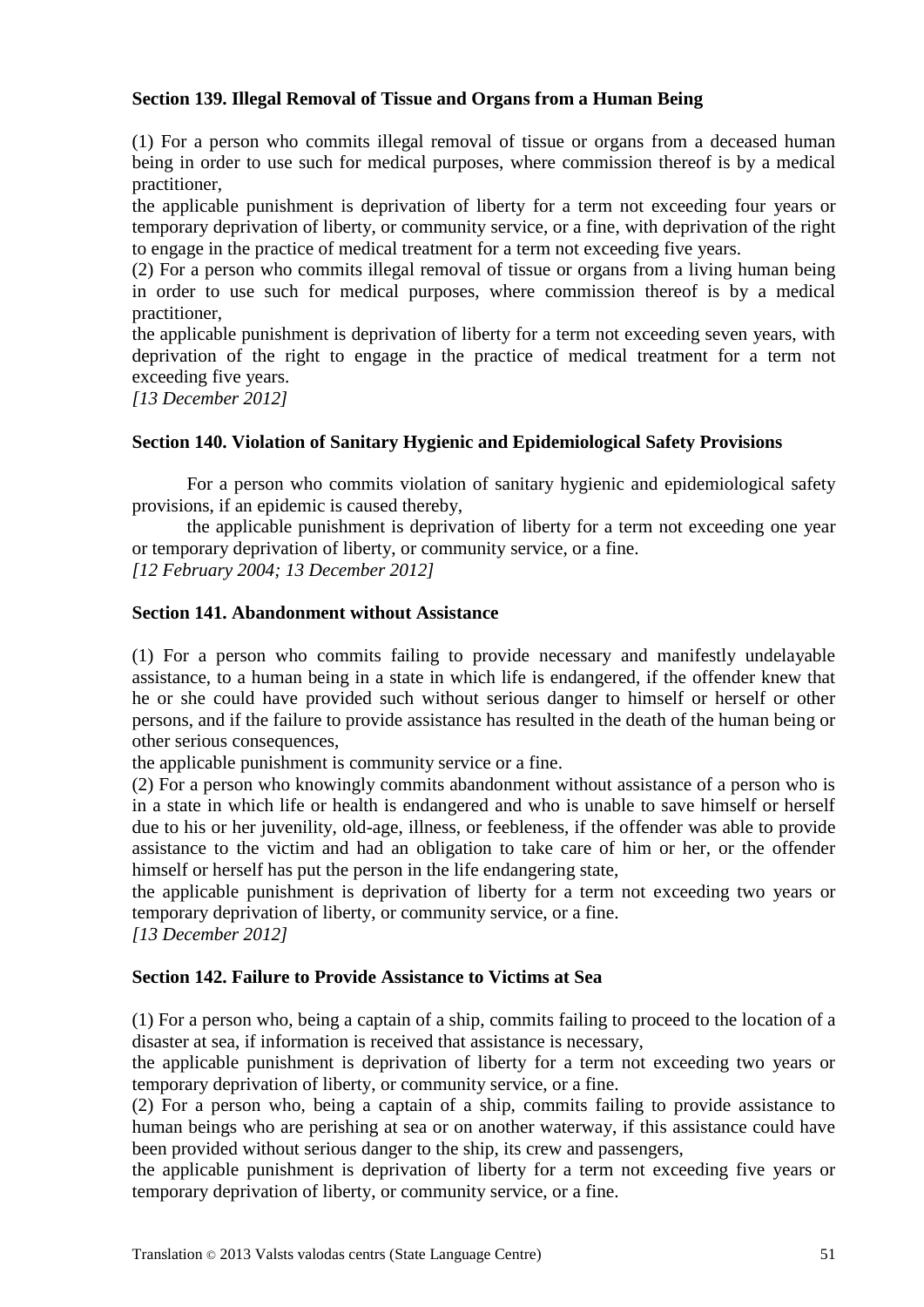**Section 139. Illegal Removal of Tissue and Organs from a Human Being**

(1) For a person who commits illegal removal of tissue or organs from a deceased human being in order to use such for medical purposes, where commission thereof is by a medical practitioner,

the applicable punishment is deprivation of liberty for a term not exceeding four years or temporary deprivation of liberty, or community service, or a fine, with deprivation of the right to engage in the practice of medical treatment for a term not exceeding five years.

(2) For a person who commits illegal removal of tissue or organs from a living human being in order to use such for medical purposes, where commission thereof is by a medical practitioner,

the applicable punishment is deprivation of liberty for a term not exceeding seven years, with deprivation of the right to engage in the practice of medical treatment for a term not exceeding five years.

*[13 December 2012]*

**Section 140. Violation of Sanitary Hygienic and Epidemiological Safety Provisions**

For a person who commits violation of sanitary hygienic and epidemiological safety provisions, if an epidemic is caused thereby,

the applicable punishment is deprivation of liberty for a term not exceeding one year or temporary deprivation of liberty, or community service, or a fine.

*[12 February 2004; 13 December 2012]*

**Section 141. Abandonment without Assistance**

(1) For a person who commits failing to provide necessary and manifestly undelayable assistance, to a human being in a state in which life is endangered, if the offender knew that he or she could have provided such without serious danger to himself or herself or other persons, and if the failure to provide assistance has resulted in the death of the human being or other serious consequences,

the applicable punishment is community service or a fine.

(2) For a person who knowingly commits abandonment without assistance of a person who is in a state in which life or health is endangered and who is unable to save himself or herself due to his or her juvenility, old-age, illness, or feebleness, if the offender was able to provide assistance to the victim and had an obligation to take care of him or her, or the offender himself or herself has put the person in the life endangering state,

the applicable punishment is deprivation of liberty for a term not exceeding two years or temporary deprivation of liberty, or community service, or a fine.

*[13 December 2012]*

**Section 142. Failure to Provide Assistance to Victims at Sea**

(1) For a person who, being a captain of a ship, commits failing to proceed to the location of a disaster at sea, if information is received that assistance is necessary,

the applicable punishment is deprivation of liberty for a term not exceeding two years or temporary deprivation of liberty, or community service, or a fine.

(2) For a person who, being a captain of a ship, commits failing to provide assistance to human beings who are perishing at sea or on another waterway, if this assistance could have been provided without serious danger to the ship, its crew and passengers,

the applicable punishment is deprivation of liberty for a term not exceeding five years or temporary deprivation of liberty, or community service, or a fine.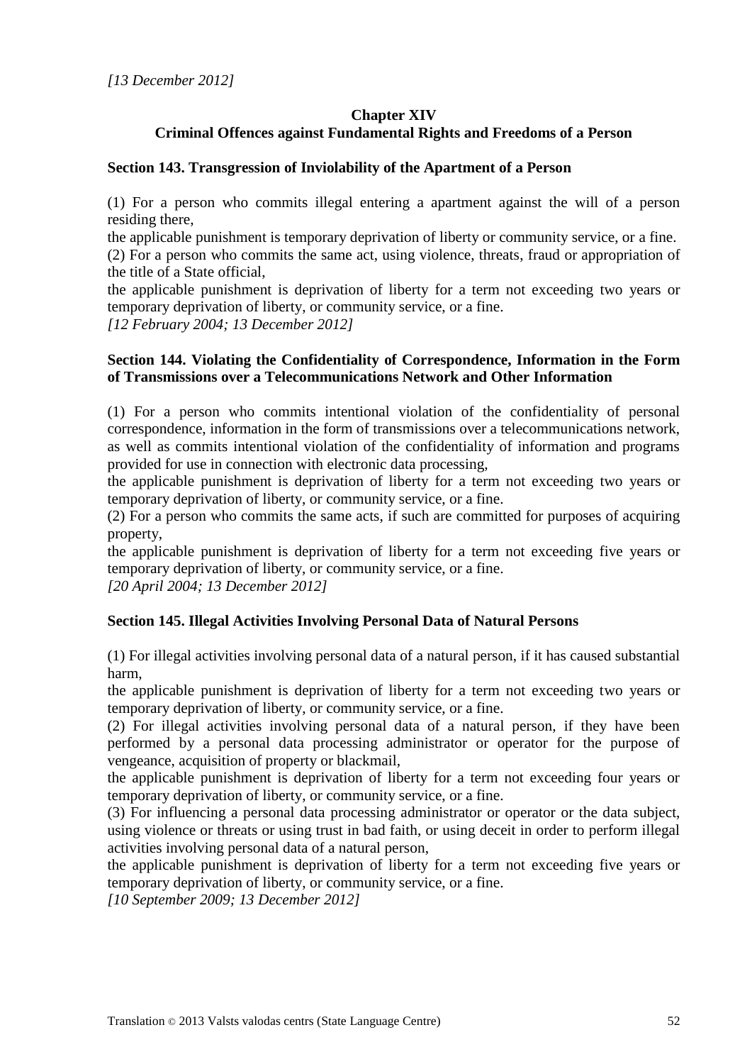*[13 December 2012]*

## Chapter XIV
## Criminal Offences against Fundamental Rights and Freedoms of a Person

### Section 143. Transgression of Inviolability of the Apartment of a Person

(1) For a person who commits illegal entering a apartment against the will of a person residing there,

the applicable punishment is temporary deprivation of liberty or community service, or a fine.

(2) For a person who commits the same act, using violence, threats, fraud or appropriation of the title of a State official,

the applicable punishment is deprivation of liberty for a term not exceeding two years or temporary deprivation of liberty, or community service, or a fine.

*[12 February 2004; 13 December 2012]*

### Section 144. Violating the Confidentiality of Correspondence, Information in the Form of Transmissions over a Telecommunications Network and Other Information

(1) For a person who commits intentional violation of the confidentiality of personal correspondence, information in the form of transmissions over a telecommunications network, as well as commits intentional violation of the confidentiality of information and programs provided for use in connection with electronic data processing,

the applicable punishment is deprivation of liberty for a term not exceeding two years or temporary deprivation of liberty, or community service, or a fine.

(2) For a person who commits the same acts, if such are committed for purposes of acquiring property,

the applicable punishment is deprivation of liberty for a term not exceeding five years or temporary deprivation of liberty, or community service, or a fine.

*[20 April 2004; 13 December 2012]*

### Section 145. Illegal Activities Involving Personal Data of Natural Persons

(1) For illegal activities involving personal data of a natural person, if it has caused substantial harm,

the applicable punishment is deprivation of liberty for a term not exceeding two years or temporary deprivation of liberty, or community service, or a fine.

(2) For illegal activities involving personal data of a natural person, if they have been performed by a personal data processing administrator or operator for the purpose of vengeance, acquisition of property or blackmail,

the applicable punishment is deprivation of liberty for a term not exceeding four years or temporary deprivation of liberty, or community service, or a fine.

(3) For influencing a personal data processing administrator or operator or the data subject, using violence or threats or using trust in bad faith, or using deceit in order to perform illegal activities involving personal data of a natural person,

the applicable punishment is deprivation of liberty for a term not exceeding five years or temporary deprivation of liberty, or community service, or a fine.

*[10 September 2009; 13 December 2012]*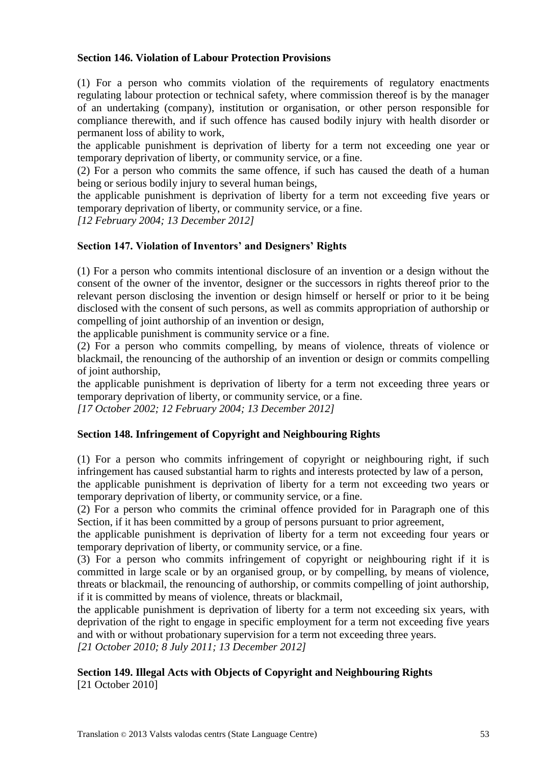**Section 146. Violation of Labour Protection Provisions**

(1) For a person who commits violation of the requirements of regulatory enactments regulating labour protection or technical safety, where commission thereof is by the manager of an undertaking (company), institution or organisation, or other person responsible for compliance therewith, and if such offence has caused bodily injury with health disorder or permanent loss of ability to work,

the applicable punishment is deprivation of liberty for a term not exceeding one year or temporary deprivation of liberty, or community service, or a fine.

(2) For a person who commits the same offence, if such has caused the death of a human being or serious bodily injury to several human beings,

the applicable punishment is deprivation of liberty for a term not exceeding five years or temporary deprivation of liberty, or community service, or a fine.

*[12 February 2004; 13 December 2012]*

**Section 147. Violation of Inventors' and Designers' Rights**

(1) For a person who commits intentional disclosure of an invention or a design without the consent of the owner of the inventor, designer or the successors in rights thereof prior to the relevant person disclosing the invention or design himself or herself or prior to it be being disclosed with the consent of such persons, as well as commits appropriation of authorship or compelling of joint authorship of an invention or design,

the applicable punishment is community service or a fine.

(2) For a person who commits compelling, by means of violence, threats of violence or blackmail, the renouncing of the authorship of an invention or design or commits compelling of joint authorship,

the applicable punishment is deprivation of liberty for a term not exceeding three years or temporary deprivation of liberty, or community service, or a fine.

*[17 October 2002; 12 February 2004; 13 December 2012]*

**Section 148. Infringement of Copyright and Neighbouring Rights**

(1) For a person who commits infringement of copyright or neighbouring right, if such infringement has caused substantial harm to rights and interests protected by law of a person,

the applicable punishment is deprivation of liberty for a term not exceeding two years or temporary deprivation of liberty, or community service, or a fine.

(2) For a person who commits the criminal offence provided for in Paragraph one of this Section, if it has been committed by a group of persons pursuant to prior agreement,

the applicable punishment is deprivation of liberty for a term not exceeding four years or temporary deprivation of liberty, or community service, or a fine.

(3) For a person who commits infringement of copyright or neighbouring right if it is committed in large scale or by an organised group, or by compelling, by means of violence, threats or blackmail, the renouncing of authorship, or commits compelling of joint authorship, if it is committed by means of violence, threats or blackmail,

the applicable punishment is deprivation of liberty for a term not exceeding six years, with deprivation of the right to engage in specific employment for a term not exceeding five years and with or without probationary supervision for a term not exceeding three years.

*[21 October 2010; 8 July 2011; 13 December 2012]*

**Section 149. Illegal Acts with Objects of Copyright and Neighbouring Rights**

[21 October 2010]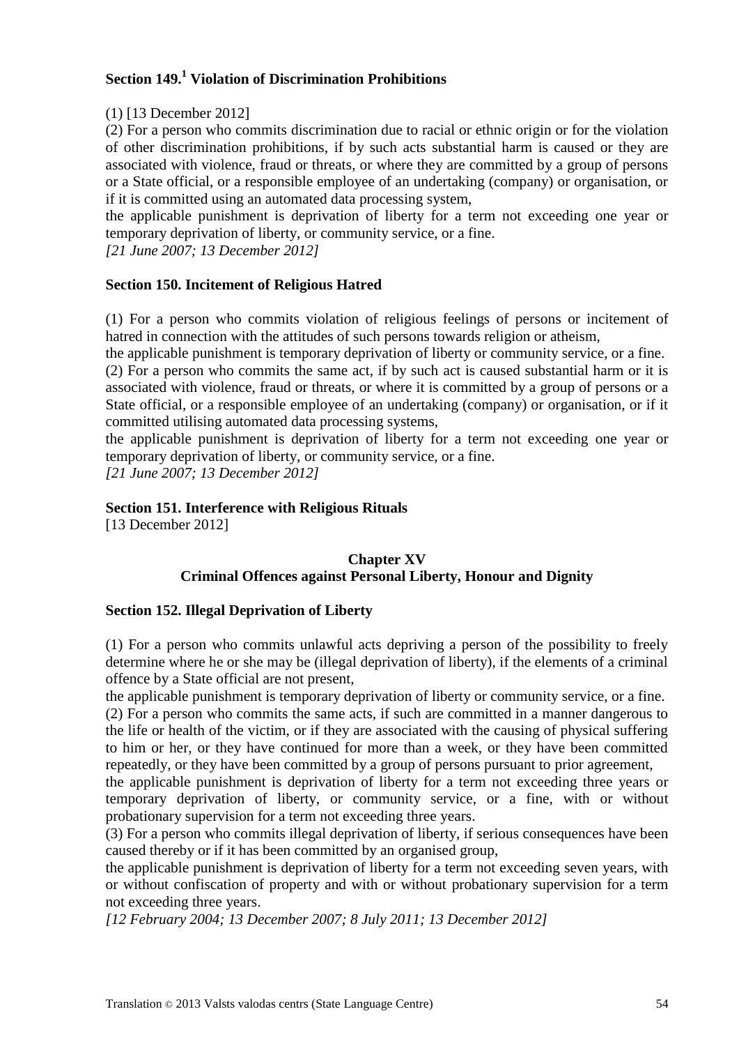**Section 149.[1] Violation of Discrimination Prohibitions**

(1) [13 December 2012]

(2) For a person who commits discrimination due to racial or ethnic origin or for the violation of other discrimination prohibitions, if by such acts substantial harm is caused or they are associated with violence, fraud or threats, or where they are committed by a group of persons or a State official, or a responsible employee of an undertaking (company) or organisation, or if it is committed using an automated data processing system,

the applicable punishment is deprivation of liberty for a term not exceeding one year or temporary deprivation of liberty, or community service, or a fine.

*[21 June 2007; 13 December 2012]*

**Section 150. Incitement of Religious Hatred**

(1) For a person who commits violation of religious feelings of persons or incitement of hatred in connection with the attitudes of such persons towards religion or atheism,

the applicable punishment is temporary deprivation of liberty or community service, or a fine.

(2) For a person who commits the same act, if by such act is caused substantial harm or it is associated with violence, fraud or threats, or where it is committed by a group of persons or a State official, or a responsible employee of an undertaking (company) or organisation, or if it committed utilising automated data processing systems,

the applicable punishment is deprivation of liberty for a term not exceeding one year or temporary deprivation of liberty, or community service, or a fine.

*[21 June 2007; 13 December 2012]*

**Section 151. Interference with Religious Rituals**

[13 December 2012]

## Chapter XV
## Criminal Offences against Personal Liberty, Honour and Dignity

**Section 152. Illegal Deprivation of Liberty**

(1) For a person who commits unlawful acts depriving a person of the possibility to freely determine where he or she may be (illegal deprivation of liberty), if the elements of a criminal offence by a State official are not present,

the applicable punishment is temporary deprivation of liberty or community service, or a fine.

(2) For a person who commits the same acts, if such are committed in a manner dangerous to the life or health of the victim, or if they are associated with the causing of physical suffering to him or her, or they have continued for more than a week, or they have been committed repeatedly, or they have been committed by a group of persons pursuant to prior agreement,

the applicable punishment is deprivation of liberty for a term not exceeding three years or temporary deprivation of liberty, or community service, or a fine, with or without probationary supervision for a term not exceeding three years.

(3) For a person who commits illegal deprivation of liberty, if serious consequences have been caused thereby or if it has been committed by an organised group,

the applicable punishment is deprivation of liberty for a term not exceeding seven years, with or without confiscation of property and with or without probationary supervision for a term not exceeding three years.

*[12 February 2004; 13 December 2007; 8 July 2011; 13 December 2012]*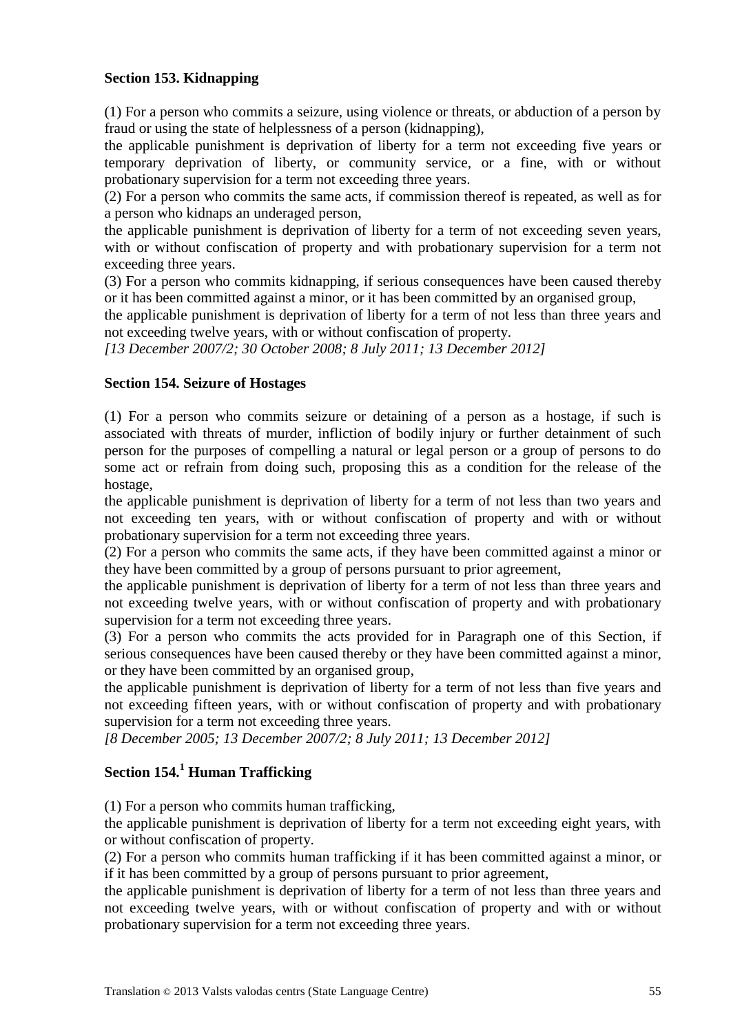**Section 153. Kidnapping**

(1) For a person who commits a seizure, using violence or threats, or abduction of a person by fraud or using the state of helplessness of a person (kidnapping),

the applicable punishment is deprivation of liberty for a term not exceeding five years or temporary deprivation of liberty, or community service, or a fine, with or without probationary supervision for a term not exceeding three years.

(2) For a person who commits the same acts, if commission thereof is repeated, as well as for a person who kidnaps an underaged person,

the applicable punishment is deprivation of liberty for a term of not exceeding seven years, with or without confiscation of property and with probationary supervision for a term not exceeding three years.

(3) For a person who commits kidnapping, if serious consequences have been caused thereby or it has been committed against a minor, or it has been committed by an organised group,

the applicable punishment is deprivation of liberty for a term of not less than three years and not exceeding twelve years, with or without confiscation of property.

*[13 December 2007/2; 30 October 2008; 8 July 2011; 13 December 2012]*

**Section 154. Seizure of Hostages**

(1) For a person who commits seizure or detaining of a person as a hostage, if such is associated with threats of murder, infliction of bodily injury or further detainment of such person for the purposes of compelling a natural or legal person or a group of persons to do some act or refrain from doing such, proposing this as a condition for the release of the hostage,

the applicable punishment is deprivation of liberty for a term of not less than two years and not exceeding ten years, with or without confiscation of property and with or without probationary supervision for a term not exceeding three years.

(2) For a person who commits the same acts, if they have been committed against a minor or they have been committed by a group of persons pursuant to prior agreement,

the applicable punishment is deprivation of liberty for a term of not less than three years and not exceeding twelve years, with or without confiscation of property and with probationary supervision for a term not exceeding three years.

(3) For a person who commits the acts provided for in Paragraph one of this Section, if serious consequences have been caused thereby or they have been committed against a minor, or they have been committed by an organised group,

the applicable punishment is deprivation of liberty for a term of not less than five years and not exceeding fifteen years, with or without confiscation of property and with probationary supervision for a term not exceeding three years.

*[8 December 2005; 13 December 2007/2; 8 July 2011; 13 December 2012]*

**Section 154.[1] Human Trafficking**

(1) For a person who commits human trafficking,

the applicable punishment is deprivation of liberty for a term not exceeding eight years, with or without confiscation of property.

(2) For a person who commits human trafficking if it has been committed against a minor, or if it has been committed by a group of persons pursuant to prior agreement,

the applicable punishment is deprivation of liberty for a term of not less than three years and not exceeding twelve years, with or without confiscation of property and with or without probationary supervision for a term not exceeding three years.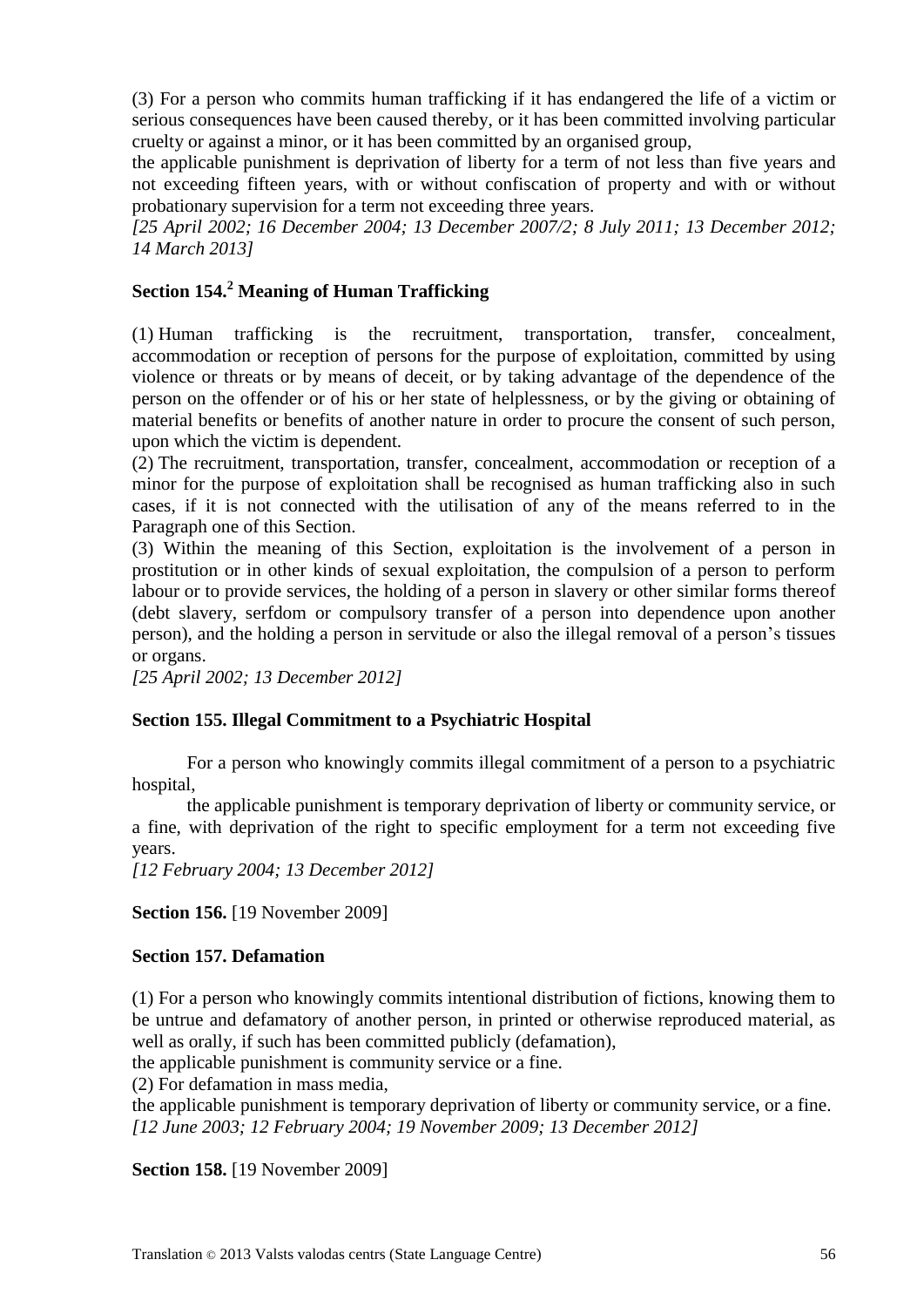(3) For a person who commits human trafficking if it has endangered the life of a victim or serious consequences have been caused thereby, or it has been committed involving particular cruelty or against a minor, or it has been committed by an organised group,

the applicable punishment is deprivation of liberty for a term of not less than five years and not exceeding fifteen years, with or without confiscation of property and with or without probationary supervision for a term not exceeding three years.

*[25 April 2002; 16 December 2004; 13 December 2007/2; 8 July 2011; 13 December 2012; 14 March 2013]*

### Section 154.[2] Meaning of Human Trafficking

(1) Human trafficking is the recruitment, transportation, transfer, concealment, accommodation or reception of persons for the purpose of exploitation, committed by using violence or threats or by means of deceit, or by taking advantage of the dependence of the person on the offender or of his or her state of helplessness, or by the giving or obtaining of material benefits or benefits of another nature in order to procure the consent of such person, upon which the victim is dependent.

(2) The recruitment, transportation, transfer, concealment, accommodation or reception of a minor for the purpose of exploitation shall be recognised as human trafficking also in such cases, if it is not connected with the utilisation of any of the means referred to in the Paragraph one of this Section.

(3) Within the meaning of this Section, exploitation is the involvement of a person in prostitution or in other kinds of sexual exploitation, the compulsion of a person to perform labour or to provide services, the holding of a person in slavery or other similar forms thereof (debt slavery, serfdom or compulsory transfer of a person into dependence upon another person), and the holding a person in servitude or also the illegal removal of a person's tissues or organs.

*[25 April 2002; 13 December 2012]*

### Section 155. Illegal Commitment to a Psychiatric Hospital

For a person who knowingly commits illegal commitment of a person to a psychiatric hospital,

the applicable punishment is temporary deprivation of liberty or community service, or a fine, with deprivation of the right to specific employment for a term not exceeding five years.

*[12 February 2004; 13 December 2012]*

**Section 156.** [19 November 2009]

### Section 157. Defamation

(1) For a person who knowingly commits intentional distribution of fictions, knowing them to be untrue and defamatory of another person, in printed or otherwise reproduced material, as well as orally, if such has been committed publicly (defamation),

the applicable punishment is community service or a fine.

(2) For defamation in mass media,

the applicable punishment is temporary deprivation of liberty or community service, or a fine.

*[12 June 2003; 12 February 2004; 19 November 2009; 13 December 2012]*

**Section 158.** [19 November 2009]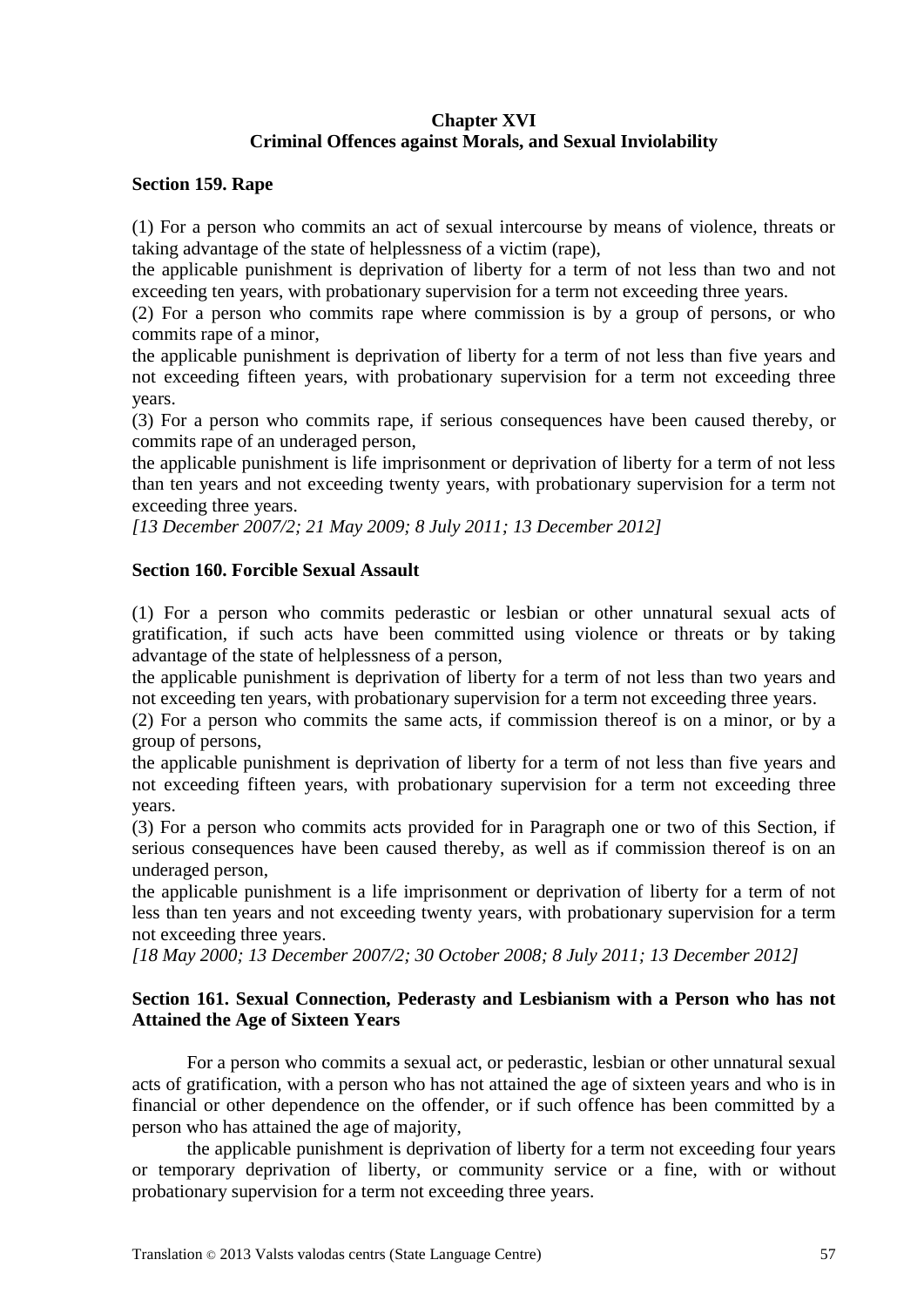## Chapter XVI
## Criminal Offences against Morals, and Sexual Inviolability

### Section 159. Rape

(1) For a person who commits an act of sexual intercourse by means of violence, threats or taking advantage of the state of helplessness of a victim (rape),

the applicable punishment is deprivation of liberty for a term of not less than two and not exceeding ten years, with probationary supervision for a term not exceeding three years.

(2) For a person who commits rape where commission is by a group of persons, or who commits rape of a minor,

the applicable punishment is deprivation of liberty for a term of not less than five years and not exceeding fifteen years, with probationary supervision for a term not exceeding three years.

(3) For a person who commits rape, if serious consequences have been caused thereby, or commits rape of an underaged person,

the applicable punishment is life imprisonment or deprivation of liberty for a term of not less than ten years and not exceeding twenty years, with probationary supervision for a term not exceeding three years.

*[13 December 2007/2; 21 May 2009; 8 July 2011; 13 December 2012]*

### Section 160. Forcible Sexual Assault

(1) For a person who commits pederastic or lesbian or other unnatural sexual acts of gratification, if such acts have been committed using violence or threats or by taking advantage of the state of helplessness of a person,

the applicable punishment is deprivation of liberty for a term of not less than two years and not exceeding ten years, with probationary supervision for a term not exceeding three years.

(2) For a person who commits the same acts, if commission thereof is on a minor, or by a group of persons,

the applicable punishment is deprivation of liberty for a term of not less than five years and not exceeding fifteen years, with probationary supervision for a term not exceeding three years.

(3) For a person who commits acts provided for in Paragraph one or two of this Section, if serious consequences have been caused thereby, as well as if commission thereof is on an underaged person,

the applicable punishment is a life imprisonment or deprivation of liberty for a term of not less than ten years and not exceeding twenty years, with probationary supervision for a term not exceeding three years.

*[18 May 2000; 13 December 2007/2; 30 October 2008; 8 July 2011; 13 December 2012]*

### Section 161. Sexual Connection, Pederasty and Lesbianism with a Person who has not Attained the Age of Sixteen Years

For a person who commits a sexual act, or pederastic, lesbian or other unnatural sexual acts of gratification, with a person who has not attained the age of sixteen years and who is in financial or other dependence on the offender, or if such offence has been committed by a person who has attained the age of majority,

the applicable punishment is deprivation of liberty for a term not exceeding four years or temporary deprivation of liberty, or community service or a fine, with or without probationary supervision for a term not exceeding three years.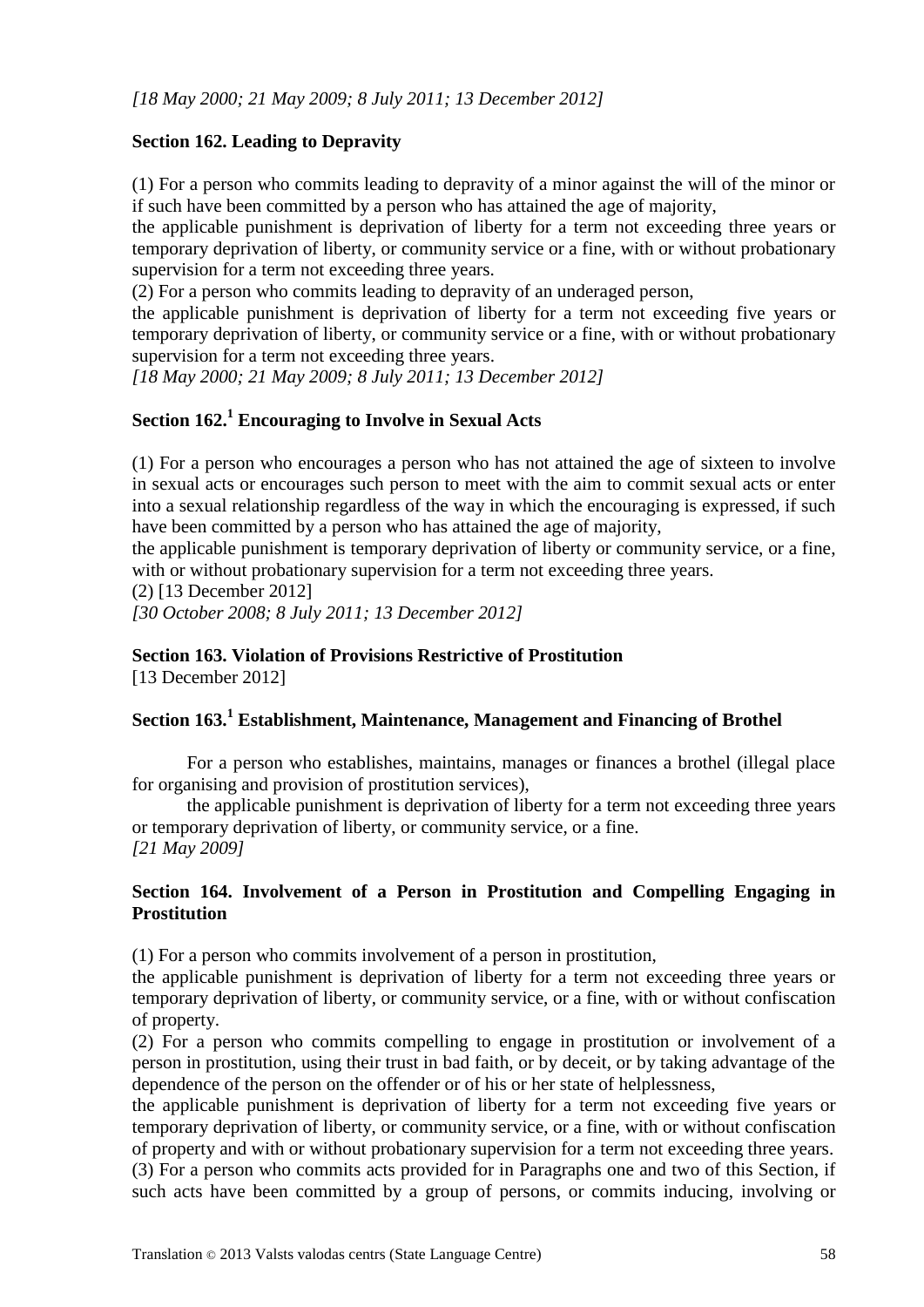*[18 May 2000; 21 May 2009; 8 July 2011; 13 December 2012]*

**Section 162. Leading to Depravity**

(1) For a person who commits leading to depravity of a minor against the will of the minor or if such have been committed by a person who has attained the age of majority,

the applicable punishment is deprivation of liberty for a term not exceeding three years or temporary deprivation of liberty, or community service or a fine, with or without probationary supervision for a term not exceeding three years.

(2) For a person who commits leading to depravity of an underaged person,

the applicable punishment is deprivation of liberty for a term not exceeding five years or temporary deprivation of liberty, or community service or a fine, with or without probationary supervision for a term not exceeding three years.

*[18 May 2000; 21 May 2009; 8 July 2011; 13 December 2012]*

**Section 162.[1] Encouraging to Involve in Sexual Acts**

(1) For a person who encourages a person who has not attained the age of sixteen to involve in sexual acts or encourages such person to meet with the aim to commit sexual acts or enter into a sexual relationship regardless of the way in which the encouraging is expressed, if such have been committed by a person who has attained the age of majority,

the applicable punishment is temporary deprivation of liberty or community service, or a fine, with or without probationary supervision for a term not exceeding three years.

(2) [13 December 2012]

*[30 October 2008; 8 July 2011; 13 December 2012]*

**Section 163. Violation of Provisions Restrictive of Prostitution**

[13 December 2012]

**Section 163.[1] Establishment, Maintenance, Management and Financing of Brothel**

For a person who establishes, maintains, manages or finances a brothel (illegal place for organising and provision of prostitution services),

the applicable punishment is deprivation of liberty for a term not exceeding three years or temporary deprivation of liberty, or community service, or a fine.

*[21 May 2009]*

**Section 164. Involvement of a Person in Prostitution and Compelling Engaging in Prostitution**

(1) For a person who commits involvement of a person in prostitution,

the applicable punishment is deprivation of liberty for a term not exceeding three years or temporary deprivation of liberty, or community service, or a fine, with or without confiscation of property.

(2) For a person who commits compelling to engage in prostitution or involvement of a person in prostitution, using their trust in bad faith, or by deceit, or by taking advantage of the dependence of the person on the offender or of his or her state of helplessness,

the applicable punishment is deprivation of liberty for a term not exceeding five years or temporary deprivation of liberty, or community service, or a fine, with or without confiscation of property and with or without probationary supervision for a term not exceeding three years.

(3) For a person who commits acts provided for in Paragraphs one and two of this Section, if such acts have been committed by a group of persons, or commits inducing, involving or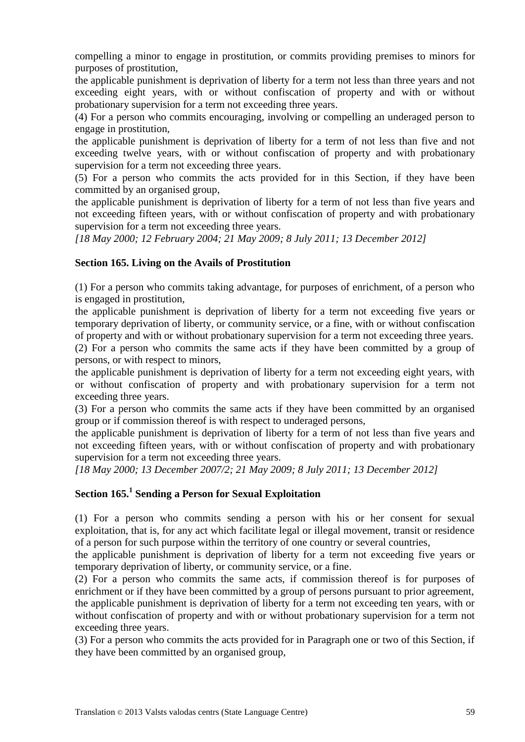compelling a minor to engage in prostitution, or commits providing premises to minors for purposes of prostitution,

the applicable punishment is deprivation of liberty for a term not less than three years and not exceeding eight years, with or without confiscation of property and with or without probationary supervision for a term not exceeding three years.

(4) For a person who commits encouraging, involving or compelling an underaged person to engage in prostitution,

the applicable punishment is deprivation of liberty for a term of not less than five and not exceeding twelve years, with or without confiscation of property and with probationary supervision for a term not exceeding three years.

(5) For a person who commits the acts provided for in this Section, if they have been committed by an organised group,

the applicable punishment is deprivation of liberty for a term of not less than five years and not exceeding fifteen years, with or without confiscation of property and with probationary supervision for a term not exceeding three years.

*[18 May 2000; 12 February 2004; 21 May 2009; 8 July 2011; 13 December 2012]*

**Section 165. Living on the Avails of Prostitution**

(1) For a person who commits taking advantage, for purposes of enrichment, of a person who is engaged in prostitution,

the applicable punishment is deprivation of liberty for a term not exceeding five years or temporary deprivation of liberty, or community service, or a fine, with or without confiscation of property and with or without probationary supervision for a term not exceeding three years.

(2) For a person who commits the same acts if they have been committed by a group of persons, or with respect to minors,

the applicable punishment is deprivation of liberty for a term not exceeding eight years, with or without confiscation of property and with probationary supervision for a term not exceeding three years.

(3) For a person who commits the same acts if they have been committed by an organised group or if commission thereof is with respect to underaged persons,

the applicable punishment is deprivation of liberty for a term of not less than five years and not exceeding fifteen years, with or without confiscation of property and with probationary supervision for a term not exceeding three years.

*[18 May 2000; 13 December 2007/2; 21 May 2009; 8 July 2011; 13 December 2012]*

**Section 165.[1] Sending a Person for Sexual Exploitation**

(1) For a person who commits sending a person with his or her consent for sexual exploitation, that is, for any act which facilitate legal or illegal movement, transit or residence of a person for such purpose within the territory of one country or several countries,

the applicable punishment is deprivation of liberty for a term not exceeding five years or temporary deprivation of liberty, or community service, or a fine.

(2) For a person who commits the same acts, if commission thereof is for purposes of enrichment or if they have been committed by a group of persons pursuant to prior agreement,

the applicable punishment is deprivation of liberty for a term not exceeding ten years, with or without confiscation of property and with or without probationary supervision for a term not exceeding three years.

(3) For a person who commits the acts provided for in Paragraph one or two of this Section, if they have been committed by an organised group,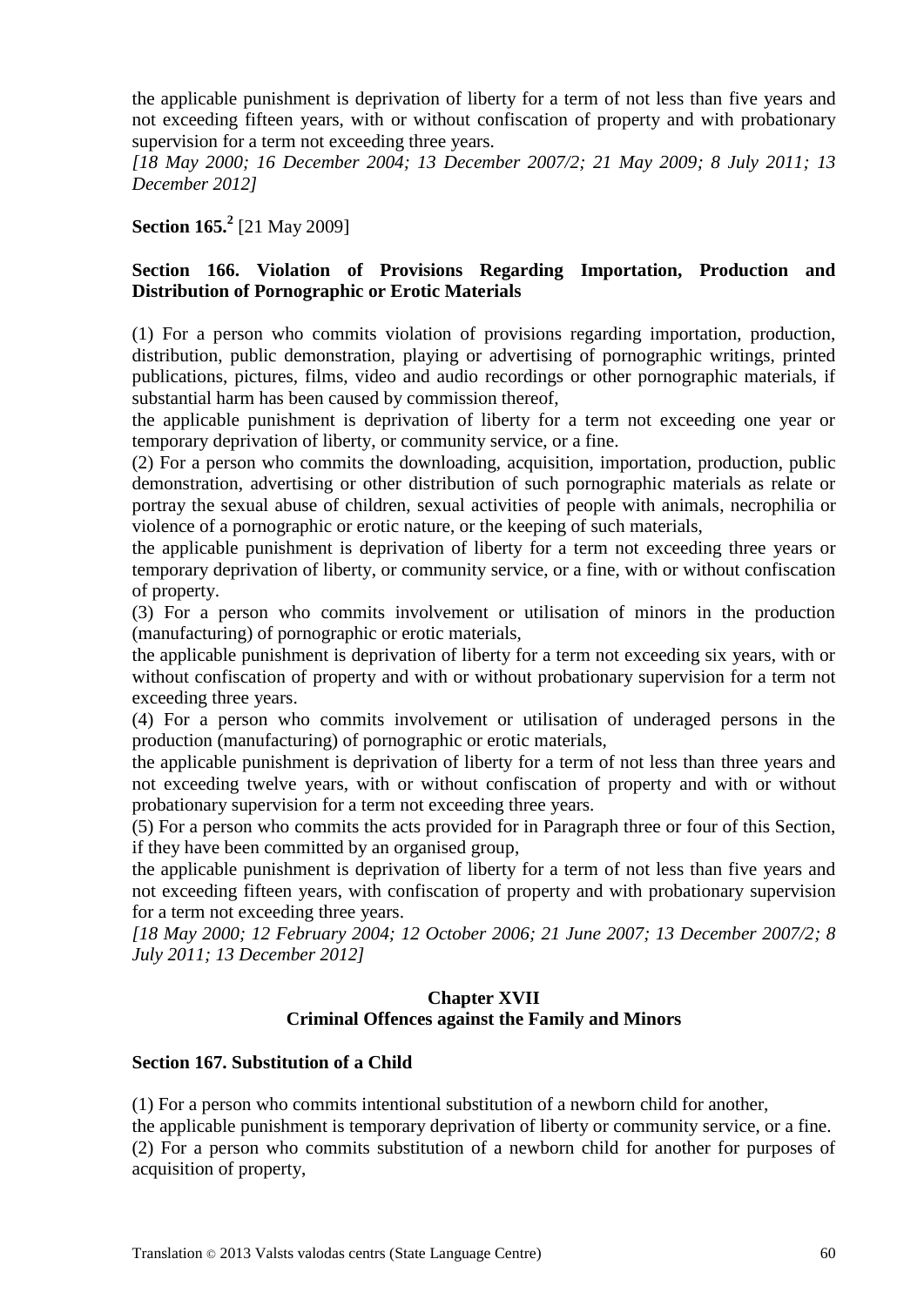the applicable punishment is deprivation of liberty for a term of not less than five years and not exceeding fifteen years, with or without confiscation of property and with probationary supervision for a term not exceeding three years.

*[18 May 2000; 16 December 2004; 13 December 2007/2; 21 May 2009; 8 July 2011; 13 December 2012]*

**Section 165.**[2] [21 May 2009]

**Section 166. Violation of Provisions Regarding Importation, Production and Distribution of Pornographic or Erotic Materials**

(1) For a person who commits violation of provisions regarding importation, production, distribution, public demonstration, playing or advertising of pornographic writings, printed publications, pictures, films, video and audio recordings or other pornographic materials, if substantial harm has been caused by commission thereof,

the applicable punishment is deprivation of liberty for a term not exceeding one year or temporary deprivation of liberty, or community service, or a fine.

(2) For a person who commits the downloading, acquisition, importation, production, public demonstration, advertising or other distribution of such pornographic materials as relate or portray the sexual abuse of children, sexual activities of people with animals, necrophilia or violence of a pornographic or erotic nature, or the keeping of such materials,

the applicable punishment is deprivation of liberty for a term not exceeding three years or temporary deprivation of liberty, or community service, or a fine, with or without confiscation of property.

(3) For a person who commits involvement or utilisation of minors in the production (manufacturing) of pornographic or erotic materials,

the applicable punishment is deprivation of liberty for a term not exceeding six years, with or without confiscation of property and with or without probationary supervision for a term not exceeding three years.

(4) For a person who commits involvement or utilisation of underaged persons in the production (manufacturing) of pornographic or erotic materials,

the applicable punishment is deprivation of liberty for a term of not less than three years and not exceeding twelve years, with or without confiscation of property and with or without probationary supervision for a term not exceeding three years.

(5) For a person who commits the acts provided for in Paragraph three or four of this Section, if they have been committed by an organised group,

the applicable punishment is deprivation of liberty for a term of not less than five years and not exceeding fifteen years, with confiscation of property and with probationary supervision for a term not exceeding three years.

*[18 May 2000; 12 February 2004; 12 October 2006; 21 June 2007; 13 December 2007/2; 8 July 2011; 13 December 2012]*

## Chapter XVII
## Criminal Offences against the Family and Minors

**Section 167. Substitution of a Child**

(1) For a person who commits intentional substitution of a newborn child for another,

the applicable punishment is temporary deprivation of liberty or community service, or a fine.

(2) For a person who commits substitution of a newborn child for another for purposes of acquisition of property,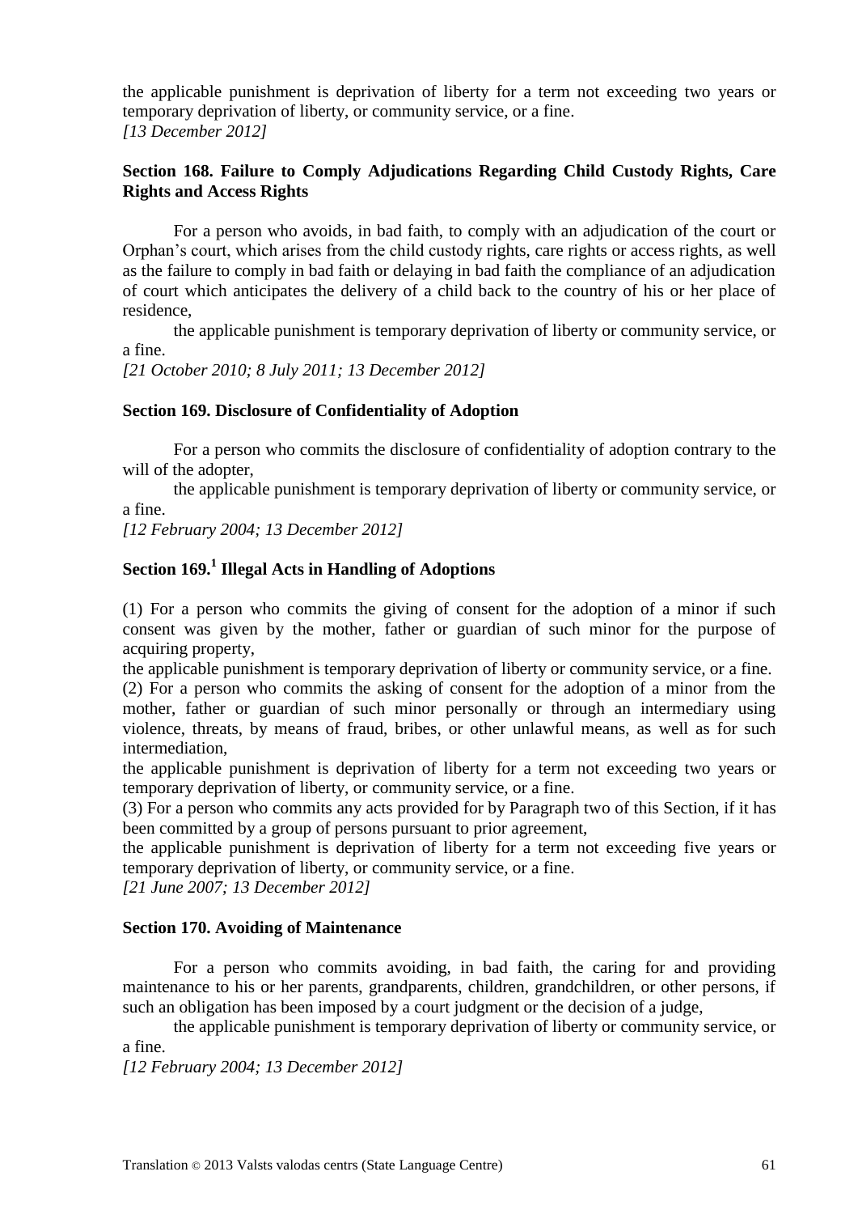the applicable punishment is deprivation of liberty for a term not exceeding two years or temporary deprivation of liberty, or community service, or a fine.
*[13 December 2012]*

### Section 168. Failure to Comply Adjudications Regarding Child Custody Rights, Care Rights and Access Rights

For a person who avoids, in bad faith, to comply with an adjudication of the court or Orphan's court, which arises from the child custody rights, care rights or access rights, as well as the failure to comply in bad faith or delaying in bad faith the compliance of an adjudication of court which anticipates the delivery of a child back to the country of his or her place of residence,

the applicable punishment is temporary deprivation of liberty or community service, or a fine.
*[21 October 2010; 8 July 2011; 13 December 2012]*

### Section 169. Disclosure of Confidentiality of Adoption

For a person who commits the disclosure of confidentiality of adoption contrary to the will of the adopter,

the applicable punishment is temporary deprivation of liberty or community service, or a fine.
*[12 February 2004; 13 December 2012]*

### Section 169.[1] Illegal Acts in Handling of Adoptions

(1) For a person who commits the giving of consent for the adoption of a minor if such consent was given by the mother, father or guardian of such minor for the purpose of acquiring property,
the applicable punishment is temporary deprivation of liberty or community service, or a fine.
(2) For a person who commits the asking of consent for the adoption of a minor from the mother, father or guardian of such minor personally or through an intermediary using violence, threats, by means of fraud, bribes, or other unlawful means, as well as for such intermediation,
the applicable punishment is deprivation of liberty for a term not exceeding two years or temporary deprivation of liberty, or community service, or a fine.
(3) For a person who commits any acts provided for by Paragraph two of this Section, if it has been committed by a group of persons pursuant to prior agreement,
the applicable punishment is deprivation of liberty for a term not exceeding five years or temporary deprivation of liberty, or community service, or a fine.
*[21 June 2007; 13 December 2012]*

### Section 170. Avoiding of Maintenance

For a person who commits avoiding, in bad faith, the caring for and providing maintenance to his or her parents, grandparents, children, grandchildren, or other persons, if such an obligation has been imposed by a court judgment or the decision of a judge,

the applicable punishment is temporary deprivation of liberty or community service, or a fine.
*[12 February 2004; 13 December 2012]*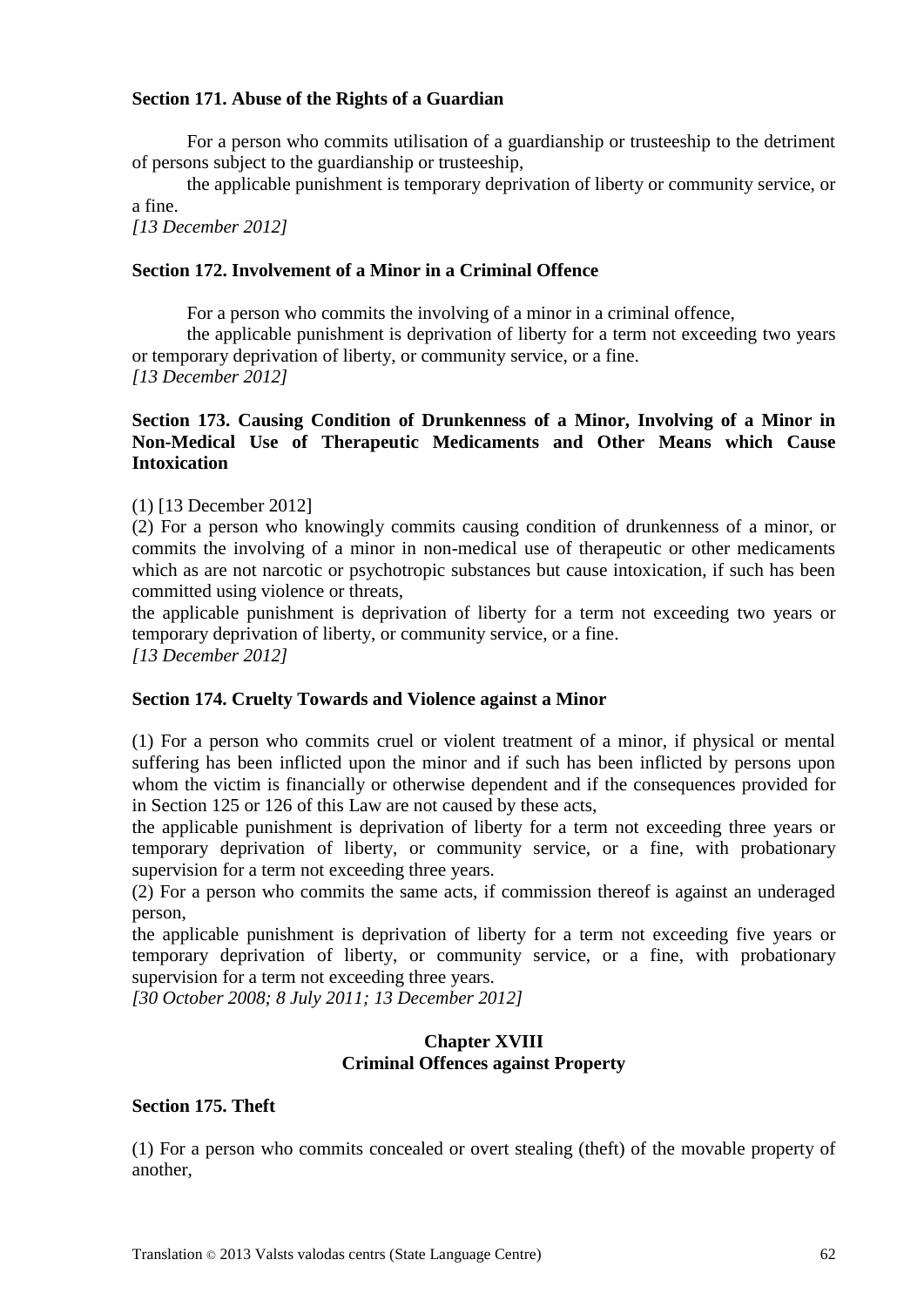**Section 171. Abuse of the Rights of a Guardian**

For a person who commits utilisation of a guardianship or trusteeship to the detriment of persons subject to the guardianship or trusteeship,

the applicable punishment is temporary deprivation of liberty or community service, or a fine.

*[13 December 2012]*

**Section 172. Involvement of a Minor in a Criminal Offence**

For a person who commits the involving of a minor in a criminal offence,

the applicable punishment is deprivation of liberty for a term not exceeding two years or temporary deprivation of liberty, or community service, or a fine.

*[13 December 2012]*

**Section 173. Causing Condition of Drunkenness of a Minor, Involving of a Minor in Non-Medical Use of Therapeutic Medicaments and Other Means which Cause Intoxication**

(1) [13 December 2012]

(2) For a person who knowingly commits causing condition of drunkenness of a minor, or commits the involving of a minor in non-medical use of therapeutic or other medicaments which as are not narcotic or psychotropic substances but cause intoxication, if such has been committed using violence or threats,

the applicable punishment is deprivation of liberty for a term not exceeding two years or temporary deprivation of liberty, or community service, or a fine.

*[13 December 2012]*

**Section 174. Cruelty Towards and Violence against a Minor**

(1) For a person who commits cruel or violent treatment of a minor, if physical or mental suffering has been inflicted upon the minor and if such has been inflicted by persons upon whom the victim is financially or otherwise dependent and if the consequences provided for in Section 125 or 126 of this Law are not caused by these acts,

the applicable punishment is deprivation of liberty for a term not exceeding three years or temporary deprivation of liberty, or community service, or a fine, with probationary supervision for a term not exceeding three years.

(2) For a person who commits the same acts, if commission thereof is against an underaged person,

the applicable punishment is deprivation of liberty for a term not exceeding five years or temporary deprivation of liberty, or community service, or a fine, with probationary supervision for a term not exceeding three years.

*[30 October 2008; 8 July 2011; 13 December 2012]*

## Chapter XVIII
## Criminal Offences against Property

**Section 175. Theft**

(1) For a person who commits concealed or overt stealing (theft) of the movable property of another,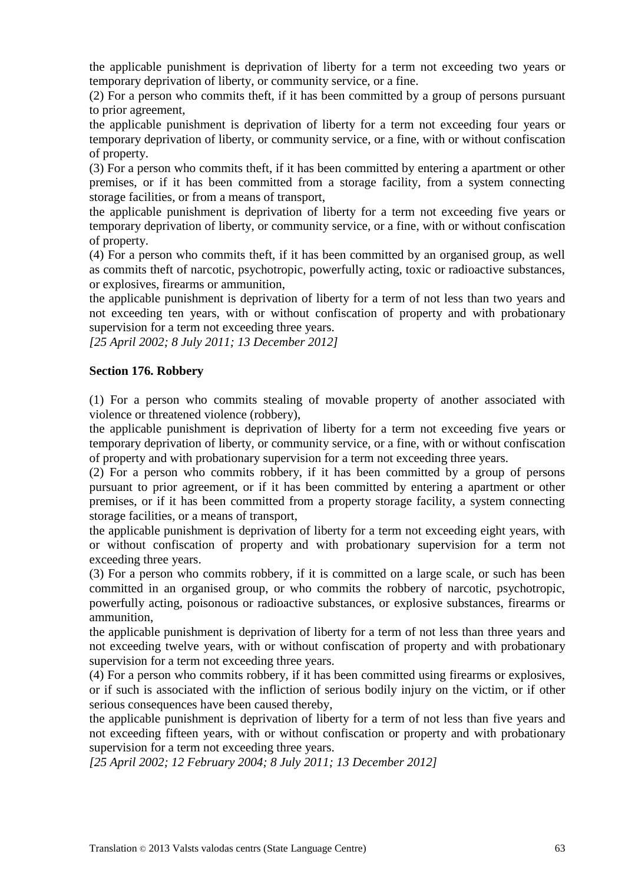the applicable punishment is deprivation of liberty for a term not exceeding two years or temporary deprivation of liberty, or community service, or a fine.

(2) For a person who commits theft, if it has been committed by a group of persons pursuant to prior agreement,

the applicable punishment is deprivation of liberty for a term not exceeding four years or temporary deprivation of liberty, or community service, or a fine, with or without confiscation of property.

(3) For a person who commits theft, if it has been committed by entering a apartment or other premises, or if it has been committed from a storage facility, from a system connecting storage facilities, or from a means of transport,

the applicable punishment is deprivation of liberty for a term not exceeding five years or temporary deprivation of liberty, or community service, or a fine, with or without confiscation of property.

(4) For a person who commits theft, if it has been committed by an organised group, as well as commits theft of narcotic, psychotropic, powerfully acting, toxic or radioactive substances, or explosives, firearms or ammunition,

the applicable punishment is deprivation of liberty for a term of not less than two years and not exceeding ten years, with or without confiscation of property and with probationary supervision for a term not exceeding three years.

*[25 April 2002; 8 July 2011; 13 December 2012]*

**Section 176. Robbery**

(1) For a person who commits stealing of movable property of another associated with violence or threatened violence (robbery),

the applicable punishment is deprivation of liberty for a term not exceeding five years or temporary deprivation of liberty, or community service, or a fine, with or without confiscation of property and with probationary supervision for a term not exceeding three years.

(2) For a person who commits robbery, if it has been committed by a group of persons pursuant to prior agreement, or if it has been committed by entering a apartment or other premises, or if it has been committed from a property storage facility, a system connecting storage facilities, or a means of transport,

the applicable punishment is deprivation of liberty for a term not exceeding eight years, with or without confiscation of property and with probationary supervision for a term not exceeding three years.

(3) For a person who commits robbery, if it is committed on a large scale, or such has been committed in an organised group, or who commits the robbery of narcotic, psychotropic, powerfully acting, poisonous or radioactive substances, or explosive substances, firearms or ammunition,

the applicable punishment is deprivation of liberty for a term of not less than three years and not exceeding twelve years, with or without confiscation of property and with probationary supervision for a term not exceeding three years.

(4) For a person who commits robbery, if it has been committed using firearms or explosives, or if such is associated with the infliction of serious bodily injury on the victim, or if other serious consequences have been caused thereby,

the applicable punishment is deprivation of liberty for a term of not less than five years and not exceeding fifteen years, with or without confiscation or property and with probationary supervision for a term not exceeding three years.

*[25 April 2002; 12 February 2004; 8 July 2011; 13 December 2012]*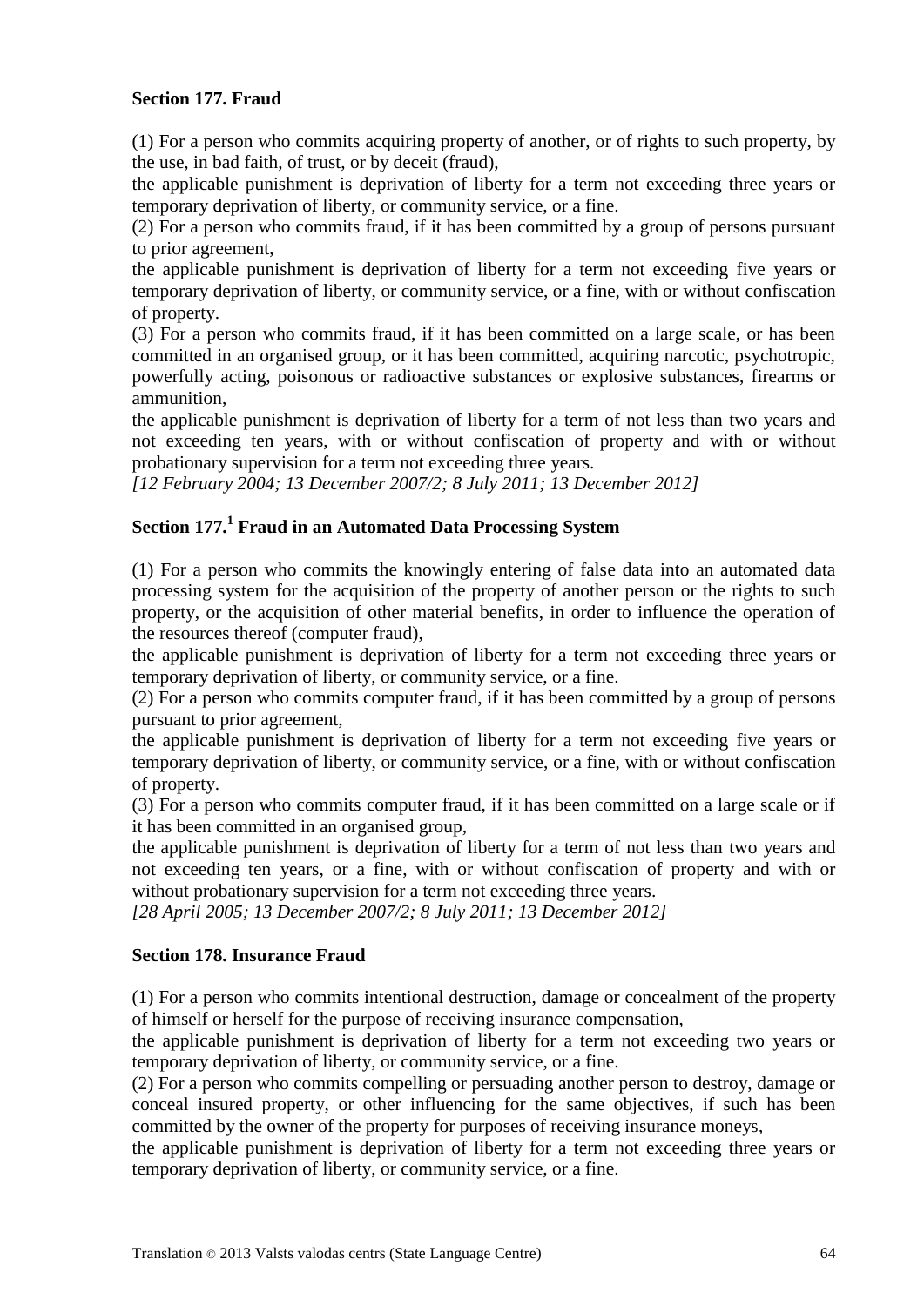**Section 177. Fraud**

(1) For a person who commits acquiring property of another, or of rights to such property, by the use, in bad faith, of trust, or by deceit (fraud),
the applicable punishment is deprivation of liberty for a term not exceeding three years or temporary deprivation of liberty, or community service, or a fine.
(2) For a person who commits fraud, if it has been committed by a group of persons pursuant to prior agreement,
the applicable punishment is deprivation of liberty for a term not exceeding five years or temporary deprivation of liberty, or community service, or a fine, with or without confiscation of property.
(3) For a person who commits fraud, if it has been committed on a large scale, or has been committed in an organised group, or it has been committed, acquiring narcotic, psychotropic, powerfully acting, poisonous or radioactive substances or explosive substances, firearms or ammunition,
the applicable punishment is deprivation of liberty for a term of not less than two years and not exceeding ten years, with or without confiscation of property and with or without probationary supervision for a term not exceeding three years.
*[12 February 2004; 13 December 2007/2; 8 July 2011; 13 December 2012]*

**Section 177.[1] Fraud in an Automated Data Processing System**

(1) For a person who commits the knowingly entering of false data into an automated data processing system for the acquisition of the property of another person or the rights to such property, or the acquisition of other material benefits, in order to influence the operation of the resources thereof (computer fraud),
the applicable punishment is deprivation of liberty for a term not exceeding three years or temporary deprivation of liberty, or community service, or a fine.
(2) For a person who commits computer fraud, if it has been committed by a group of persons pursuant to prior agreement,
the applicable punishment is deprivation of liberty for a term not exceeding five years or temporary deprivation of liberty, or community service, or a fine, with or without confiscation of property.
(3) For a person who commits computer fraud, if it has been committed on a large scale or if it has been committed in an organised group,
the applicable punishment is deprivation of liberty for a term of not less than two years and not exceeding ten years, or a fine, with or without confiscation of property and with or without probationary supervision for a term not exceeding three years.
*[28 April 2005; 13 December 2007/2; 8 July 2011; 13 December 2012]*

**Section 178. Insurance Fraud**

(1) For a person who commits intentional destruction, damage or concealment of the property of himself or herself for the purpose of receiving insurance compensation,
the applicable punishment is deprivation of liberty for a term not exceeding two years or temporary deprivation of liberty, or community service, or a fine.
(2) For a person who commits compelling or persuading another person to destroy, damage or conceal insured property, or other influencing for the same objectives, if such has been committed by the owner of the property for purposes of receiving insurance moneys,
the applicable punishment is deprivation of liberty for a term not exceeding three years or temporary deprivation of liberty, or community service, or a fine.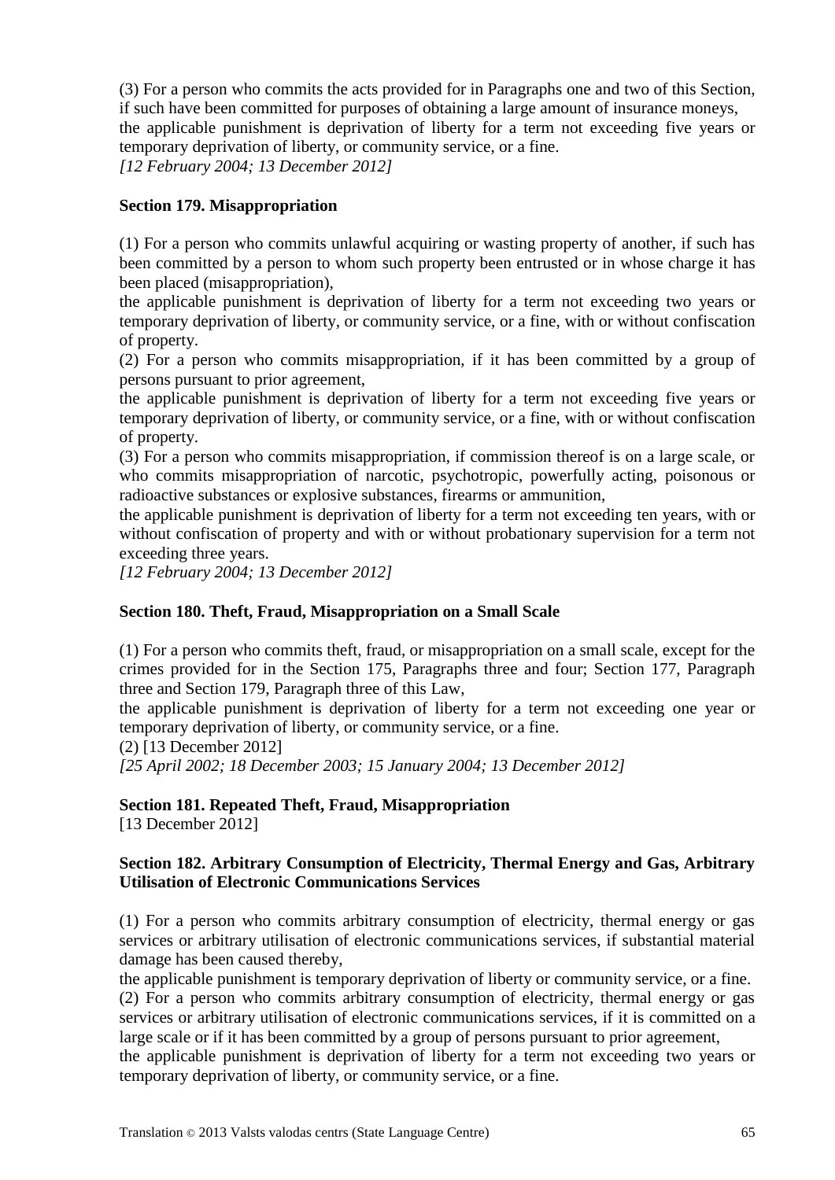(3) For a person who commits the acts provided for in Paragraphs one and two of this Section, if such have been committed for purposes of obtaining a large amount of insurance moneys,

the applicable punishment is deprivation of liberty for a term not exceeding five years or temporary deprivation of liberty, or community service, or a fine.

*[12 February 2004; 13 December 2012]*

**Section 179. Misappropriation**

(1) For a person who commits unlawful acquiring or wasting property of another, if such has been committed by a person to whom such property been entrusted or in whose charge it has been placed (misappropriation),

the applicable punishment is deprivation of liberty for a term not exceeding two years or temporary deprivation of liberty, or community service, or a fine, with or without confiscation of property.

(2) For a person who commits misappropriation, if it has been committed by a group of persons pursuant to prior agreement,

the applicable punishment is deprivation of liberty for a term not exceeding five years or temporary deprivation of liberty, or community service, or a fine, with or without confiscation of property.

(3) For a person who commits misappropriation, if commission thereof is on a large scale, or who commits misappropriation of narcotic, psychotropic, powerfully acting, poisonous or radioactive substances or explosive substances, firearms or ammunition,

the applicable punishment is deprivation of liberty for a term not exceeding ten years, with or without confiscation of property and with or without probationary supervision for a term not exceeding three years.

*[12 February 2004; 13 December 2012]*

**Section 180. Theft, Fraud, Misappropriation on a Small Scale**

(1) For a person who commits theft, fraud, or misappropriation on a small scale, except for the crimes provided for in the Section 175, Paragraphs three and four; Section 177, Paragraph three and Section 179, Paragraph three of this Law,

the applicable punishment is deprivation of liberty for a term not exceeding one year or temporary deprivation of liberty, or community service, or a fine.

(2) [13 December 2012]

*[25 April 2002; 18 December 2003; 15 January 2004; 13 December 2012]*

**Section 181. Repeated Theft, Fraud, Misappropriation**

[13 December 2012]

**Section 182. Arbitrary Consumption of Electricity, Thermal Energy and Gas, Arbitrary Utilisation of Electronic Communications Services**

(1) For a person who commits arbitrary consumption of electricity, thermal energy or gas services or arbitrary utilisation of electronic communications services, if substantial material damage has been caused thereby,

the applicable punishment is temporary deprivation of liberty or community service, or a fine.

(2) For a person who commits arbitrary consumption of electricity, thermal energy or gas services or arbitrary utilisation of electronic communications services, if it is committed on a large scale or if it has been committed by a group of persons pursuant to prior agreement,

the applicable punishment is deprivation of liberty for a term not exceeding two years or temporary deprivation of liberty, or community service, or a fine.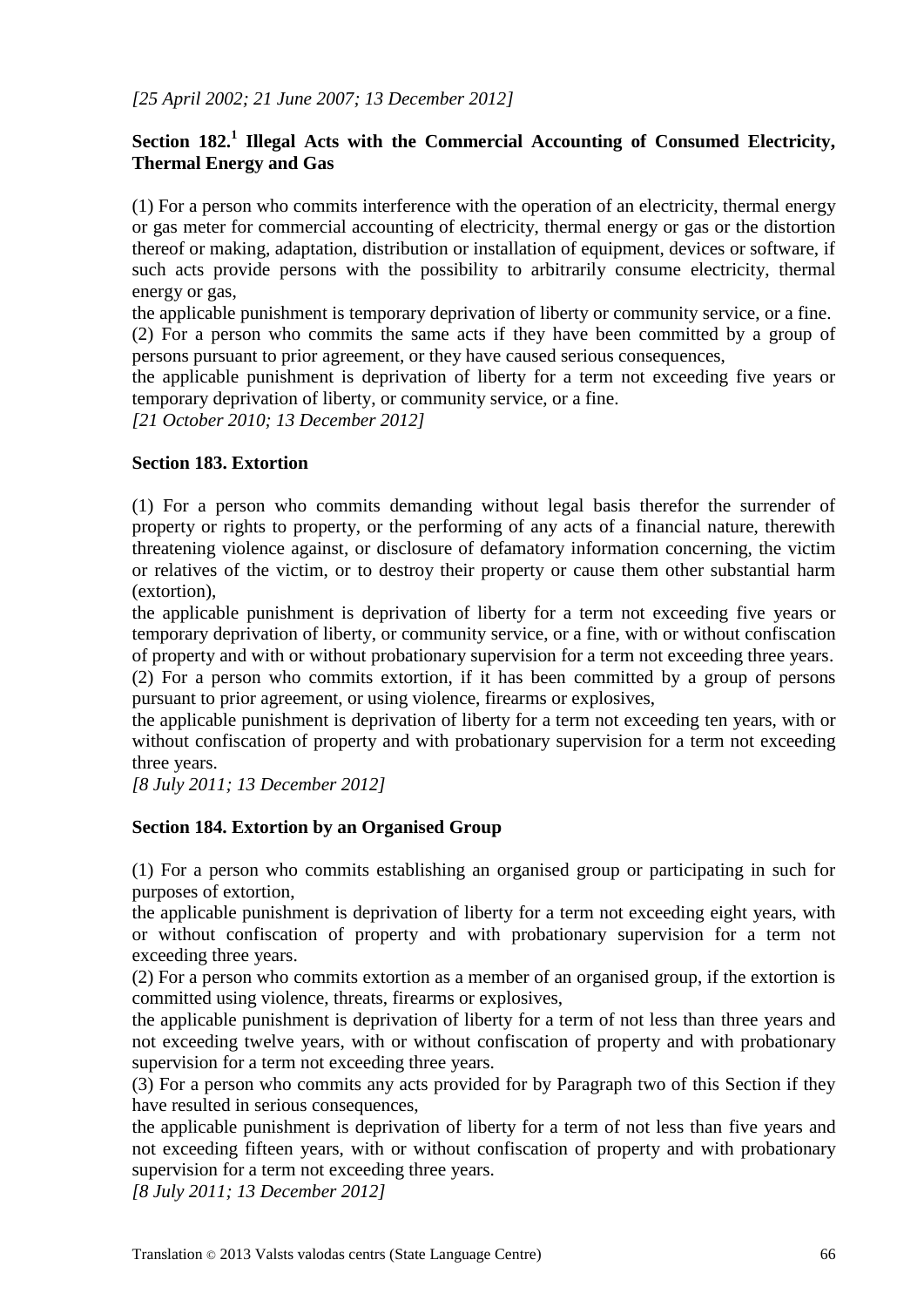*[25 April 2002; 21 June 2007; 13 December 2012]*

**Section 182.[1] Illegal Acts with the Commercial Accounting of Consumed Electricity, Thermal Energy and Gas**

(1) For a person who commits interference with the operation of an electricity, thermal energy or gas meter for commercial accounting of electricity, thermal energy or gas or the distortion thereof or making, adaptation, distribution or installation of equipment, devices or software, if such acts provide persons with the possibility to arbitrarily consume electricity, thermal energy or gas,

the applicable punishment is temporary deprivation of liberty or community service, or a fine.

(2) For a person who commits the same acts if they have been committed by a group of persons pursuant to prior agreement, or they have caused serious consequences,

the applicable punishment is deprivation of liberty for a term not exceeding five years or temporary deprivation of liberty, or community service, or a fine.

*[21 October 2010; 13 December 2012]*

**Section 183. Extortion**

(1) For a person who commits demanding without legal basis therefor the surrender of property or rights to property, or the performing of any acts of a financial nature, therewith threatening violence against, or disclosure of defamatory information concerning, the victim or relatives of the victim, or to destroy their property or cause them other substantial harm (extortion),

the applicable punishment is deprivation of liberty for a term not exceeding five years or temporary deprivation of liberty, or community service, or a fine, with or without confiscation of property and with or without probationary supervision for a term not exceeding three years.

(2) For a person who commits extortion, if it has been committed by a group of persons pursuant to prior agreement, or using violence, firearms or explosives,

the applicable punishment is deprivation of liberty for a term not exceeding ten years, with or without confiscation of property and with probationary supervision for a term not exceeding three years.

*[8 July 2011; 13 December 2012]*

**Section 184. Extortion by an Organised Group**

(1) For a person who commits establishing an organised group or participating in such for purposes of extortion,

the applicable punishment is deprivation of liberty for a term not exceeding eight years, with or without confiscation of property and with probationary supervision for a term not exceeding three years.

(2) For a person who commits extortion as a member of an organised group, if the extortion is committed using violence, threats, firearms or explosives,

the applicable punishment is deprivation of liberty for a term of not less than three years and not exceeding twelve years, with or without confiscation of property and with probationary supervision for a term not exceeding three years.

(3) For a person who commits any acts provided for by Paragraph two of this Section if they have resulted in serious consequences,

the applicable punishment is deprivation of liberty for a term of not less than five years and not exceeding fifteen years, with or without confiscation of property and with probationary supervision for a term not exceeding three years.

*[8 July 2011; 13 December 2012]*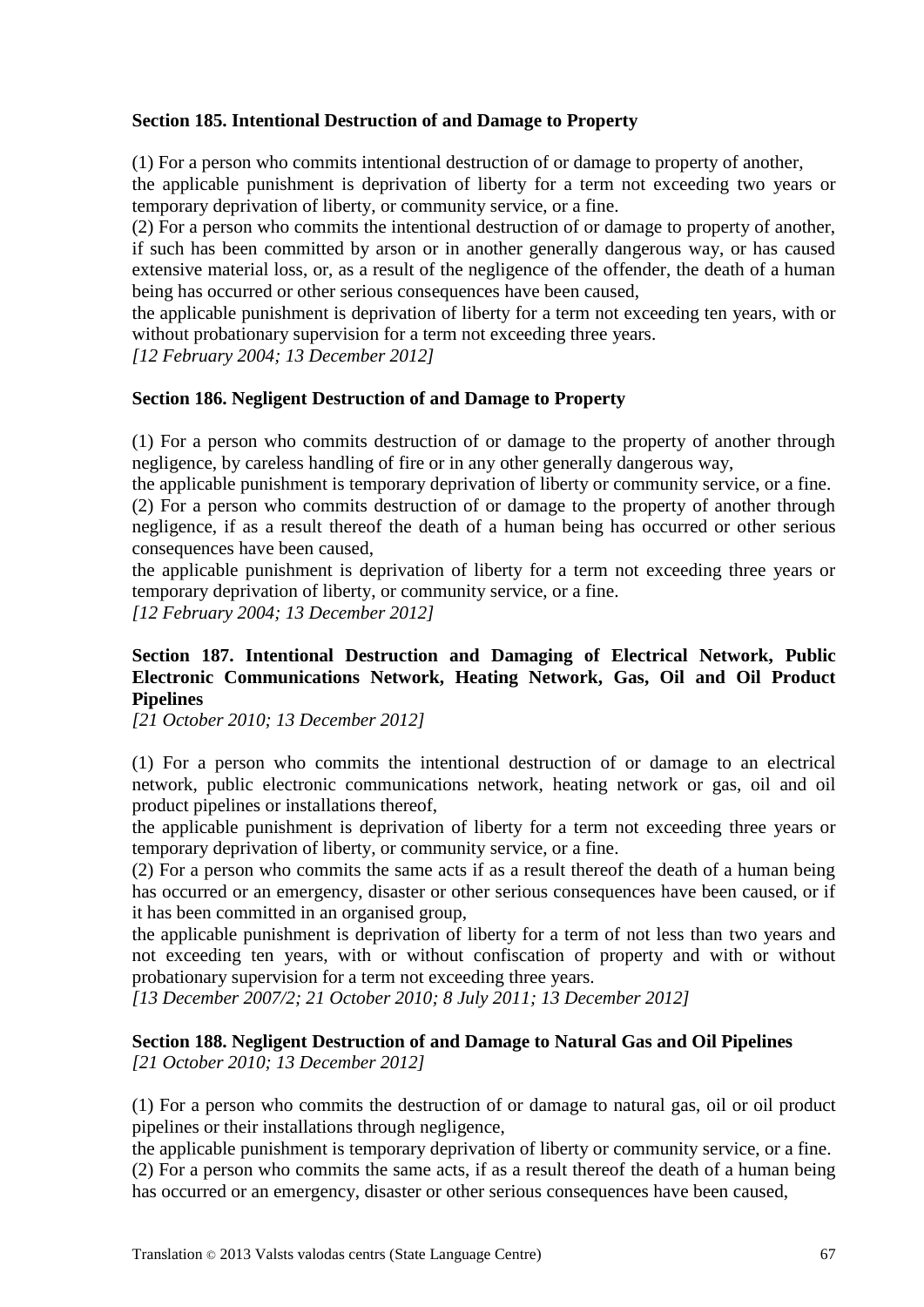**Section 185. Intentional Destruction of and Damage to Property**

(1) For a person who commits intentional destruction of or damage to property of another,
the applicable punishment is deprivation of liberty for a term not exceeding two years or temporary deprivation of liberty, or community service, or a fine.
(2) For a person who commits the intentional destruction of or damage to property of another, if such has been committed by arson or in another generally dangerous way, or has caused extensive material loss, or, as a result of the negligence of the offender, the death of a human being has occurred or other serious consequences have been caused,
the applicable punishment is deprivation of liberty for a term not exceeding ten years, with or without probationary supervision for a term not exceeding three years.
*[12 February 2004; 13 December 2012]*

**Section 186. Negligent Destruction of and Damage to Property**

(1) For a person who commits destruction of or damage to the property of another through negligence, by careless handling of fire or in any other generally dangerous way,
the applicable punishment is temporary deprivation of liberty or community service, or a fine.
(2) For a person who commits destruction of or damage to the property of another through negligence, if as a result thereof the death of a human being has occurred or other serious consequences have been caused,
the applicable punishment is deprivation of liberty for a term not exceeding three years or temporary deprivation of liberty, or community service, or a fine.
*[12 February 2004; 13 December 2012]*

**Section 187. Intentional Destruction and Damaging of Electrical Network, Public Electronic Communications Network, Heating Network, Gas, Oil and Oil Product Pipelines**
*[21 October 2010; 13 December 2012]*

(1) For a person who commits the intentional destruction of or damage to an electrical network, public electronic communications network, heating network or gas, oil and oil product pipelines or installations thereof,
the applicable punishment is deprivation of liberty for a term not exceeding three years or temporary deprivation of liberty, or community service, or a fine.
(2) For a person who commits the same acts if as a result thereof the death of a human being has occurred or an emergency, disaster or other serious consequences have been caused, or if it has been committed in an organised group,
the applicable punishment is deprivation of liberty for a term of not less than two years and not exceeding ten years, with or without confiscation of property and with or without probationary supervision for a term not exceeding three years.
*[13 December 2007/2; 21 October 2010; 8 July 2011; 13 December 2012]*

**Section 188. Negligent Destruction of and Damage to Natural Gas and Oil Pipelines**
*[21 October 2010; 13 December 2012]*

(1) For a person who commits the destruction of or damage to natural gas, oil or oil product pipelines or their installations through negligence,
the applicable punishment is temporary deprivation of liberty or community service, or a fine.
(2) For a person who commits the same acts, if as a result thereof the death of a human being has occurred or an emergency, disaster or other serious consequences have been caused,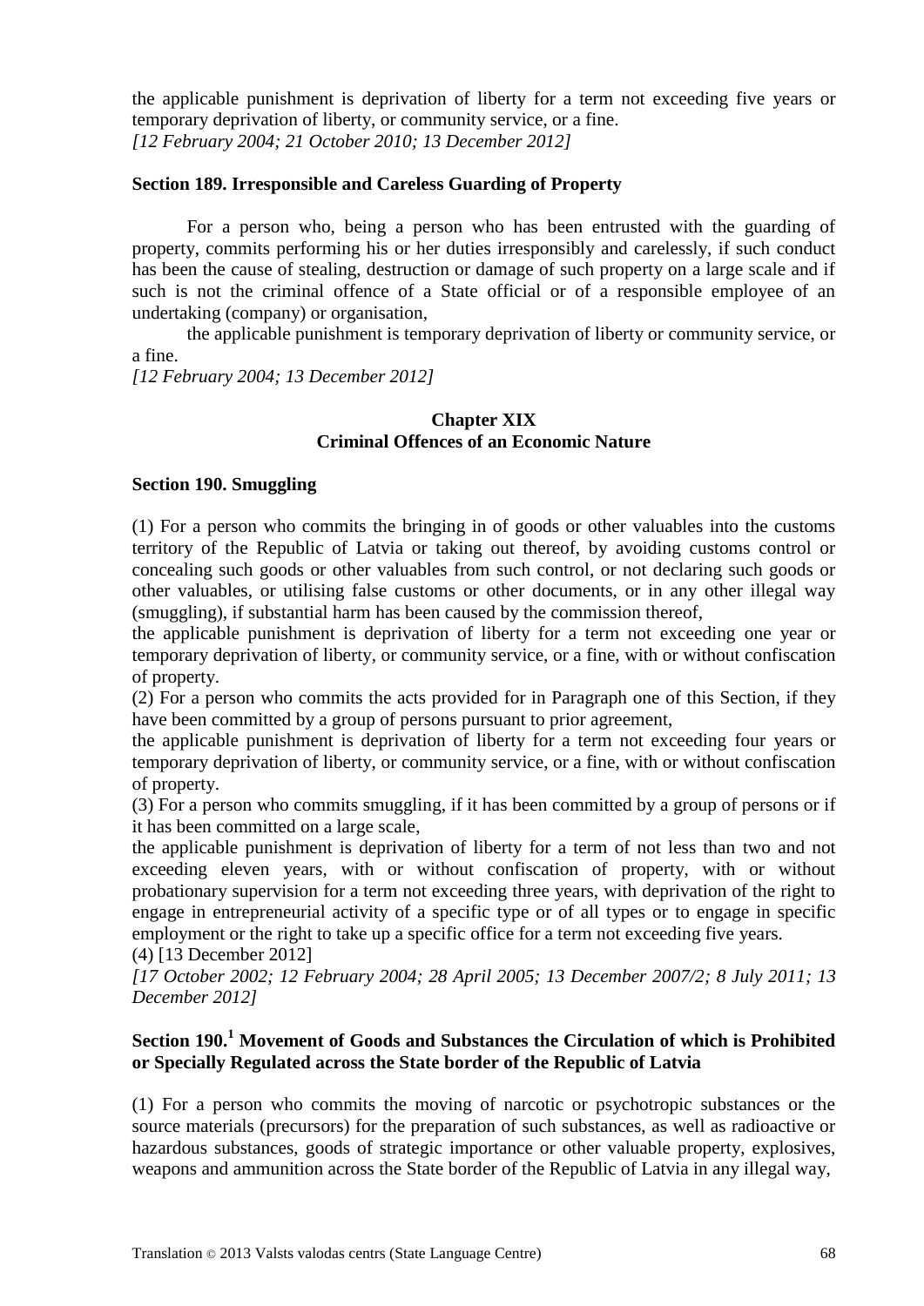the applicable punishment is deprivation of liberty for a term not exceeding five years or temporary deprivation of liberty, or community service, or a fine.

*[12 February 2004; 21 October 2010; 13 December 2012]*

**Section 189. Irresponsible and Careless Guarding of Property**

For a person who, being a person who has been entrusted with the guarding of property, commits performing his or her duties irresponsibly and carelessly, if such conduct has been the cause of stealing, destruction or damage of such property on a large scale and if such is not the criminal offence of a State official or of a responsible employee of an undertaking (company) or organisation,

the applicable punishment is temporary deprivation of liberty or community service, or a fine.

*[12 February 2004; 13 December 2012]*

## Chapter XIX
## Criminal Offences of an Economic Nature

**Section 190. Smuggling**

(1) For a person who commits the bringing in of goods or other valuables into the customs territory of the Republic of Latvia or taking out thereof, by avoiding customs control or concealing such goods or other valuables from such control, or not declaring such goods or other valuables, or utilising false customs or other documents, or in any other illegal way (smuggling), if substantial harm has been caused by the commission thereof,

the applicable punishment is deprivation of liberty for a term not exceeding one year or temporary deprivation of liberty, or community service, or a fine, with or without confiscation of property.

(2) For a person who commits the acts provided for in Paragraph one of this Section, if they have been committed by a group of persons pursuant to prior agreement,

the applicable punishment is deprivation of liberty for a term not exceeding four years or temporary deprivation of liberty, or community service, or a fine, with or without confiscation of property.

(3) For a person who commits smuggling, if it has been committed by a group of persons or if it has been committed on a large scale,

the applicable punishment is deprivation of liberty for a term of not less than two and not exceeding eleven years, with or without confiscation of property, with or without probationary supervision for a term not exceeding three years, with deprivation of the right to engage in entrepreneurial activity of a specific type or of all types or to engage in specific employment or the right to take up a specific office for a term not exceeding five years.

(4) [13 December 2012]

*[17 October 2002; 12 February 2004; 28 April 2005; 13 December 2007/2; 8 July 2011; 13 December 2012]*

**Section 190.[1] Movement of Goods and Substances the Circulation of which is Prohibited or Specially Regulated across the State border of the Republic of Latvia**

(1) For a person who commits the moving of narcotic or psychotropic substances or the source materials (precursors) for the preparation of such substances, as well as radioactive or hazardous substances, goods of strategic importance or other valuable property, explosives, weapons and ammunition across the State border of the Republic of Latvia in any illegal way,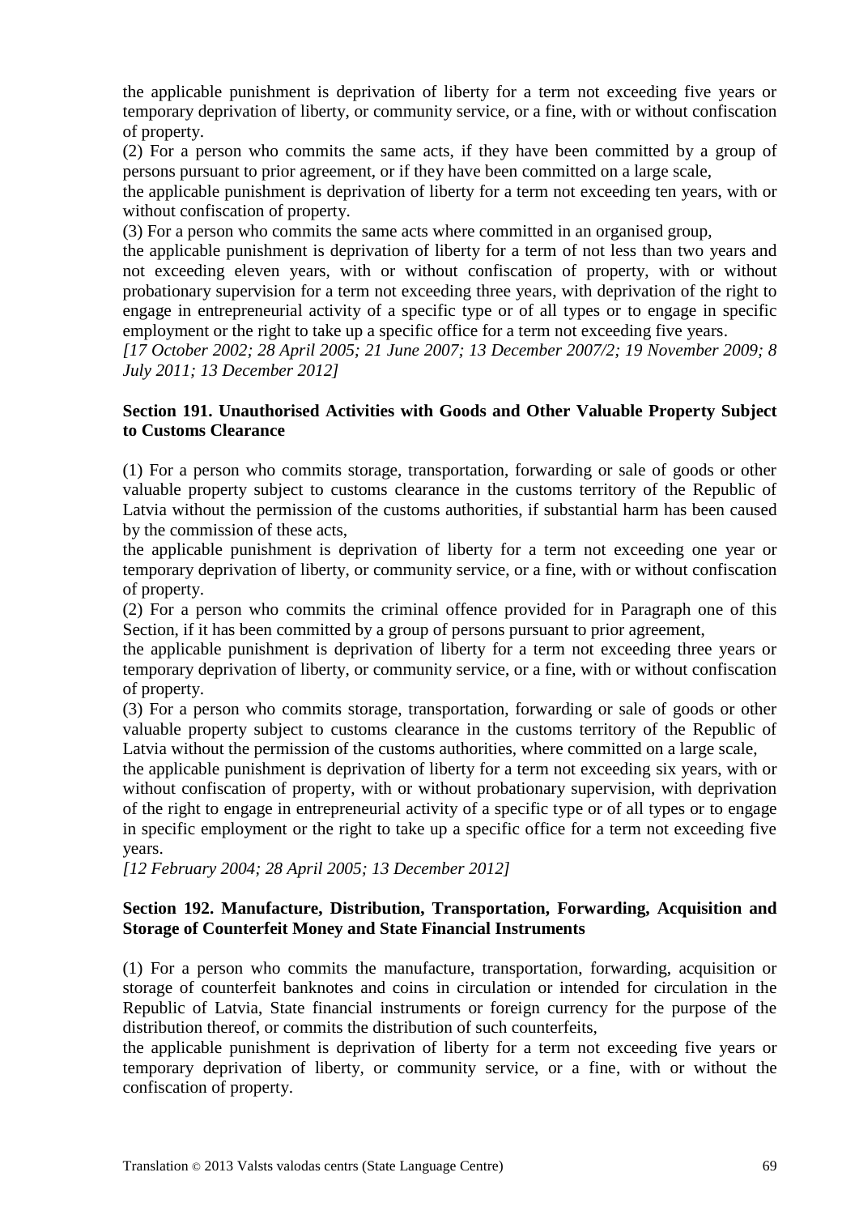the applicable punishment is deprivation of liberty for a term not exceeding five years or temporary deprivation of liberty, or community service, or a fine, with or without confiscation of property.

(2) For a person who commits the same acts, if they have been committed by a group of persons pursuant to prior agreement, or if they have been committed on a large scale,

the applicable punishment is deprivation of liberty for a term not exceeding ten years, with or without confiscation of property.

(3) For a person who commits the same acts where committed in an organised group,

the applicable punishment is deprivation of liberty for a term of not less than two years and not exceeding eleven years, with or without confiscation of property, with or without probationary supervision for a term not exceeding three years, with deprivation of the right to engage in entrepreneurial activity of a specific type or of all types or to engage in specific employment or the right to take up a specific office for a term not exceeding five years.

*[17 October 2002; 28 April 2005; 21 June 2007; 13 December 2007/2; 19 November 2009; 8 July 2011; 13 December 2012]*

**Section 191. Unauthorised Activities with Goods and Other Valuable Property Subject to Customs Clearance**

(1) For a person who commits storage, transportation, forwarding or sale of goods or other valuable property subject to customs clearance in the customs territory of the Republic of Latvia without the permission of the customs authorities, if substantial harm has been caused by the commission of these acts,

the applicable punishment is deprivation of liberty for a term not exceeding one year or temporary deprivation of liberty, or community service, or a fine, with or without confiscation of property.

(2) For a person who commits the criminal offence provided for in Paragraph one of this Section, if it has been committed by a group of persons pursuant to prior agreement,

the applicable punishment is deprivation of liberty for a term not exceeding three years or temporary deprivation of liberty, or community service, or a fine, with or without confiscation of property.

(3) For a person who commits storage, transportation, forwarding or sale of goods or other valuable property subject to customs clearance in the customs territory of the Republic of Latvia without the permission of the customs authorities, where committed on a large scale,

the applicable punishment is deprivation of liberty for a term not exceeding six years, with or without confiscation of property, with or without probationary supervision, with deprivation of the right to engage in entrepreneurial activity of a specific type or of all types or to engage in specific employment or the right to take up a specific office for a term not exceeding five years.

*[12 February 2004; 28 April 2005; 13 December 2012]*

**Section 192. Manufacture, Distribution, Transportation, Forwarding, Acquisition and Storage of Counterfeit Money and State Financial Instruments**

(1) For a person who commits the manufacture, transportation, forwarding, acquisition or storage of counterfeit banknotes and coins in circulation or intended for circulation in the Republic of Latvia, State financial instruments or foreign currency for the purpose of the distribution thereof, or commits the distribution of such counterfeits,

the applicable punishment is deprivation of liberty for a term not exceeding five years or temporary deprivation of liberty, or community service, or a fine, with or without the confiscation of property.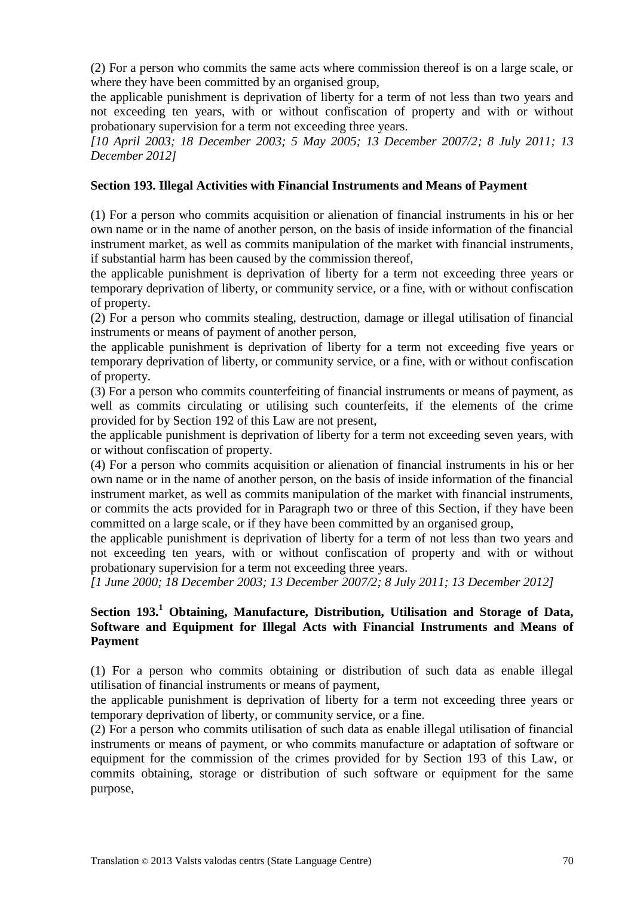(2) For a person who commits the same acts where commission thereof is on a large scale, or where they have been committed by an organised group,

the applicable punishment is deprivation of liberty for a term of not less than two years and not exceeding ten years, with or without confiscation of property and with or without probationary supervision for a term not exceeding three years.

*[10 April 2003; 18 December 2003; 5 May 2005; 13 December 2007/2; 8 July 2011; 13 December 2012]*

**Section 193. Illegal Activities with Financial Instruments and Means of Payment**

(1) For a person who commits acquisition or alienation of financial instruments in his or her own name or in the name of another person, on the basis of inside information of the financial instrument market, as well as commits manipulation of the market with financial instruments, if substantial harm has been caused by the commission thereof,

the applicable punishment is deprivation of liberty for a term not exceeding three years or temporary deprivation of liberty, or community service, or a fine, with or without confiscation of property.

(2) For a person who commits stealing, destruction, damage or illegal utilisation of financial instruments or means of payment of another person,

the applicable punishment is deprivation of liberty for a term not exceeding five years or temporary deprivation of liberty, or community service, or a fine, with or without confiscation of property.

(3) For a person who commits counterfeiting of financial instruments or means of payment, as well as commits circulating or utilising such counterfeits, if the elements of the crime provided for by Section 192 of this Law are not present,

the applicable punishment is deprivation of liberty for a term not exceeding seven years, with or without confiscation of property.

(4) For a person who commits acquisition or alienation of financial instruments in his or her own name or in the name of another person, on the basis of inside information of the financial instrument market, as well as commits manipulation of the market with financial instruments, or commits the acts provided for in Paragraph two or three of this Section, if they have been committed on a large scale, or if they have been committed by an organised group,

the applicable punishment is deprivation of liberty for a term of not less than two years and not exceeding ten years, with or without confiscation of property and with or without probationary supervision for a term not exceeding three years.

*[1 June 2000; 18 December 2003; 13 December 2007/2; 8 July 2011; 13 December 2012]*

**Section 193.[1] Obtaining, Manufacture, Distribution, Utilisation and Storage of Data, Software and Equipment for Illegal Acts with Financial Instruments and Means of Payment**

(1) For a person who commits obtaining or distribution of such data as enable illegal utilisation of financial instruments or means of payment,

the applicable punishment is deprivation of liberty for a term not exceeding three years or temporary deprivation of liberty, or community service, or a fine.

(2) For a person who commits utilisation of such data as enable illegal utilisation of financial instruments or means of payment, or who commits manufacture or adaptation of software or equipment for the commission of the crimes provided for by Section 193 of this Law, or commits obtaining, storage or distribution of such software or equipment for the same purpose,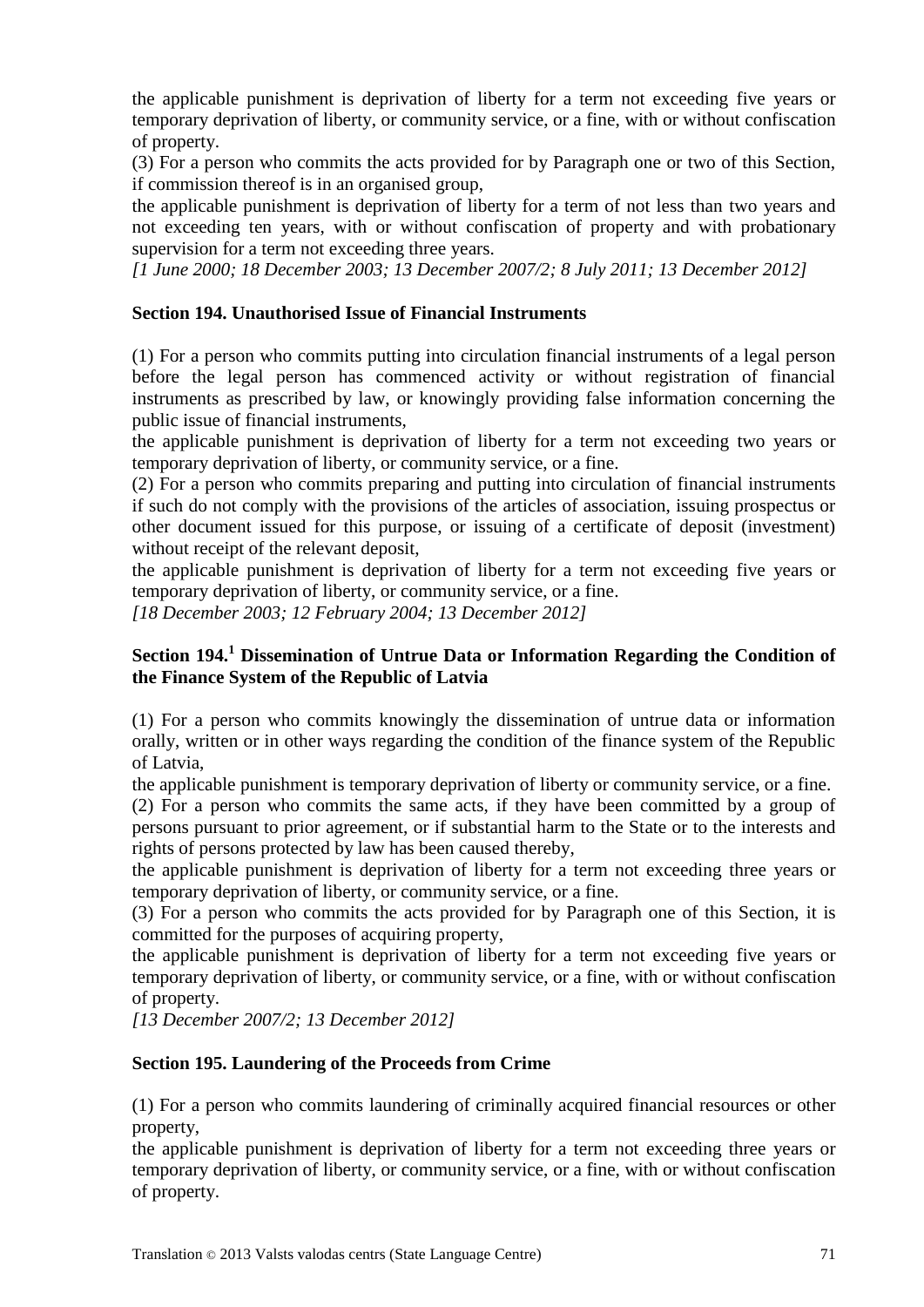the applicable punishment is deprivation of liberty for a term not exceeding five years or temporary deprivation of liberty, or community service, or a fine, with or without confiscation of property.

(3) For a person who commits the acts provided for by Paragraph one or two of this Section, if commission thereof is in an organised group,

the applicable punishment is deprivation of liberty for a term of not less than two years and not exceeding ten years, with or without confiscation of property and with probationary supervision for a term not exceeding three years.

*[1 June 2000; 18 December 2003; 13 December 2007/2; 8 July 2011; 13 December 2012]*

**Section 194. Unauthorised Issue of Financial Instruments**

(1) For a person who commits putting into circulation financial instruments of a legal person before the legal person has commenced activity or without registration of financial instruments as prescribed by law, or knowingly providing false information concerning the public issue of financial instruments,

the applicable punishment is deprivation of liberty for a term not exceeding two years or temporary deprivation of liberty, or community service, or a fine.

(2) For a person who commits preparing and putting into circulation of financial instruments if such do not comply with the provisions of the articles of association, issuing prospectus or other document issued for this purpose, or issuing of a certificate of deposit (investment) without receipt of the relevant deposit,

the applicable punishment is deprivation of liberty for a term not exceeding five years or temporary deprivation of liberty, or community service, or a fine.

*[18 December 2003; 12 February 2004; 13 December 2012]*

**Section 194.[1] Dissemination of Untrue Data or Information Regarding the Condition of the Finance System of the Republic of Latvia**

(1) For a person who commits knowingly the dissemination of untrue data or information orally, written or in other ways regarding the condition of the finance system of the Republic of Latvia,

the applicable punishment is temporary deprivation of liberty or community service, or a fine.

(2) For a person who commits the same acts, if they have been committed by a group of persons pursuant to prior agreement, or if substantial harm to the State or to the interests and rights of persons protected by law has been caused thereby,

the applicable punishment is deprivation of liberty for a term not exceeding three years or temporary deprivation of liberty, or community service, or a fine.

(3) For a person who commits the acts provided for by Paragraph one of this Section, it is committed for the purposes of acquiring property,

the applicable punishment is deprivation of liberty for a term not exceeding five years or temporary deprivation of liberty, or community service, or a fine, with or without confiscation of property.

*[13 December 2007/2; 13 December 2012]*

**Section 195. Laundering of the Proceeds from Crime**

(1) For a person who commits laundering of criminally acquired financial resources or other property,

the applicable punishment is deprivation of liberty for a term not exceeding three years or temporary deprivation of liberty, or community service, or a fine, with or without confiscation of property.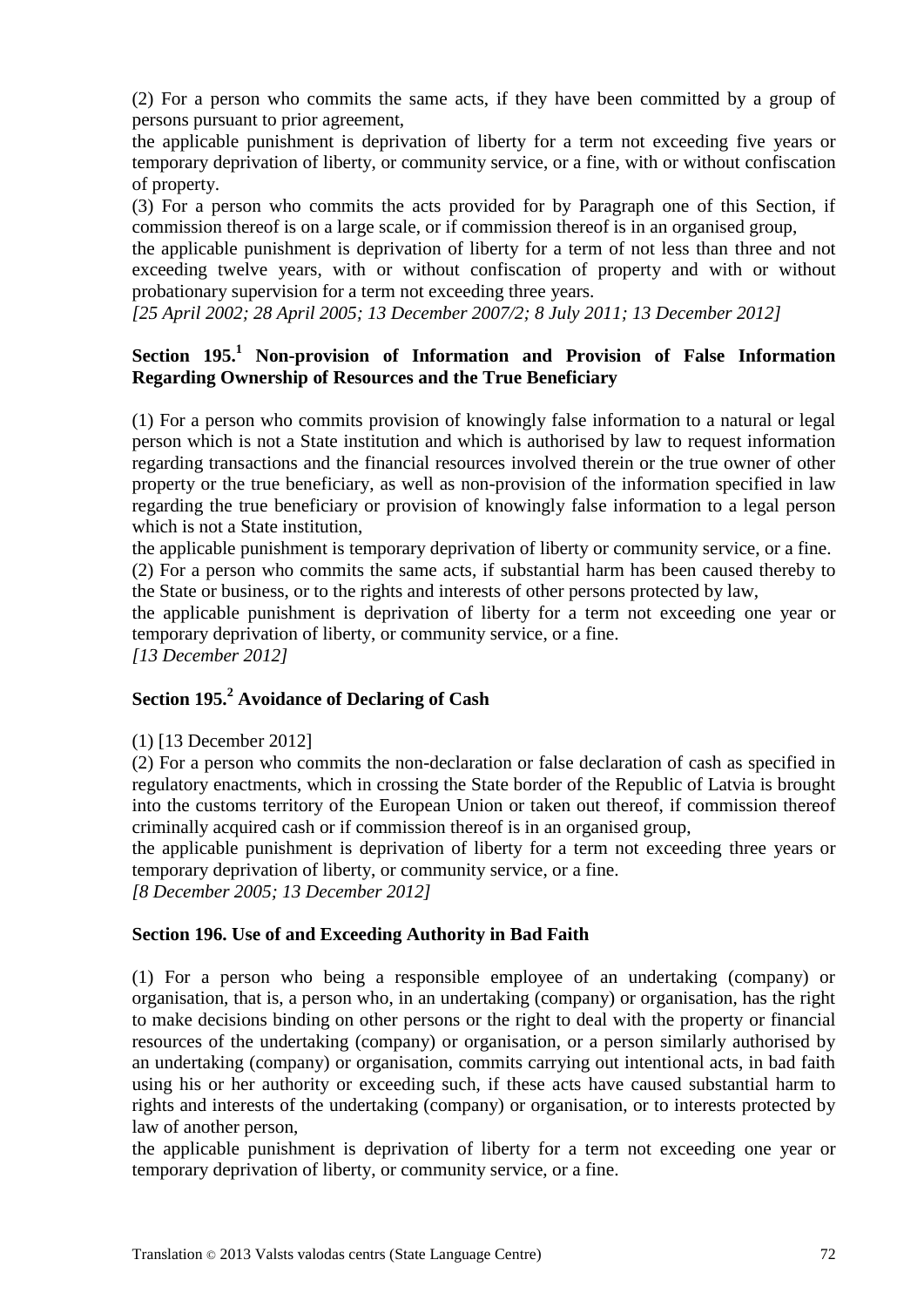(2) For a person who commits the same acts, if they have been committed by a group of persons pursuant to prior agreement,

the applicable punishment is deprivation of liberty for a term not exceeding five years or temporary deprivation of liberty, or community service, or a fine, with or without confiscation of property.

(3) For a person who commits the acts provided for by Paragraph one of this Section, if commission thereof is on a large scale, or if commission thereof is in an organised group,

the applicable punishment is deprivation of liberty for a term of not less than three and not exceeding twelve years, with or without confiscation of property and with or without probationary supervision for a term not exceeding three years.

*[25 April 2002; 28 April 2005; 13 December 2007/2; 8 July 2011; 13 December 2012]*

### Section 195.[1] Non-provision of Information and Provision of False Information Regarding Ownership of Resources and the True Beneficiary

(1) For a person who commits provision of knowingly false information to a natural or legal person which is not a State institution and which is authorised by law to request information regarding transactions and the financial resources involved therein or the true owner of other property or the true beneficiary, as well as non-provision of the information specified in law regarding the true beneficiary or provision of knowingly false information to a legal person which is not a State institution,

the applicable punishment is temporary deprivation of liberty or community service, or a fine.

(2) For a person who commits the same acts, if substantial harm has been caused thereby to the State or business, or to the rights and interests of other persons protected by law,

the applicable punishment is deprivation of liberty for a term not exceeding one year or temporary deprivation of liberty, or community service, or a fine.

*[13 December 2012]*

### Section 195.[2] Avoidance of Declaring of Cash

(1) [13 December 2012]

(2) For a person who commits the non-declaration or false declaration of cash as specified in regulatory enactments, which in crossing the State border of the Republic of Latvia is brought into the customs territory of the European Union or taken out thereof, if commission thereof criminally acquired cash or if commission thereof is in an organised group,

the applicable punishment is deprivation of liberty for a term not exceeding three years or temporary deprivation of liberty, or community service, or a fine.

*[8 December 2005; 13 December 2012]*

### Section 196. Use of and Exceeding Authority in Bad Faith

(1) For a person who being a responsible employee of an undertaking (company) or organisation, that is, a person who, in an undertaking (company) or organisation, has the right to make decisions binding on other persons or the right to deal with the property or financial resources of the undertaking (company) or organisation, or a person similarly authorised by an undertaking (company) or organisation, commits carrying out intentional acts, in bad faith using his or her authority or exceeding such, if these acts have caused substantial harm to rights and interests of the undertaking (company) or organisation, or to interests protected by law of another person,

the applicable punishment is deprivation of liberty for a term not exceeding one year or temporary deprivation of liberty, or community service, or a fine.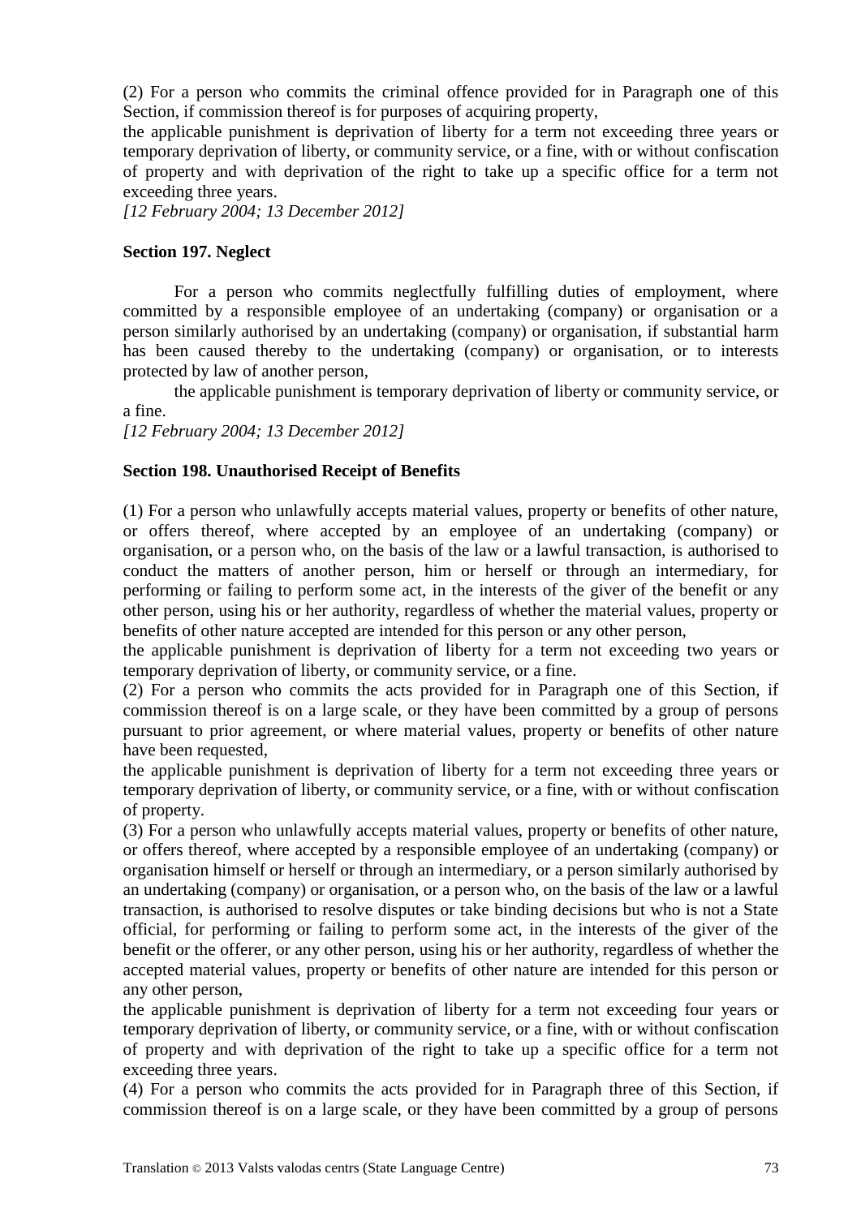(2) For a person who commits the criminal offence provided for in Paragraph one of this Section, if commission thereof is for purposes of acquiring property,

the applicable punishment is deprivation of liberty for a term not exceeding three years or temporary deprivation of liberty, or community service, or a fine, with or without confiscation of property and with deprivation of the right to take up a specific office for a term not exceeding three years.

*[12 February 2004; 13 December 2012]*

**Section 197. Neglect**

For a person who commits neglectfully fulfilling duties of employment, where committed by a responsible employee of an undertaking (company) or organisation or a person similarly authorised by an undertaking (company) or organisation, if substantial harm has been caused thereby to the undertaking (company) or organisation, or to interests protected by law of another person,

the applicable punishment is temporary deprivation of liberty or community service, or a fine.

*[12 February 2004; 13 December 2012]*

**Section 198. Unauthorised Receipt of Benefits**

(1) For a person who unlawfully accepts material values, property or benefits of other nature, or offers thereof, where accepted by an employee of an undertaking (company) or organisation, or a person who, on the basis of the law or a lawful transaction, is authorised to conduct the matters of another person, him or herself or through an intermediary, for performing or failing to perform some act, in the interests of the giver of the benefit or any other person, using his or her authority, regardless of whether the material values, property or benefits of other nature accepted are intended for this person or any other person,

the applicable punishment is deprivation of liberty for a term not exceeding two years or temporary deprivation of liberty, or community service, or a fine.

(2) For a person who commits the acts provided for in Paragraph one of this Section, if commission thereof is on a large scale, or they have been committed by a group of persons pursuant to prior agreement, or where material values, property or benefits of other nature have been requested,

the applicable punishment is deprivation of liberty for a term not exceeding three years or temporary deprivation of liberty, or community service, or a fine, with or without confiscation of property.

(3) For a person who unlawfully accepts material values, property or benefits of other nature, or offers thereof, where accepted by a responsible employee of an undertaking (company) or organisation himself or herself or through an intermediary, or a person similarly authorised by an undertaking (company) or organisation, or a person who, on the basis of the law or a lawful transaction, is authorised to resolve disputes or take binding decisions but who is not a State official, for performing or failing to perform some act, in the interests of the giver of the benefit or the offerer, or any other person, using his or her authority, regardless of whether the accepted material values, property or benefits of other nature are intended for this person or any other person,

the applicable punishment is deprivation of liberty for a term not exceeding four years or temporary deprivation of liberty, or community service, or a fine, with or without confiscation of property and with deprivation of the right to take up a specific office for a term not exceeding three years.

(4) For a person who commits the acts provided for in Paragraph three of this Section, if commission thereof is on a large scale, or they have been committed by a group of persons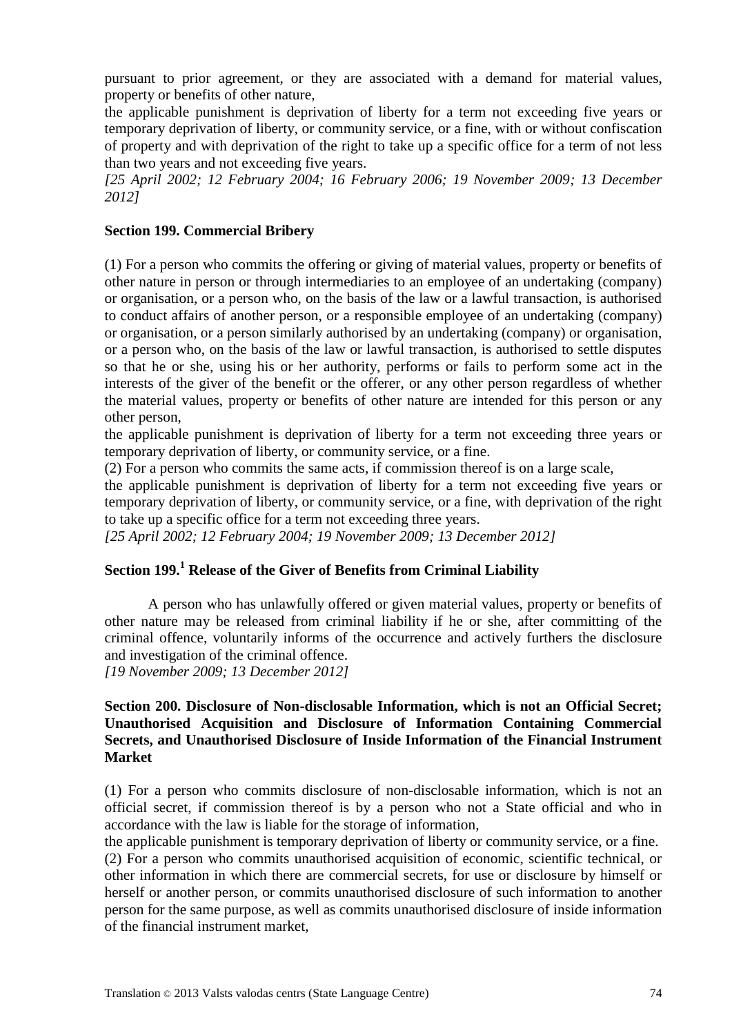pursuant to prior agreement, or they are associated with a demand for material values, property or benefits of other nature,

the applicable punishment is deprivation of liberty for a term not exceeding five years or temporary deprivation of liberty, or community service, or a fine, with or without confiscation of property and with deprivation of the right to take up a specific office for a term of not less than two years and not exceeding five years.

*[25 April 2002; 12 February 2004; 16 February 2006; 19 November 2009; 13 December 2012]*

**Section 199. Commercial Bribery**

(1) For a person who commits the offering or giving of material values, property or benefits of other nature in person or through intermediaries to an employee of an undertaking (company) or organisation, or a person who, on the basis of the law or a lawful transaction, is authorised to conduct affairs of another person, or a responsible employee of an undertaking (company) or organisation, or a person similarly authorised by an undertaking (company) or organisation, or a person who, on the basis of the law or lawful transaction, is authorised to settle disputes so that he or she, using his or her authority, performs or fails to perform some act in the interests of the giver of the benefit or the offerer, or any other person regardless of whether the material values, property or benefits of other nature are intended for this person or any other person,

the applicable punishment is deprivation of liberty for a term not exceeding three years or temporary deprivation of liberty, or community service, or a fine.

(2) For a person who commits the same acts, if commission thereof is on a large scale,

the applicable punishment is deprivation of liberty for a term not exceeding five years or temporary deprivation of liberty, or community service, or a fine, with deprivation of the right to take up a specific office for a term not exceeding three years.

*[25 April 2002; 12 February 2004; 19 November 2009; 13 December 2012]*

**Section 199.[1] Release of the Giver of Benefits from Criminal Liability**

A person who has unlawfully offered or given material values, property or benefits of other nature may be released from criminal liability if he or she, after committing of the criminal offence, voluntarily informs of the occurrence and actively furthers the disclosure and investigation of the criminal offence.

*[19 November 2009; 13 December 2012]*

**Section 200. Disclosure of Non-disclosable Information, which is not an Official Secret; Unauthorised Acquisition and Disclosure of Information Containing Commercial Secrets, and Unauthorised Disclosure of Inside Information of the Financial Instrument Market**

(1) For a person who commits disclosure of non-disclosable information, which is not an official secret, if commission thereof is by a person who not a State official and who in accordance with the law is liable for the storage of information,

the applicable punishment is temporary deprivation of liberty or community service, or a fine.

(2) For a person who commits unauthorised acquisition of economic, scientific technical, or other information in which there are commercial secrets, for use or disclosure by himself or herself or another person, or commits unauthorised disclosure of such information to another person for the same purpose, as well as commits unauthorised disclosure of inside information of the financial instrument market,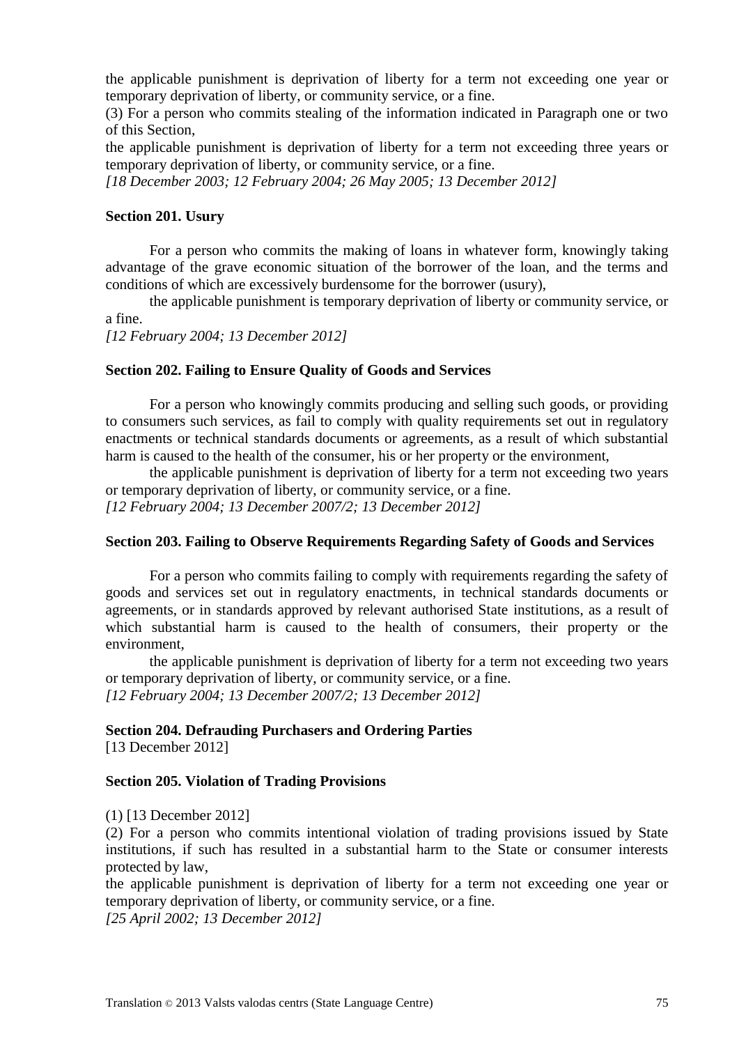the applicable punishment is deprivation of liberty for a term not exceeding one year or temporary deprivation of liberty, or community service, or a fine.

(3) For a person who commits stealing of the information indicated in Paragraph one or two of this Section,

the applicable punishment is deprivation of liberty for a term not exceeding three years or temporary deprivation of liberty, or community service, or a fine.

*[18 December 2003; 12 February 2004; 26 May 2005; 13 December 2012]*

**Section 201. Usury**

For a person who commits the making of loans in whatever form, knowingly taking advantage of the grave economic situation of the borrower of the loan, and the terms and conditions of which are excessively burdensome for the borrower (usury),

the applicable punishment is temporary deprivation of liberty or community service, or a fine.

*[12 February 2004; 13 December 2012]*

**Section 202. Failing to Ensure Quality of Goods and Services**

For a person who knowingly commits producing and selling such goods, or providing to consumers such services, as fail to comply with quality requirements set out in regulatory enactments or technical standards documents or agreements, as a result of which substantial harm is caused to the health of the consumer, his or her property or the environment,

the applicable punishment is deprivation of liberty for a term not exceeding two years or temporary deprivation of liberty, or community service, or a fine.

*[12 February 2004; 13 December 2007/2; 13 December 2012]*

**Section 203. Failing to Observe Requirements Regarding Safety of Goods and Services**

For a person who commits failing to comply with requirements regarding the safety of goods and services set out in regulatory enactments, in technical standards documents or agreements, or in standards approved by relevant authorised State institutions, as a result of which substantial harm is caused to the health of consumers, their property or the environment,

the applicable punishment is deprivation of liberty for a term not exceeding two years or temporary deprivation of liberty, or community service, or a fine.

*[12 February 2004; 13 December 2007/2; 13 December 2012]*

**Section 204. Defrauding Purchasers and Ordering Parties**

[13 December 2012]

**Section 205. Violation of Trading Provisions**

(1) [13 December 2012]

(2) For a person who commits intentional violation of trading provisions issued by State institutions, if such has resulted in a substantial harm to the State or consumer interests protected by law,

the applicable punishment is deprivation of liberty for a term not exceeding one year or temporary deprivation of liberty, or community service, or a fine.

*[25 April 2002; 13 December 2012]*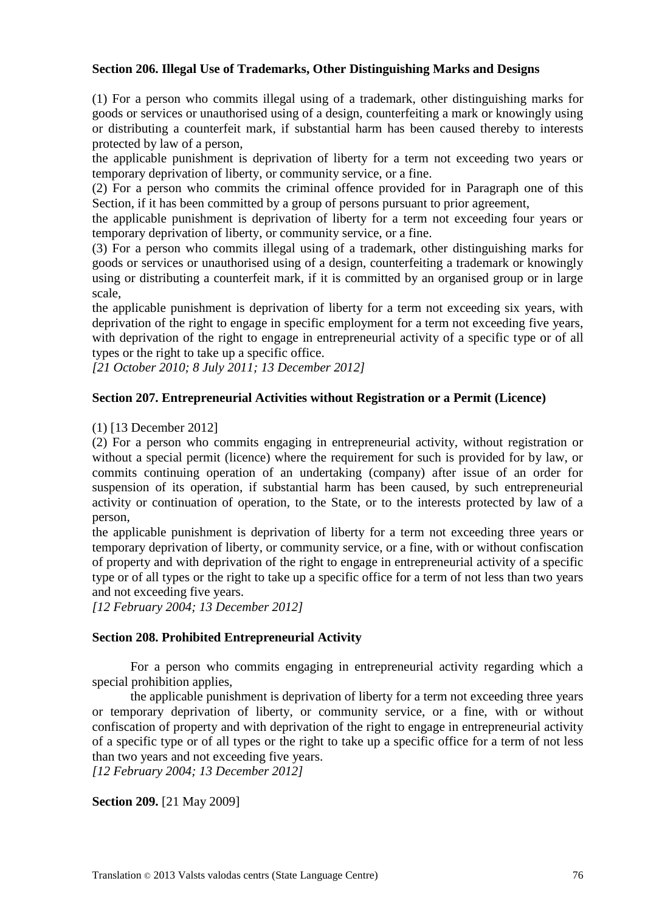### Section 206. Illegal Use of Trademarks, Other Distinguishing Marks and Designs

(1) For a person who commits illegal using of a trademark, other distinguishing marks for goods or services or unauthorised using of a design, counterfeiting a mark or knowingly using or distributing a counterfeit mark, if substantial harm has been caused thereby to interests protected by law of a person,

the applicable punishment is deprivation of liberty for a term not exceeding two years or temporary deprivation of liberty, or community service, or a fine.

(2) For a person who commits the criminal offence provided for in Paragraph one of this Section, if it has been committed by a group of persons pursuant to prior agreement,

the applicable punishment is deprivation of liberty for a term not exceeding four years or temporary deprivation of liberty, or community service, or a fine.

(3) For a person who commits illegal using of a trademark, other distinguishing marks for goods or services or unauthorised using of a design, counterfeiting a trademark or knowingly using or distributing a counterfeit mark, if it is committed by an organised group or in large scale,

the applicable punishment is deprivation of liberty for a term not exceeding six years, with deprivation of the right to engage in specific employment for a term not exceeding five years, with deprivation of the right to engage in entrepreneurial activity of a specific type or of all types or the right to take up a specific office.

*[21 October 2010; 8 July 2011; 13 December 2012]*

### Section 207. Entrepreneurial Activities without Registration or a Permit (Licence)

(1) [13 December 2012]

(2) For a person who commits engaging in entrepreneurial activity, without registration or without a special permit (licence) where the requirement for such is provided for by law, or commits continuing operation of an undertaking (company) after issue of an order for suspension of its operation, if substantial harm has been caused, by such entrepreneurial activity or continuation of operation, to the State, or to the interests protected by law of a person,

the applicable punishment is deprivation of liberty for a term not exceeding three years or temporary deprivation of liberty, or community service, or a fine, with or without confiscation of property and with deprivation of the right to engage in entrepreneurial activity of a specific type or of all types or the right to take up a specific office for a term of not less than two years and not exceeding five years.

*[12 February 2004; 13 December 2012]*

### Section 208. Prohibited Entrepreneurial Activity

For a person who commits engaging in entrepreneurial activity regarding which a special prohibition applies,

the applicable punishment is deprivation of liberty for a term not exceeding three years or temporary deprivation of liberty, or community service, or a fine, with or without confiscation of property and with deprivation of the right to engage in entrepreneurial activity of a specific type or of all types or the right to take up a specific office for a term of not less than two years and not exceeding five years.

*[12 February 2004; 13 December 2012]*

**Section 209.** [21 May 2009]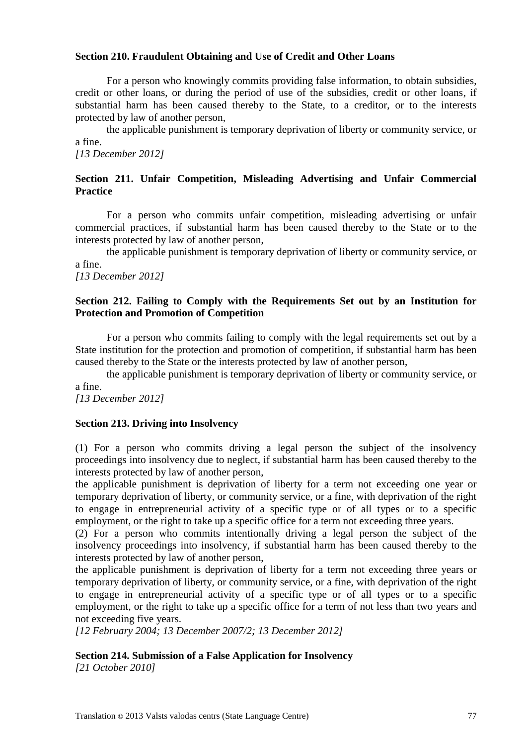**Section 210. Fraudulent Obtaining and Use of Credit and Other Loans**

For a person who knowingly commits providing false information, to obtain subsidies, credit or other loans, or during the period of use of the subsidies, credit or other loans, if substantial harm has been caused thereby to the State, to a creditor, or to the interests protected by law of another person,

the applicable punishment is temporary deprivation of liberty or community service, or a fine.

*[13 December 2012]*

**Section 211. Unfair Competition, Misleading Advertising and Unfair Commercial Practice**

For a person who commits unfair competition, misleading advertising or unfair commercial practices, if substantial harm has been caused thereby to the State or to the interests protected by law of another person,

the applicable punishment is temporary deprivation of liberty or community service, or a fine.

*[13 December 2012]*

**Section 212. Failing to Comply with the Requirements Set out by an Institution for Protection and Promotion of Competition**

For a person who commits failing to comply with the legal requirements set out by a State institution for the protection and promotion of competition, if substantial harm has been caused thereby to the State or the interests protected by law of another person,

the applicable punishment is temporary deprivation of liberty or community service, or a fine.

*[13 December 2012]*

**Section 213. Driving into Insolvency**

(1) For a person who commits driving a legal person the subject of the insolvency proceedings into insolvency due to neglect, if substantial harm has been caused thereby to the interests protected by law of another person,

the applicable punishment is deprivation of liberty for a term not exceeding one year or temporary deprivation of liberty, or community service, or a fine, with deprivation of the right to engage in entrepreneurial activity of a specific type or of all types or to a specific employment, or the right to take up a specific office for a term not exceeding three years.

(2) For a person who commits intentionally driving a legal person the subject of the insolvency proceedings into insolvency, if substantial harm has been caused thereby to the interests protected by law of another person,

the applicable punishment is deprivation of liberty for a term not exceeding three years or temporary deprivation of liberty, or community service, or a fine, with deprivation of the right to engage in entrepreneurial activity of a specific type or of all types or to a specific employment, or the right to take up a specific office for a term of not less than two years and not exceeding five years.

*[12 February 2004; 13 December 2007/2; 13 December 2012]*

**Section 214. Submission of a False Application for Insolvency**

*[21 October 2010]*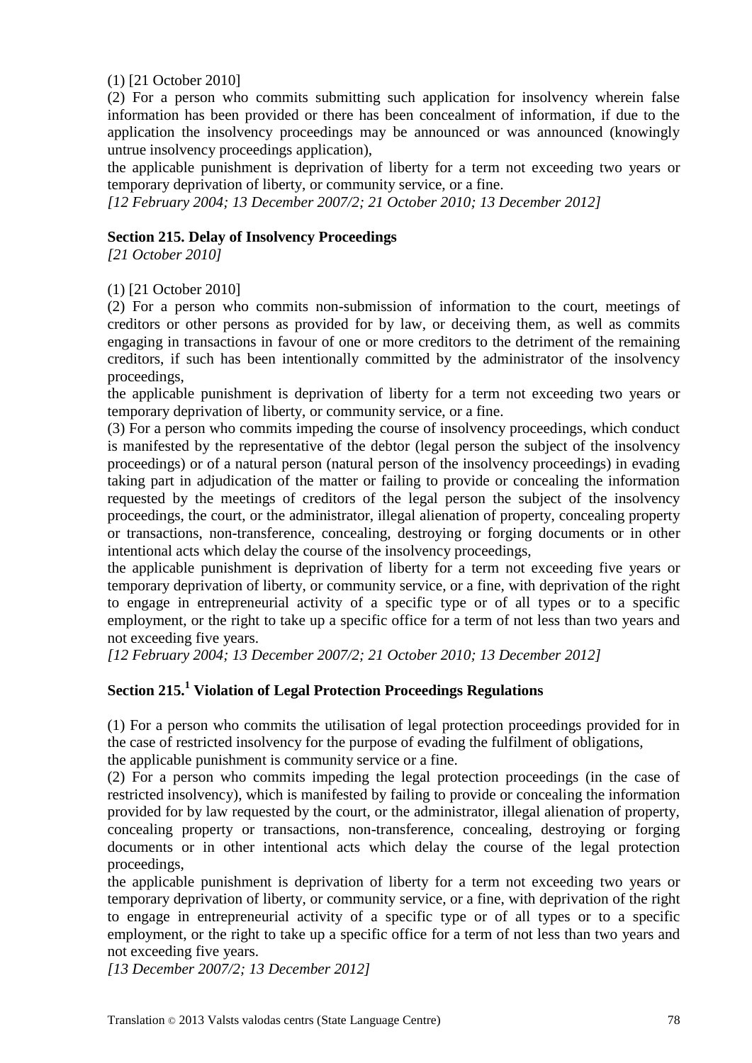(1) [21 October 2010]

(2) For a person who commits submitting such application for insolvency wherein false information has been provided or there has been concealment of information, if due to the application the insolvency proceedings may be announced or was announced (knowingly untrue insolvency proceedings application),

the applicable punishment is deprivation of liberty for a term not exceeding two years or temporary deprivation of liberty, or community service, or a fine.

*[12 February 2004; 13 December 2007/2; 21 October 2010; 13 December 2012]*

**Section 215. Delay of Insolvency Proceedings**

*[21 October 2010]*

(1) [21 October 2010]

(2) For a person who commits non-submission of information to the court, meetings of creditors or other persons as provided for by law, or deceiving them, as well as commits engaging in transactions in favour of one or more creditors to the detriment of the remaining creditors, if such has been intentionally committed by the administrator of the insolvency proceedings,

the applicable punishment is deprivation of liberty for a term not exceeding two years or temporary deprivation of liberty, or community service, or a fine.

(3) For a person who commits impeding the course of insolvency proceedings, which conduct is manifested by the representative of the debtor (legal person the subject of the insolvency proceedings) or of a natural person (natural person of the insolvency proceedings) in evading taking part in adjudication of the matter or failing to provide or concealing the information requested by the meetings of creditors of the legal person the subject of the insolvency proceedings, the court, or the administrator, illegal alienation of property, concealing property or transactions, non-transference, concealing, destroying or forging documents or in other intentional acts which delay the course of the insolvency proceedings,

the applicable punishment is deprivation of liberty for a term not exceeding five years or temporary deprivation of liberty, or community service, or a fine, with deprivation of the right to engage in entrepreneurial activity of a specific type or of all types or to a specific employment, or the right to take up a specific office for a term of not less than two years and not exceeding five years.

*[12 February 2004; 13 December 2007/2; 21 October 2010; 13 December 2012]*

**Section 215.[1] Violation of Legal Protection Proceedings Regulations**

(1) For a person who commits the utilisation of legal protection proceedings provided for in the case of restricted insolvency for the purpose of evading the fulfilment of obligations,

the applicable punishment is community service or a fine.

(2) For a person who commits impeding the legal protection proceedings (in the case of restricted insolvency), which is manifested by failing to provide or concealing the information provided for by law requested by the court, or the administrator, illegal alienation of property, concealing property or transactions, non-transference, concealing, destroying or forging documents or in other intentional acts which delay the course of the legal protection proceedings,

the applicable punishment is deprivation of liberty for a term not exceeding two years or temporary deprivation of liberty, or community service, or a fine, with deprivation of the right to engage in entrepreneurial activity of a specific type or of all types or to a specific employment, or the right to take up a specific office for a term of not less than two years and not exceeding five years.

*[13 December 2007/2; 13 December 2012]*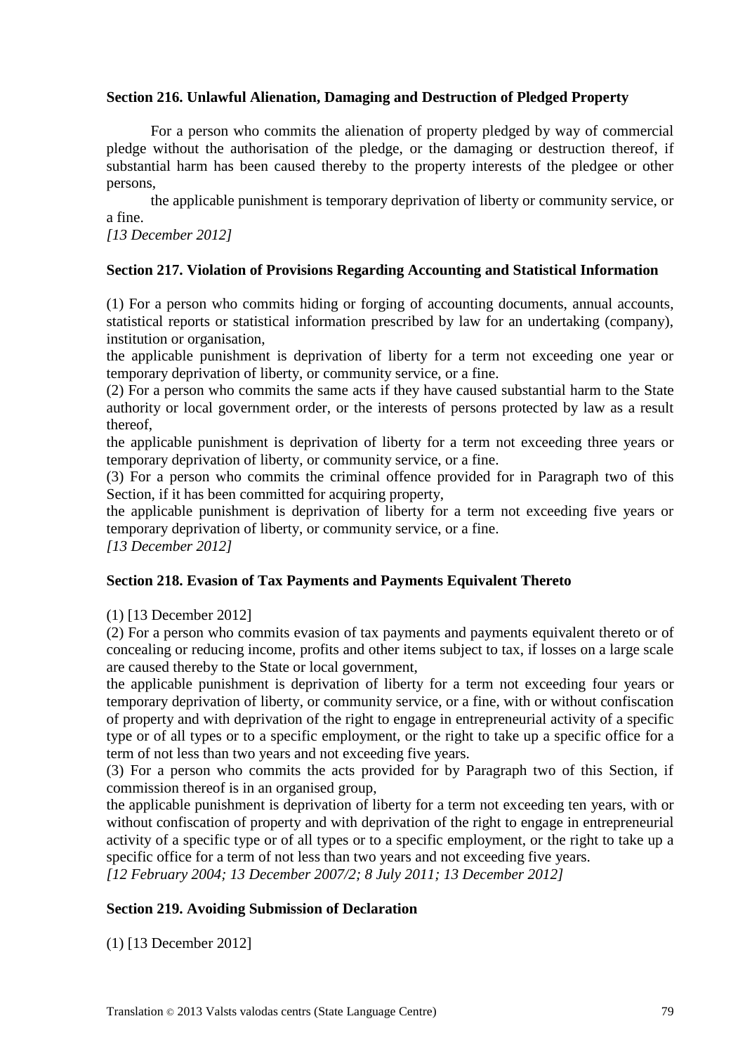**Section 216. Unlawful Alienation, Damaging and Destruction of Pledged Property**

For a person who commits the alienation of property pledged by way of commercial pledge without the authorisation of the pledge, or the damaging or destruction thereof, if substantial harm has been caused thereby to the property interests of the pledgee or other persons,

the applicable punishment is temporary deprivation of liberty or community service, or a fine.

*[13 December 2012]*

**Section 217. Violation of Provisions Regarding Accounting and Statistical Information**

(1) For a person who commits hiding or forging of accounting documents, annual accounts, statistical reports or statistical information prescribed by law for an undertaking (company), institution or organisation,

the applicable punishment is deprivation of liberty for a term not exceeding one year or temporary deprivation of liberty, or community service, or a fine.

(2) For a person who commits the same acts if they have caused substantial harm to the State authority or local government order, or the interests of persons protected by law as a result thereof,

the applicable punishment is deprivation of liberty for a term not exceeding three years or temporary deprivation of liberty, or community service, or a fine.

(3) For a person who commits the criminal offence provided for in Paragraph two of this Section, if it has been committed for acquiring property,

the applicable punishment is deprivation of liberty for a term not exceeding five years or temporary deprivation of liberty, or community service, or a fine.

*[13 December 2012]*

**Section 218. Evasion of Tax Payments and Payments Equivalent Thereto**

(1) [13 December 2012]

(2) For a person who commits evasion of tax payments and payments equivalent thereto or of concealing or reducing income, profits and other items subject to tax, if losses on a large scale are caused thereby to the State or local government,

the applicable punishment is deprivation of liberty for a term not exceeding four years or temporary deprivation of liberty, or community service, or a fine, with or without confiscation of property and with deprivation of the right to engage in entrepreneurial activity of a specific type or of all types or to a specific employment, or the right to take up a specific office for a term of not less than two years and not exceeding five years.

(3) For a person who commits the acts provided for by Paragraph two of this Section, if commission thereof is in an organised group,

the applicable punishment is deprivation of liberty for a term not exceeding ten years, with or without confiscation of property and with deprivation of the right to engage in entrepreneurial activity of a specific type or of all types or to a specific employment, or the right to take up a specific office for a term of not less than two years and not exceeding five years.

*[12 February 2004; 13 December 2007/2; 8 July 2011; 13 December 2012]*

**Section 219. Avoiding Submission of Declaration**

(1) [13 December 2012]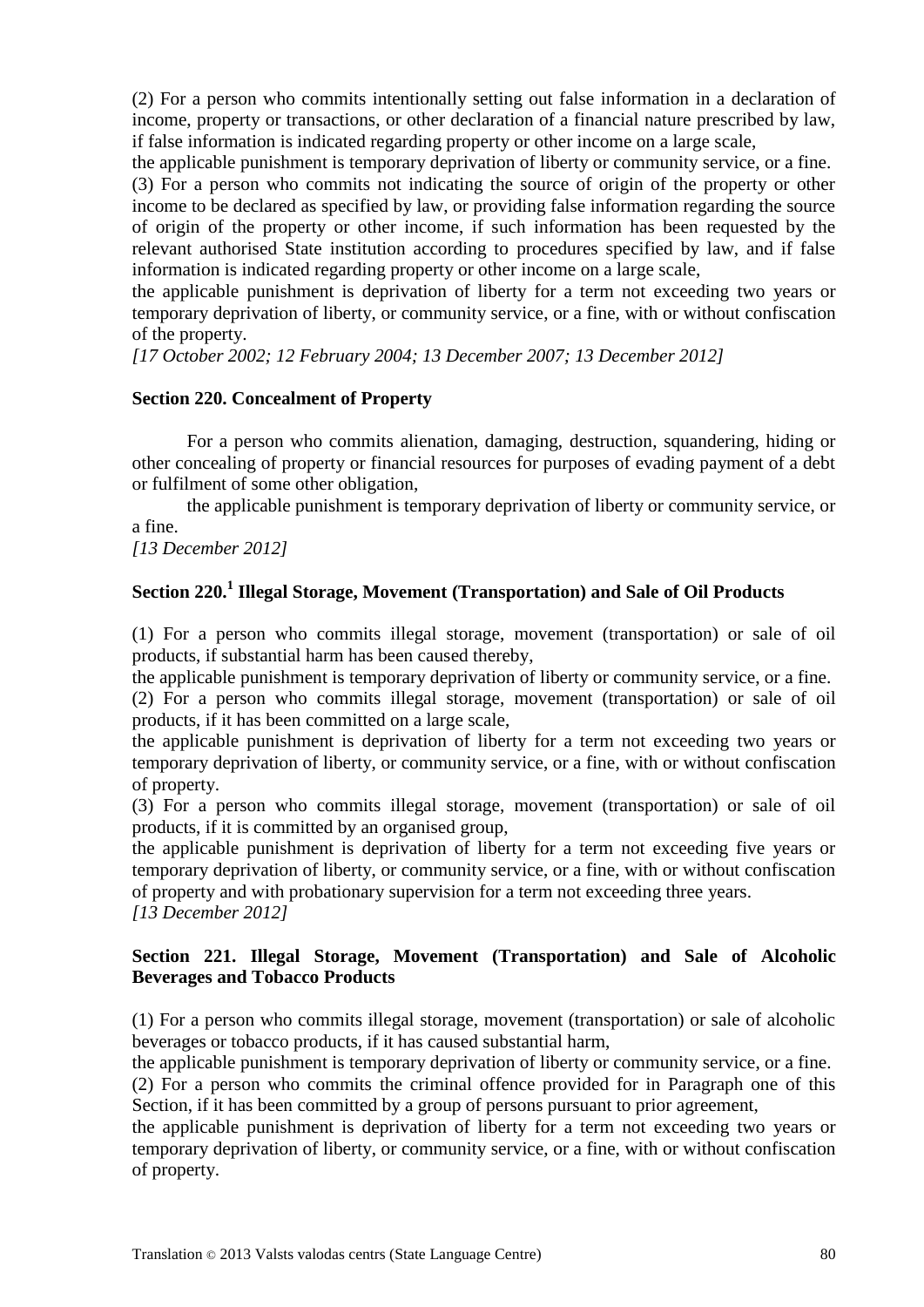(2) For a person who commits intentionally setting out false information in a declaration of income, property or transactions, or other declaration of a financial nature prescribed by law, if false information is indicated regarding property or other income on a large scale,

the applicable punishment is temporary deprivation of liberty or community service, or a fine.

(3) For a person who commits not indicating the source of origin of the property or other income to be declared as specified by law, or providing false information regarding the source of origin of the property or other income, if such information has been requested by the relevant authorised State institution according to procedures specified by law, and if false information is indicated regarding property or other income on a large scale,

the applicable punishment is deprivation of liberty for a term not exceeding two years or temporary deprivation of liberty, or community service, or a fine, with or without confiscation of the property.

*[17 October 2002; 12 February 2004; 13 December 2007; 13 December 2012]*

### Section 220. Concealment of Property

For a person who commits alienation, damaging, destruction, squandering, hiding or other concealing of property or financial resources for purposes of evading payment of a debt or fulfilment of some other obligation,

the applicable punishment is temporary deprivation of liberty or community service, or a fine.

*[13 December 2012]*

### Section 220.[1] Illegal Storage, Movement (Transportation) and Sale of Oil Products

(1) For a person who commits illegal storage, movement (transportation) or sale of oil products, if substantial harm has been caused thereby,

the applicable punishment is temporary deprivation of liberty or community service, or a fine.

(2) For a person who commits illegal storage, movement (transportation) or sale of oil products, if it has been committed on a large scale,

the applicable punishment is deprivation of liberty for a term not exceeding two years or temporary deprivation of liberty, or community service, or a fine, with or without confiscation of property.

(3) For a person who commits illegal storage, movement (transportation) or sale of oil products, if it is committed by an organised group,

the applicable punishment is deprivation of liberty for a term not exceeding five years or temporary deprivation of liberty, or community service, or a fine, with or without confiscation of property and with probationary supervision for a term not exceeding three years.

*[13 December 2012]*

### Section 221. Illegal Storage, Movement (Transportation) and Sale of Alcoholic Beverages and Tobacco Products

(1) For a person who commits illegal storage, movement (transportation) or sale of alcoholic beverages or tobacco products, if it has caused substantial harm,

the applicable punishment is temporary deprivation of liberty or community service, or a fine.

(2) For a person who commits the criminal offence provided for in Paragraph one of this Section, if it has been committed by a group of persons pursuant to prior agreement,

the applicable punishment is deprivation of liberty for a term not exceeding two years or temporary deprivation of liberty, or community service, or a fine, with or without confiscation of property.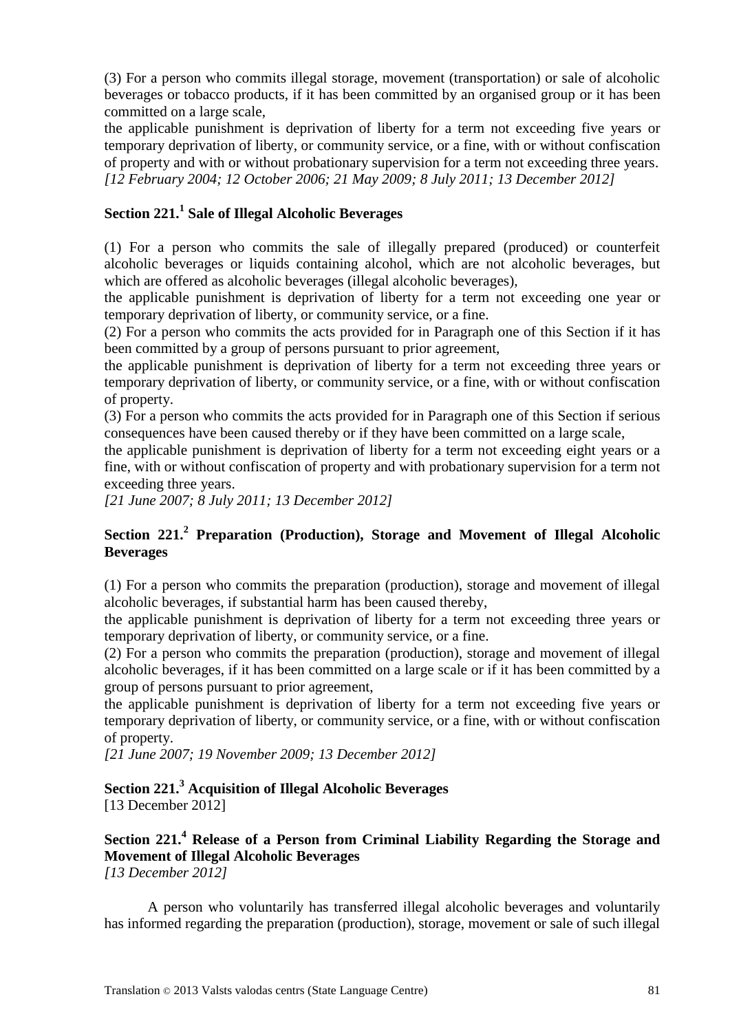(3) For a person who commits illegal storage, movement (transportation) or sale of alcoholic beverages or tobacco products, if it has been committed by an organised group or it has been committed on a large scale,

the applicable punishment is deprivation of liberty for a term not exceeding five years or temporary deprivation of liberty, or community service, or a fine, with or without confiscation of property and with or without probationary supervision for a term not exceeding three years.

*[12 February 2004; 12 October 2006; 21 May 2009; 8 July 2011; 13 December 2012]*

## Section 221.[1] Sale of Illegal Alcoholic Beverages

(1) For a person who commits the sale of illegally prepared (produced) or counterfeit alcoholic beverages or liquids containing alcohol, which are not alcoholic beverages, but which are offered as alcoholic beverages (illegal alcoholic beverages),

the applicable punishment is deprivation of liberty for a term not exceeding one year or temporary deprivation of liberty, or community service, or a fine.

(2) For a person who commits the acts provided for in Paragraph one of this Section if it has been committed by a group of persons pursuant to prior agreement,

the applicable punishment is deprivation of liberty for a term not exceeding three years or temporary deprivation of liberty, or community service, or a fine, with or without confiscation of property.

(3) For a person who commits the acts provided for in Paragraph one of this Section if serious consequences have been caused thereby or if they have been committed on a large scale,

the applicable punishment is deprivation of liberty for a term not exceeding eight years or a fine, with or without confiscation of property and with probationary supervision for a term not exceeding three years.

*[21 June 2007; 8 July 2011; 13 December 2012]*

## Section 221.[2] Preparation (Production), Storage and Movement of Illegal Alcoholic Beverages

(1) For a person who commits the preparation (production), storage and movement of illegal alcoholic beverages, if substantial harm has been caused thereby,

the applicable punishment is deprivation of liberty for a term not exceeding three years or temporary deprivation of liberty, or community service, or a fine.

(2) For a person who commits the preparation (production), storage and movement of illegal alcoholic beverages, if it has been committed on a large scale or if it has been committed by a group of persons pursuant to prior agreement,

the applicable punishment is deprivation of liberty for a term not exceeding five years or temporary deprivation of liberty, or community service, or a fine, with or without confiscation of property.

*[21 June 2007; 19 November 2009; 13 December 2012]*

## Section 221.[3] Acquisition of Illegal Alcoholic Beverages

[13 December 2012]

## Section 221.[4] Release of a Person from Criminal Liability Regarding the Storage and Movement of Illegal Alcoholic Beverages

*[13 December 2012]*

A person who voluntarily has transferred illegal alcoholic beverages and voluntarily has informed regarding the preparation (production), storage, movement or sale of such illegal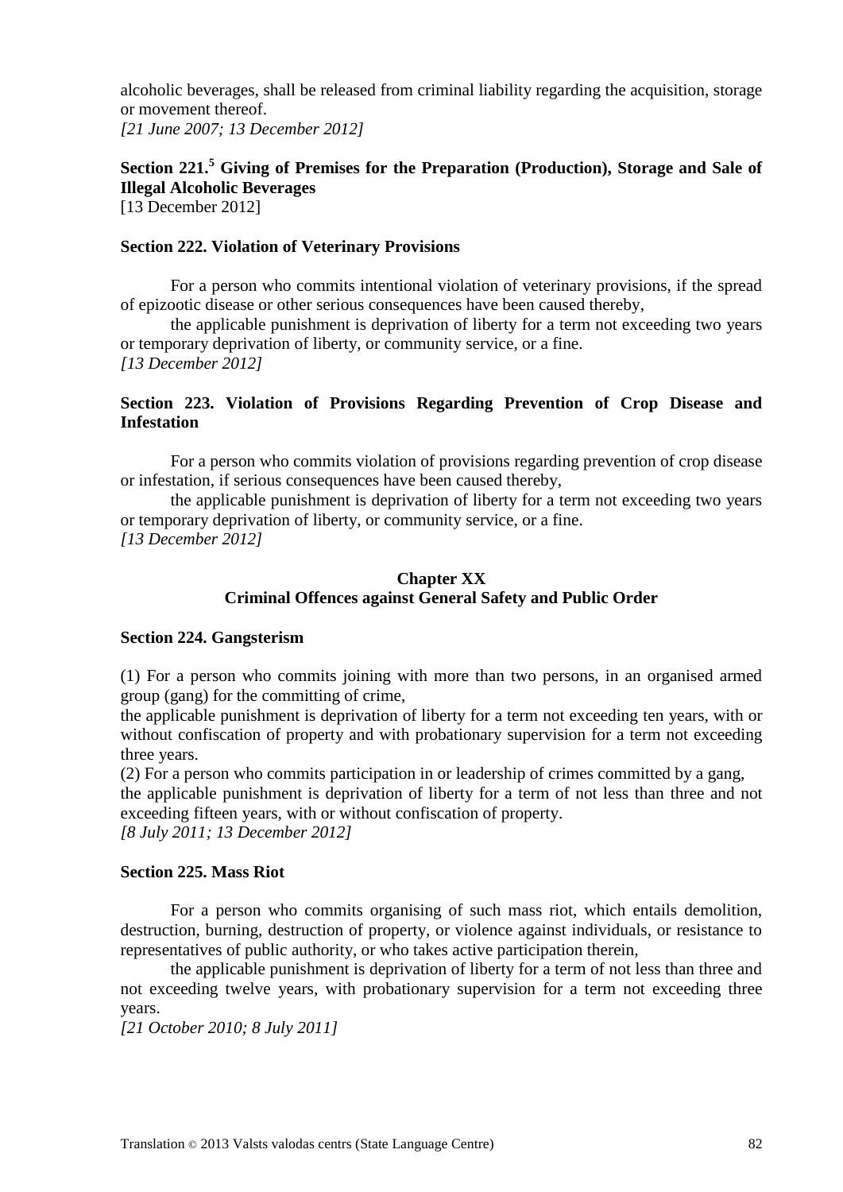alcoholic beverages, shall be released from criminal liability regarding the acquisition, storage or movement thereof.
*[21 June 2007; 13 December 2012]*

**Section 221.[5] Giving of Premises for the Preparation (Production), Storage and Sale of Illegal Alcoholic Beverages**
[13 December 2012]

**Section 222. Violation of Veterinary Provisions**

For a person who commits intentional violation of veterinary provisions, if the spread of epizootic disease or other serious consequences have been caused thereby,

the applicable punishment is deprivation of liberty for a term not exceeding two years or temporary deprivation of liberty, or community service, or a fine.
*[13 December 2012]*

**Section 223. Violation of Provisions Regarding Prevention of Crop Disease and Infestation**

For a person who commits violation of provisions regarding prevention of crop disease or infestation, if serious consequences have been caused thereby,

the applicable punishment is deprivation of liberty for a term not exceeding two years or temporary deprivation of liberty, or community service, or a fine.
*[13 December 2012]*

## Chapter XX
## Criminal Offences against General Safety and Public Order

**Section 224. Gangsterism**

(1) For a person who commits joining with more than two persons, in an organised armed group (gang) for the committing of crime,
the applicable punishment is deprivation of liberty for a term not exceeding ten years, with or without confiscation of property and with probationary supervision for a term not exceeding three years.
(2) For a person who commits participation in or leadership of crimes committed by a gang,
the applicable punishment is deprivation of liberty for a term of not less than three and not exceeding fifteen years, with or without confiscation of property.
*[8 July 2011; 13 December 2012]*

**Section 225. Mass Riot**

For a person who commits organising of such mass riot, which entails demolition, destruction, burning, destruction of property, or violence against individuals, or resistance to representatives of public authority, or who takes active participation therein,

the applicable punishment is deprivation of liberty for a term of not less than three and not exceeding twelve years, with probationary supervision for a term not exceeding three years.
*[21 October 2010; 8 July 2011]*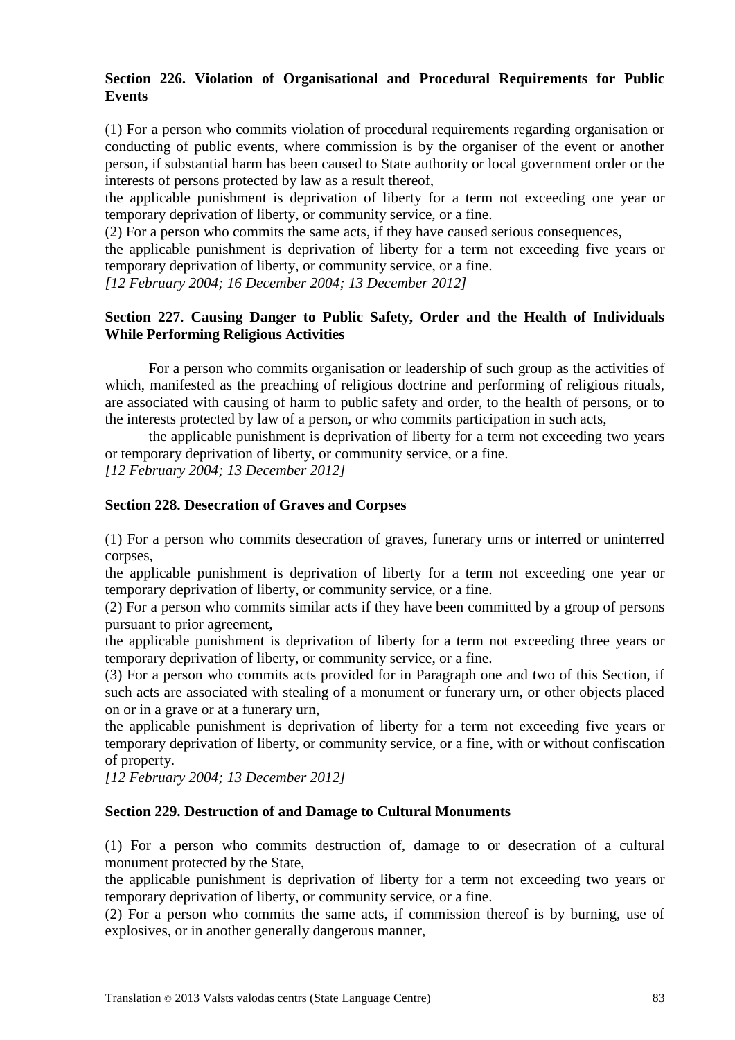**Section 226. Violation of Organisational and Procedural Requirements for Public Events**

(1) For a person who commits violation of procedural requirements regarding organisation or conducting of public events, where commission is by the organiser of the event or another person, if substantial harm has been caused to State authority or local government order or the interests of persons protected by law as a result thereof,

the applicable punishment is deprivation of liberty for a term not exceeding one year or temporary deprivation of liberty, or community service, or a fine.

(2) For a person who commits the same acts, if they have caused serious consequences,

the applicable punishment is deprivation of liberty for a term not exceeding five years or temporary deprivation of liberty, or community service, or a fine.

*[12 February 2004; 16 December 2004; 13 December 2012]*

**Section 227. Causing Danger to Public Safety, Order and the Health of Individuals While Performing Religious Activities**

For a person who commits organisation or leadership of such group as the activities of which, manifested as the preaching of religious doctrine and performing of religious rituals, are associated with causing of harm to public safety and order, to the health of persons, or to the interests protected by law of a person, or who commits participation in such acts,

the applicable punishment is deprivation of liberty for a term not exceeding two years or temporary deprivation of liberty, or community service, or a fine.

*[12 February 2004; 13 December 2012]*

**Section 228. Desecration of Graves and Corpses**

(1) For a person who commits desecration of graves, funerary urns or interred or uninterred corpses,

the applicable punishment is deprivation of liberty for a term not exceeding one year or temporary deprivation of liberty, or community service, or a fine.

(2) For a person who commits similar acts if they have been committed by a group of persons pursuant to prior agreement,

the applicable punishment is deprivation of liberty for a term not exceeding three years or temporary deprivation of liberty, or community service, or a fine.

(3) For a person who commits acts provided for in Paragraph one and two of this Section, if such acts are associated with stealing of a monument or funerary urn, or other objects placed on or in a grave or at a funerary urn,

the applicable punishment is deprivation of liberty for a term not exceeding five years or temporary deprivation of liberty, or community service, or a fine, with or without confiscation of property.

*[12 February 2004; 13 December 2012]*

**Section 229. Destruction of and Damage to Cultural Monuments**

(1) For a person who commits destruction of, damage to or desecration of a cultural monument protected by the State,

the applicable punishment is deprivation of liberty for a term not exceeding two years or temporary deprivation of liberty, or community service, or a fine.

(2) For a person who commits the same acts, if commission thereof is by burning, use of explosives, or in another generally dangerous manner,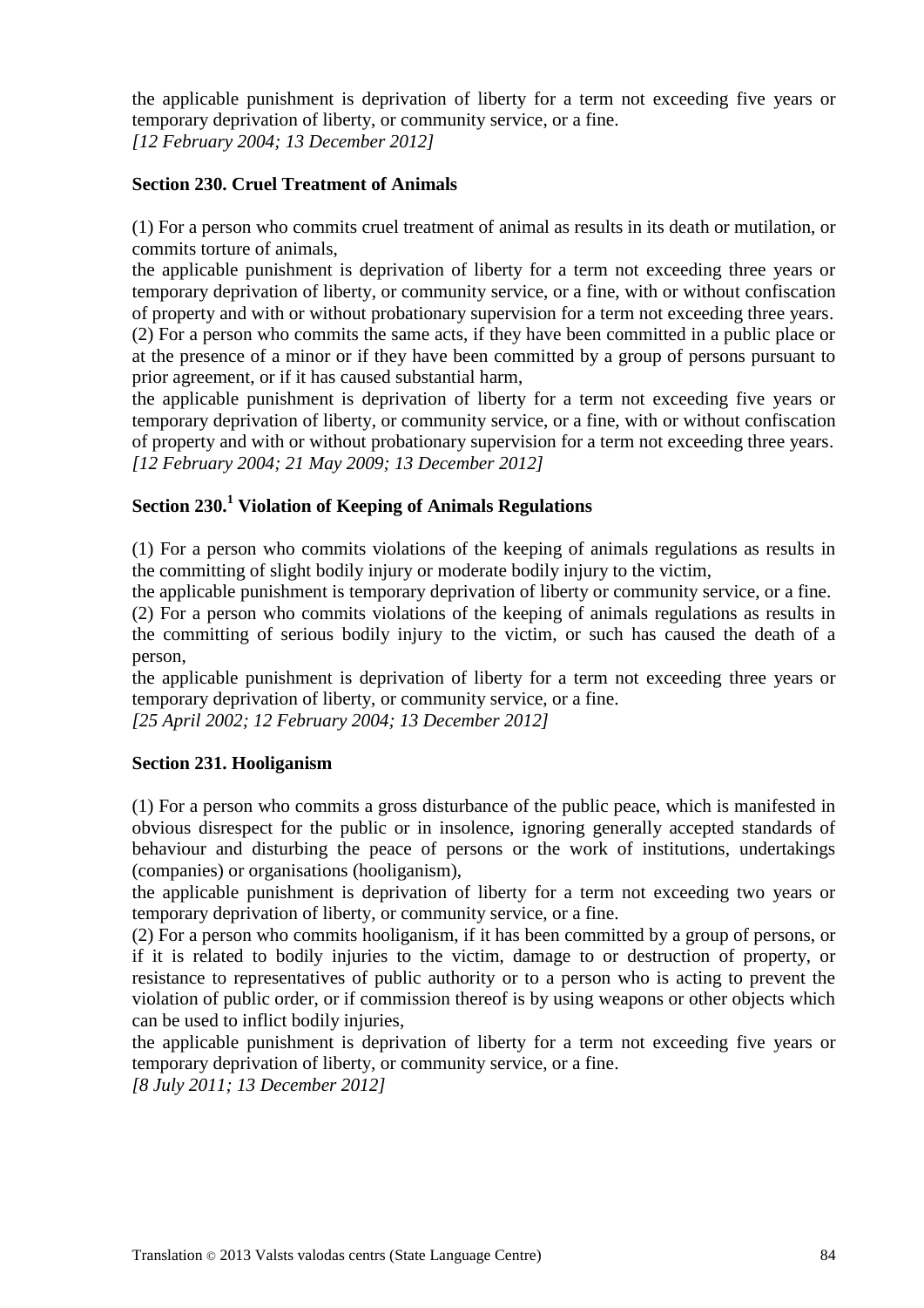the applicable punishment is deprivation of liberty for a term not exceeding five years or temporary deprivation of liberty, or community service, or a fine.
*[12 February 2004; 13 December 2012]*

**Section 230. Cruel Treatment of Animals**

(1) For a person who commits cruel treatment of animal as results in its death or mutilation, or commits torture of animals,
the applicable punishment is deprivation of liberty for a term not exceeding three years or temporary deprivation of liberty, or community service, or a fine, with or without confiscation of property and with or without probationary supervision for a term not exceeding three years.
(2) For a person who commits the same acts, if they have been committed in a public place or at the presence of a minor or if they have been committed by a group of persons pursuant to prior agreement, or if it has caused substantial harm,
the applicable punishment is deprivation of liberty for a term not exceeding five years or temporary deprivation of liberty, or community service, or a fine, with or without confiscation of property and with or without probationary supervision for a term not exceeding three years.
*[12 February 2004; 21 May 2009; 13 December 2012]*

**Section 230.[1] Violation of Keeping of Animals Regulations**

(1) For a person who commits violations of the keeping of animals regulations as results in the committing of slight bodily injury or moderate bodily injury to the victim,
the applicable punishment is temporary deprivation of liberty or community service, or a fine.
(2) For a person who commits violations of the keeping of animals regulations as results in the committing of serious bodily injury to the victim, or such has caused the death of a person,
the applicable punishment is deprivation of liberty for a term not exceeding three years or temporary deprivation of liberty, or community service, or a fine.
*[25 April 2002; 12 February 2004; 13 December 2012]*

**Section 231. Hooliganism**

(1) For a person who commits a gross disturbance of the public peace, which is manifested in obvious disrespect for the public or in insolence, ignoring generally accepted standards of behaviour and disturbing the peace of persons or the work of institutions, undertakings (companies) or organisations (hooliganism),
the applicable punishment is deprivation of liberty for a term not exceeding two years or temporary deprivation of liberty, or community service, or a fine.
(2) For a person who commits hooliganism, if it has been committed by a group of persons, or if it is related to bodily injuries to the victim, damage to or destruction of property, or resistance to representatives of public authority or to a person who is acting to prevent the violation of public order, or if commission thereof is by using weapons or other objects which can be used to inflict bodily injuries,
the applicable punishment is deprivation of liberty for a term not exceeding five years or temporary deprivation of liberty, or community service, or a fine.
*[8 July 2011; 13 December 2012]*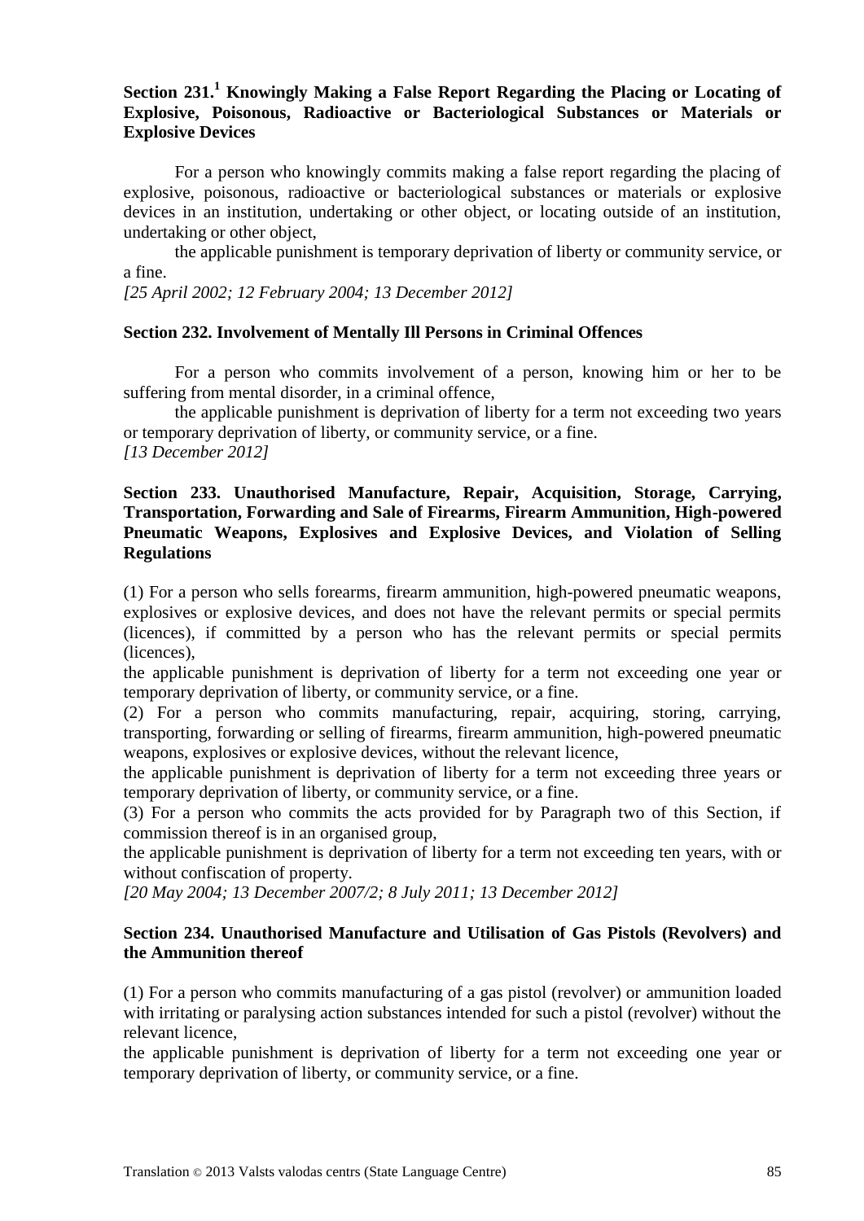**Section 231.[1] Knowingly Making a False Report Regarding the Placing or Locating of Explosive, Poisonous, Radioactive or Bacteriological Substances or Materials or Explosive Devices**

For a person who knowingly commits making a false report regarding the placing of explosive, poisonous, radioactive or bacteriological substances or materials or explosive devices in an institution, undertaking or other object, or locating outside of an institution, undertaking or other object,

the applicable punishment is temporary deprivation of liberty or community service, or a fine.

*[25 April 2002; 12 February 2004; 13 December 2012]*

**Section 232. Involvement of Mentally Ill Persons in Criminal Offences**

For a person who commits involvement of a person, knowing him or her to be suffering from mental disorder, in a criminal offence,

the applicable punishment is deprivation of liberty for a term not exceeding two years or temporary deprivation of liberty, or community service, or a fine.

*[13 December 2012]*

**Section 233. Unauthorised Manufacture, Repair, Acquisition, Storage, Carrying, Transportation, Forwarding and Sale of Firearms, Firearm Ammunition, High-powered Pneumatic Weapons, Explosives and Explosive Devices, and Violation of Selling Regulations**

(1) For a person who sells forearms, firearm ammunition, high-powered pneumatic weapons, explosives or explosive devices, and does not have the relevant permits or special permits (licences), if committed by a person who has the relevant permits or special permits (licences),

the applicable punishment is deprivation of liberty for a term not exceeding one year or temporary deprivation of liberty, or community service, or a fine.

(2) For a person who commits manufacturing, repair, acquiring, storing, carrying, transporting, forwarding or selling of firearms, firearm ammunition, high-powered pneumatic weapons, explosives or explosive devices, without the relevant licence,

the applicable punishment is deprivation of liberty for a term not exceeding three years or temporary deprivation of liberty, or community service, or a fine.

(3) For a person who commits the acts provided for by Paragraph two of this Section, if commission thereof is in an organised group,

the applicable punishment is deprivation of liberty for a term not exceeding ten years, with or without confiscation of property.

*[20 May 2004; 13 December 2007/2; 8 July 2011; 13 December 2012]*

**Section 234. Unauthorised Manufacture and Utilisation of Gas Pistols (Revolvers) and the Ammunition thereof**

(1) For a person who commits manufacturing of a gas pistol (revolver) or ammunition loaded with irritating or paralysing action substances intended for such a pistol (revolver) without the relevant licence,

the applicable punishment is deprivation of liberty for a term not exceeding one year or temporary deprivation of liberty, or community service, or a fine.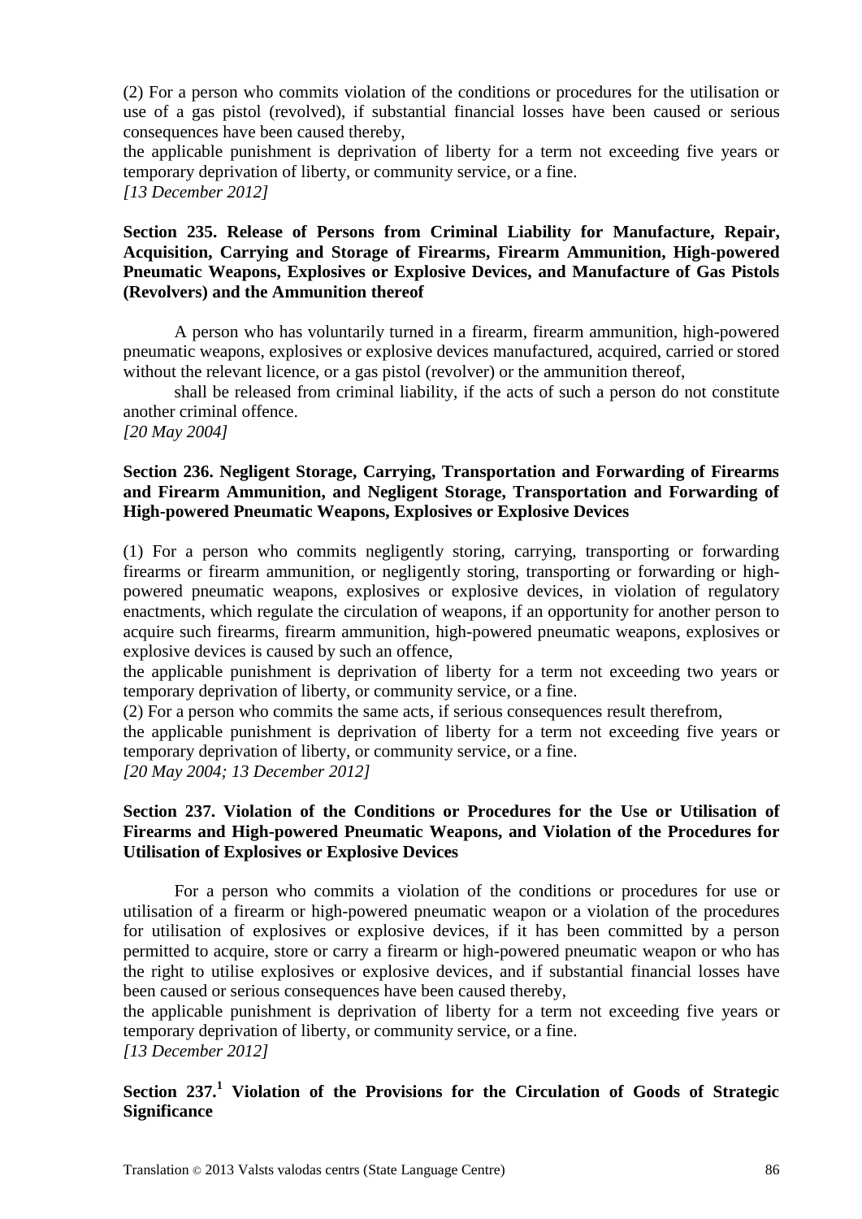(2) For a person who commits violation of the conditions or procedures for the utilisation or use of a gas pistol (revolved), if substantial financial losses have been caused or serious consequences have been caused thereby,

the applicable punishment is deprivation of liberty for a term not exceeding five years or temporary deprivation of liberty, or community service, or a fine.

*[13 December 2012]*

**Section 235. Release of Persons from Criminal Liability for Manufacture, Repair, Acquisition, Carrying and Storage of Firearms, Firearm Ammunition, High-powered Pneumatic Weapons, Explosives or Explosive Devices, and Manufacture of Gas Pistols (Revolvers) and the Ammunition thereof**

A person who has voluntarily turned in a firearm, firearm ammunition, high-powered pneumatic weapons, explosives or explosive devices manufactured, acquired, carried or stored without the relevant licence, or a gas pistol (revolver) or the ammunition thereof,

shall be released from criminal liability, if the acts of such a person do not constitute another criminal offence.

*[20 May 2004]*

**Section 236. Negligent Storage, Carrying, Transportation and Forwarding of Firearms and Firearm Ammunition, and Negligent Storage, Transportation and Forwarding of High-powered Pneumatic Weapons, Explosives or Explosive Devices**

(1) For a person who commits negligently storing, carrying, transporting or forwarding firearms or firearm ammunition, or negligently storing, transporting or forwarding or high-powered pneumatic weapons, explosives or explosive devices, in violation of regulatory enactments, which regulate the circulation of weapons, if an opportunity for another person to acquire such firearms, firearm ammunition, high-powered pneumatic weapons, explosives or explosive devices is caused by such an offence,

the applicable punishment is deprivation of liberty for a term not exceeding two years or temporary deprivation of liberty, or community service, or a fine.

(2) For a person who commits the same acts, if serious consequences result therefrom,

the applicable punishment is deprivation of liberty for a term not exceeding five years or temporary deprivation of liberty, or community service, or a fine.

*[20 May 2004; 13 December 2012]*

**Section 237. Violation of the Conditions or Procedures for the Use or Utilisation of Firearms and High-powered Pneumatic Weapons, and Violation of the Procedures for Utilisation of Explosives or Explosive Devices**

For a person who commits a violation of the conditions or procedures for use or utilisation of a firearm or high-powered pneumatic weapon or a violation of the procedures for utilisation of explosives or explosive devices, if it has been committed by a person permitted to acquire, store or carry a firearm or high-powered pneumatic weapon or who has the right to utilise explosives or explosive devices, and if substantial financial losses have been caused or serious consequences have been caused thereby,

the applicable punishment is deprivation of liberty for a term not exceeding five years or temporary deprivation of liberty, or community service, or a fine.

*[13 December 2012]*

**Section 237.[1] Violation of the Provisions for the Circulation of Goods of Strategic Significance**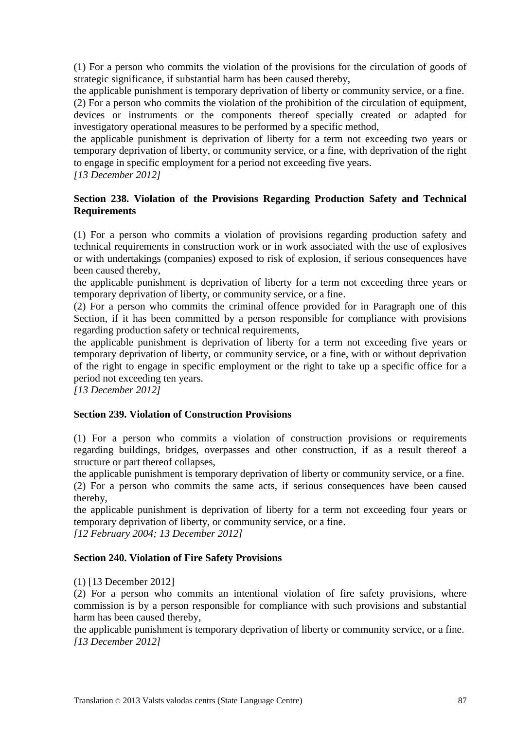(1) For a person who commits the violation of the provisions for the circulation of goods of strategic significance, if substantial harm has been caused thereby,

the applicable punishment is temporary deprivation of liberty or community service, or a fine.

(2) For a person who commits the violation of the prohibition of the circulation of equipment, devices or instruments or the components thereof specially created or adapted for investigatory operational measures to be performed by a specific method,

the applicable punishment is deprivation of liberty for a term not exceeding two years or temporary deprivation of liberty, or community service, or a fine, with deprivation of the right to engage in specific employment for a period not exceeding five years.

*[13 December 2012]*

### Section 238. Violation of the Provisions Regarding Production Safety and Technical Requirements

(1) For a person who commits a violation of provisions regarding production safety and technical requirements in construction work or in work associated with the use of explosives or with undertakings (companies) exposed to risk of explosion, if serious consequences have been caused thereby,

the applicable punishment is deprivation of liberty for a term not exceeding three years or temporary deprivation of liberty, or community service, or a fine.

(2) For a person who commits the criminal offence provided for in Paragraph one of this Section, if it has been committed by a person responsible for compliance with provisions regarding production safety or technical requirements,

the applicable punishment is deprivation of liberty for a term not exceeding five years or temporary deprivation of liberty, or community service, or a fine, with or without deprivation of the right to engage in specific employment or the right to take up a specific office for a period not exceeding ten years.

*[13 December 2012]*

### Section 239. Violation of Construction Provisions

(1) For a person who commits a violation of construction provisions or requirements regarding buildings, bridges, overpasses and other construction, if as a result thereof a structure or part thereof collapses,

the applicable punishment is temporary deprivation of liberty or community service, or a fine.

(2) For a person who commits the same acts, if serious consequences have been caused thereby,

the applicable punishment is deprivation of liberty for a term not exceeding four years or temporary deprivation of liberty, or community service, or a fine.

*[12 February 2004; 13 December 2012]*

### Section 240. Violation of Fire Safety Provisions

(1) [13 December 2012]

(2) For a person who commits an intentional violation of fire safety provisions, where commission is by a person responsible for compliance with such provisions and substantial harm has been caused thereby,

the applicable punishment is temporary deprivation of liberty or community service, or a fine.

*[13 December 2012]*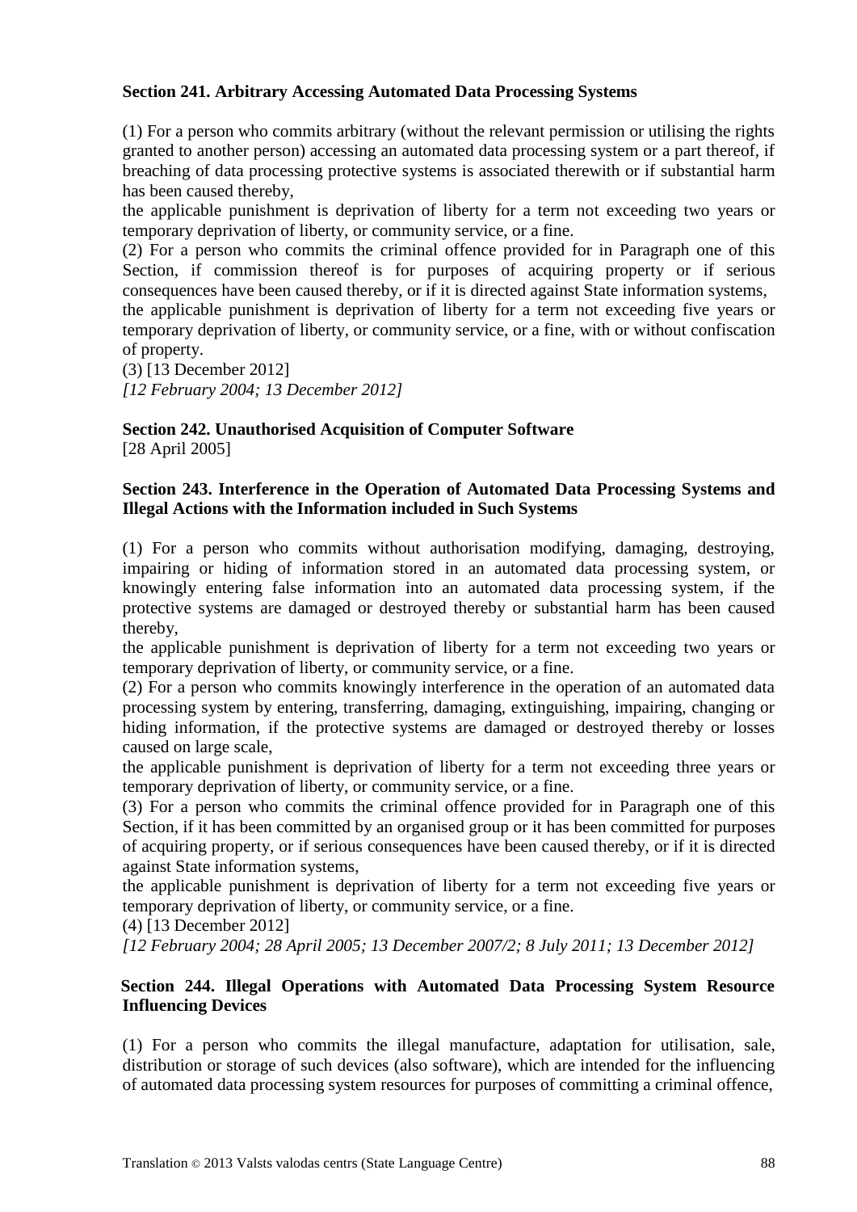**Section 241. Arbitrary Accessing Automated Data Processing Systems**

(1) For a person who commits arbitrary (without the relevant permission or utilising the rights granted to another person) accessing an automated data processing system or a part thereof, if breaching of data processing protective systems is associated therewith or if substantial harm has been caused thereby,

the applicable punishment is deprivation of liberty for a term not exceeding two years or temporary deprivation of liberty, or community service, or a fine.

(2) For a person who commits the criminal offence provided for in Paragraph one of this Section, if commission thereof is for purposes of acquiring property or if serious consequences have been caused thereby, or if it is directed against State information systems,

the applicable punishment is deprivation of liberty for a term not exceeding five years or temporary deprivation of liberty, or community service, or a fine, with or without confiscation of property.

(3) [13 December 2012]

*[12 February 2004; 13 December 2012]*

**Section 242. Unauthorised Acquisition of Computer Software**

[28 April 2005]

**Section 243. Interference in the Operation of Automated Data Processing Systems and Illegal Actions with the Information included in Such Systems**

(1) For a person who commits without authorisation modifying, damaging, destroying, impairing or hiding of information stored in an automated data processing system, or knowingly entering false information into an automated data processing system, if the protective systems are damaged or destroyed thereby or substantial harm has been caused thereby,

the applicable punishment is deprivation of liberty for a term not exceeding two years or temporary deprivation of liberty, or community service, or a fine.

(2) For a person who commits knowingly interference in the operation of an automated data processing system by entering, transferring, damaging, extinguishing, impairing, changing or hiding information, if the protective systems are damaged or destroyed thereby or losses caused on large scale,

the applicable punishment is deprivation of liberty for a term not exceeding three years or temporary deprivation of liberty, or community service, or a fine.

(3) For a person who commits the criminal offence provided for in Paragraph one of this Section, if it has been committed by an organised group or it has been committed for purposes of acquiring property, or if serious consequences have been caused thereby, or if it is directed against State information systems,

the applicable punishment is deprivation of liberty for a term not exceeding five years or temporary deprivation of liberty, or community service, or a fine.

(4) [13 December 2012]

*[12 February 2004; 28 April 2005; 13 December 2007/2; 8 July 2011; 13 December 2012]*

**Section 244. Illegal Operations with Automated Data Processing System Resource Influencing Devices**

(1) For a person who commits the illegal manufacture, adaptation for utilisation, sale, distribution or storage of such devices (also software), which are intended for the influencing of automated data processing system resources for purposes of committing a criminal offence,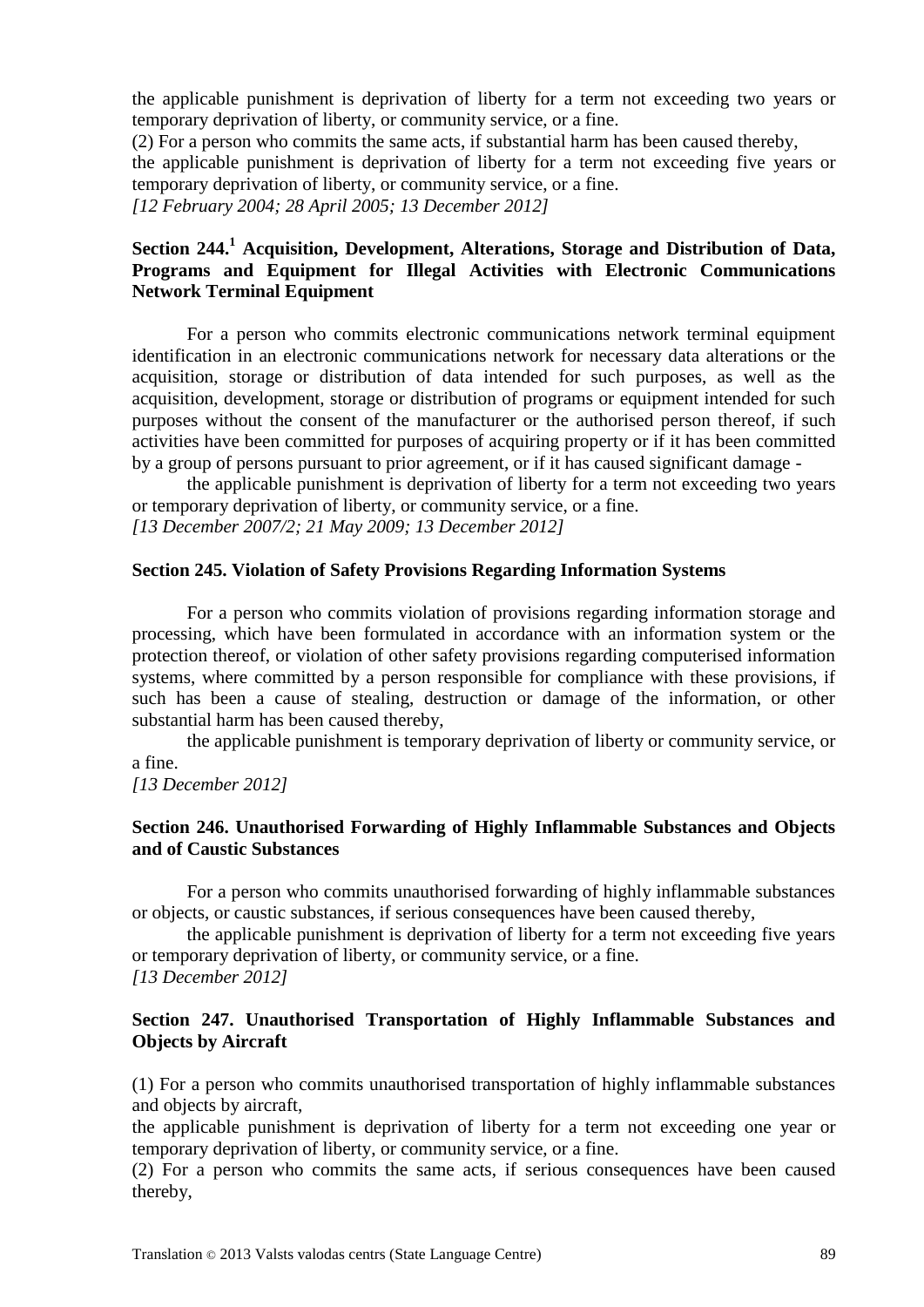the applicable punishment is deprivation of liberty for a term not exceeding two years or temporary deprivation of liberty, or community service, or a fine.

(2) For a person who commits the same acts, if substantial harm has been caused thereby,

the applicable punishment is deprivation of liberty for a term not exceeding five years or temporary deprivation of liberty, or community service, or a fine.

*[12 February 2004; 28 April 2005; 13 December 2012]*

### Section 244.[1] Acquisition, Development, Alterations, Storage and Distribution of Data, Programs and Equipment for Illegal Activities with Electronic Communications Network Terminal Equipment

For a person who commits electronic communications network terminal equipment identification in an electronic communications network for necessary data alterations or the acquisition, storage or distribution of data intended for such purposes, as well as the acquisition, development, storage or distribution of programs or equipment intended for such purposes without the consent of the manufacturer or the authorised person thereof, if such activities have been committed for purposes of acquiring property or if it has been committed by a group of persons pursuant to prior agreement, or if it has caused significant damage -

the applicable punishment is deprivation of liberty for a term not exceeding two years or temporary deprivation of liberty, or community service, or a fine.

*[13 December 2007/2; 21 May 2009; 13 December 2012]*

### Section 245. Violation of Safety Provisions Regarding Information Systems

For a person who commits violation of provisions regarding information storage and processing, which have been formulated in accordance with an information system or the protection thereof, or violation of other safety provisions regarding computerised information systems, where committed by a person responsible for compliance with these provisions, if such has been a cause of stealing, destruction or damage of the information, or other substantial harm has been caused thereby,

the applicable punishment is temporary deprivation of liberty or community service, or a fine.

*[13 December 2012]*

### Section 246. Unauthorised Forwarding of Highly Inflammable Substances and Objects and of Caustic Substances

For a person who commits unauthorised forwarding of highly inflammable substances or objects, or caustic substances, if serious consequences have been caused thereby,

the applicable punishment is deprivation of liberty for a term not exceeding five years or temporary deprivation of liberty, or community service, or a fine.

*[13 December 2012]*

### Section 247. Unauthorised Transportation of Highly Inflammable Substances and Objects by Aircraft

(1) For a person who commits unauthorised transportation of highly inflammable substances and objects by aircraft,

the applicable punishment is deprivation of liberty for a term not exceeding one year or temporary deprivation of liberty, or community service, or a fine.

(2) For a person who commits the same acts, if serious consequences have been caused thereby,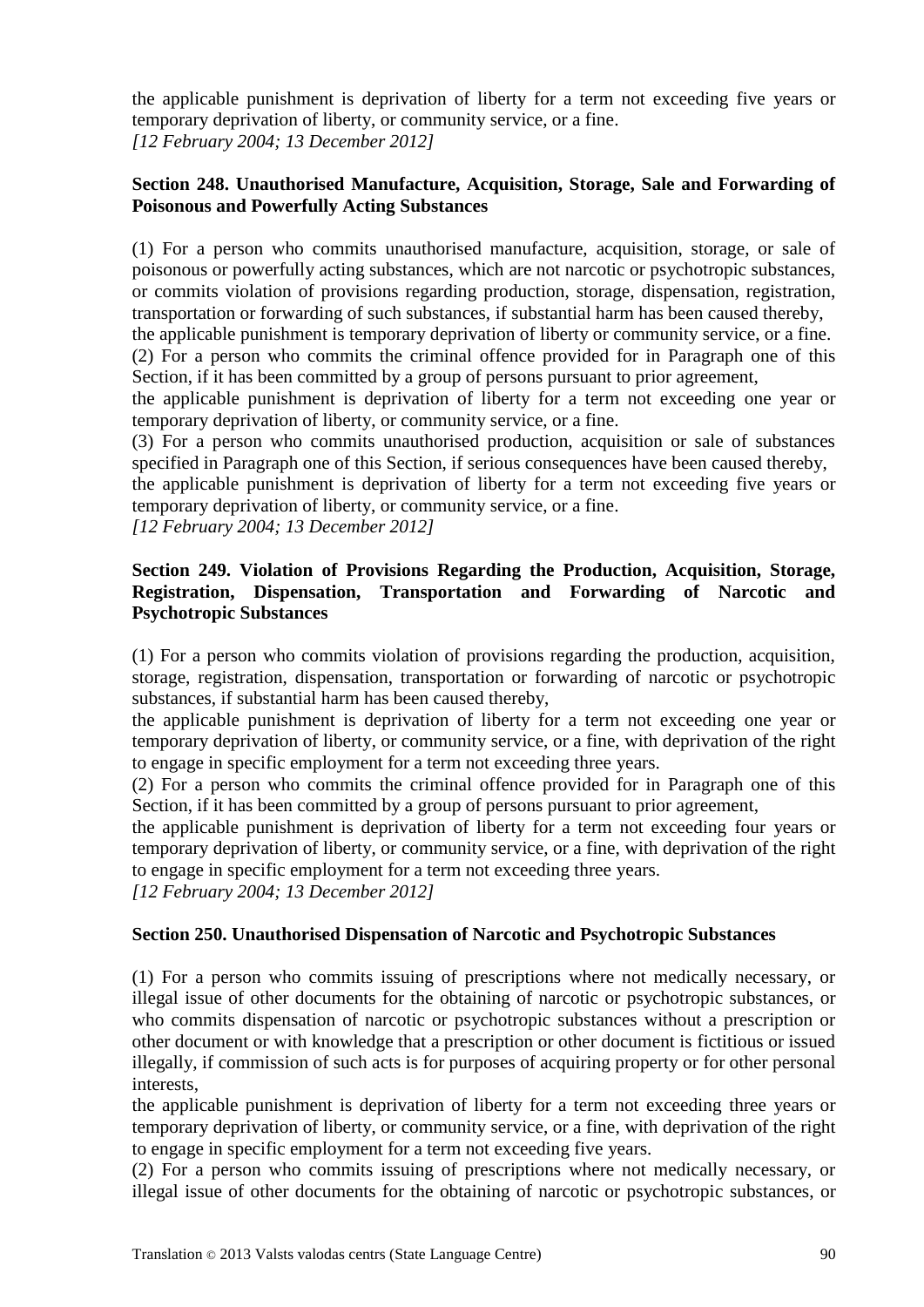the applicable punishment is deprivation of liberty for a term not exceeding five years or temporary deprivation of liberty, or community service, or a fine.
*[12 February 2004; 13 December 2012]*

**Section 248. Unauthorised Manufacture, Acquisition, Storage, Sale and Forwarding of Poisonous and Powerfully Acting Substances**

(1) For a person who commits unauthorised manufacture, acquisition, storage, or sale of poisonous or powerfully acting substances, which are not narcotic or psychotropic substances, or commits violation of provisions regarding production, storage, dispensation, registration, transportation or forwarding of such substances, if substantial harm has been caused thereby,
the applicable punishment is temporary deprivation of liberty or community service, or a fine.
(2) For a person who commits the criminal offence provided for in Paragraph one of this Section, if it has been committed by a group of persons pursuant to prior agreement,
the applicable punishment is deprivation of liberty for a term not exceeding one year or temporary deprivation of liberty, or community service, or a fine.
(3) For a person who commits unauthorised production, acquisition or sale of substances specified in Paragraph one of this Section, if serious consequences have been caused thereby,
the applicable punishment is deprivation of liberty for a term not exceeding five years or temporary deprivation of liberty, or community service, or a fine.
*[12 February 2004; 13 December 2012]*

**Section 249. Violation of Provisions Regarding the Production, Acquisition, Storage, Registration, Dispensation, Transportation and Forwarding of Narcotic and Psychotropic Substances**

(1) For a person who commits violation of provisions regarding the production, acquisition, storage, registration, dispensation, transportation or forwarding of narcotic or psychotropic substances, if substantial harm has been caused thereby,
the applicable punishment is deprivation of liberty for a term not exceeding one year or temporary deprivation of liberty, or community service, or a fine, with deprivation of the right to engage in specific employment for a term not exceeding three years.
(2) For a person who commits the criminal offence provided for in Paragraph one of this Section, if it has been committed by a group of persons pursuant to prior agreement,
the applicable punishment is deprivation of liberty for a term not exceeding four years or temporary deprivation of liberty, or community service, or a fine, with deprivation of the right to engage in specific employment for a term not exceeding three years.
*[12 February 2004; 13 December 2012]*

**Section 250. Unauthorised Dispensation of Narcotic and Psychotropic Substances**

(1) For a person who commits issuing of prescriptions where not medically necessary, or illegal issue of other documents for the obtaining of narcotic or psychotropic substances, or who commits dispensation of narcotic or psychotropic substances without a prescription or other document or with knowledge that a prescription or other document is fictitious or issued illegally, if commission of such acts is for purposes of acquiring property or for other personal interests,
the applicable punishment is deprivation of liberty for a term not exceeding three years or temporary deprivation of liberty, or community service, or a fine, with deprivation of the right to engage in specific employment for a term not exceeding five years.
(2) For a person who commits issuing of prescriptions where not medically necessary, or illegal issue of other documents for the obtaining of narcotic or psychotropic substances, or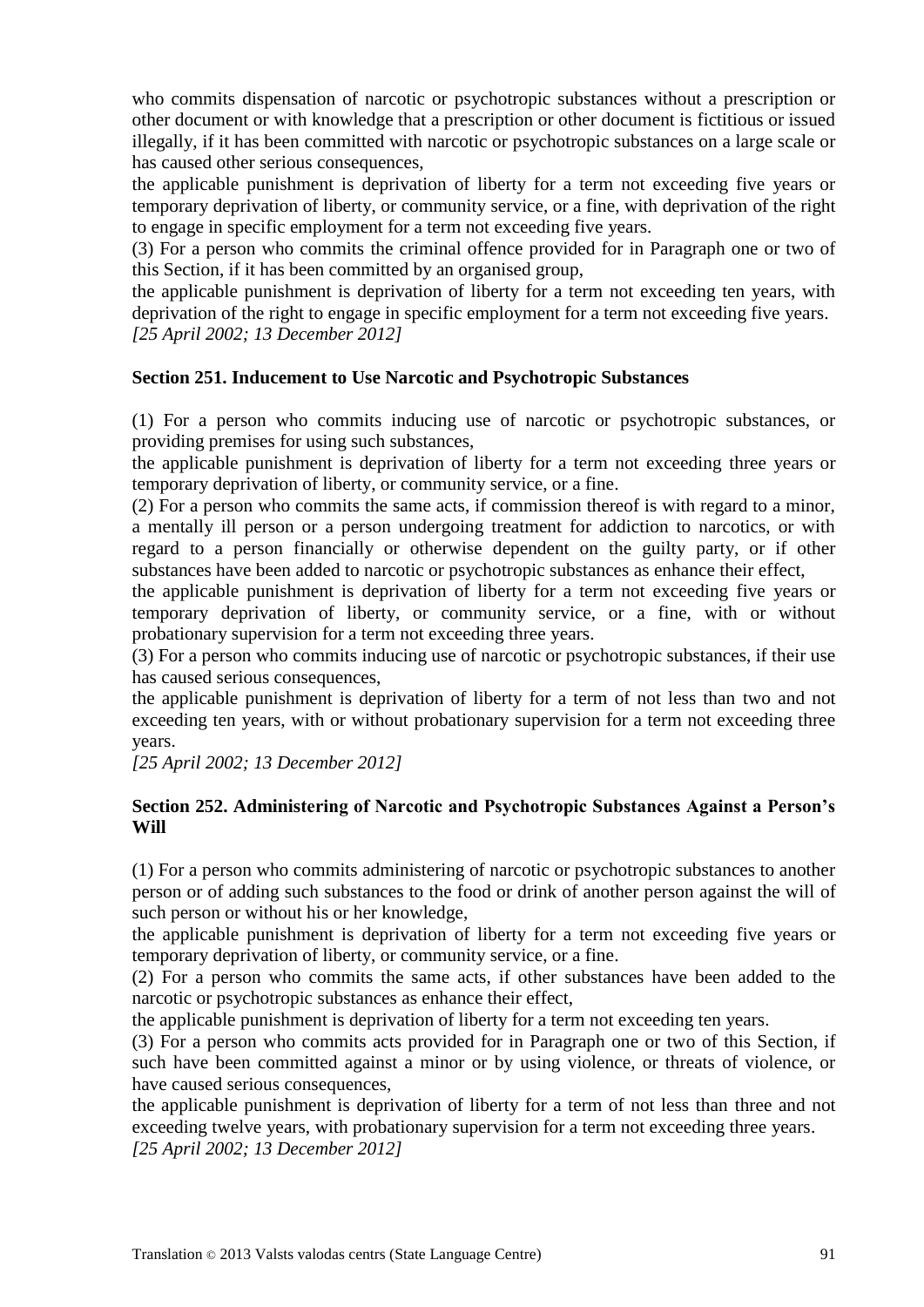who commits dispensation of narcotic or psychotropic substances without a prescription or other document or with knowledge that a prescription or other document is fictitious or issued illegally, if it has been committed with narcotic or psychotropic substances on a large scale or has caused other serious consequences,

the applicable punishment is deprivation of liberty for a term not exceeding five years or temporary deprivation of liberty, or community service, or a fine, with deprivation of the right to engage in specific employment for a term not exceeding five years.

(3) For a person who commits the criminal offence provided for in Paragraph one or two of this Section, if it has been committed by an organised group,

the applicable punishment is deprivation of liberty for a term not exceeding ten years, with deprivation of the right to engage in specific employment for a term not exceeding five years.

*[25 April 2002; 13 December 2012]*

### Section 251. Inducement to Use Narcotic and Psychotropic Substances

(1) For a person who commits inducing use of narcotic or psychotropic substances, or providing premises for using such substances,

the applicable punishment is deprivation of liberty for a term not exceeding three years or temporary deprivation of liberty, or community service, or a fine.

(2) For a person who commits the same acts, if commission thereof is with regard to a minor, a mentally ill person or a person undergoing treatment for addiction to narcotics, or with regard to a person financially or otherwise dependent on the guilty party, or if other substances have been added to narcotic or psychotropic substances as enhance their effect,

the applicable punishment is deprivation of liberty for a term not exceeding five years or temporary deprivation of liberty, or community service, or a fine, with or without probationary supervision for a term not exceeding three years.

(3) For a person who commits inducing use of narcotic or psychotropic substances, if their use has caused serious consequences,

the applicable punishment is deprivation of liberty for a term of not less than two and not exceeding ten years, with or without probationary supervision for a term not exceeding three years.

*[25 April 2002; 13 December 2012]*

### Section 252. Administering of Narcotic and Psychotropic Substances Against a Person's Will

(1) For a person who commits administering of narcotic or psychotropic substances to another person or of adding such substances to the food or drink of another person against the will of such person or without his or her knowledge,

the applicable punishment is deprivation of liberty for a term not exceeding five years or temporary deprivation of liberty, or community service, or a fine.

(2) For a person who commits the same acts, if other substances have been added to the narcotic or psychotropic substances as enhance their effect,

the applicable punishment is deprivation of liberty for a term not exceeding ten years.

(3) For a person who commits acts provided for in Paragraph one or two of this Section, if such have been committed against a minor or by using violence, or threats of violence, or have caused serious consequences,

the applicable punishment is deprivation of liberty for a term of not less than three and not exceeding twelve years, with probationary supervision for a term not exceeding three years.

*[25 April 2002; 13 December 2012]*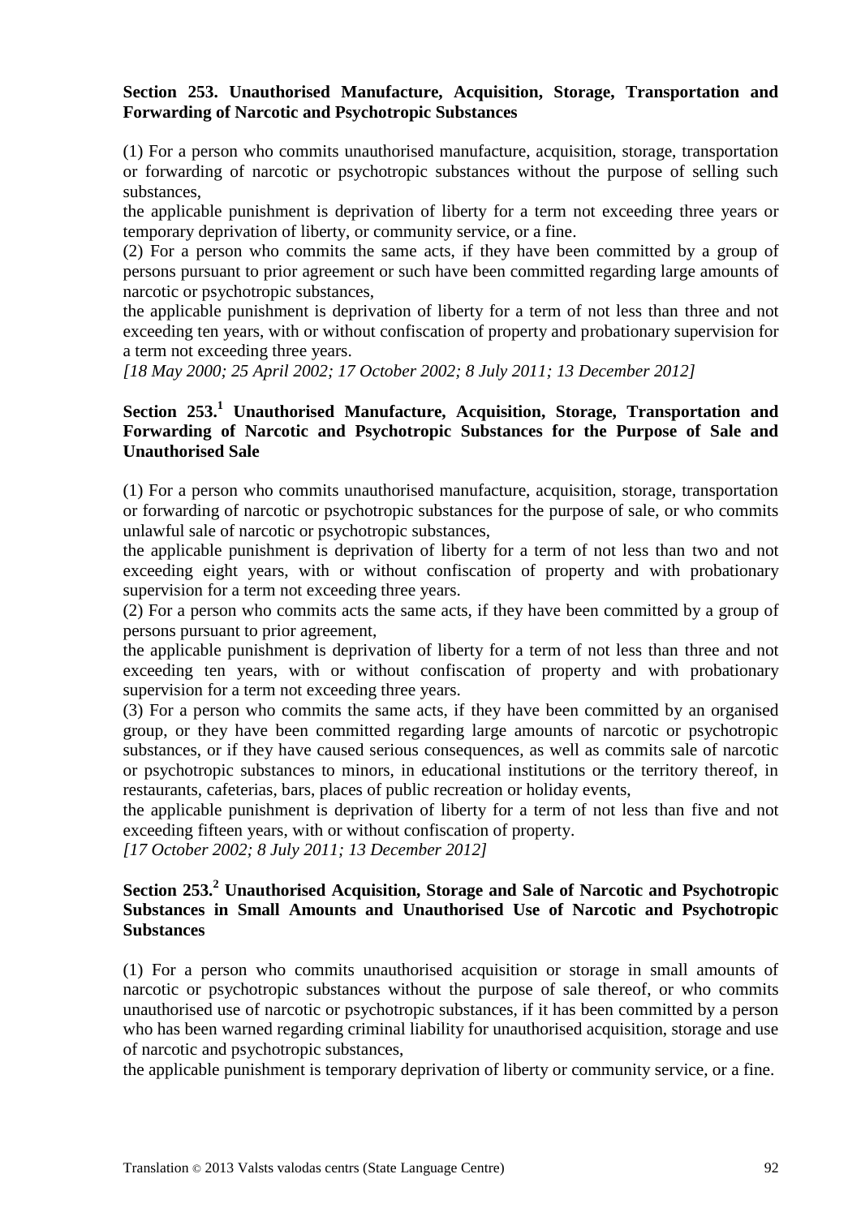**Section 253. Unauthorised Manufacture, Acquisition, Storage, Transportation and Forwarding of Narcotic and Psychotropic Substances**

(1) For a person who commits unauthorised manufacture, acquisition, storage, transportation or forwarding of narcotic or psychotropic substances without the purpose of selling such substances,

the applicable punishment is deprivation of liberty for a term not exceeding three years or temporary deprivation of liberty, or community service, or a fine.

(2) For a person who commits the same acts, if they have been committed by a group of persons pursuant to prior agreement or such have been committed regarding large amounts of narcotic or psychotropic substances,

the applicable punishment is deprivation of liberty for a term of not less than three and not exceeding ten years, with or without confiscation of property and probationary supervision for a term not exceeding three years.

*[18 May 2000; 25 April 2002; 17 October 2002; 8 July 2011; 13 December 2012]*

**Section 253.[1] Unauthorised Manufacture, Acquisition, Storage, Transportation and Forwarding of Narcotic and Psychotropic Substances for the Purpose of Sale and Unauthorised Sale**

(1) For a person who commits unauthorised manufacture, acquisition, storage, transportation or forwarding of narcotic or psychotropic substances for the purpose of sale, or who commits unlawful sale of narcotic or psychotropic substances,

the applicable punishment is deprivation of liberty for a term of not less than two and not exceeding eight years, with or without confiscation of property and with probationary supervision for a term not exceeding three years.

(2) For a person who commits acts the same acts, if they have been committed by a group of persons pursuant to prior agreement,

the applicable punishment is deprivation of liberty for a term of not less than three and not exceeding ten years, with or without confiscation of property and with probationary supervision for a term not exceeding three years.

(3) For a person who commits the same acts, if they have been committed by an organised group, or they have been committed regarding large amounts of narcotic or psychotropic substances, or if they have caused serious consequences, as well as commits sale of narcotic or psychotropic substances to minors, in educational institutions or the territory thereof, in restaurants, cafeterias, bars, places of public recreation or holiday events,

the applicable punishment is deprivation of liberty for a term of not less than five and not exceeding fifteen years, with or without confiscation of property.

*[17 October 2002; 8 July 2011; 13 December 2012]*

**Section 253.[2] Unauthorised Acquisition, Storage and Sale of Narcotic and Psychotropic Substances in Small Amounts and Unauthorised Use of Narcotic and Psychotropic Substances**

(1) For a person who commits unauthorised acquisition or storage in small amounts of narcotic or psychotropic substances without the purpose of sale thereof, or who commits unauthorised use of narcotic or psychotropic substances, if it has been committed by a person who has been warned regarding criminal liability for unauthorised acquisition, storage and use of narcotic and psychotropic substances,

the applicable punishment is temporary deprivation of liberty or community service, or a fine.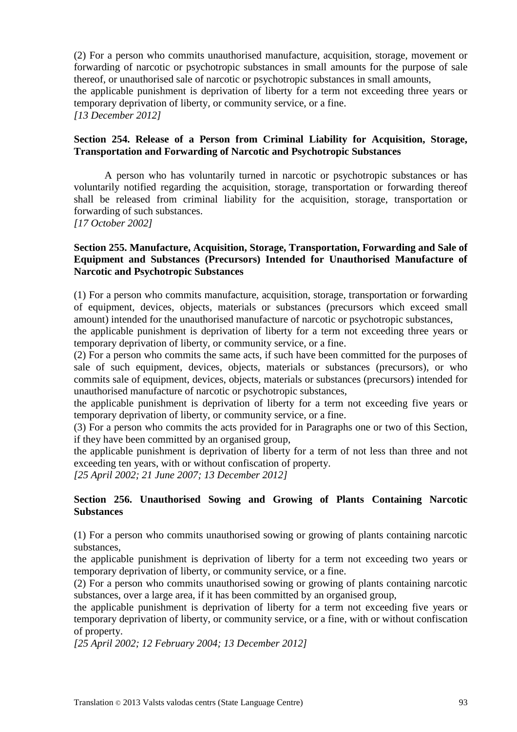(2) For a person who commits unauthorised manufacture, acquisition, storage, movement or forwarding of narcotic or psychotropic substances in small amounts for the purpose of sale thereof, or unauthorised sale of narcotic or psychotropic substances in small amounts,

the applicable punishment is deprivation of liberty for a term not exceeding three years or temporary deprivation of liberty, or community service, or a fine.

*[13 December 2012]*

**Section 254. Release of a Person from Criminal Liability for Acquisition, Storage, Transportation and Forwarding of Narcotic and Psychotropic Substances**

A person who has voluntarily turned in narcotic or psychotropic substances or has voluntarily notified regarding the acquisition, storage, transportation or forwarding thereof shall be released from criminal liability for the acquisition, storage, transportation or forwarding of such substances.

*[17 October 2002]*

**Section 255. Manufacture, Acquisition, Storage, Transportation, Forwarding and Sale of Equipment and Substances (Precursors) Intended for Unauthorised Manufacture of Narcotic and Psychotropic Substances**

(1) For a person who commits manufacture, acquisition, storage, transportation or forwarding of equipment, devices, objects, materials or substances (precursors which exceed small amount) intended for the unauthorised manufacture of narcotic or psychotropic substances,

the applicable punishment is deprivation of liberty for a term not exceeding three years or temporary deprivation of liberty, or community service, or a fine.

(2) For a person who commits the same acts, if such have been committed for the purposes of sale of such equipment, devices, objects, materials or substances (precursors), or who commits sale of equipment, devices, objects, materials or substances (precursors) intended for unauthorised manufacture of narcotic or psychotropic substances,

the applicable punishment is deprivation of liberty for a term not exceeding five years or temporary deprivation of liberty, or community service, or a fine.

(3) For a person who commits the acts provided for in Paragraphs one or two of this Section, if they have been committed by an organised group,

the applicable punishment is deprivation of liberty for a term of not less than three and not exceeding ten years, with or without confiscation of property.

*[25 April 2002; 21 June 2007; 13 December 2012]*

**Section 256. Unauthorised Sowing and Growing of Plants Containing Narcotic Substances**

(1) For a person who commits unauthorised sowing or growing of plants containing narcotic substances,

the applicable punishment is deprivation of liberty for a term not exceeding two years or temporary deprivation of liberty, or community service, or a fine.

(2) For a person who commits unauthorised sowing or growing of plants containing narcotic substances, over a large area, if it has been committed by an organised group,

the applicable punishment is deprivation of liberty for a term not exceeding five years or temporary deprivation of liberty, or community service, or a fine, with or without confiscation of property.

*[25 April 2002; 12 February 2004; 13 December 2012]*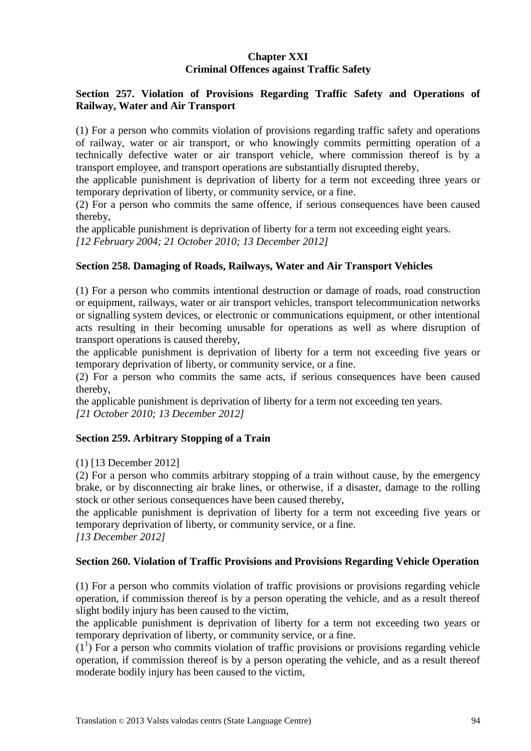## Chapter XXI
## Criminal Offences against Traffic Safety

### Section 257. Violation of Provisions Regarding Traffic Safety and Operations of Railway, Water and Air Transport

(1) For a person who commits violation of provisions regarding traffic safety and operations of railway, water or air transport, or who knowingly commits permitting operation of a technically defective water or air transport vehicle, where commission thereof is by a transport employee, and transport operations are substantially disrupted thereby,

the applicable punishment is deprivation of liberty for a term not exceeding three years or temporary deprivation of liberty, or community service, or a fine.

(2) For a person who commits the same offence, if serious consequences have been caused thereby,

the applicable punishment is deprivation of liberty for a term not exceeding eight years.

*[12 February 2004; 21 October 2010; 13 December 2012]*

### Section 258. Damaging of Roads, Railways, Water and Air Transport Vehicles

(1) For a person who commits intentional destruction or damage of roads, road construction or equipment, railways, water or air transport vehicles, transport telecommunication networks or signalling system devices, or electronic or communications equipment, or other intentional acts resulting in their becoming unusable for operations as well as where disruption of transport operations is caused thereby,

the applicable punishment is deprivation of liberty for a term not exceeding five years or temporary deprivation of liberty, or community service, or a fine.

(2) For a person who commits the same acts, if serious consequences have been caused thereby,

the applicable punishment is deprivation of liberty for a term not exceeding ten years.

*[21 October 2010; 13 December 2012]*

### Section 259. Arbitrary Stopping of a Train

(1) [13 December 2012]

(2) For a person who commits arbitrary stopping of a train without cause, by the emergency brake, or by disconnecting air brake lines, or otherwise, if a disaster, damage to the rolling stock or other serious consequences have been caused thereby,

the applicable punishment is deprivation of liberty for a term not exceeding five years or temporary deprivation of liberty, or community service, or a fine.

*[13 December 2012]*

### Section 260. Violation of Traffic Provisions and Provisions Regarding Vehicle Operation

(1) For a person who commits violation of traffic provisions or provisions regarding vehicle operation, if commission thereof is by a person operating the vehicle, and as a result thereof slight bodily injury has been caused to the victim,

the applicable punishment is deprivation of liberty for a term not exceeding two years or temporary deprivation of liberty, or community service, or a fine.

($1^1$) For a person who commits violation of traffic provisions or provisions regarding vehicle operation, if commission thereof is by a person operating the vehicle, and as a result thereof moderate bodily injury has been caused to the victim,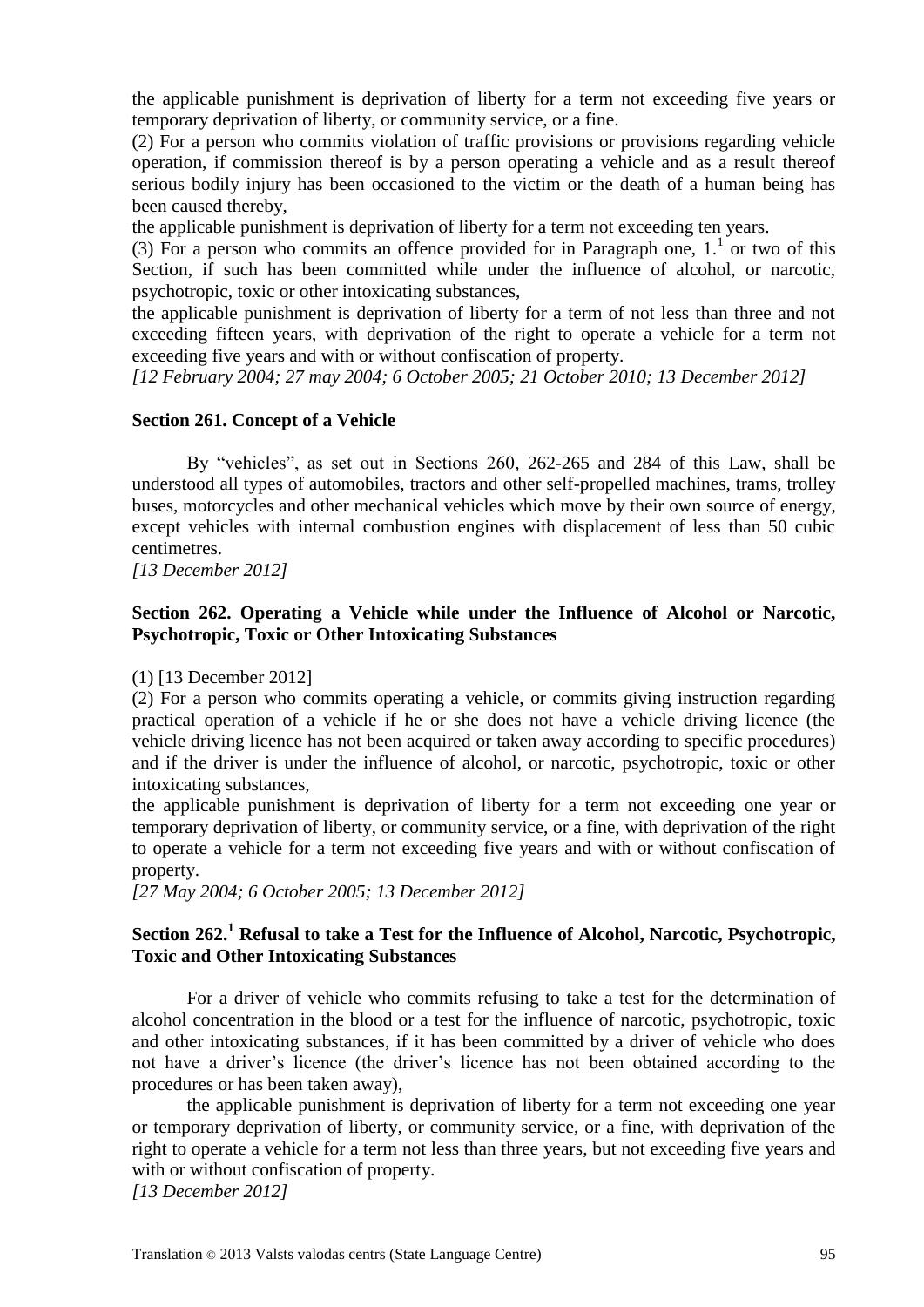the applicable punishment is deprivation of liberty for a term not exceeding five years or temporary deprivation of liberty, or community service, or a fine.

(2) For a person who commits violation of traffic provisions or provisions regarding vehicle operation, if commission thereof is by a person operating a vehicle and as a result thereof serious bodily injury has been occasioned to the victim or the death of a human being has been caused thereby,

the applicable punishment is deprivation of liberty for a term not exceeding ten years.

(3) For a person who commits an offence provided for in Paragraph one, 1.[1] or two of this Section, if such has been committed while under the influence of alcohol, or narcotic, psychotropic, toxic or other intoxicating substances,

the applicable punishment is deprivation of liberty for a term of not less than three and not exceeding fifteen years, with deprivation of the right to operate a vehicle for a term not exceeding five years and with or without confiscation of property.

*[12 February 2004; 27 may 2004; 6 October 2005; 21 October 2010; 13 December 2012]*

**Section 261. Concept of a Vehicle**

By "vehicles", as set out in Sections 260, 262-265 and 284 of this Law, shall be understood all types of automobiles, tractors and other self-propelled machines, trams, trolley buses, motorcycles and other mechanical vehicles which move by their own source of energy, except vehicles with internal combustion engines with displacement of less than 50 cubic centimetres.

*[13 December 2012]*

**Section 262. Operating a Vehicle while under the Influence of Alcohol or Narcotic, Psychotropic, Toxic or Other Intoxicating Substances**

(1) [13 December 2012]

(2) For a person who commits operating a vehicle, or commits giving instruction regarding practical operation of a vehicle if he or she does not have a vehicle driving licence (the vehicle driving licence has not been acquired or taken away according to specific procedures) and if the driver is under the influence of alcohol, or narcotic, psychotropic, toxic or other intoxicating substances,

the applicable punishment is deprivation of liberty for a term not exceeding one year or temporary deprivation of liberty, or community service, or a fine, with deprivation of the right to operate a vehicle for a term not exceeding five years and with or without confiscation of property.

*[27 May 2004; 6 October 2005; 13 December 2012]*

**Section 262.[1] Refusal to take a Test for the Influence of Alcohol, Narcotic, Psychotropic, Toxic and Other Intoxicating Substances**

For a driver of vehicle who commits refusing to take a test for the determination of alcohol concentration in the blood or a test for the influence of narcotic, psychotropic, toxic and other intoxicating substances, if it has been committed by a driver of vehicle who does not have a driver's licence (the driver's licence has not been obtained according to the procedures or has been taken away),

the applicable punishment is deprivation of liberty for a term not exceeding one year or temporary deprivation of liberty, or community service, or a fine, with deprivation of the right to operate a vehicle for a term not less than three years, but not exceeding five years and with or without confiscation of property.

*[13 December 2012]*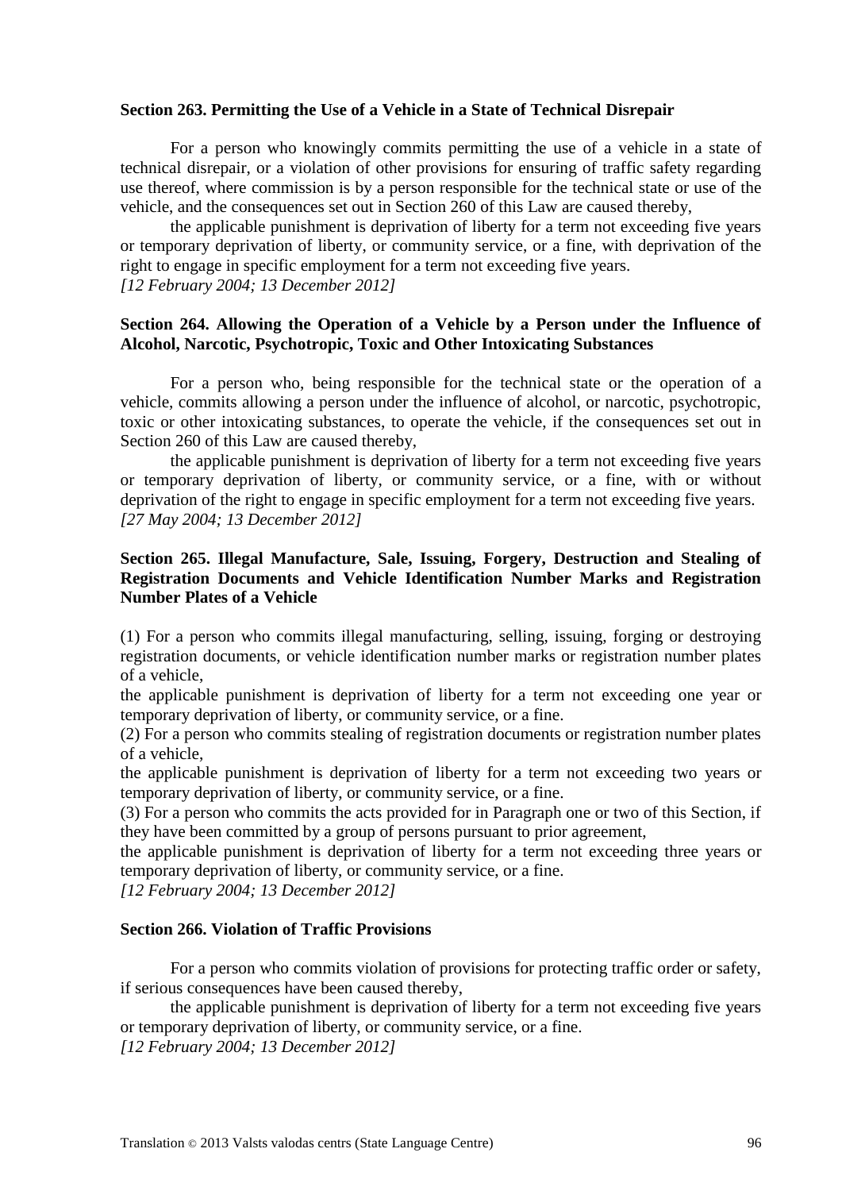**Section 263. Permitting the Use of a Vehicle in a State of Technical Disrepair**

For a person who knowingly commits permitting the use of a vehicle in a state of technical disrepair, or a violation of other provisions for ensuring of traffic safety regarding use thereof, where commission is by a person responsible for the technical state or use of the vehicle, and the consequences set out in Section 260 of this Law are caused thereby,

the applicable punishment is deprivation of liberty for a term not exceeding five years or temporary deprivation of liberty, or community service, or a fine, with deprivation of the right to engage in specific employment for a term not exceeding five years.
*[12 February 2004; 13 December 2012]*

**Section 264. Allowing the Operation of a Vehicle by a Person under the Influence of Alcohol, Narcotic, Psychotropic, Toxic and Other Intoxicating Substances**

For a person who, being responsible for the technical state or the operation of a vehicle, commits allowing a person under the influence of alcohol, or narcotic, psychotropic, toxic or other intoxicating substances, to operate the vehicle, if the consequences set out in Section 260 of this Law are caused thereby,

the applicable punishment is deprivation of liberty for a term not exceeding five years or temporary deprivation of liberty, or community service, or a fine, with or without deprivation of the right to engage in specific employment for a term not exceeding five years.
*[27 May 2004; 13 December 2012]*

**Section 265. Illegal Manufacture, Sale, Issuing, Forgery, Destruction and Stealing of Registration Documents and Vehicle Identification Number Marks and Registration Number Plates of a Vehicle**

(1) For a person who commits illegal manufacturing, selling, issuing, forging or destroying registration documents, or vehicle identification number marks or registration number plates of a vehicle,
the applicable punishment is deprivation of liberty for a term not exceeding one year or temporary deprivation of liberty, or community service, or a fine.
(2) For a person who commits stealing of registration documents or registration number plates of a vehicle,
the applicable punishment is deprivation of liberty for a term not exceeding two years or temporary deprivation of liberty, or community service, or a fine.
(3) For a person who commits the acts provided for in Paragraph one or two of this Section, if they have been committed by a group of persons pursuant to prior agreement,
the applicable punishment is deprivation of liberty for a term not exceeding three years or temporary deprivation of liberty, or community service, or a fine.
*[12 February 2004; 13 December 2012]*

**Section 266. Violation of Traffic Provisions**

For a person who commits violation of provisions for protecting traffic order or safety, if serious consequences have been caused thereby,

the applicable punishment is deprivation of liberty for a term not exceeding five years or temporary deprivation of liberty, or community service, or a fine.
*[12 February 2004; 13 December 2012]*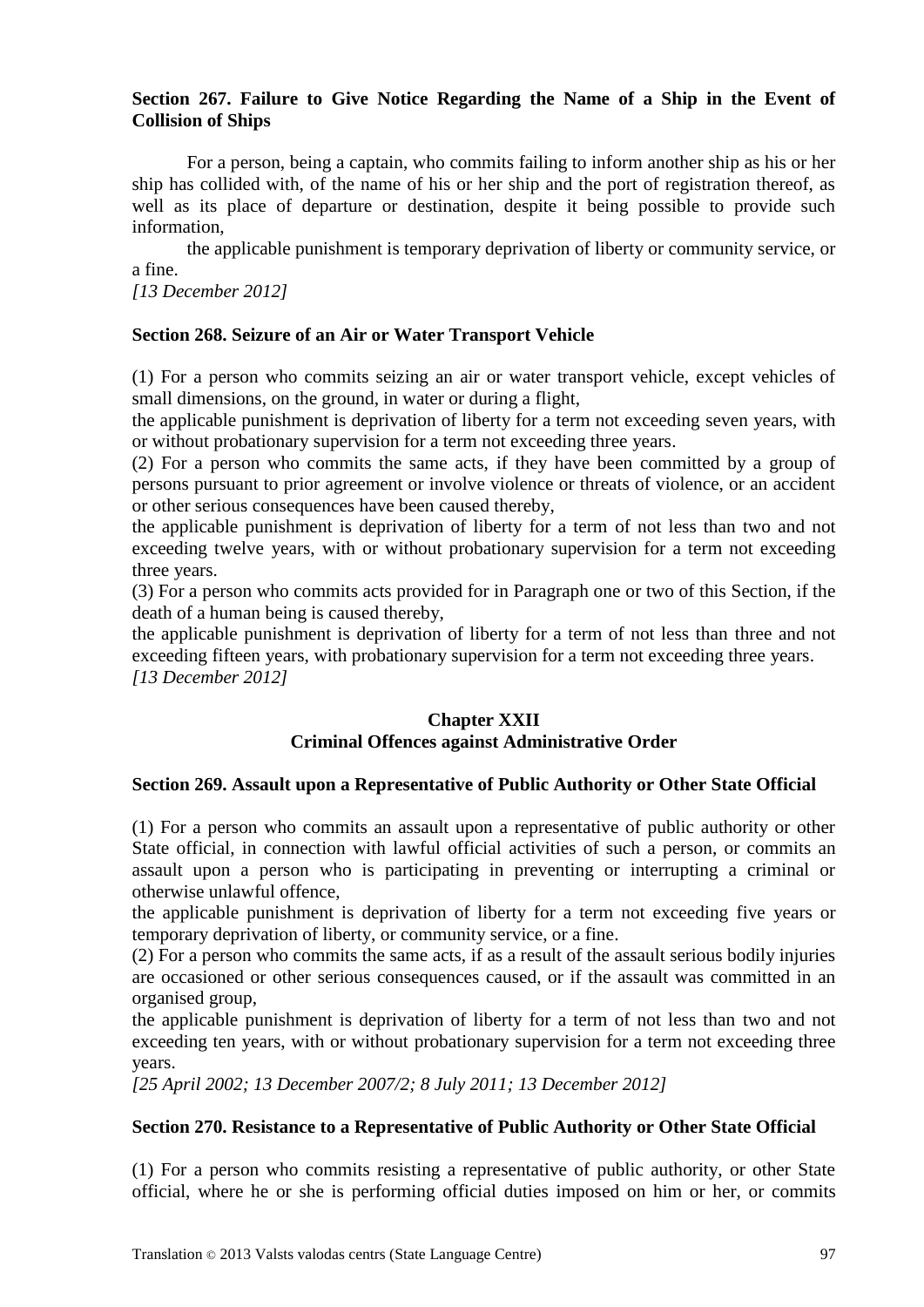**Section 267. Failure to Give Notice Regarding the Name of a Ship in the Event of Collision of Ships**

For a person, being a captain, who commits failing to inform another ship as his or her ship has collided with, of the name of his or her ship and the port of registration thereof, as well as its place of departure or destination, despite it being possible to provide such information,

the applicable punishment is temporary deprivation of liberty or community service, or a fine.

*[13 December 2012]*

**Section 268. Seizure of an Air or Water Transport Vehicle**

(1) For a person who commits seizing an air or water transport vehicle, except vehicles of small dimensions, on the ground, in water or during a flight,

the applicable punishment is deprivation of liberty for a term not exceeding seven years, with or without probationary supervision for a term not exceeding three years.

(2) For a person who commits the same acts, if they have been committed by a group of persons pursuant to prior agreement or involve violence or threats of violence, or an accident or other serious consequences have been caused thereby,

the applicable punishment is deprivation of liberty for a term of not less than two and not exceeding twelve years, with or without probationary supervision for a term not exceeding three years.

(3) For a person who commits acts provided for in Paragraph one or two of this Section, if the death of a human being is caused thereby,

the applicable punishment is deprivation of liberty for a term of not less than three and not exceeding fifteen years, with probationary supervision for a term not exceeding three years.

*[13 December 2012]*

## Chapter XXII
## Criminal Offences against Administrative Order

**Section 269. Assault upon a Representative of Public Authority or Other State Official**

(1) For a person who commits an assault upon a representative of public authority or other State official, in connection with lawful official activities of such a person, or commits an assault upon a person who is participating in preventing or interrupting a criminal or otherwise unlawful offence,

the applicable punishment is deprivation of liberty for a term not exceeding five years or temporary deprivation of liberty, or community service, or a fine.

(2) For a person who commits the same acts, if as a result of the assault serious bodily injuries are occasioned or other serious consequences caused, or if the assault was committed in an organised group,

the applicable punishment is deprivation of liberty for a term of not less than two and not exceeding ten years, with or without probationary supervision for a term not exceeding three years.

*[25 April 2002; 13 December 2007/2; 8 July 2011; 13 December 2012]*

**Section 270. Resistance to a Representative of Public Authority or Other State Official**

(1) For a person who commits resisting a representative of public authority, or other State official, where he or she is performing official duties imposed on him or her, or commits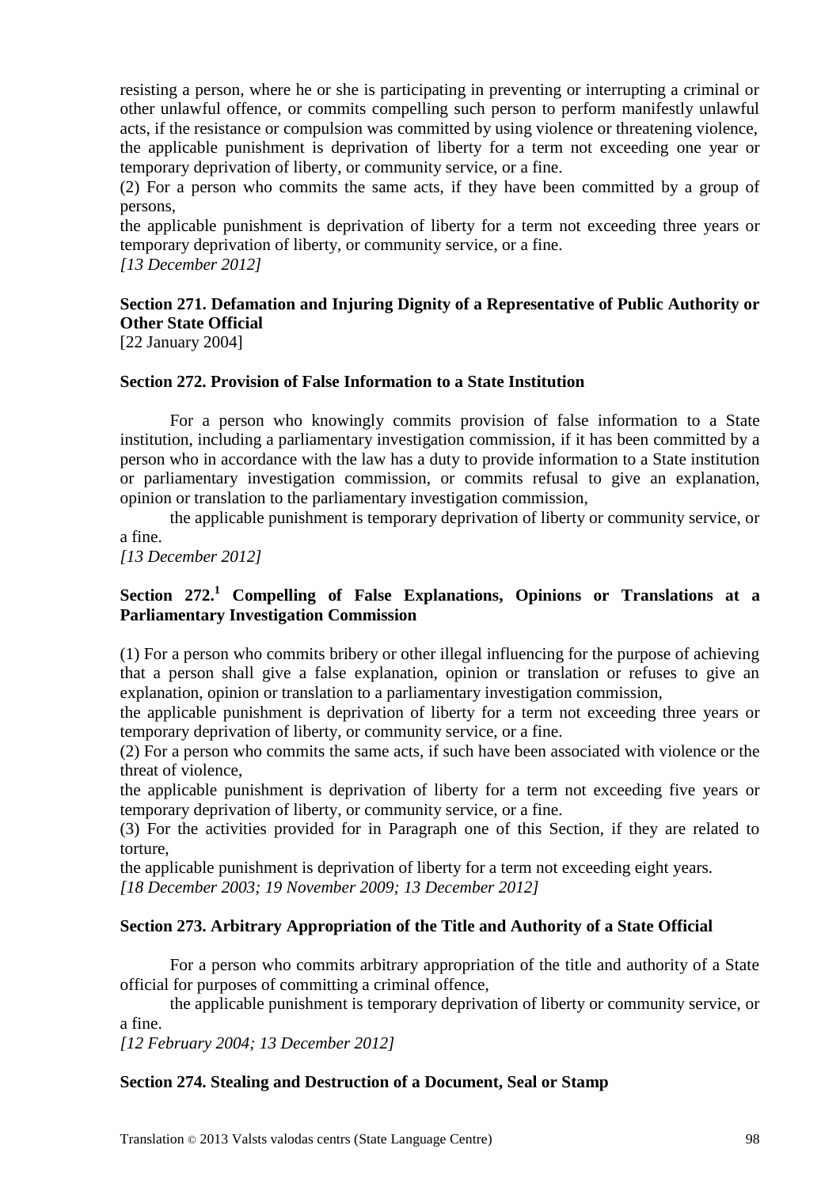resisting a person, where he or she is participating in preventing or interrupting a criminal or other unlawful offence, or commits compelling such person to perform manifestly unlawful acts, if the resistance or compulsion was committed by using violence or threatening violence, the applicable punishment is deprivation of liberty for a term not exceeding one year or temporary deprivation of liberty, or community service, or a fine.

(2) For a person who commits the same acts, if they have been committed by a group of persons,

the applicable punishment is deprivation of liberty for a term not exceeding three years or temporary deprivation of liberty, or community service, or a fine.

*[13 December 2012]*

**Section 271. Defamation and Injuring Dignity of a Representative of Public Authority or Other State Official**

[22 January 2004]

**Section 272. Provision of False Information to a State Institution**

For a person who knowingly commits provision of false information to a State institution, including a parliamentary investigation commission, if it has been committed by a person who in accordance with the law has a duty to provide information to a State institution or parliamentary investigation commission, or commits refusal to give an explanation, opinion or translation to the parliamentary investigation commission,

the applicable punishment is temporary deprivation of liberty or community service, or a fine.

*[13 December 2012]*

**Section 272.[1] Compelling of False Explanations, Opinions or Translations at a Parliamentary Investigation Commission**

(1) For a person who commits bribery or other illegal influencing for the purpose of achieving that a person shall give a false explanation, opinion or translation or refuses to give an explanation, opinion or translation to a parliamentary investigation commission,

the applicable punishment is deprivation of liberty for a term not exceeding three years or temporary deprivation of liberty, or community service, or a fine.

(2) For a person who commits the same acts, if such have been associated with violence or the threat of violence,

the applicable punishment is deprivation of liberty for a term not exceeding five years or temporary deprivation of liberty, or community service, or a fine.

(3) For the activities provided for in Paragraph one of this Section, if they are related to torture,

the applicable punishment is deprivation of liberty for a term not exceeding eight years.

*[18 December 2003; 19 November 2009; 13 December 2012]*

**Section 273. Arbitrary Appropriation of the Title and Authority of a State Official**

For a person who commits arbitrary appropriation of the title and authority of a State official for purposes of committing a criminal offence,

the applicable punishment is temporary deprivation of liberty or community service, or a fine.

*[12 February 2004; 13 December 2012]*

**Section 274. Stealing and Destruction of a Document, Seal or Stamp**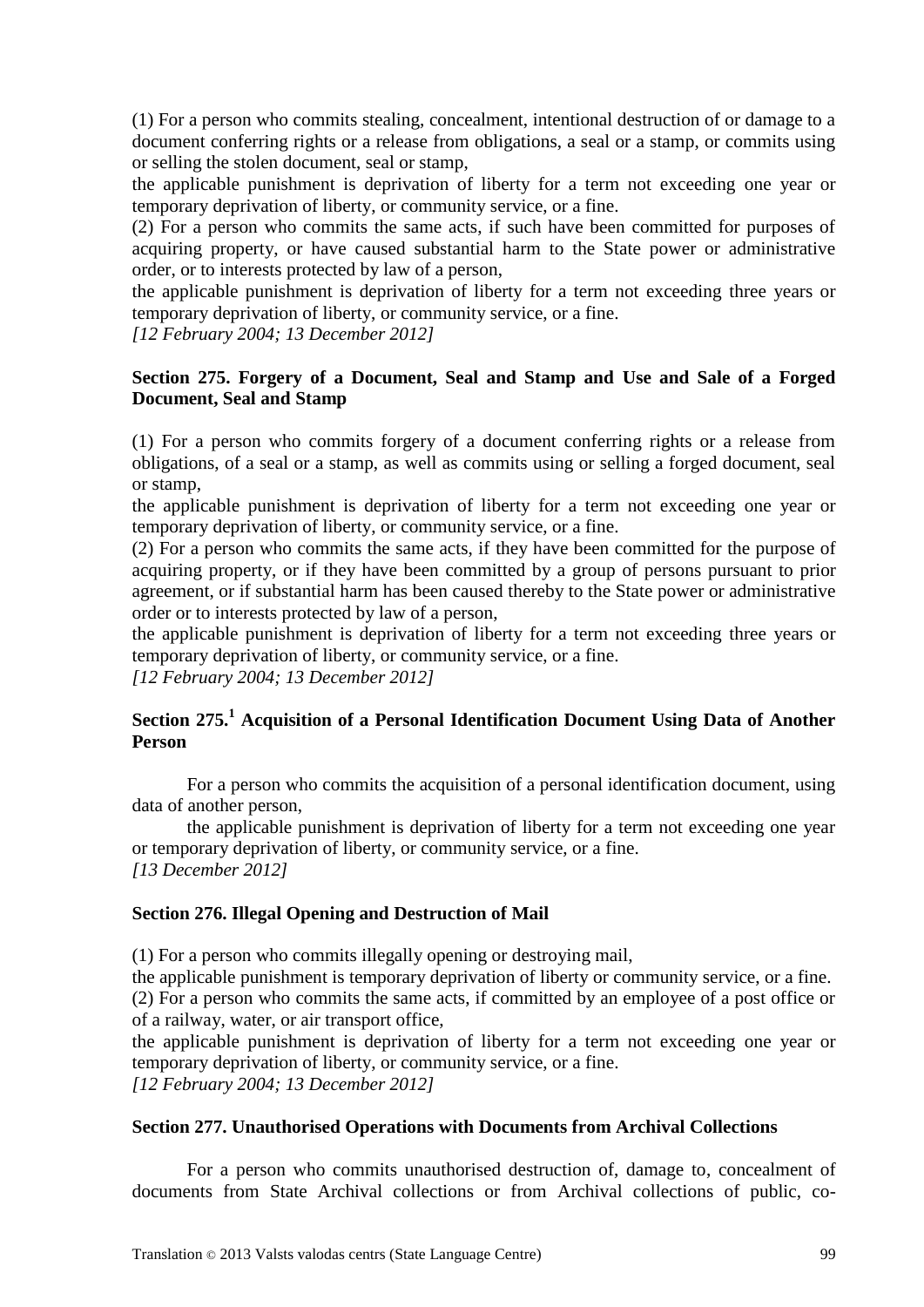(1) For a person who commits stealing, concealment, intentional destruction of or damage to a document conferring rights or a release from obligations, a seal or a stamp, or commits using or selling the stolen document, seal or stamp,

the applicable punishment is deprivation of liberty for a term not exceeding one year or temporary deprivation of liberty, or community service, or a fine.

(2) For a person who commits the same acts, if such have been committed for purposes of acquiring property, or have caused substantial harm to the State power or administrative order, or to interests protected by law of a person,

the applicable punishment is deprivation of liberty for a term not exceeding three years or temporary deprivation of liberty, or community service, or a fine.

*[12 February 2004; 13 December 2012]*

**Section 275. Forgery of a Document, Seal and Stamp and Use and Sale of a Forged Document, Seal and Stamp**

(1) For a person who commits forgery of a document conferring rights or a release from obligations, of a seal or a stamp, as well as commits using or selling a forged document, seal or stamp,

the applicable punishment is deprivation of liberty for a term not exceeding one year or temporary deprivation of liberty, or community service, or a fine.

(2) For a person who commits the same acts, if they have been committed for the purpose of acquiring property, or if they have been committed by a group of persons pursuant to prior agreement, or if substantial harm has been caused thereby to the State power or administrative order or to interests protected by law of a person,

the applicable punishment is deprivation of liberty for a term not exceeding three years or temporary deprivation of liberty, or community service, or a fine.

*[12 February 2004; 13 December 2012]*

**Section 275.[1] Acquisition of a Personal Identification Document Using Data of Another Person**

For a person who commits the acquisition of a personal identification document, using data of another person,

the applicable punishment is deprivation of liberty for a term not exceeding one year or temporary deprivation of liberty, or community service, or a fine.

*[13 December 2012]*

**Section 276. Illegal Opening and Destruction of Mail**

(1) For a person who commits illegally opening or destroying mail,

the applicable punishment is temporary deprivation of liberty or community service, or a fine.

(2) For a person who commits the same acts, if committed by an employee of a post office or of a railway, water, or air transport office,

the applicable punishment is deprivation of liberty for a term not exceeding one year or temporary deprivation of liberty, or community service, or a fine.

*[12 February 2004; 13 December 2012]*

**Section 277. Unauthorised Operations with Documents from Archival Collections**

For a person who commits unauthorised destruction of, damage to, concealment of documents from State Archival collections or from Archival collections of public, co-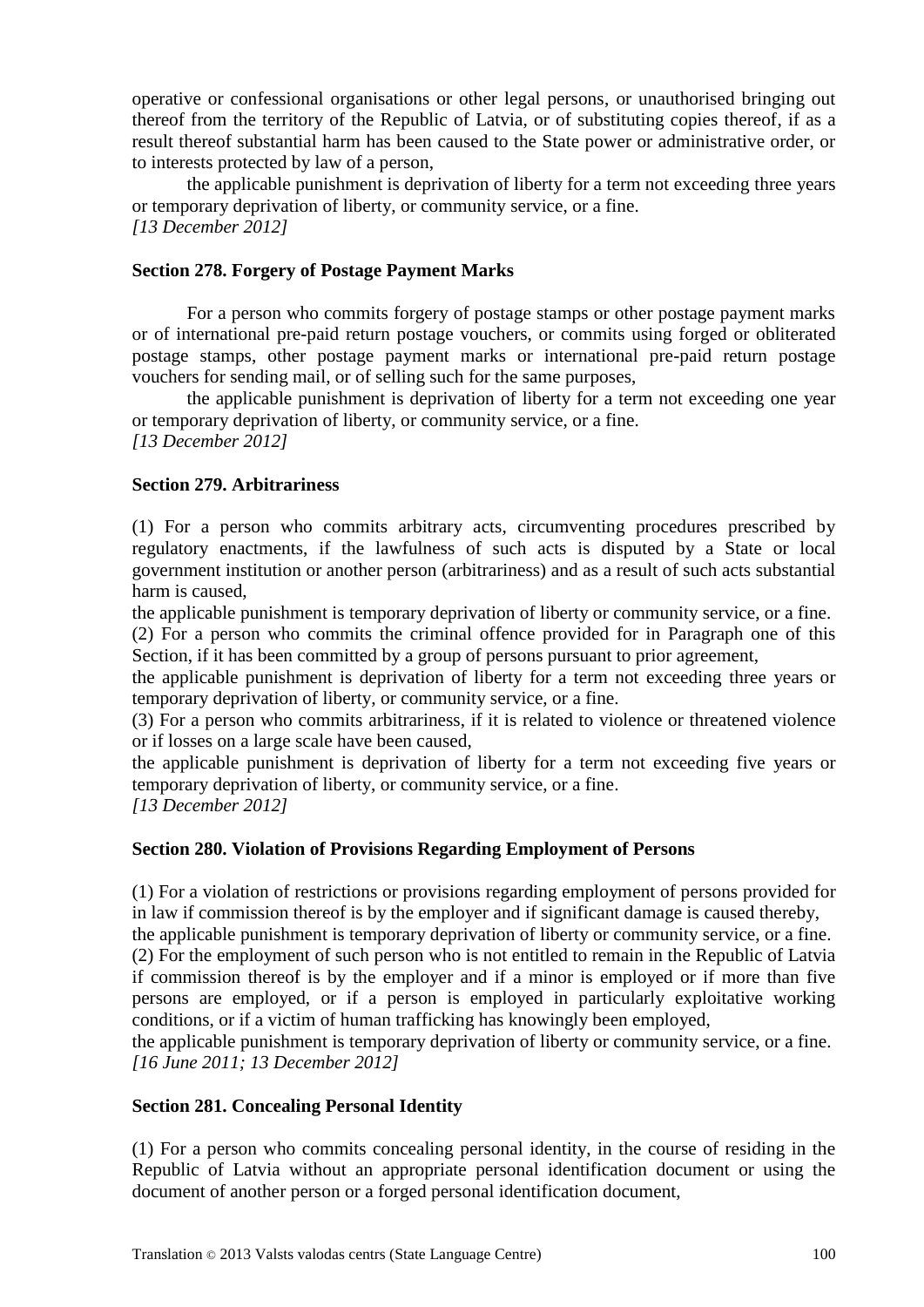operative or confessional organisations or other legal persons, or unauthorised bringing out thereof from the territory of the Republic of Latvia, or of substituting copies thereof, if as a result thereof substantial harm has been caused to the State power or administrative order, or to interests protected by law of a person,

the applicable punishment is deprivation of liberty for a term not exceeding three years or temporary deprivation of liberty, or community service, or a fine.
*[13 December 2012]*

**Section 278. Forgery of Postage Payment Marks**

For a person who commits forgery of postage stamps or other postage payment marks or of international pre-paid return postage vouchers, or commits using forged or obliterated postage stamps, other postage payment marks or international pre-paid return postage vouchers for sending mail, or of selling such for the same purposes,

the applicable punishment is deprivation of liberty for a term not exceeding one year or temporary deprivation of liberty, or community service, or a fine.
*[13 December 2012]*

**Section 279. Arbitrariness**

(1) For a person who commits arbitrary acts, circumventing procedures prescribed by regulatory enactments, if the lawfulness of such acts is disputed by a State or local government institution or another person (arbitrariness) and as a result of such acts substantial harm is caused,
the applicable punishment is temporary deprivation of liberty or community service, or a fine.
(2) For a person who commits the criminal offence provided for in Paragraph one of this Section, if it has been committed by a group of persons pursuant to prior agreement,
the applicable punishment is deprivation of liberty for a term not exceeding three years or temporary deprivation of liberty, or community service, or a fine.
(3) For a person who commits arbitrariness, if it is related to violence or threatened violence or if losses on a large scale have been caused,
the applicable punishment is deprivation of liberty for a term not exceeding five years or temporary deprivation of liberty, or community service, or a fine.
*[13 December 2012]*

**Section 280. Violation of Provisions Regarding Employment of Persons**

(1) For a violation of restrictions or provisions regarding employment of persons provided for in law if commission thereof is by the employer and if significant damage is caused thereby,
the applicable punishment is temporary deprivation of liberty or community service, or a fine.
(2) For the employment of such person who is not entitled to remain in the Republic of Latvia if commission thereof is by the employer and if a minor is employed or if more than five persons are employed, or if a person is employed in particularly exploitative working conditions, or if a victim of human trafficking has knowingly been employed,
the applicable punishment is temporary deprivation of liberty or community service, or a fine.
*[16 June 2011; 13 December 2012]*

**Section 281. Concealing Personal Identity**

(1) For a person who commits concealing personal identity, in the course of residing in the Republic of Latvia without an appropriate personal identification document or using the document of another person or a forged personal identification document,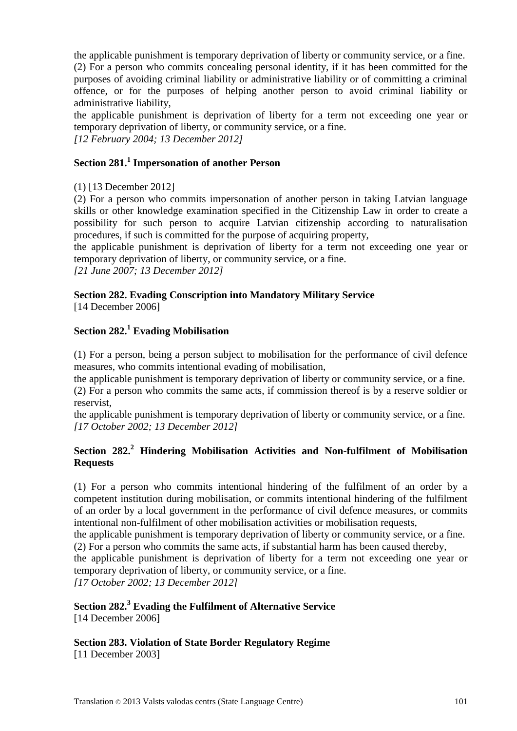the applicable punishment is temporary deprivation of liberty or community service, or a fine.

(2) For a person who commits concealing personal identity, if it has been committed for the purposes of avoiding criminal liability or administrative liability or of committing a criminal offence, or for the purposes of helping another person to avoid criminal liability or administrative liability,

the applicable punishment is deprivation of liberty for a term not exceeding one year or temporary deprivation of liberty, or community service, or a fine.

*[12 February 2004; 13 December 2012]*

**Section 281.[1] Impersonation of another Person**

(1) [13 December 2012]

(2) For a person who commits impersonation of another person in taking Latvian language skills or other knowledge examination specified in the Citizenship Law in order to create a possibility for such person to acquire Latvian citizenship according to naturalisation procedures, if such is committed for the purpose of acquiring property,

the applicable punishment is deprivation of liberty for a term not exceeding one year or temporary deprivation of liberty, or community service, or a fine.

*[21 June 2007; 13 December 2012]*

**Section 282. Evading Conscription into Mandatory Military Service**

[14 December 2006]

**Section 282.[1] Evading Mobilisation**

(1) For a person, being a person subject to mobilisation for the performance of civil defence measures, who commits intentional evading of mobilisation,

the applicable punishment is temporary deprivation of liberty or community service, or a fine.

(2) For a person who commits the same acts, if commission thereof is by a reserve soldier or reservist,

the applicable punishment is temporary deprivation of liberty or community service, or a fine.

*[17 October 2002; 13 December 2012]*

**Section 282.[2] Hindering Mobilisation Activities and Non-fulfilment of Mobilisation Requests**

(1) For a person who commits intentional hindering of the fulfilment of an order by a competent institution during mobilisation, or commits intentional hindering of the fulfilment of an order by a local government in the performance of civil defence measures, or commits intentional non-fulfilment of other mobilisation activities or mobilisation requests,

the applicable punishment is temporary deprivation of liberty or community service, or a fine.

(2) For a person who commits the same acts, if substantial harm has been caused thereby,

the applicable punishment is deprivation of liberty for a term not exceeding one year or temporary deprivation of liberty, or community service, or a fine.

*[17 October 2002; 13 December 2012]*

**Section 282.[3] Evading the Fulfilment of Alternative Service**

[14 December 2006]

**Section 283. Violation of State Border Regulatory Regime**

[11 December 2003]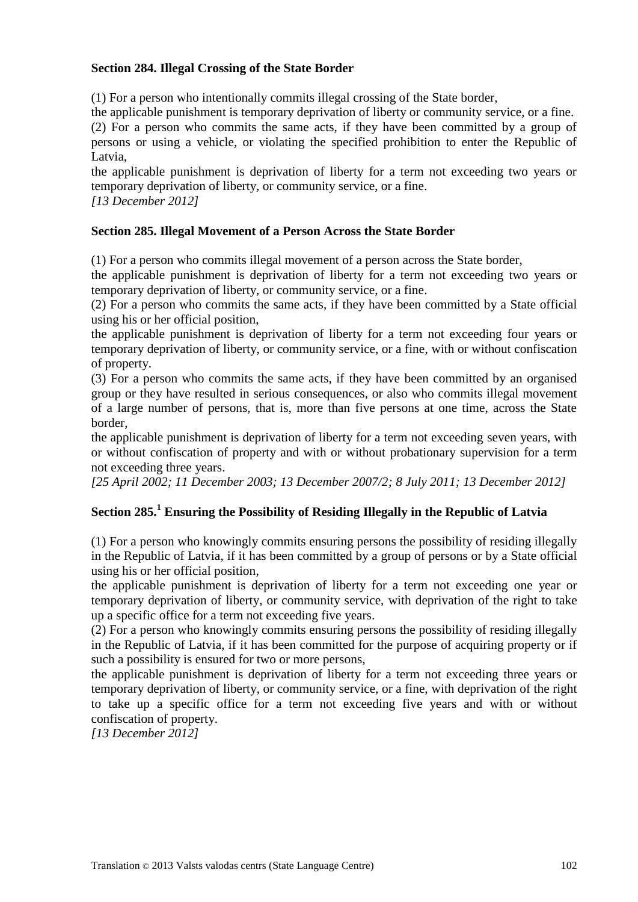**Section 284. Illegal Crossing of the State Border**

(1) For a person who intentionally commits illegal crossing of the State border,

the applicable punishment is temporary deprivation of liberty or community service, or a fine.

(2) For a person who commits the same acts, if they have been committed by a group of persons or using a vehicle, or violating the specified prohibition to enter the Republic of Latvia,

the applicable punishment is deprivation of liberty for a term not exceeding two years or temporary deprivation of liberty, or community service, or a fine.

*[13 December 2012]*

**Section 285. Illegal Movement of a Person Across the State Border**

(1) For a person who commits illegal movement of a person across the State border,

the applicable punishment is deprivation of liberty for a term not exceeding two years or temporary deprivation of liberty, or community service, or a fine.

(2) For a person who commits the same acts, if they have been committed by a State official using his or her official position,

the applicable punishment is deprivation of liberty for a term not exceeding four years or temporary deprivation of liberty, or community service, or a fine, with or without confiscation of property.

(3) For a person who commits the same acts, if they have been committed by an organised group or they have resulted in serious consequences, or also who commits illegal movement of a large number of persons, that is, more than five persons at one time, across the State border,

the applicable punishment is deprivation of liberty for a term not exceeding seven years, with or without confiscation of property and with or without probationary supervision for a term not exceeding three years.

*[25 April 2002; 11 December 2003; 13 December 2007/2; 8 July 2011; 13 December 2012]*

**Section 285.[1] Ensuring the Possibility of Residing Illegally in the Republic of Latvia**

(1) For a person who knowingly commits ensuring persons the possibility of residing illegally in the Republic of Latvia, if it has been committed by a group of persons or by a State official using his or her official position,

the applicable punishment is deprivation of liberty for a term not exceeding one year or temporary deprivation of liberty, or community service, with deprivation of the right to take up a specific office for a term not exceeding five years.

(2) For a person who knowingly commits ensuring persons the possibility of residing illegally in the Republic of Latvia, if it has been committed for the purpose of acquiring property or if such a possibility is ensured for two or more persons,

the applicable punishment is deprivation of liberty for a term not exceeding three years or temporary deprivation of liberty, or community service, or a fine, with deprivation of the right to take up a specific office for a term not exceeding five years and with or without confiscation of property.

*[13 December 2012]*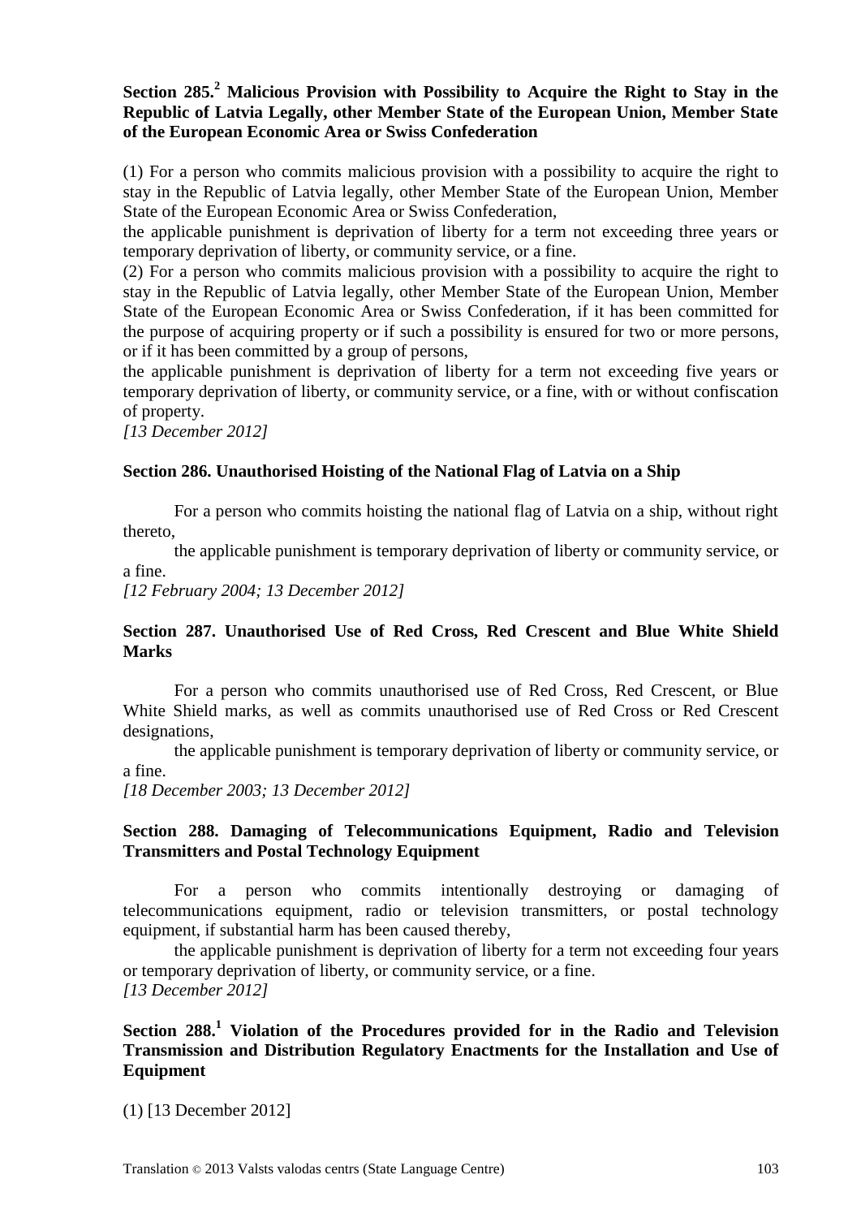**Section 285.[2] Malicious Provision with Possibility to Acquire the Right to Stay in the Republic of Latvia Legally, other Member State of the European Union, Member State of the European Economic Area or Swiss Confederation**

(1) For a person who commits malicious provision with a possibility to acquire the right to stay in the Republic of Latvia legally, other Member State of the European Union, Member State of the European Economic Area or Swiss Confederation,

the applicable punishment is deprivation of liberty for a term not exceeding three years or temporary deprivation of liberty, or community service, or a fine.

(2) For a person who commits malicious provision with a possibility to acquire the right to stay in the Republic of Latvia legally, other Member State of the European Union, Member State of the European Economic Area or Swiss Confederation, if it has been committed for the purpose of acquiring property or if such a possibility is ensured for two or more persons, or if it has been committed by a group of persons,

the applicable punishment is deprivation of liberty for a term not exceeding five years or temporary deprivation of liberty, or community service, or a fine, with or without confiscation of property.

*[13 December 2012]*

**Section 286. Unauthorised Hoisting of the National Flag of Latvia on a Ship**

For a person who commits hoisting the national flag of Latvia on a ship, without right thereto,

the applicable punishment is temporary deprivation of liberty or community service, or a fine.

*[12 February 2004; 13 December 2012]*

**Section 287. Unauthorised Use of Red Cross, Red Crescent and Blue White Shield Marks**

For a person who commits unauthorised use of Red Cross, Red Crescent, or Blue White Shield marks, as well as commits unauthorised use of Red Cross or Red Crescent designations,

the applicable punishment is temporary deprivation of liberty or community service, or a fine.

*[18 December 2003; 13 December 2012]*

**Section 288. Damaging of Telecommunications Equipment, Radio and Television Transmitters and Postal Technology Equipment**

For a person who commits intentionally destroying or damaging of telecommunications equipment, radio or television transmitters, or postal technology equipment, if substantial harm has been caused thereby,

the applicable punishment is deprivation of liberty for a term not exceeding four years or temporary deprivation of liberty, or community service, or a fine.

*[13 December 2012]*

**Section 288.[1] Violation of the Procedures provided for in the Radio and Television Transmission and Distribution Regulatory Enactments for the Installation and Use of Equipment**

(1) [13 December 2012]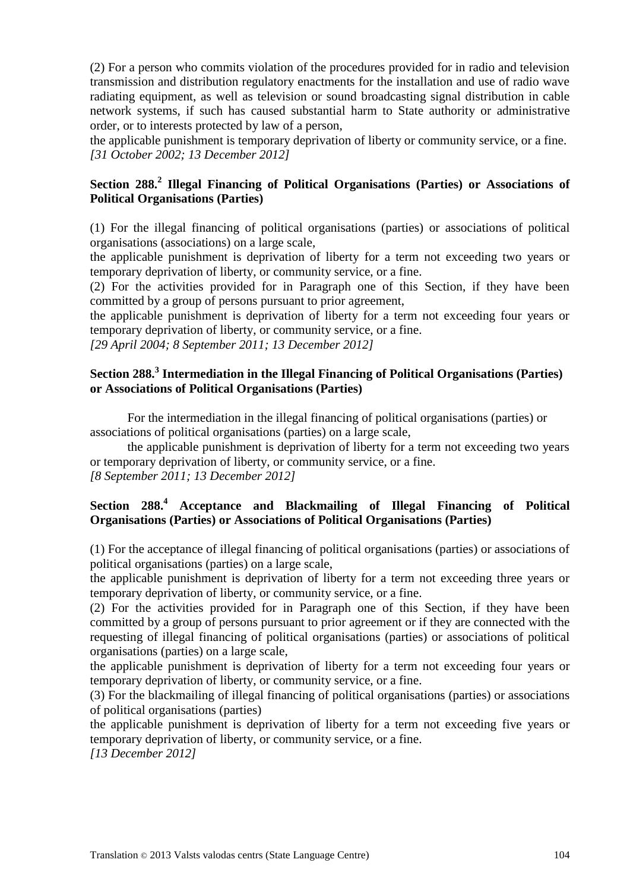(2) For a person who commits violation of the procedures provided for in radio and television transmission and distribution regulatory enactments for the installation and use of radio wave radiating equipment, as well as television or sound broadcasting signal distribution in cable network systems, if such has caused substantial harm to State authority or administrative order, or to interests protected by law of a person,

the applicable punishment is temporary deprivation of liberty or community service, or a fine.
*[31 October 2002; 13 December 2012]*

### Section 288.[2] Illegal Financing of Political Organisations (Parties) or Associations of Political Organisations (Parties)

(1) For the illegal financing of political organisations (parties) or associations of political organisations (associations) on a large scale,

the applicable punishment is deprivation of liberty for a term not exceeding two years or temporary deprivation of liberty, or community service, or a fine.

(2) For the activities provided for in Paragraph one of this Section, if they have been committed by a group of persons pursuant to prior agreement,

the applicable punishment is deprivation of liberty for a term not exceeding four years or temporary deprivation of liberty, or community service, or a fine.
*[29 April 2004; 8 September 2011; 13 December 2012]*

### Section 288.[3] Intermediation in the Illegal Financing of Political Organisations (Parties) or Associations of Political Organisations (Parties)

For the intermediation in the illegal financing of political organisations (parties) or associations of political organisations (parties) on a large scale,

the applicable punishment is deprivation of liberty for a term not exceeding two years or temporary deprivation of liberty, or community service, or a fine.
*[8 September 2011; 13 December 2012]*

### Section 288.[4] Acceptance and Blackmailing of Illegal Financing of Political Organisations (Parties) or Associations of Political Organisations (Parties)

(1) For the acceptance of illegal financing of political organisations (parties) or associations of political organisations (parties) on a large scale,

the applicable punishment is deprivation of liberty for a term not exceeding three years or temporary deprivation of liberty, or community service, or a fine.

(2) For the activities provided for in Paragraph one of this Section, if they have been committed by a group of persons pursuant to prior agreement or if they are connected with the requesting of illegal financing of political organisations (parties) or associations of political organisations (parties) on a large scale,

the applicable punishment is deprivation of liberty for a term not exceeding four years or temporary deprivation of liberty, or community service, or a fine.

(3) For the blackmailing of illegal financing of political organisations (parties) or associations of political organisations (parties)

the applicable punishment is deprivation of liberty for a term not exceeding five years or temporary deprivation of liberty, or community service, or a fine.
*[13 December 2012]*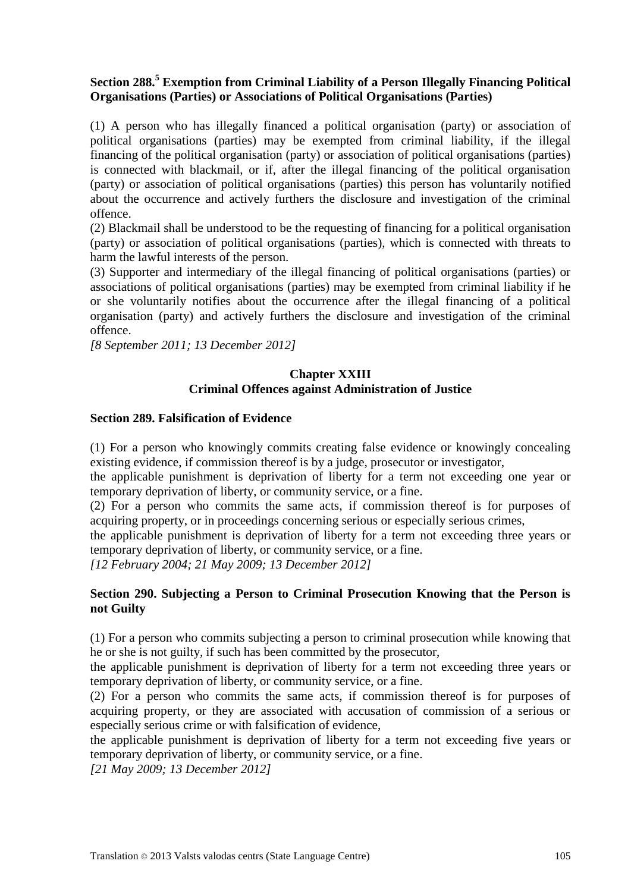**Section 288.[5] Exemption from Criminal Liability of a Person Illegally Financing Political Organisations (Parties) or Associations of Political Organisations (Parties)**

(1) A person who has illegally financed a political organisation (party) or association of political organisations (parties) may be exempted from criminal liability, if the illegal financing of the political organisation (party) or association of political organisations (parties) is connected with blackmail, or if, after the illegal financing of the political organisation (party) or association of political organisations (parties) this person has voluntarily notified about the occurrence and actively furthers the disclosure and investigation of the criminal offence.

(2) Blackmail shall be understood to be the requesting of financing for a political organisation (party) or association of political organisations (parties), which is connected with threats to harm the lawful interests of the person.

(3) Supporter and intermediary of the illegal financing of political organisations (parties) or associations of political organisations (parties) may be exempted from criminal liability if he or she voluntarily notifies about the occurrence after the illegal financing of a political organisation (party) and actively furthers the disclosure and investigation of the criminal offence.

*[8 September 2011; 13 December 2012]*

## Chapter XXIII
## Criminal Offences against Administration of Justice

**Section 289. Falsification of Evidence**

(1) For a person who knowingly commits creating false evidence or knowingly concealing existing evidence, if commission thereof is by a judge, prosecutor or investigator,

the applicable punishment is deprivation of liberty for a term not exceeding one year or temporary deprivation of liberty, or community service, or a fine.

(2) For a person who commits the same acts, if commission thereof is for purposes of acquiring property, or in proceedings concerning serious or especially serious crimes,

the applicable punishment is deprivation of liberty for a term not exceeding three years or temporary deprivation of liberty, or community service, or a fine.

*[12 February 2004; 21 May 2009; 13 December 2012]*

**Section 290. Subjecting a Person to Criminal Prosecution Knowing that the Person is not Guilty**

(1) For a person who commits subjecting a person to criminal prosecution while knowing that he or she is not guilty, if such has been committed by the prosecutor,

the applicable punishment is deprivation of liberty for a term not exceeding three years or temporary deprivation of liberty, or community service, or a fine.

(2) For a person who commits the same acts, if commission thereof is for purposes of acquiring property, or they are associated with accusation of commission of a serious or especially serious crime or with falsification of evidence,

the applicable punishment is deprivation of liberty for a term not exceeding five years or temporary deprivation of liberty, or community service, or a fine.

*[21 May 2009; 13 December 2012]*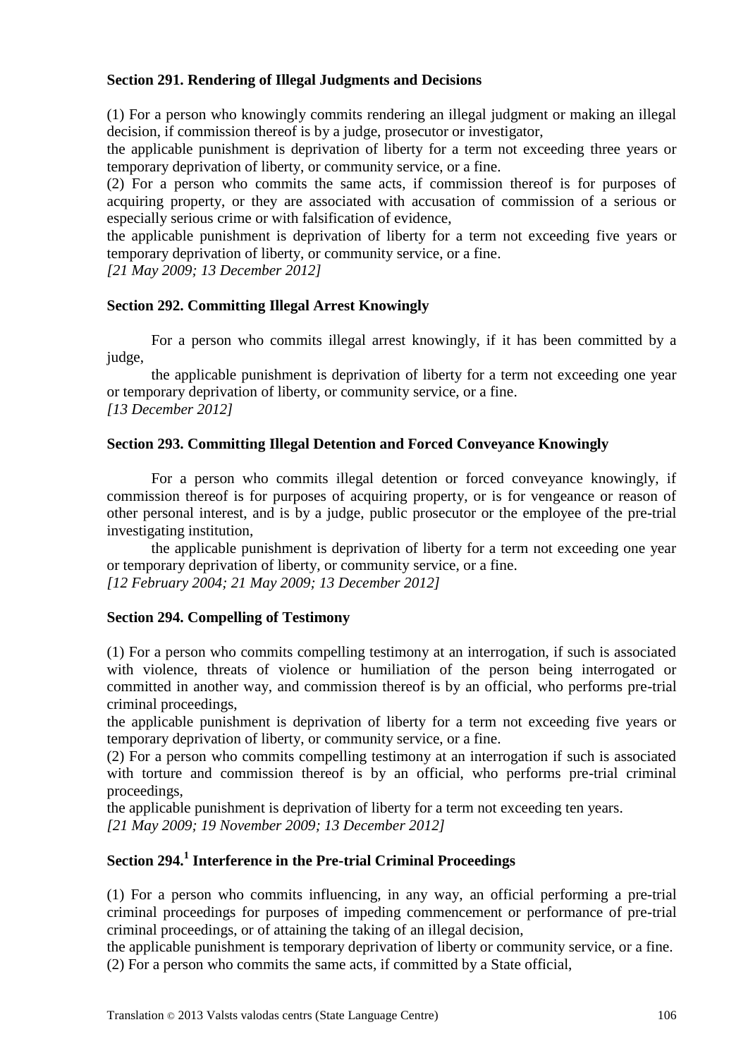**Section 291. Rendering of Illegal Judgments and Decisions**

(1) For a person who knowingly commits rendering an illegal judgment or making an illegal decision, if commission thereof is by a judge, prosecutor or investigator,

the applicable punishment is deprivation of liberty for a term not exceeding three years or temporary deprivation of liberty, or community service, or a fine.

(2) For a person who commits the same acts, if commission thereof is for purposes of acquiring property, or they are associated with accusation of commission of a serious or especially serious crime or with falsification of evidence,

the applicable punishment is deprivation of liberty for a term not exceeding five years or temporary deprivation of liberty, or community service, or a fine.

*[21 May 2009; 13 December 2012]*

**Section 292. Committing Illegal Arrest Knowingly**

For a person who commits illegal arrest knowingly, if it has been committed by a judge,

the applicable punishment is deprivation of liberty for a term not exceeding one year or temporary deprivation of liberty, or community service, or a fine.

*[13 December 2012]*

**Section 293. Committing Illegal Detention and Forced Conveyance Knowingly**

For a person who commits illegal detention or forced conveyance knowingly, if commission thereof is for purposes of acquiring property, or is for vengeance or reason of other personal interest, and is by a judge, public prosecutor or the employee of the pre-trial investigating institution,

the applicable punishment is deprivation of liberty for a term not exceeding one year or temporary deprivation of liberty, or community service, or a fine.

*[12 February 2004; 21 May 2009; 13 December 2012]*

**Section 294. Compelling of Testimony**

(1) For a person who commits compelling testimony at an interrogation, if such is associated with violence, threats of violence or humiliation of the person being interrogated or committed in another way, and commission thereof is by an official, who performs pre-trial criminal proceedings,

the applicable punishment is deprivation of liberty for a term not exceeding five years or temporary deprivation of liberty, or community service, or a fine.

(2) For a person who commits compelling testimony at an interrogation if such is associated with torture and commission thereof is by an official, who performs pre-trial criminal proceedings,

the applicable punishment is deprivation of liberty for a term not exceeding ten years.

*[21 May 2009; 19 November 2009; 13 December 2012]*

**Section 294.[1] Interference in the Pre-trial Criminal Proceedings**

(1) For a person who commits influencing, in any way, an official performing a pre-trial criminal proceedings for purposes of impeding commencement or performance of pre-trial criminal proceedings, or of attaining the taking of an illegal decision,

the applicable punishment is temporary deprivation of liberty or community service, or a fine.

(2) For a person who commits the same acts, if committed by a State official,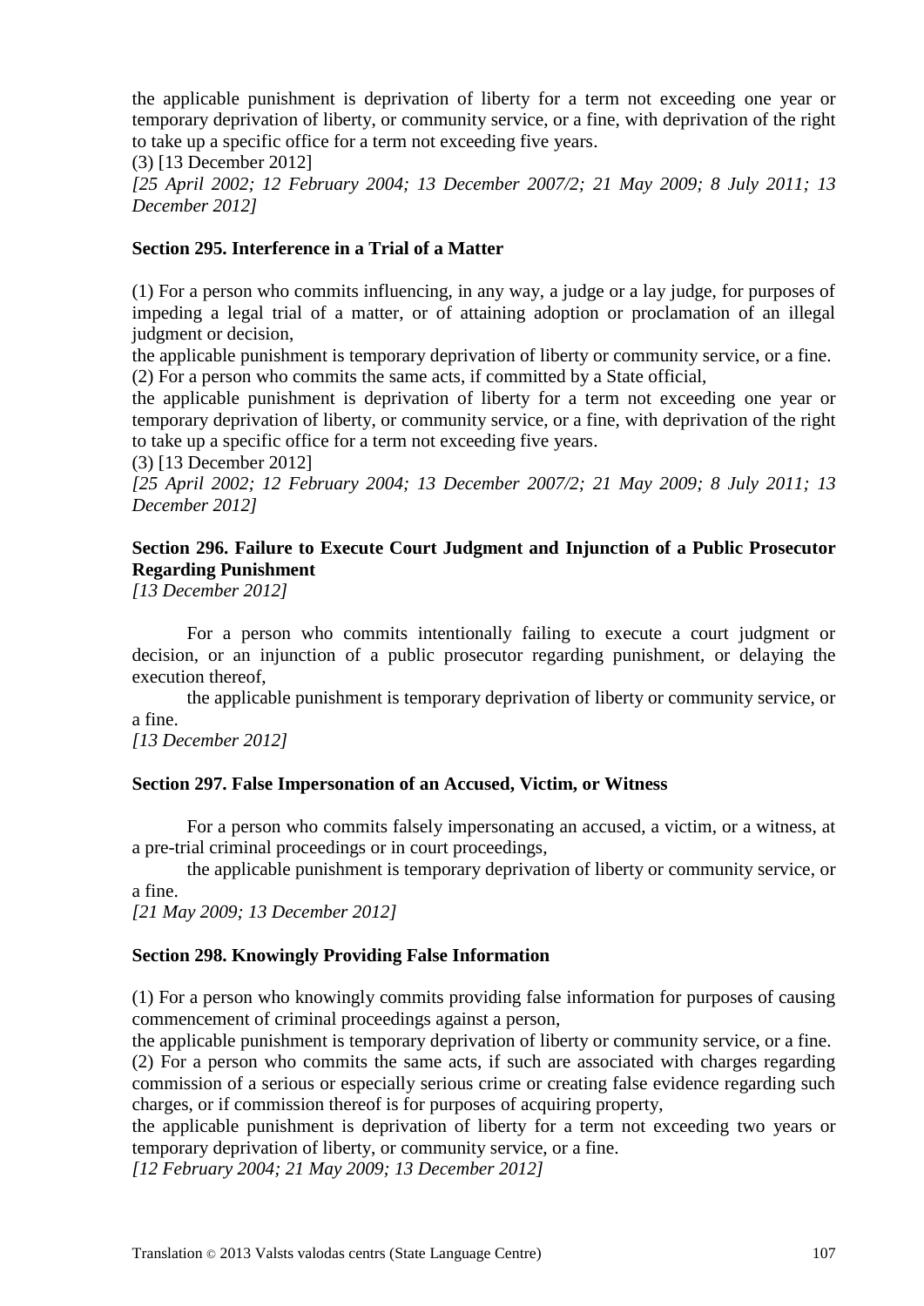the applicable punishment is deprivation of liberty for a term not exceeding one year or temporary deprivation of liberty, or community service, or a fine, with deprivation of the right to take up a specific office for a term not exceeding five years.

(3) [13 December 2012]

*[25 April 2002; 12 February 2004; 13 December 2007/2; 21 May 2009; 8 July 2011; 13 December 2012]*

**Section 295. Interference in a Trial of a Matter**

(1) For a person who commits influencing, in any way, a judge or a lay judge, for purposes of impeding a legal trial of a matter, or of attaining adoption or proclamation of an illegal judgment or decision,

the applicable punishment is temporary deprivation of liberty or community service, or a fine.

(2) For a person who commits the same acts, if committed by a State official,

the applicable punishment is deprivation of liberty for a term not exceeding one year or temporary deprivation of liberty, or community service, or a fine, with deprivation of the right to take up a specific office for a term not exceeding five years.

(3) [13 December 2012]

*[25 April 2002; 12 February 2004; 13 December 2007/2; 21 May 2009; 8 July 2011; 13 December 2012]*

**Section 296. Failure to Execute Court Judgment and Injunction of a Public Prosecutor Regarding Punishment**

*[13 December 2012]*

For a person who commits intentionally failing to execute a court judgment or decision, or an injunction of a public prosecutor regarding punishment, or delaying the execution thereof,

the applicable punishment is temporary deprivation of liberty or community service, or a fine.

*[13 December 2012]*

**Section 297. False Impersonation of an Accused, Victim, or Witness**

For a person who commits falsely impersonating an accused, a victim, or a witness, at a pre-trial criminal proceedings or in court proceedings,

the applicable punishment is temporary deprivation of liberty or community service, or a fine.

*[21 May 2009; 13 December 2012]*

**Section 298. Knowingly Providing False Information**

(1) For a person who knowingly commits providing false information for purposes of causing commencement of criminal proceedings against a person,

the applicable punishment is temporary deprivation of liberty or community service, or a fine.

(2) For a person who commits the same acts, if such are associated with charges regarding commission of a serious or especially serious crime or creating false evidence regarding such charges, or if commission thereof is for purposes of acquiring property,

the applicable punishment is deprivation of liberty for a term not exceeding two years or temporary deprivation of liberty, or community service, or a fine.

*[12 February 2004; 21 May 2009; 13 December 2012]*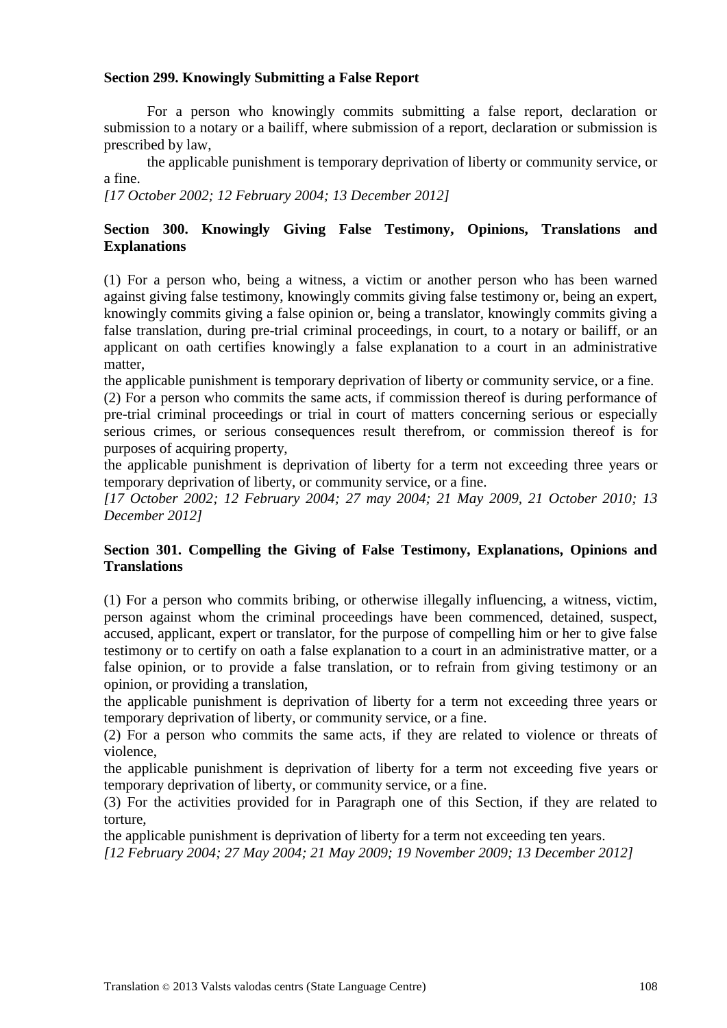**Section 299. Knowingly Submitting a False Report**

For a person who knowingly commits submitting a false report, declaration or submission to a notary or a bailiff, where submission of a report, declaration or submission is prescribed by law,

the applicable punishment is temporary deprivation of liberty or community service, or a fine.

*[17 October 2002; 12 February 2004; 13 December 2012]*

**Section 300. Knowingly Giving False Testimony, Opinions, Translations and Explanations**

(1) For a person who, being a witness, a victim or another person who has been warned against giving false testimony, knowingly commits giving false testimony or, being an expert, knowingly commits giving a false opinion or, being a translator, knowingly commits giving a false translation, during pre-trial criminal proceedings, in court, to a notary or bailiff, or an applicant on oath certifies knowingly a false explanation to a court in an administrative matter,

the applicable punishment is temporary deprivation of liberty or community service, or a fine.

(2) For a person who commits the same acts, if commission thereof is during performance of pre-trial criminal proceedings or trial in court of matters concerning serious or especially serious crimes, or serious consequences result therefrom, or commission thereof is for purposes of acquiring property,

the applicable punishment is deprivation of liberty for a term not exceeding three years or temporary deprivation of liberty, or community service, or a fine.

*[17 October 2002; 12 February 2004; 27 may 2004; 21 May 2009, 21 October 2010; 13 December 2012]*

**Section 301. Compelling the Giving of False Testimony, Explanations, Opinions and Translations**

(1) For a person who commits bribing, or otherwise illegally influencing, a witness, victim, person against whom the criminal proceedings have been commenced, detained, suspect, accused, applicant, expert or translator, for the purpose of compelling him or her to give false testimony or to certify on oath a false explanation to a court in an administrative matter, or a false opinion, or to provide a false translation, or to refrain from giving testimony or an opinion, or providing a translation,

the applicable punishment is deprivation of liberty for a term not exceeding three years or temporary deprivation of liberty, or community service, or a fine.

(2) For a person who commits the same acts, if they are related to violence or threats of violence,

the applicable punishment is deprivation of liberty for a term not exceeding five years or temporary deprivation of liberty, or community service, or a fine.

(3) For the activities provided for in Paragraph one of this Section, if they are related to torture,

the applicable punishment is deprivation of liberty for a term not exceeding ten years.

*[12 February 2004; 27 May 2004; 21 May 2009; 19 November 2009; 13 December 2012]*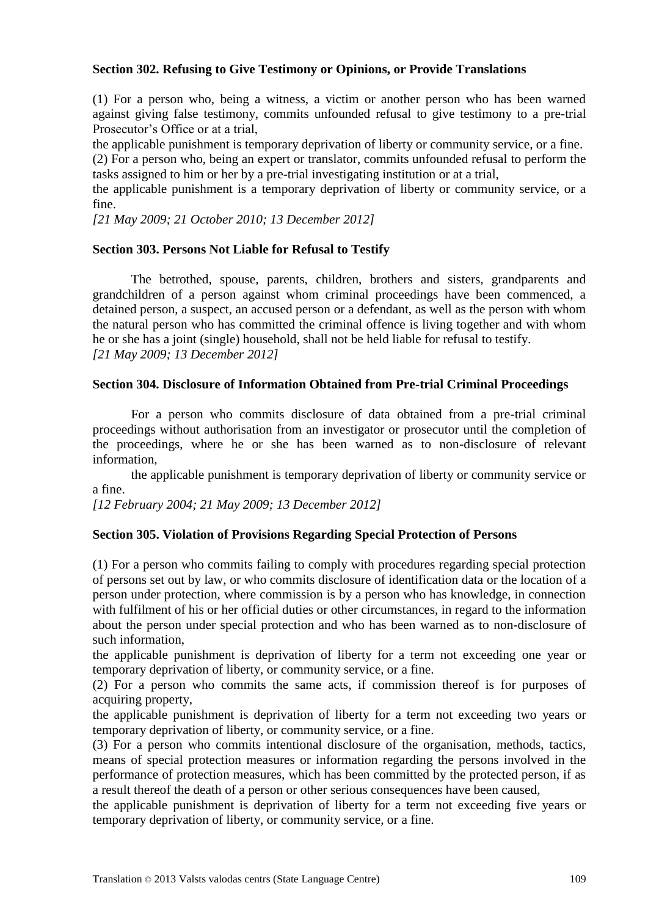**Section 302. Refusing to Give Testimony or Opinions, or Provide Translations**

(1) For a person who, being a witness, a victim or another person who has been warned against giving false testimony, commits unfounded refusal to give testimony to a pre-trial Prosecutor's Office or at a trial,

the applicable punishment is temporary deprivation of liberty or community service, or a fine.

(2) For a person who, being an expert or translator, commits unfounded refusal to perform the tasks assigned to him or her by a pre-trial investigating institution or at a trial,

the applicable punishment is a temporary deprivation of liberty or community service, or a fine.

*[21 May 2009; 21 October 2010; 13 December 2012]*

**Section 303. Persons Not Liable for Refusal to Testify**

The betrothed, spouse, parents, children, brothers and sisters, grandparents and grandchildren of a person against whom criminal proceedings have been commenced, a detained person, a suspect, an accused person or a defendant, as well as the person with whom the natural person who has committed the criminal offence is living together and with whom he or she has a joint (single) household, shall not be held liable for refusal to testify.

*[21 May 2009; 13 December 2012]*

**Section 304. Disclosure of Information Obtained from Pre-trial Criminal Proceedings**

For a person who commits disclosure of data obtained from a pre-trial criminal proceedings without authorisation from an investigator or prosecutor until the completion of the proceedings, where he or she has been warned as to non-disclosure of relevant information,

the applicable punishment is temporary deprivation of liberty or community service or a fine.

*[12 February 2004; 21 May 2009; 13 December 2012]*

**Section 305. Violation of Provisions Regarding Special Protection of Persons**

(1) For a person who commits failing to comply with procedures regarding special protection of persons set out by law, or who commits disclosure of identification data or the location of a person under protection, where commission is by a person who has knowledge, in connection with fulfilment of his or her official duties or other circumstances, in regard to the information about the person under special protection and who has been warned as to non-disclosure of such information,

the applicable punishment is deprivation of liberty for a term not exceeding one year or temporary deprivation of liberty, or community service, or a fine.

(2) For a person who commits the same acts, if commission thereof is for purposes of acquiring property,

the applicable punishment is deprivation of liberty for a term not exceeding two years or temporary deprivation of liberty, or community service, or a fine.

(3) For a person who commits intentional disclosure of the organisation, methods, tactics, means of special protection measures or information regarding the persons involved in the performance of protection measures, which has been committed by the protected person, if as a result thereof the death of a person or other serious consequences have been caused,

the applicable punishment is deprivation of liberty for a term not exceeding five years or temporary deprivation of liberty, or community service, or a fine.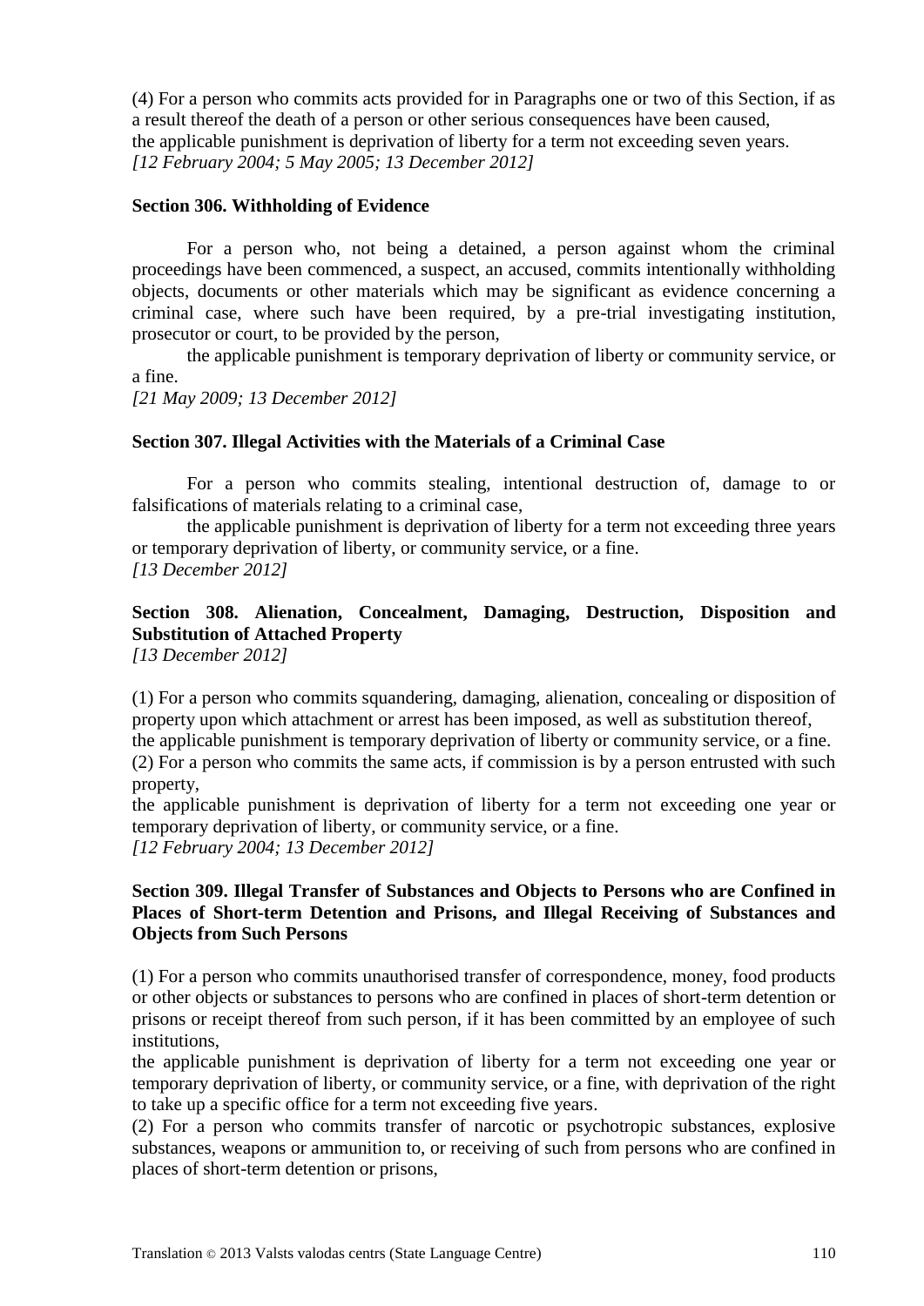(4) For a person who commits acts provided for in Paragraphs one or two of this Section, if as a result thereof the death of a person or other serious consequences have been caused,
the applicable punishment is deprivation of liberty for a term not exceeding seven years.
*[12 February 2004; 5 May 2005; 13 December 2012]*

**Section 306. Withholding of Evidence**

For a person who, not being a detained, a person against whom the criminal proceedings have been commenced, a suspect, an accused, commits intentionally withholding objects, documents or other materials which may be significant as evidence concerning a criminal case, where such have been required, by a pre-trial investigating institution, prosecutor or court, to be provided by the person,

the applicable punishment is temporary deprivation of liberty or community service, or a fine.

*[21 May 2009; 13 December 2012]*

**Section 307. Illegal Activities with the Materials of a Criminal Case**

For a person who commits stealing, intentional destruction of, damage to or falsifications of materials relating to a criminal case,

the applicable punishment is deprivation of liberty for a term not exceeding three years or temporary deprivation of liberty, or community service, or a fine.
*[13 December 2012]*

**Section 308. Alienation, Concealment, Damaging, Destruction, Disposition and Substitution of Attached Property**
*[13 December 2012]*

(1) For a person who commits squandering, damaging, alienation, concealing or disposition of property upon which attachment or arrest has been imposed, as well as substitution thereof,
the applicable punishment is temporary deprivation of liberty or community service, or a fine.
(2) For a person who commits the same acts, if commission is by a person entrusted with such property,
the applicable punishment is deprivation of liberty for a term not exceeding one year or temporary deprivation of liberty, or community service, or a fine.
*[12 February 2004; 13 December 2012]*

**Section 309. Illegal Transfer of Substances and Objects to Persons who are Confined in Places of Short-term Detention and Prisons, and Illegal Receiving of Substances and Objects from Such Persons**

(1) For a person who commits unauthorised transfer of correspondence, money, food products or other objects or substances to persons who are confined in places of short-term detention or prisons or receipt thereof from such person, if it has been committed by an employee of such institutions,
the applicable punishment is deprivation of liberty for a term not exceeding one year or temporary deprivation of liberty, or community service, or a fine, with deprivation of the right to take up a specific office for a term not exceeding five years.
(2) For a person who commits transfer of narcotic or psychotropic substances, explosive substances, weapons or ammunition to, or receiving of such from persons who are confined in places of short-term detention or prisons,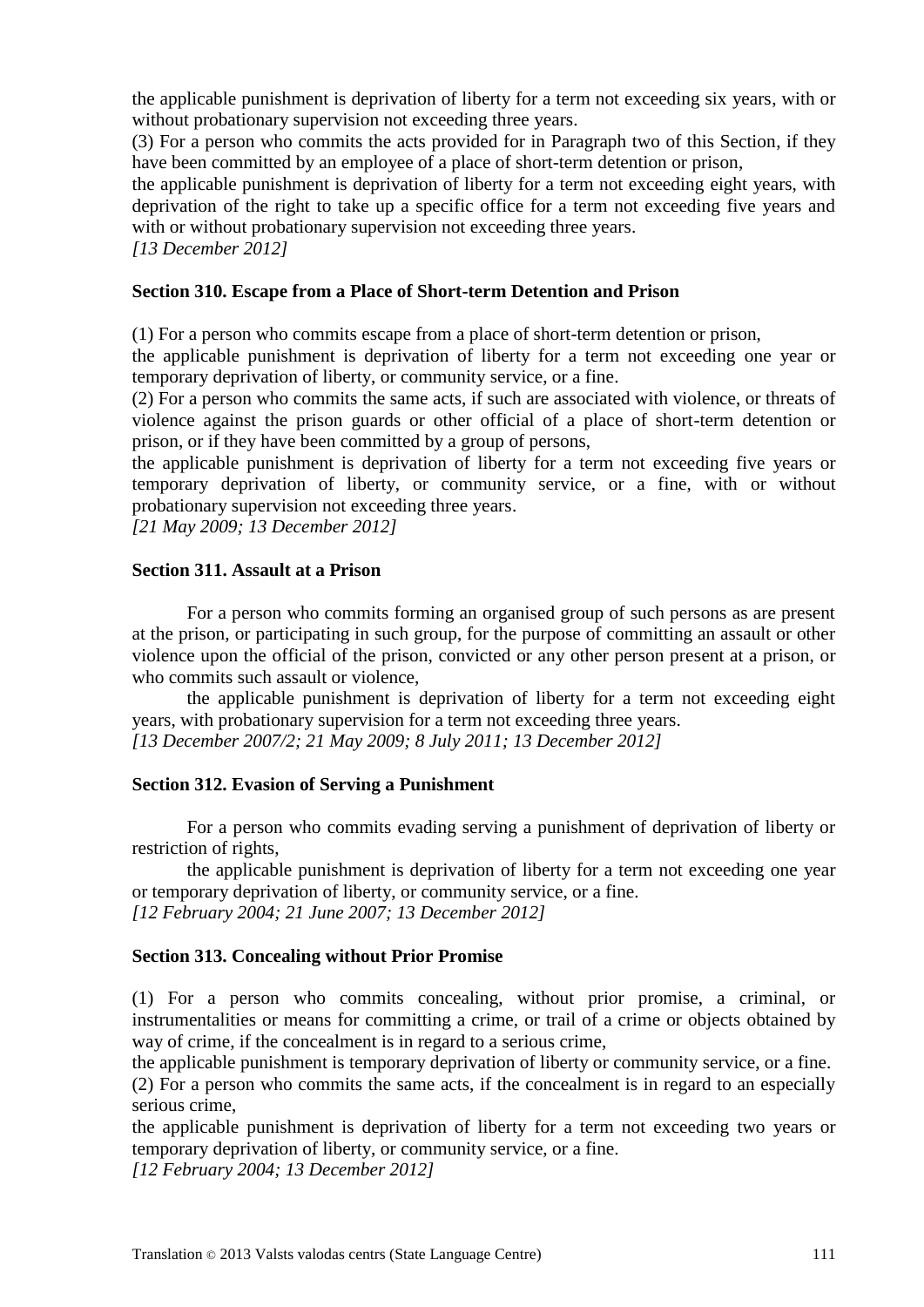the applicable punishment is deprivation of liberty for a term not exceeding six years, with or without probationary supervision not exceeding three years.

(3) For a person who commits the acts provided for in Paragraph two of this Section, if they have been committed by an employee of a place of short-term detention or prison,

the applicable punishment is deprivation of liberty for a term not exceeding eight years, with deprivation of the right to take up a specific office for a term not exceeding five years and with or without probationary supervision not exceeding three years.

*[13 December 2012]*

**Section 310. Escape from a Place of Short-term Detention and Prison**

(1) For a person who commits escape from a place of short-term detention or prison,

the applicable punishment is deprivation of liberty for a term not exceeding one year or temporary deprivation of liberty, or community service, or a fine.

(2) For a person who commits the same acts, if such are associated with violence, or threats of violence against the prison guards or other official of a place of short-term detention or prison, or if they have been committed by a group of persons,

the applicable punishment is deprivation of liberty for a term not exceeding five years or temporary deprivation of liberty, or community service, or a fine, with or without probationary supervision not exceeding three years.

*[21 May 2009; 13 December 2012]*

**Section 311. Assault at a Prison**

For a person who commits forming an organised group of such persons as are present at the prison, or participating in such group, for the purpose of committing an assault or other violence upon the official of the prison, convicted or any other person present at a prison, or who commits such assault or violence,

the applicable punishment is deprivation of liberty for a term not exceeding eight years, with probationary supervision for a term not exceeding three years.

*[13 December 2007/2; 21 May 2009; 8 July 2011; 13 December 2012]*

**Section 312. Evasion of Serving a Punishment**

For a person who commits evading serving a punishment of deprivation of liberty or restriction of rights,

the applicable punishment is deprivation of liberty for a term not exceeding one year or temporary deprivation of liberty, or community service, or a fine.

*[12 February 2004; 21 June 2007; 13 December 2012]*

**Section 313. Concealing without Prior Promise**

(1) For a person who commits concealing, without prior promise, a criminal, or instrumentalities or means for committing a crime, or trail of a crime or objects obtained by way of crime, if the concealment is in regard to a serious crime,

the applicable punishment is temporary deprivation of liberty or community service, or a fine.

(2) For a person who commits the same acts, if the concealment is in regard to an especially serious crime,

the applicable punishment is deprivation of liberty for a term not exceeding two years or temporary deprivation of liberty, or community service, or a fine.

*[12 February 2004; 13 December 2012]*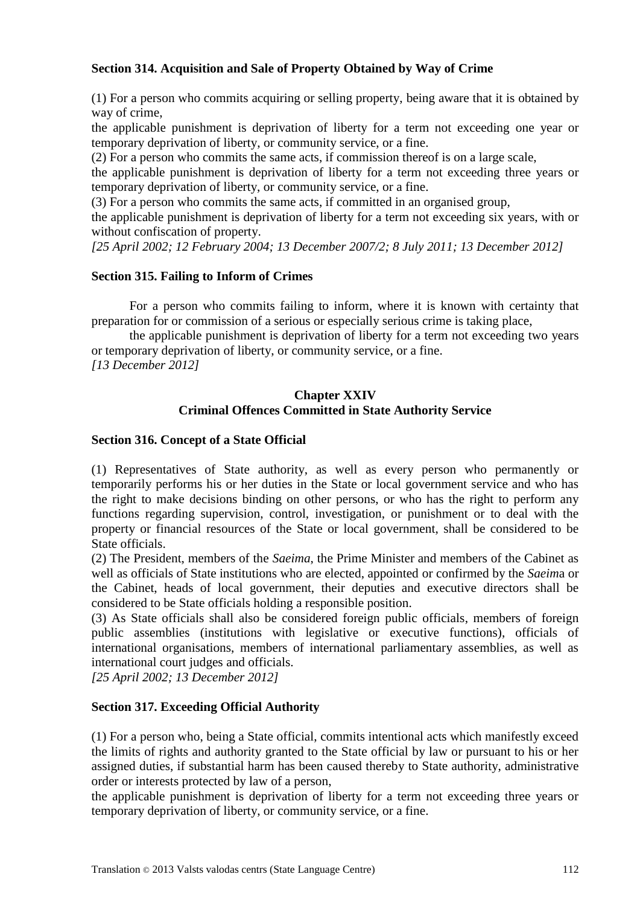**Section 314. Acquisition and Sale of Property Obtained by Way of Crime**

(1) For a person who commits acquiring or selling property, being aware that it is obtained by way of crime,

the applicable punishment is deprivation of liberty for a term not exceeding one year or temporary deprivation of liberty, or community service, or a fine.

(2) For a person who commits the same acts, if commission thereof is on a large scale,

the applicable punishment is deprivation of liberty for a term not exceeding three years or temporary deprivation of liberty, or community service, or a fine.

(3) For a person who commits the same acts, if committed in an organised group,

the applicable punishment is deprivation of liberty for a term not exceeding six years, with or without confiscation of property.

*[25 April 2002; 12 February 2004; 13 December 2007/2; 8 July 2011; 13 December 2012]*

**Section 315. Failing to Inform of Crimes**

For a person who commits failing to inform, where it is known with certainty that preparation for or commission of a serious or especially serious crime is taking place,

the applicable punishment is deprivation of liberty for a term not exceeding two years or temporary deprivation of liberty, or community service, or a fine.

*[13 December 2012]*

## Chapter XXIV
## Criminal Offences Committed in State Authority Service

**Section 316. Concept of a State Official**

(1) Representatives of State authority, as well as every person who permanently or temporarily performs his or her duties in the State or local government service and who has the right to make decisions binding on other persons, or who has the right to perform any functions regarding supervision, control, investigation, or punishment or to deal with the property or financial resources of the State or local government, shall be considered to be State officials.

(2) The President, members of the *Saeima*, the Prime Minister and members of the Cabinet as well as officials of State institutions who are elected, appointed or confirmed by the *Saeim*a or the Cabinet, heads of local government, their deputies and executive directors shall be considered to be State officials holding a responsible position.

(3) As State officials shall also be considered foreign public officials, members of foreign public assemblies (institutions with legislative or executive functions), officials of international organisations, members of international parliamentary assemblies, as well as international court judges and officials.

*[25 April 2002; 13 December 2012]*

**Section 317. Exceeding Official Authority**

(1) For a person who, being a State official, commits intentional acts which manifestly exceed the limits of rights and authority granted to the State official by law or pursuant to his or her assigned duties, if substantial harm has been caused thereby to State authority, administrative order or interests protected by law of a person,

the applicable punishment is deprivation of liberty for a term not exceeding three years or temporary deprivation of liberty, or community service, or a fine.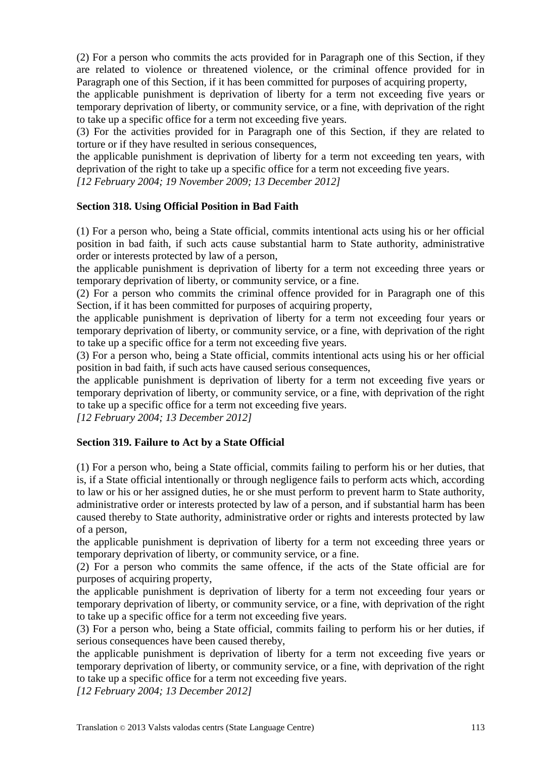(2) For a person who commits the acts provided for in Paragraph one of this Section, if they are related to violence or threatened violence, or the criminal offence provided for in Paragraph one of this Section, if it has been committed for purposes of acquiring property,

the applicable punishment is deprivation of liberty for a term not exceeding five years or temporary deprivation of liberty, or community service, or a fine, with deprivation of the right to take up a specific office for a term not exceeding five years.

(3) For the activities provided for in Paragraph one of this Section, if they are related to torture or if they have resulted in serious consequences,

the applicable punishment is deprivation of liberty for a term not exceeding ten years, with deprivation of the right to take up a specific office for a term not exceeding five years.

*[12 February 2004; 19 November 2009; 13 December 2012]*

**Section 318. Using Official Position in Bad Faith**

(1) For a person who, being a State official, commits intentional acts using his or her official position in bad faith, if such acts cause substantial harm to State authority, administrative order or interests protected by law of a person,

the applicable punishment is deprivation of liberty for a term not exceeding three years or temporary deprivation of liberty, or community service, or a fine.

(2) For a person who commits the criminal offence provided for in Paragraph one of this Section, if it has been committed for purposes of acquiring property,

the applicable punishment is deprivation of liberty for a term not exceeding four years or temporary deprivation of liberty, or community service, or a fine, with deprivation of the right to take up a specific office for a term not exceeding five years.

(3) For a person who, being a State official, commits intentional acts using his or her official position in bad faith, if such acts have caused serious consequences,

the applicable punishment is deprivation of liberty for a term not exceeding five years or temporary deprivation of liberty, or community service, or a fine, with deprivation of the right to take up a specific office for a term not exceeding five years.

*[12 February 2004; 13 December 2012]*

**Section 319. Failure to Act by a State Official**

(1) For a person who, being a State official, commits failing to perform his or her duties, that is, if a State official intentionally or through negligence fails to perform acts which, according to law or his or her assigned duties, he or she must perform to prevent harm to State authority, administrative order or interests protected by law of a person, and if substantial harm has been caused thereby to State authority, administrative order or rights and interests protected by law of a person,

the applicable punishment is deprivation of liberty for a term not exceeding three years or temporary deprivation of liberty, or community service, or a fine.

(2) For a person who commits the same offence, if the acts of the State official are for purposes of acquiring property,

the applicable punishment is deprivation of liberty for a term not exceeding four years or temporary deprivation of liberty, or community service, or a fine, with deprivation of the right to take up a specific office for a term not exceeding five years.

(3) For a person who, being a State official, commits failing to perform his or her duties, if serious consequences have been caused thereby,

the applicable punishment is deprivation of liberty for a term not exceeding five years or temporary deprivation of liberty, or community service, or a fine, with deprivation of the right to take up a specific office for a term not exceeding five years.

*[12 February 2004; 13 December 2012]*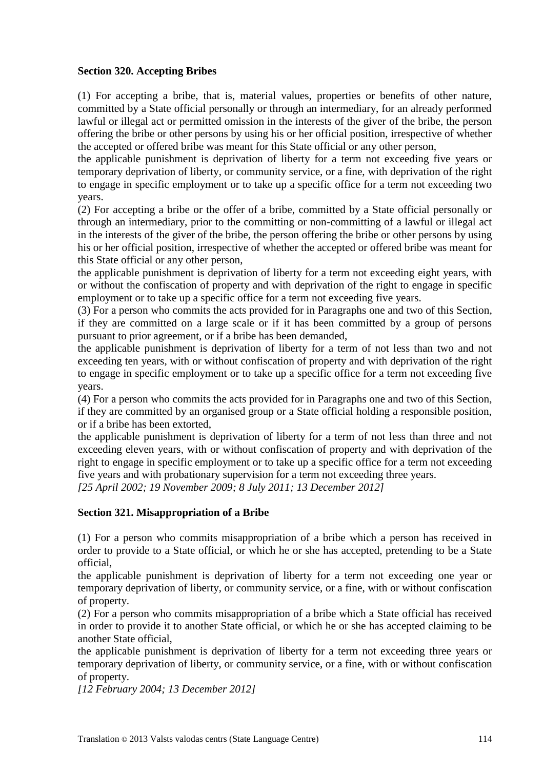**Section 320. Accepting Bribes**

(1) For accepting a bribe, that is, material values, properties or benefits of other nature, committed by a State official personally or through an intermediary, for an already performed lawful or illegal act or permitted omission in the interests of the giver of the bribe, the person offering the bribe or other persons by using his or her official position, irrespective of whether the accepted or offered bribe was meant for this State official or any other person,

the applicable punishment is deprivation of liberty for a term not exceeding five years or temporary deprivation of liberty, or community service, or a fine, with deprivation of the right to engage in specific employment or to take up a specific office for a term not exceeding two years.

(2) For accepting a bribe or the offer of a bribe, committed by a State official personally or through an intermediary, prior to the committing or non-committing of a lawful or illegal act in the interests of the giver of the bribe, the person offering the bribe or other persons by using his or her official position, irrespective of whether the accepted or offered bribe was meant for this State official or any other person,

the applicable punishment is deprivation of liberty for a term not exceeding eight years, with or without the confiscation of property and with deprivation of the right to engage in specific employment or to take up a specific office for a term not exceeding five years.

(3) For a person who commits the acts provided for in Paragraphs one and two of this Section, if they are committed on a large scale or if it has been committed by a group of persons pursuant to prior agreement, or if a bribe has been demanded,

the applicable punishment is deprivation of liberty for a term of not less than two and not exceeding ten years, with or without confiscation of property and with deprivation of the right to engage in specific employment or to take up a specific office for a term not exceeding five years.

(4) For a person who commits the acts provided for in Paragraphs one and two of this Section, if they are committed by an organised group or a State official holding a responsible position, or if a bribe has been extorted,

the applicable punishment is deprivation of liberty for a term of not less than three and not exceeding eleven years, with or without confiscation of property and with deprivation of the right to engage in specific employment or to take up a specific office for a term not exceeding five years and with probationary supervision for a term not exceeding three years.

*[25 April 2002; 19 November 2009; 8 July 2011; 13 December 2012]*

**Section 321. Misappropriation of a Bribe**

(1) For a person who commits misappropriation of a bribe which a person has received in order to provide to a State official, or which he or she has accepted, pretending to be a State official,

the applicable punishment is deprivation of liberty for a term not exceeding one year or temporary deprivation of liberty, or community service, or a fine, with or without confiscation of property.

(2) For a person who commits misappropriation of a bribe which a State official has received in order to provide it to another State official, or which he or she has accepted claiming to be another State official,

the applicable punishment is deprivation of liberty for a term not exceeding three years or temporary deprivation of liberty, or community service, or a fine, with or without confiscation of property.

*[12 February 2004; 13 December 2012]*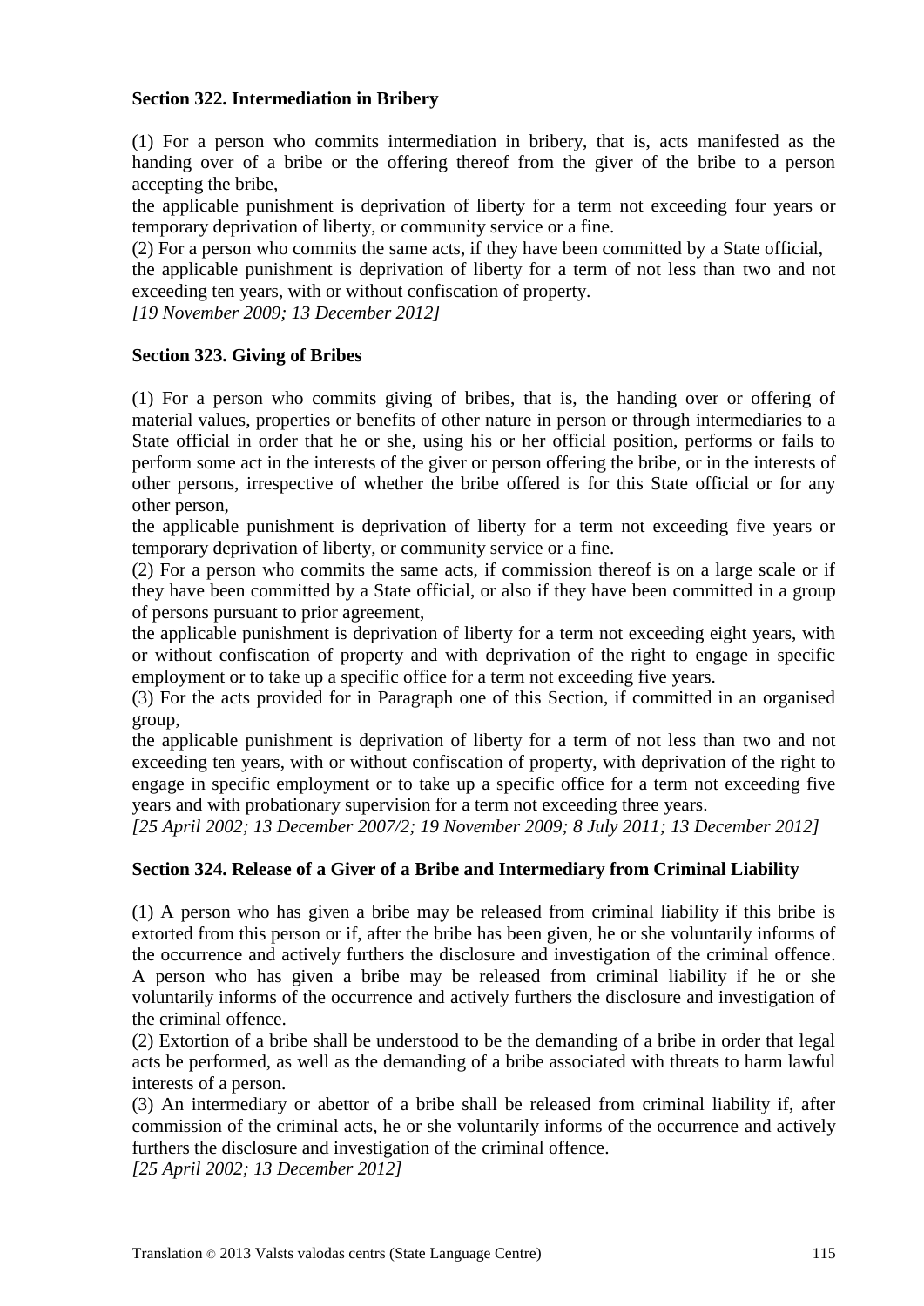**Section 322. Intermediation in Bribery**

(1) For a person who commits intermediation in bribery, that is, acts manifested as the handing over of a bribe or the offering thereof from the giver of the bribe to a person accepting the bribe,

the applicable punishment is deprivation of liberty for a term not exceeding four years or temporary deprivation of liberty, or community service or a fine.

(2) For a person who commits the same acts, if they have been committed by a State official,

the applicable punishment is deprivation of liberty for a term of not less than two and not exceeding ten years, with or without confiscation of property.

*[19 November 2009; 13 December 2012]*

**Section 323. Giving of Bribes**

(1) For a person who commits giving of bribes, that is, the handing over or offering of material values, properties or benefits of other nature in person or through intermediaries to a State official in order that he or she, using his or her official position, performs or fails to perform some act in the interests of the giver or person offering the bribe, or in the interests of other persons, irrespective of whether the bribe offered is for this State official or for any other person,

the applicable punishment is deprivation of liberty for a term not exceeding five years or temporary deprivation of liberty, or community service or a fine.

(2) For a person who commits the same acts, if commission thereof is on a large scale or if they have been committed by a State official, or also if they have been committed in a group of persons pursuant to prior agreement,

the applicable punishment is deprivation of liberty for a term not exceeding eight years, with or without confiscation of property and with deprivation of the right to engage in specific employment or to take up a specific office for a term not exceeding five years.

(3) For the acts provided for in Paragraph one of this Section, if committed in an organised group,

the applicable punishment is deprivation of liberty for a term of not less than two and not exceeding ten years, with or without confiscation of property, with deprivation of the right to engage in specific employment or to take up a specific office for a term not exceeding five years and with probationary supervision for a term not exceeding three years.

*[25 April 2002; 13 December 2007/2; 19 November 2009; 8 July 2011; 13 December 2012]*

**Section 324. Release of a Giver of a Bribe and Intermediary from Criminal Liability**

(1) A person who has given a bribe may be released from criminal liability if this bribe is extorted from this person or if, after the bribe has been given, he or she voluntarily informs of the occurrence and actively furthers the disclosure and investigation of the criminal offence. A person who has given a bribe may be released from criminal liability if he or she voluntarily informs of the occurrence and actively furthers the disclosure and investigation of the criminal offence.

(2) Extortion of a bribe shall be understood to be the demanding of a bribe in order that legal acts be performed, as well as the demanding of a bribe associated with threats to harm lawful interests of a person.

(3) An intermediary or abettor of a bribe shall be released from criminal liability if, after commission of the criminal acts, he or she voluntarily informs of the occurrence and actively furthers the disclosure and investigation of the criminal offence.

*[25 April 2002; 13 December 2012]*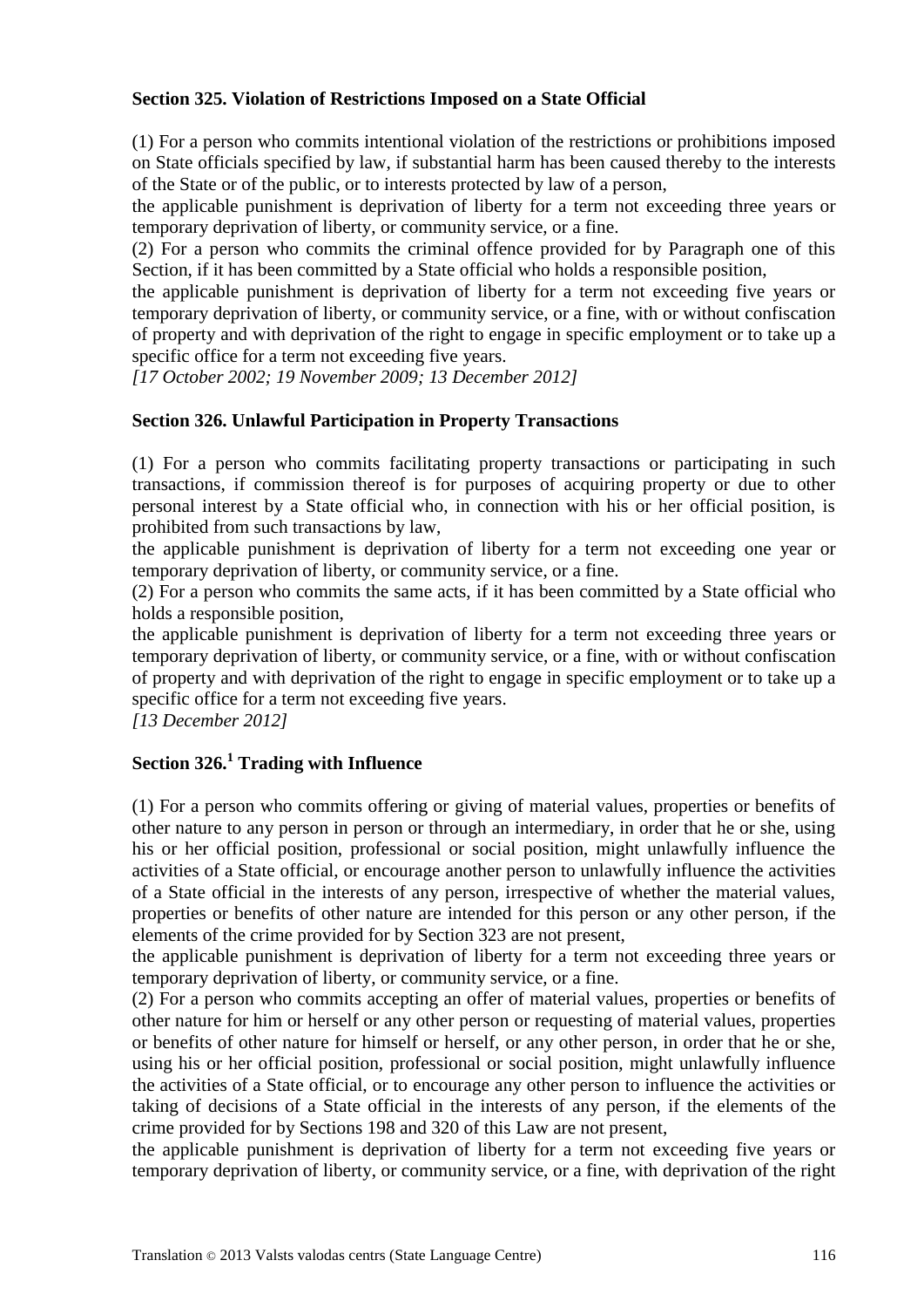**Section 325. Violation of Restrictions Imposed on a State Official**

(1) For a person who commits intentional violation of the restrictions or prohibitions imposed on State officials specified by law, if substantial harm has been caused thereby to the interests of the State or of the public, or to interests protected by law of a person,

the applicable punishment is deprivation of liberty for a term not exceeding three years or temporary deprivation of liberty, or community service, or a fine.

(2) For a person who commits the criminal offence provided for by Paragraph one of this Section, if it has been committed by a State official who holds a responsible position,

the applicable punishment is deprivation of liberty for a term not exceeding five years or temporary deprivation of liberty, or community service, or a fine, with or without confiscation of property and with deprivation of the right to engage in specific employment or to take up a specific office for a term not exceeding five years.

*[17 October 2002; 19 November 2009; 13 December 2012]*

**Section 326. Unlawful Participation in Property Transactions**

(1) For a person who commits facilitating property transactions or participating in such transactions, if commission thereof is for purposes of acquiring property or due to other personal interest by a State official who, in connection with his or her official position, is prohibited from such transactions by law,

the applicable punishment is deprivation of liberty for a term not exceeding one year or temporary deprivation of liberty, or community service, or a fine.

(2) For a person who commits the same acts, if it has been committed by a State official who holds a responsible position,

the applicable punishment is deprivation of liberty for a term not exceeding three years or temporary deprivation of liberty, or community service, or a fine, with or without confiscation of property and with deprivation of the right to engage in specific employment or to take up a specific office for a term not exceeding five years.

*[13 December 2012]*

**Section 326.[1] Trading with Influence**

(1) For a person who commits offering or giving of material values, properties or benefits of other nature to any person in person or through an intermediary, in order that he or she, using his or her official position, professional or social position, might unlawfully influence the activities of a State official, or encourage another person to unlawfully influence the activities of a State official in the interests of any person, irrespective of whether the material values, properties or benefits of other nature are intended for this person or any other person, if the elements of the crime provided for by Section 323 are not present,

the applicable punishment is deprivation of liberty for a term not exceeding three years or temporary deprivation of liberty, or community service, or a fine.

(2) For a person who commits accepting an offer of material values, properties or benefits of other nature for him or herself or any other person or requesting of material values, properties or benefits of other nature for himself or herself, or any other person, in order that he or she, using his or her official position, professional or social position, might unlawfully influence the activities of a State official, or to encourage any other person to influence the activities or taking of decisions of a State official in the interests of any person, if the elements of the crime provided for by Sections 198 and 320 of this Law are not present,

the applicable punishment is deprivation of liberty for a term not exceeding five years or temporary deprivation of liberty, or community service, or a fine, with deprivation of the right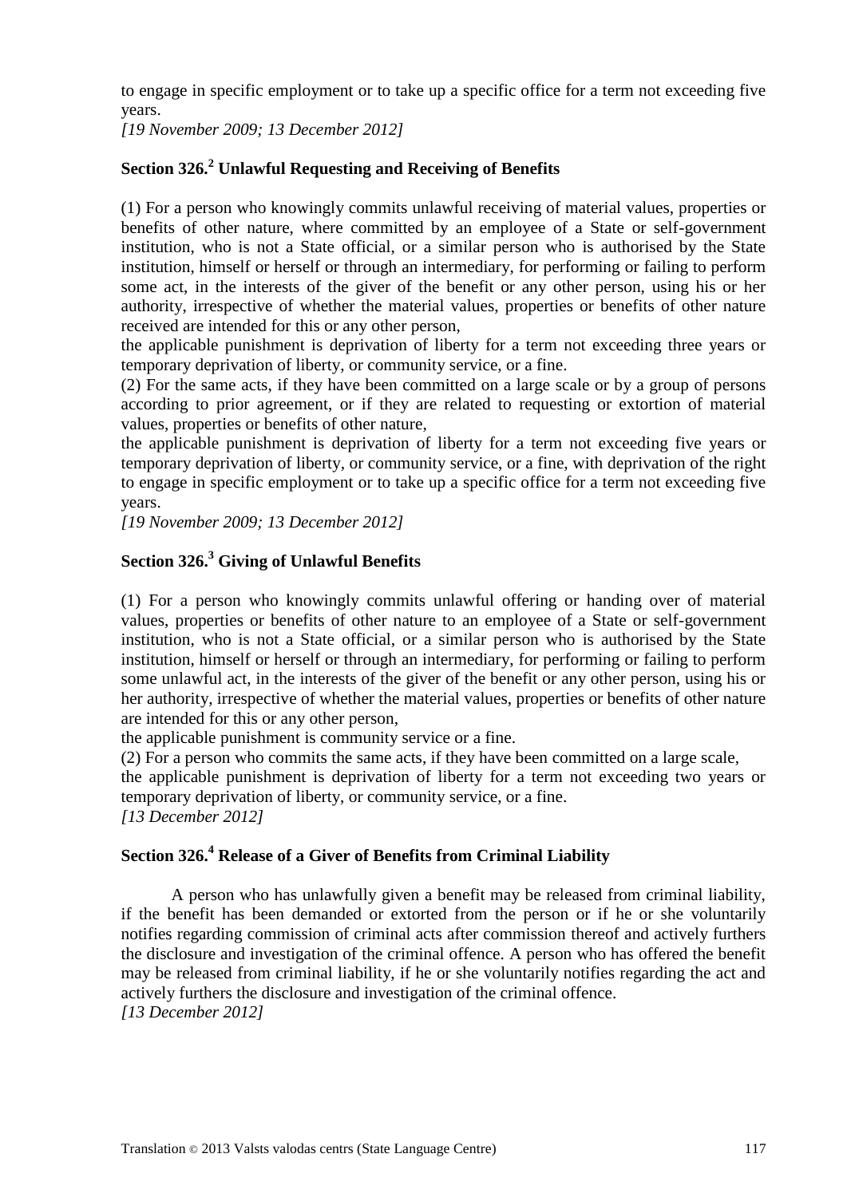to engage in specific employment or to take up a specific office for a term not exceeding five years.

*[19 November 2009; 13 December 2012]*

## Section 326.[2] Unlawful Requesting and Receiving of Benefits

(1) For a person who knowingly commits unlawful receiving of material values, properties or benefits of other nature, where committed by an employee of a State or self-government institution, who is not a State official, or a similar person who is authorised by the State institution, himself or herself or through an intermediary, for performing or failing to perform some act, in the interests of the giver of the benefit or any other person, using his or her authority, irrespective of whether the material values, properties or benefits of other nature received are intended for this or any other person,

the applicable punishment is deprivation of liberty for a term not exceeding three years or temporary deprivation of liberty, or community service, or a fine.

(2) For the same acts, if they have been committed on a large scale or by a group of persons according to prior agreement, or if they are related to requesting or extortion of material values, properties or benefits of other nature,

the applicable punishment is deprivation of liberty for a term not exceeding five years or temporary deprivation of liberty, or community service, or a fine, with deprivation of the right to engage in specific employment or to take up a specific office for a term not exceeding five years.

*[19 November 2009; 13 December 2012]*

## Section 326.[3] Giving of Unlawful Benefits

(1) For a person who knowingly commits unlawful offering or handing over of material values, properties or benefits of other nature to an employee of a State or self-government institution, who is not a State official, or a similar person who is authorised by the State institution, himself or herself or through an intermediary, for performing or failing to perform some unlawful act, in the interests of the giver of the benefit or any other person, using his or her authority, irrespective of whether the material values, properties or benefits of other nature are intended for this or any other person,

the applicable punishment is community service or a fine.

(2) For a person who commits the same acts, if they have been committed on a large scale,

the applicable punishment is deprivation of liberty for a term not exceeding two years or temporary deprivation of liberty, or community service, or a fine.

*[13 December 2012]*

## Section 326.[4] Release of a Giver of Benefits from Criminal Liability

A person who has unlawfully given a benefit may be released from criminal liability, if the benefit has been demanded or extorted from the person or if he or she voluntarily notifies regarding commission of criminal acts after commission thereof and actively furthers the disclosure and investigation of the criminal offence. A person who has offered the benefit may be released from criminal liability, if he or she voluntarily notifies regarding the act and actively furthers the disclosure and investigation of the criminal offence.

*[13 December 2012]*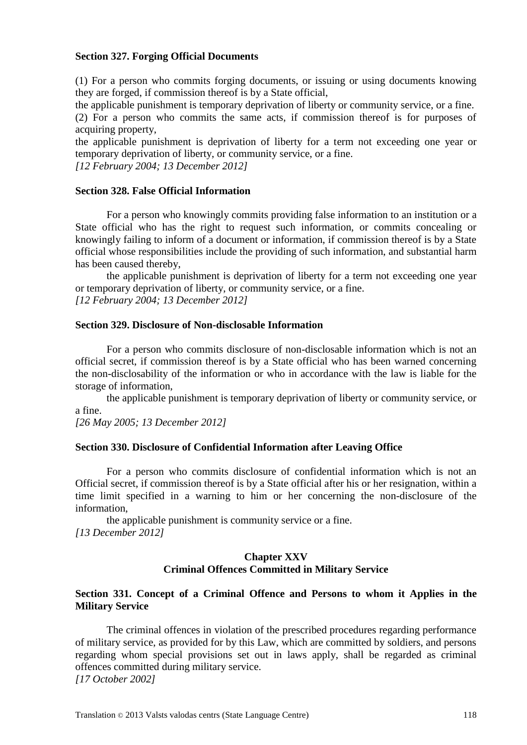**Section 327. Forging Official Documents**

(1) For a person who commits forging documents, or issuing or using documents knowing they are forged, if commission thereof is by a State official,

the applicable punishment is temporary deprivation of liberty or community service, or a fine.

(2) For a person who commits the same acts, if commission thereof is for purposes of acquiring property,

the applicable punishment is deprivation of liberty for a term not exceeding one year or temporary deprivation of liberty, or community service, or a fine.

*[12 February 2004; 13 December 2012]*

**Section 328. False Official Information**

For a person who knowingly commits providing false information to an institution or a State official who has the right to request such information, or commits concealing or knowingly failing to inform of a document or information, if commission thereof is by a State official whose responsibilities include the providing of such information, and substantial harm has been caused thereby,

the applicable punishment is deprivation of liberty for a term not exceeding one year or temporary deprivation of liberty, or community service, or a fine.

*[12 February 2004; 13 December 2012]*

**Section 329. Disclosure of Non-disclosable Information**

For a person who commits disclosure of non-disclosable information which is not an official secret, if commission thereof is by a State official who has been warned concerning the non-disclosability of the information or who in accordance with the law is liable for the storage of information,

the applicable punishment is temporary deprivation of liberty or community service, or a fine.

*[26 May 2005; 13 December 2012]*

**Section 330. Disclosure of Confidential Information after Leaving Office**

For a person who commits disclosure of confidential information which is not an Official secret, if commission thereof is by a State official after his or her resignation, within a time limit specified in a warning to him or her concerning the non-disclosure of the information,

the applicable punishment is community service or a fine.

*[13 December 2012]*

## Chapter XXV
## Criminal Offences Committed in Military Service

**Section 331. Concept of a Criminal Offence and Persons to whom it Applies in the Military Service**

The criminal offences in violation of the prescribed procedures regarding performance of military service, as provided for by this Law, which are committed by soldiers, and persons regarding whom special provisions set out in laws apply, shall be regarded as criminal offences committed during military service.

*[17 October 2002]*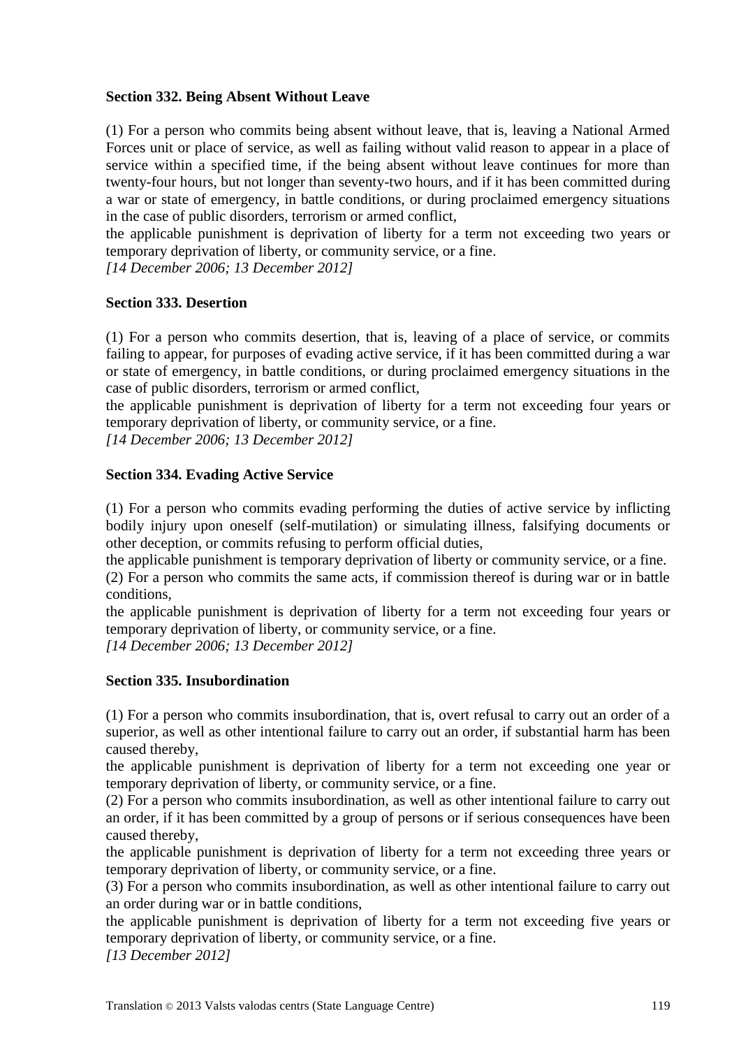**Section 332. Being Absent Without Leave**

(1) For a person who commits being absent without leave, that is, leaving a National Armed Forces unit or place of service, as well as failing without valid reason to appear in a place of service within a specified time, if the being absent without leave continues for more than twenty-four hours, but not longer than seventy-two hours, and if it has been committed during a war or state of emergency, in battle conditions, or during proclaimed emergency situations in the case of public disorders, terrorism or armed conflict,

the applicable punishment is deprivation of liberty for a term not exceeding two years or temporary deprivation of liberty, or community service, or a fine.

*[14 December 2006; 13 December 2012]*

**Section 333. Desertion**

(1) For a person who commits desertion, that is, leaving of a place of service, or commits failing to appear, for purposes of evading active service, if it has been committed during a war or state of emergency, in battle conditions, or during proclaimed emergency situations in the case of public disorders, terrorism or armed conflict,

the applicable punishment is deprivation of liberty for a term not exceeding four years or temporary deprivation of liberty, or community service, or a fine.

*[14 December 2006; 13 December 2012]*

**Section 334. Evading Active Service**

(1) For a person who commits evading performing the duties of active service by inflicting bodily injury upon oneself (self-mutilation) or simulating illness, falsifying documents or other deception, or commits refusing to perform official duties,

the applicable punishment is temporary deprivation of liberty or community service, or a fine.

(2) For a person who commits the same acts, if commission thereof is during war or in battle conditions,

the applicable punishment is deprivation of liberty for a term not exceeding four years or temporary deprivation of liberty, or community service, or a fine.

*[14 December 2006; 13 December 2012]*

**Section 335. Insubordination**

(1) For a person who commits insubordination, that is, overt refusal to carry out an order of a superior, as well as other intentional failure to carry out an order, if substantial harm has been caused thereby,

the applicable punishment is deprivation of liberty for a term not exceeding one year or temporary deprivation of liberty, or community service, or a fine.

(2) For a person who commits insubordination, as well as other intentional failure to carry out an order, if it has been committed by a group of persons or if serious consequences have been caused thereby,

the applicable punishment is deprivation of liberty for a term not exceeding three years or temporary deprivation of liberty, or community service, or a fine.

(3) For a person who commits insubordination, as well as other intentional failure to carry out an order during war or in battle conditions,

the applicable punishment is deprivation of liberty for a term not exceeding five years or temporary deprivation of liberty, or community service, or a fine.

*[13 December 2012]*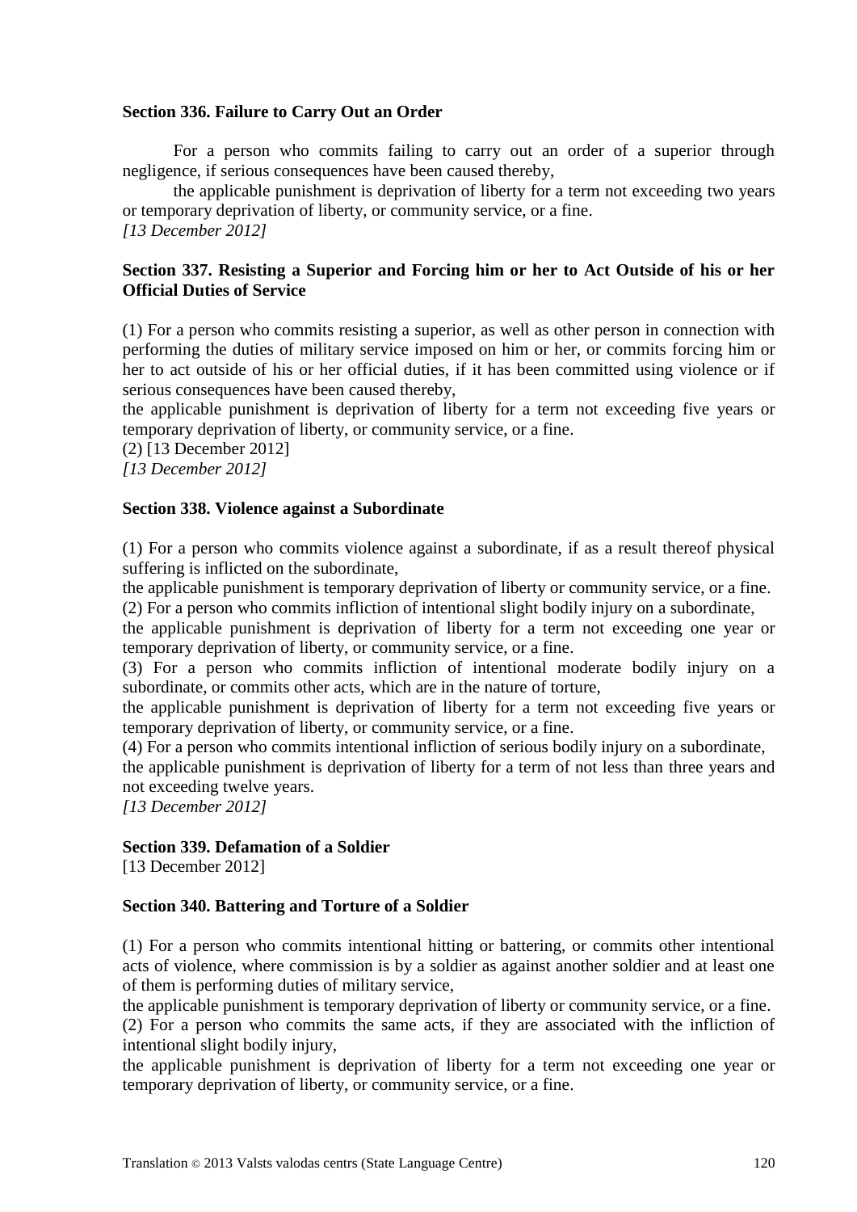**Section 336. Failure to Carry Out an Order**

For a person who commits failing to carry out an order of a superior through negligence, if serious consequences have been caused thereby,

the applicable punishment is deprivation of liberty for a term not exceeding two years or temporary deprivation of liberty, or community service, or a fine.
*[13 December 2012]*

**Section 337. Resisting a Superior and Forcing him or her to Act Outside of his or her Official Duties of Service**

(1) For a person who commits resisting a superior, as well as other person in connection with performing the duties of military service imposed on him or her, or commits forcing him or her to act outside of his or her official duties, if it has been committed using violence or if serious consequences have been caused thereby,
the applicable punishment is deprivation of liberty for a term not exceeding five years or temporary deprivation of liberty, or community service, or a fine.
(2) [13 December 2012]
*[13 December 2012]*

**Section 338. Violence against a Subordinate**

(1) For a person who commits violence against a subordinate, if as a result thereof physical suffering is inflicted on the subordinate,
the applicable punishment is temporary deprivation of liberty or community service, or a fine.
(2) For a person who commits infliction of intentional slight bodily injury on a subordinate,
the applicable punishment is deprivation of liberty for a term not exceeding one year or temporary deprivation of liberty, or community service, or a fine.
(3) For a person who commits infliction of intentional moderate bodily injury on a subordinate, or commits other acts, which are in the nature of torture,
the applicable punishment is deprivation of liberty for a term not exceeding five years or temporary deprivation of liberty, or community service, or a fine.
(4) For a person who commits intentional infliction of serious bodily injury on a subordinate,
the applicable punishment is deprivation of liberty for a term of not less than three years and not exceeding twelve years.
*[13 December 2012]*

**Section 339. Defamation of a Soldier**
[13 December 2012]

**Section 340. Battering and Torture of a Soldier**

(1) For a person who commits intentional hitting or battering, or commits other intentional acts of violence, where commission is by a soldier as against another soldier and at least one of them is performing duties of military service,
the applicable punishment is temporary deprivation of liberty or community service, or a fine.
(2) For a person who commits the same acts, if they are associated with the infliction of intentional slight bodily injury,
the applicable punishment is deprivation of liberty for a term not exceeding one year or temporary deprivation of liberty, or community service, or a fine.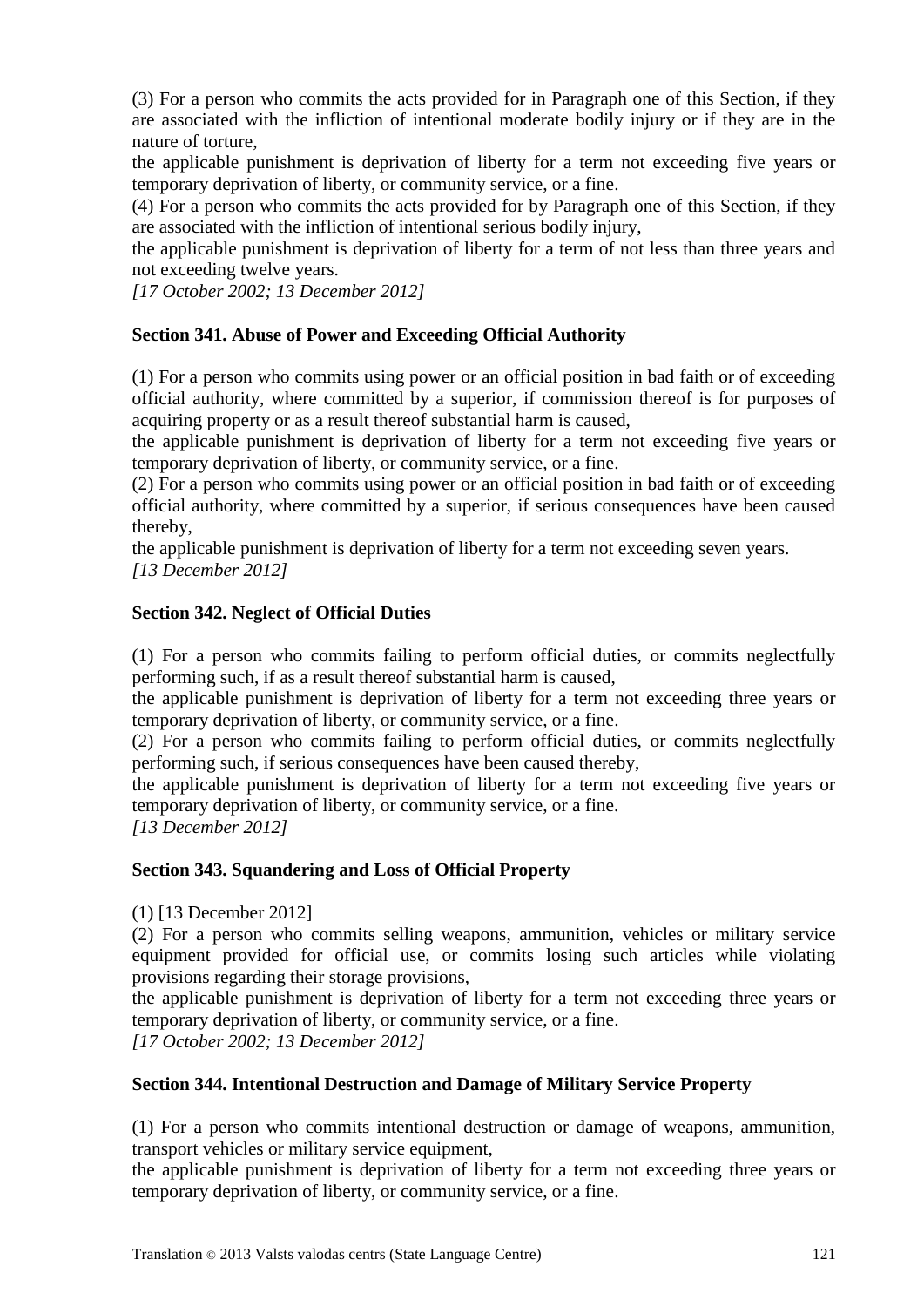(3) For a person who commits the acts provided for in Paragraph one of this Section, if they are associated with the infliction of intentional moderate bodily injury or if they are in the nature of torture,

the applicable punishment is deprivation of liberty for a term not exceeding five years or temporary deprivation of liberty, or community service, or a fine.

(4) For a person who commits the acts provided for by Paragraph one of this Section, if they are associated with the infliction of intentional serious bodily injury,

the applicable punishment is deprivation of liberty for a term of not less than three years and not exceeding twelve years.

*[17 October 2002; 13 December 2012]*

**Section 341. Abuse of Power and Exceeding Official Authority**

(1) For a person who commits using power or an official position in bad faith or of exceeding official authority, where committed by a superior, if commission thereof is for purposes of acquiring property or as a result thereof substantial harm is caused,

the applicable punishment is deprivation of liberty for a term not exceeding five years or temporary deprivation of liberty, or community service, or a fine.

(2) For a person who commits using power or an official position in bad faith or of exceeding official authority, where committed by a superior, if serious consequences have been caused thereby,

the applicable punishment is deprivation of liberty for a term not exceeding seven years.

*[13 December 2012]*

**Section 342. Neglect of Official Duties**

(1) For a person who commits failing to perform official duties, or commits neglectfully performing such, if as a result thereof substantial harm is caused,

the applicable punishment is deprivation of liberty for a term not exceeding three years or temporary deprivation of liberty, or community service, or a fine.

(2) For a person who commits failing to perform official duties, or commits neglectfully performing such, if serious consequences have been caused thereby,

the applicable punishment is deprivation of liberty for a term not exceeding five years or temporary deprivation of liberty, or community service, or a fine.

*[13 December 2012]*

**Section 343. Squandering and Loss of Official Property**

(1) [13 December 2012]

(2) For a person who commits selling weapons, ammunition, vehicles or military service equipment provided for official use, or commits losing such articles while violating provisions regarding their storage provisions,

the applicable punishment is deprivation of liberty for a term not exceeding three years or temporary deprivation of liberty, or community service, or a fine.

*[17 October 2002; 13 December 2012]*

**Section 344. Intentional Destruction and Damage of Military Service Property**

(1) For a person who commits intentional destruction or damage of weapons, ammunition, transport vehicles or military service equipment,

the applicable punishment is deprivation of liberty for a term not exceeding three years or temporary deprivation of liberty, or community service, or a fine.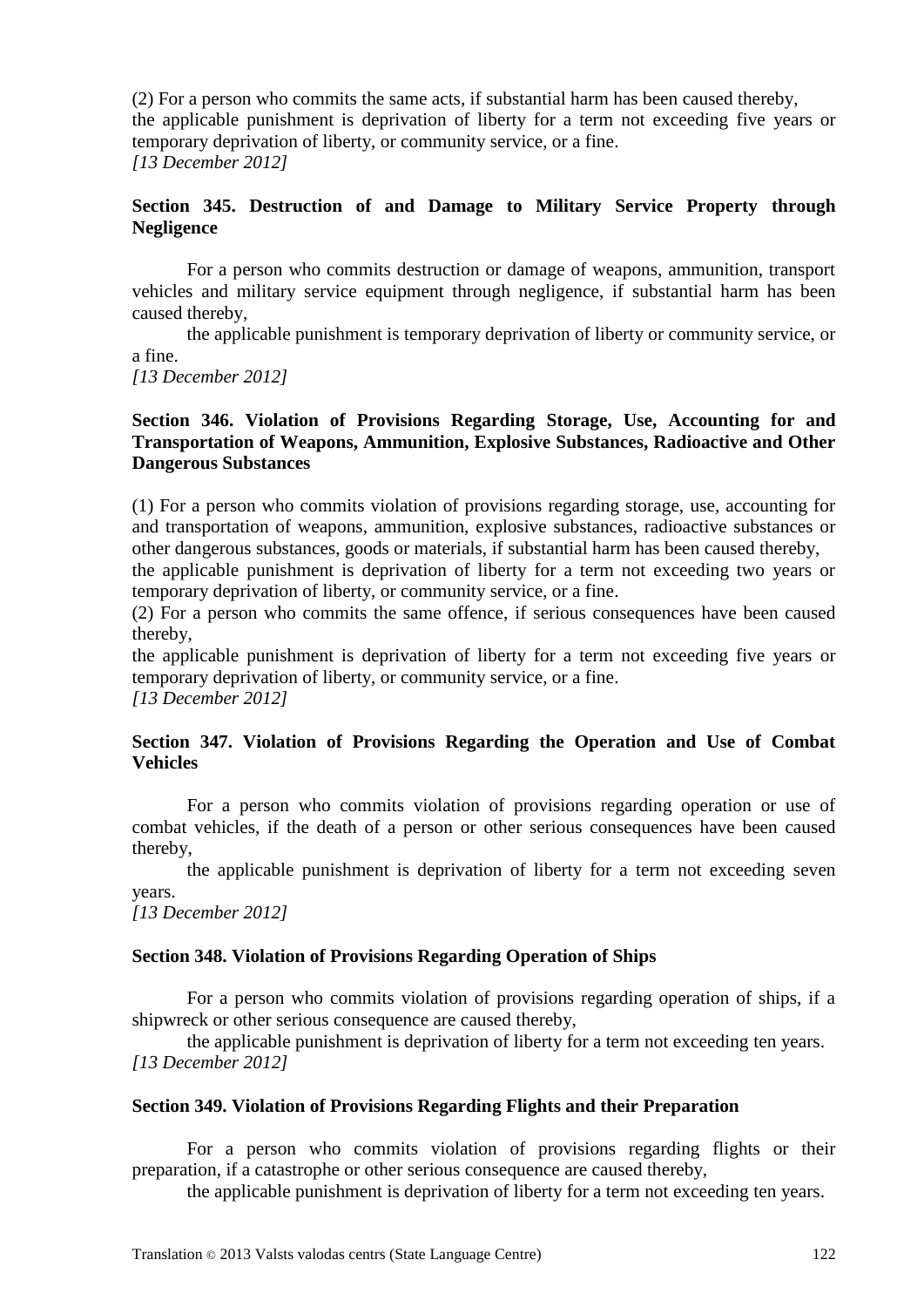(2) For a person who commits the same acts, if substantial harm has been caused thereby,
the applicable punishment is deprivation of liberty for a term not exceeding five years or temporary deprivation of liberty, or community service, or a fine.
*[13 December 2012]*

**Section 345. Destruction of and Damage to Military Service Property through Negligence**

For a person who commits destruction or damage of weapons, ammunition, transport vehicles and military service equipment through negligence, if substantial harm has been caused thereby,

the applicable punishment is temporary deprivation of liberty or community service, or a fine.
*[13 December 2012]*

**Section 346. Violation of Provisions Regarding Storage, Use, Accounting for and Transportation of Weapons, Ammunition, Explosive Substances, Radioactive and Other Dangerous Substances**

(1) For a person who commits violation of provisions regarding storage, use, accounting for and transportation of weapons, ammunition, explosive substances, radioactive substances or other dangerous substances, goods or materials, if substantial harm has been caused thereby,
the applicable punishment is deprivation of liberty for a term not exceeding two years or temporary deprivation of liberty, or community service, or a fine.
(2) For a person who commits the same offence, if serious consequences have been caused thereby,
the applicable punishment is deprivation of liberty for a term not exceeding five years or temporary deprivation of liberty, or community service, or a fine.
*[13 December 2012]*

**Section 347. Violation of Provisions Regarding the Operation and Use of Combat Vehicles**

For a person who commits violation of provisions regarding operation or use of combat vehicles, if the death of a person or other serious consequences have been caused thereby,

the applicable punishment is deprivation of liberty for a term not exceeding seven years.
*[13 December 2012]*

**Section 348. Violation of Provisions Regarding Operation of Ships**

For a person who commits violation of provisions regarding operation of ships, if a shipwreck or other serious consequence are caused thereby,

the applicable punishment is deprivation of liberty for a term not exceeding ten years.
*[13 December 2012]*

**Section 349. Violation of Provisions Regarding Flights and their Preparation**

For a person who commits violation of provisions regarding flights or their preparation, if a catastrophe or other serious consequence are caused thereby,

the applicable punishment is deprivation of liberty for a term not exceeding ten years.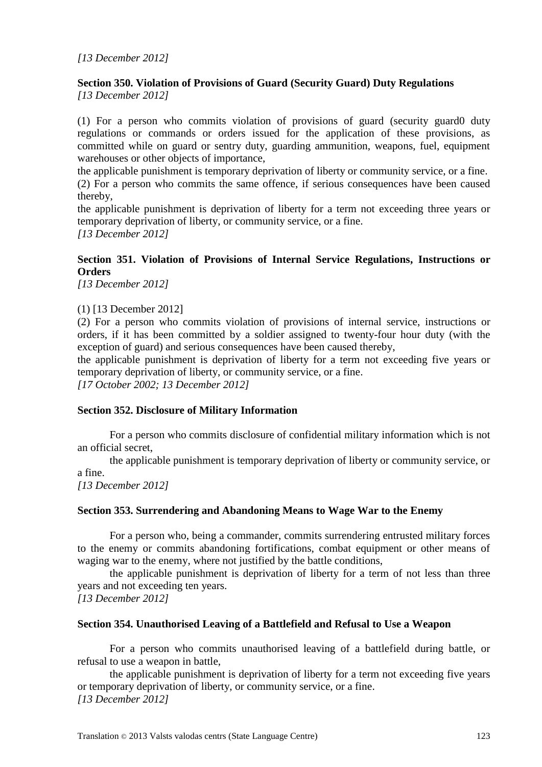*[13 December 2012]*

**Section 350. Violation of Provisions of Guard (Security Guard) Duty Regulations**
*[13 December 2012]*

(1) For a person who commits violation of provisions of guard (security guard0 duty regulations or commands or orders issued for the application of these provisions, as committed while on guard or sentry duty, guarding ammunition, weapons, fuel, equipment warehouses or other objects of importance,

the applicable punishment is temporary deprivation of liberty or community service, or a fine.

(2) For a person who commits the same offence, if serious consequences have been caused thereby,

the applicable punishment is deprivation of liberty for a term not exceeding three years or temporary deprivation of liberty, or community service, or a fine.

*[13 December 2012]*

**Section 351. Violation of Provisions of Internal Service Regulations, Instructions or Orders**
*[13 December 2012]*

(1) [13 December 2012]

(2) For a person who commits violation of provisions of internal service, instructions or orders, if it has been committed by a soldier assigned to twenty-four hour duty (with the exception of guard) and serious consequences have been caused thereby,

the applicable punishment is deprivation of liberty for a term not exceeding five years or temporary deprivation of liberty, or community service, or a fine.

*[17 October 2002; 13 December 2012]*

**Section 352. Disclosure of Military Information**

For a person who commits disclosure of confidential military information which is not an official secret,

the applicable punishment is temporary deprivation of liberty or community service, or a fine.

*[13 December 2012]*

**Section 353. Surrendering and Abandoning Means to Wage War to the Enemy**

For a person who, being a commander, commits surrendering entrusted military forces to the enemy or commits abandoning fortifications, combat equipment or other means of waging war to the enemy, where not justified by the battle conditions,

the applicable punishment is deprivation of liberty for a term of not less than three years and not exceeding ten years.

*[13 December 2012]*

**Section 354. Unauthorised Leaving of a Battlefield and Refusal to Use a Weapon**

For a person who commits unauthorised leaving of a battlefield during battle, or refusal to use a weapon in battle,

the applicable punishment is deprivation of liberty for a term not exceeding five years or temporary deprivation of liberty, or community service, or a fine.

*[13 December 2012]*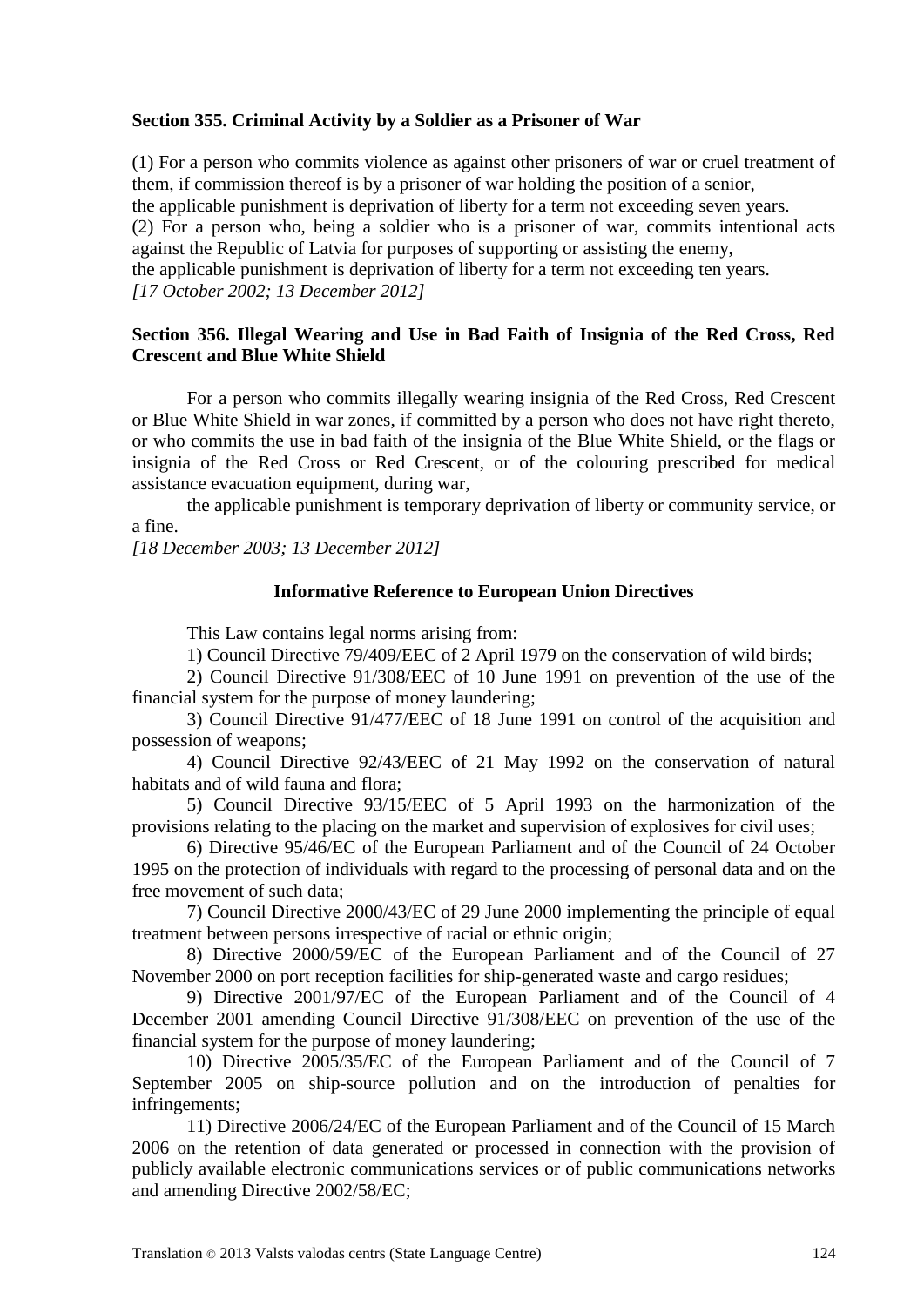**Section 355. Criminal Activity by a Soldier as a Prisoner of War**

(1) For a person who commits violence as against other prisoners of war or cruel treatment of them, if commission thereof is by a prisoner of war holding the position of a senior,
the applicable punishment is deprivation of liberty for a term not exceeding seven years.
(2) For a person who, being a soldier who is a prisoner of war, commits intentional acts against the Republic of Latvia for purposes of supporting or assisting the enemy,
the applicable punishment is deprivation of liberty for a term not exceeding ten years.
*[17 October 2002; 13 December 2012]*

**Section 356. Illegal Wearing and Use in Bad Faith of Insignia of the Red Cross, Red Crescent and Blue White Shield**

For a person who commits illegally wearing insignia of the Red Cross, Red Crescent or Blue White Shield in war zones, if committed by a person who does not have right thereto, or who commits the use in bad faith of the insignia of the Blue White Shield, or the flags or insignia of the Red Cross or Red Crescent, or of the colouring prescribed for medical assistance evacuation equipment, during war,

the applicable punishment is temporary deprivation of liberty or community service, or a fine.
*[18 December 2003; 13 December 2012]*

**Informative Reference to European Union Directives**

This Law contains legal norms arising from:

1) Council Directive 79/409/EEC of 2 April 1979 on the conservation of wild birds;

2) Council Directive 91/308/EEC of 10 June 1991 on prevention of the use of the financial system for the purpose of money laundering;

3) Council Directive 91/477/EEC of 18 June 1991 on control of the acquisition and possession of weapons;

4) Council Directive 92/43/EEC of 21 May 1992 on the conservation of natural habitats and of wild fauna and flora;

5) Council Directive 93/15/EEC of 5 April 1993 on the harmonization of the provisions relating to the placing on the market and supervision of explosives for civil uses;

6) Directive 95/46/EC of the European Parliament and of the Council of 24 October 1995 on the protection of individuals with regard to the processing of personal data and on the free movement of such data;

7) Council Directive 2000/43/EC of 29 June 2000 implementing the principle of equal treatment between persons irrespective of racial or ethnic origin;

8) Directive 2000/59/EC of the European Parliament and of the Council of 27 November 2000 on port reception facilities for ship-generated waste and cargo residues;

9) Directive 2001/97/EC of the European Parliament and of the Council of 4 December 2001 amending Council Directive 91/308/EEC on prevention of the use of the financial system for the purpose of money laundering;

10) Directive 2005/35/EC of the European Parliament and of the Council of 7 September 2005 on ship-source pollution and on the introduction of penalties for infringements;

11) Directive 2006/24/EC of the European Parliament and of the Council of 15 March 2006 on the retention of data generated or processed in connection with the provision of publicly available electronic communications services or of public communications networks and amending Directive 2002/58/EC;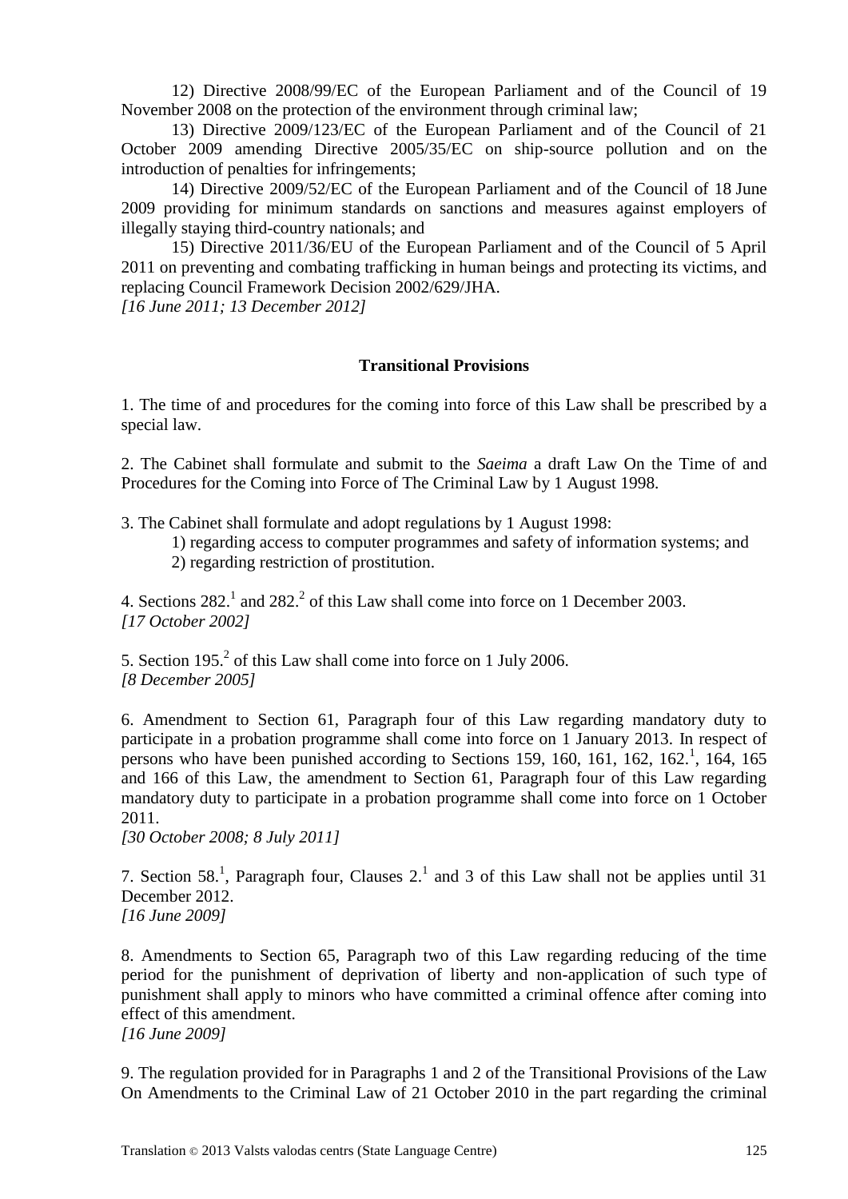12) Directive 2008/99/EC of the European Parliament and of the Council of 19 November 2008 on the protection of the environment through criminal law;

13) Directive 2009/123/EC of the European Parliament and of the Council of 21 October 2009 amending Directive 2005/35/EC on ship-source pollution and on the introduction of penalties for infringements;

14) Directive 2009/52/EC of the European Parliament and of the Council of 18 June 2009 providing for minimum standards on sanctions and measures against employers of illegally staying third-country nationals; and

15) Directive 2011/36/EU of the European Parliament and of the Council of 5 April 2011 on preventing and combating trafficking in human beings and protecting its victims, and replacing Council Framework Decision 2002/629/JHA.

*[16 June 2011; 13 December 2012]*

**Transitional Provisions**

1. The time of and procedures for the coming into force of this Law shall be prescribed by a special law.

2. The Cabinet shall formulate and submit to the *Saeima* a draft Law On the Time of and Procedures for the Coming into Force of The Criminal Law by 1 August 1998.

3. The Cabinet shall formulate and adopt regulations by 1 August 1998:

   1) regarding access to computer programmes and safety of information systems; and

   2) regarding restriction of prostitution.

4. Sections 282.[1] and 282.[2] of this Law shall come into force on 1 December 2003.
*[17 October 2002]*

5. Section 195.[2] of this Law shall come into force on 1 July 2006.
*[8 December 2005]*

6. Amendment to Section 61, Paragraph four of this Law regarding mandatory duty to participate in a probation programme shall come into force on 1 January 2013. In respect of persons who have been punished according to Sections 159, 160, 161, 162, 162.[1], 164, 165 and 166 of this Law, the amendment to Section 61, Paragraph four of this Law regarding mandatory duty to participate in a probation programme shall come into force on 1 October 2011.
*[30 October 2008; 8 July 2011]*

7. Section 58.[1], Paragraph four, Clauses 2.[1] and 3 of this Law shall not be applies until 31 December 2012.
*[16 June 2009]*

8. Amendments to Section 65, Paragraph two of this Law regarding reducing of the time period for the punishment of deprivation of liberty and non-application of such type of punishment shall apply to minors who have committed a criminal offence after coming into effect of this amendment.
*[16 June 2009]*

9. The regulation provided for in Paragraphs 1 and 2 of the Transitional Provisions of the Law On Amendments to the Criminal Law of 21 October 2010 in the part regarding the criminal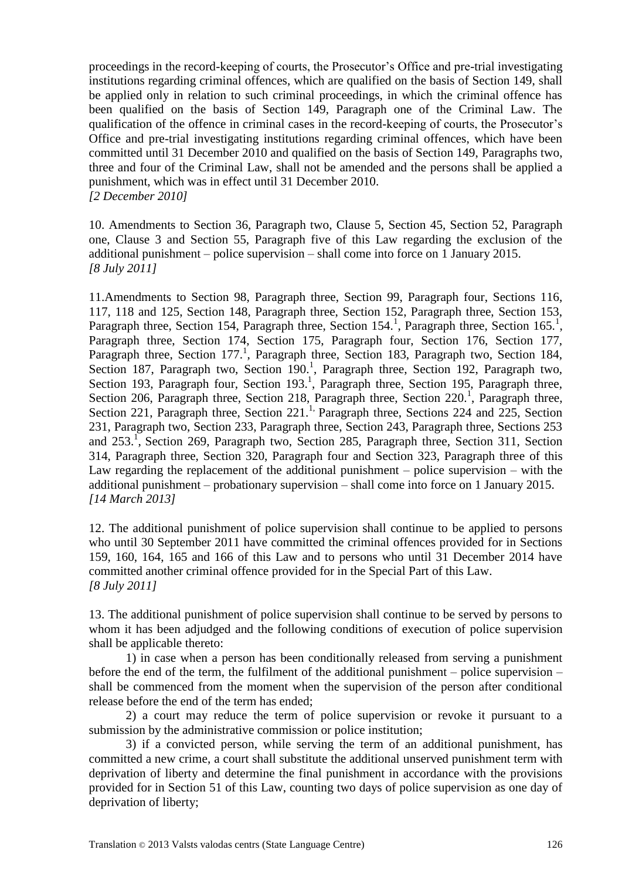proceedings in the record-keeping of courts, the Prosecutor's Office and pre-trial investigating institutions regarding criminal offences, which are qualified on the basis of Section 149, shall be applied only in relation to such criminal proceedings, in which the criminal offence has been qualified on the basis of Section 149, Paragraph one of the Criminal Law. The qualification of the offence in criminal cases in the record-keeping of courts, the Prosecutor's Office and pre-trial investigating institutions regarding criminal offences, which have been committed until 31 December 2010 and qualified on the basis of Section 149, Paragraphs two, three and four of the Criminal Law, shall not be amended and the persons shall be applied a punishment, which was in effect until 31 December 2010.
*[2 December 2010]*

10. Amendments to Section 36, Paragraph two, Clause 5, Section 45, Section 52, Paragraph one, Clause 3 and Section 55, Paragraph five of this Law regarding the exclusion of the additional punishment – police supervision – shall come into force on 1 January 2015.
*[8 July 2011]*

11.Amendments to Section 98, Paragraph three, Section 99, Paragraph four, Sections 116, 117, 118 and 125, Section 148, Paragraph three, Section 152, Paragraph three, Section 153, Paragraph three, Section 154, Paragraph three, Section 154.[1], Paragraph three, Section 165.[1], Paragraph three, Section 174, Section 175, Paragraph four, Section 176, Section 177, Paragraph three, Section 177.[1], Paragraph three, Section 183, Paragraph two, Section 184, Section 187, Paragraph two, Section 190.[1], Paragraph three, Section 192, Paragraph two, Section 193, Paragraph four, Section 193.[1], Paragraph three, Section 195, Paragraph three, Section 206, Paragraph three, Section 218, Paragraph three, Section 220.[1], Paragraph three, Section 221, Paragraph three, Section 221.[1], Paragraph three, Sections 224 and 225, Section 231, Paragraph two, Section 233, Paragraph three, Section 243, Paragraph three, Sections 253 and 253.[1], Section 269, Paragraph two, Section 285, Paragraph three, Section 311, Section 314, Paragraph three, Section 320, Paragraph four and Section 323, Paragraph three of this Law regarding the replacement of the additional punishment – police supervision – with the additional punishment – probationary supervision – shall come into force on 1 January 2015.
*[14 March 2013]*

12. The additional punishment of police supervision shall continue to be applied to persons who until 30 September 2011 have committed the criminal offences provided for in Sections 159, 160, 164, 165 and 166 of this Law and to persons who until 31 December 2014 have committed another criminal offence provided for in the Special Part of this Law.
*[8 July 2011]*

13. The additional punishment of police supervision shall continue to be served by persons to whom it has been adjudged and the following conditions of execution of police supervision shall be applicable thereto:

1) in case when a person has been conditionally released from serving a punishment before the end of the term, the fulfilment of the additional punishment – police supervision – shall be commenced from the moment when the supervision of the person after conditional release before the end of the term has ended;

2) a court may reduce the term of police supervision or revoke it pursuant to a submission by the administrative commission or police institution;

3) if a convicted person, while serving the term of an additional punishment, has committed a new crime, a court shall substitute the additional unserved punishment term with deprivation of liberty and determine the final punishment in accordance with the provisions provided for in Section 51 of this Law, counting two days of police supervision as one day of deprivation of liberty;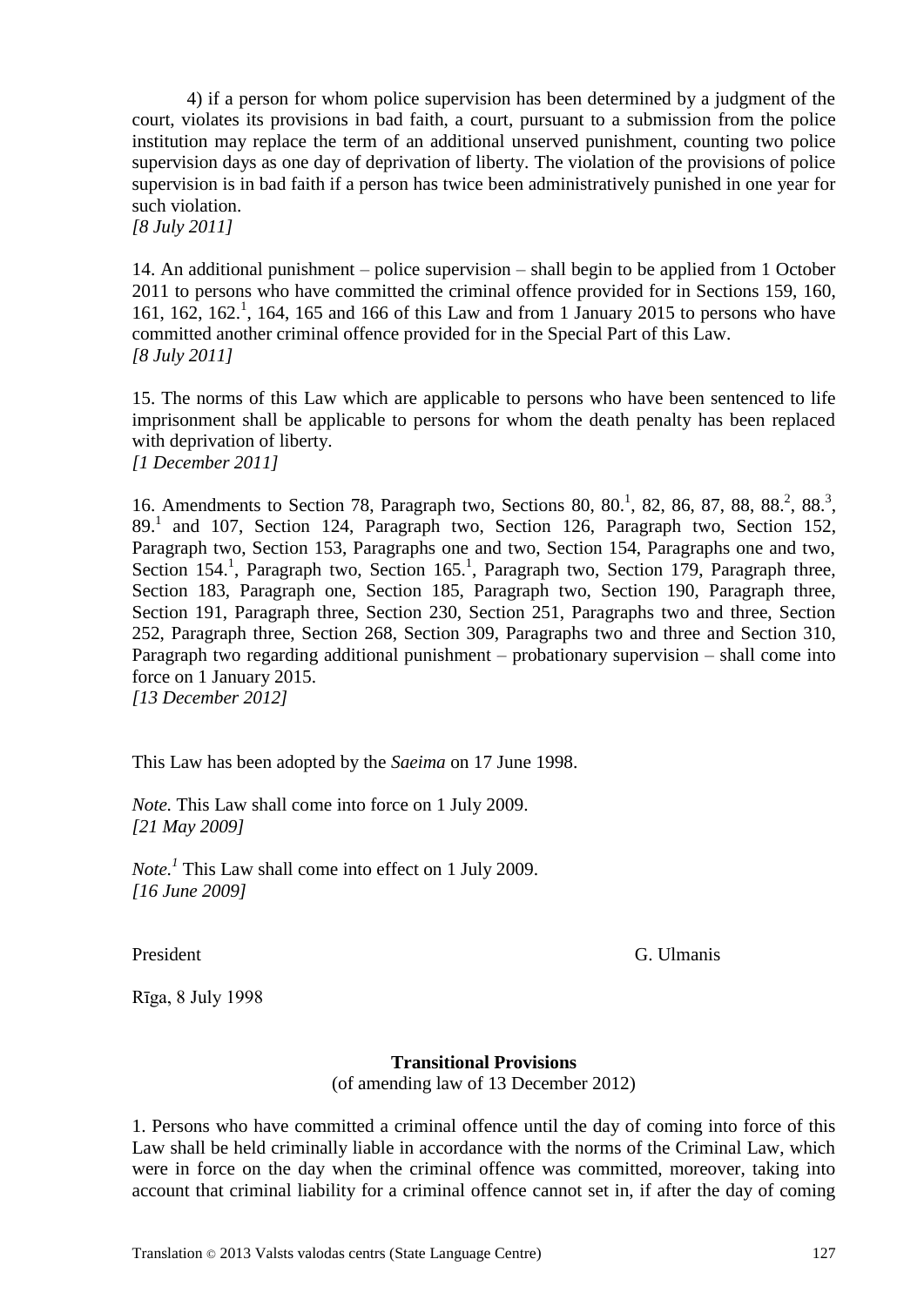4) if a person for whom police supervision has been determined by a judgment of the court, violates its provisions in bad faith, a court, pursuant to a submission from the police institution may replace the term of an additional unserved punishment, counting two police supervision days as one day of deprivation of liberty. The violation of the provisions of police supervision is in bad faith if a person has twice been administratively punished in one year for such violation.
*[8 July 2011]*

14. An additional punishment – police supervision – shall begin to be applied from 1 October 2011 to persons who have committed the criminal offence provided for in Sections 159, 160, 161, 162, 162.[1], 164, 165 and 166 of this Law and from 1 January 2015 to persons who have committed another criminal offence provided for in the Special Part of this Law.
*[8 July 2011]*

15. The norms of this Law which are applicable to persons who have been sentenced to life imprisonment shall be applicable to persons for whom the death penalty has been replaced with deprivation of liberty.
*[1 December 2011]*

16. Amendments to Section 78, Paragraph two, Sections 80, 80.[1], 82, 86, 87, 88, 88.[2], 88.[3], 89.[1] and 107, Section 124, Paragraph two, Section 126, Paragraph two, Section 152, Paragraph two, Section 153, Paragraphs one and two, Section 154, Paragraphs one and two, Section 154.[1], Paragraph two, Section 165.[1], Paragraph two, Section 179, Paragraph three, Section 183, Paragraph one, Section 185, Paragraph two, Section 190, Paragraph three, Section 191, Paragraph three, Section 230, Section 251, Paragraphs two and three, Section 252, Paragraph three, Section 268, Section 309, Paragraphs two and three and Section 310, Paragraph two regarding additional punishment – probationary supervision – shall come into force on 1 January 2015.
*[13 December 2012]*

This Law has been adopted by the *Saeima* on 17 June 1998.

*Note.* This Law shall come into force on 1 July 2009.
*[21 May 2009]*

*Note.[1]* This Law shall come into effect on 1 July 2009.
*[16 June 2009]*

President G. Ulmanis

Rīga, 8 July 1998

**Transitional Provisions**
(of amending law of 13 December 2012)

1. Persons who have committed a criminal offence until the day of coming into force of this Law shall be held criminally liable in accordance with the norms of the Criminal Law, which were in force on the day when the criminal offence was committed, moreover, taking into account that criminal liability for a criminal offence cannot set in, if after the day of coming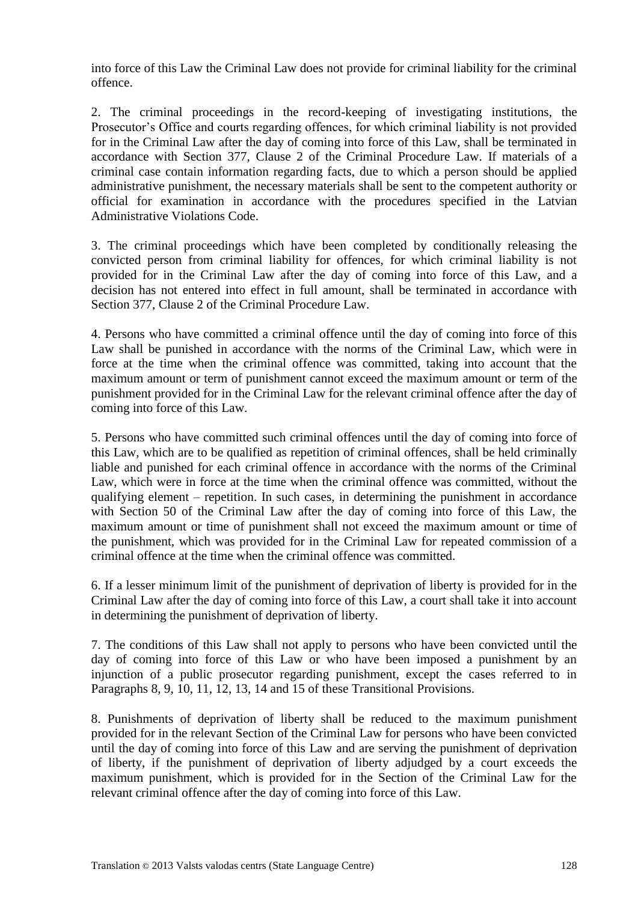into force of this Law the Criminal Law does not provide for criminal liability for the criminal offence.

2. The criminal proceedings in the record-keeping of investigating institutions, the Prosecutor's Office and courts regarding offences, for which criminal liability is not provided for in the Criminal Law after the day of coming into force of this Law, shall be terminated in accordance with Section 377, Clause 2 of the Criminal Procedure Law. If materials of a criminal case contain information regarding facts, due to which a person should be applied administrative punishment, the necessary materials shall be sent to the competent authority or official for examination in accordance with the procedures specified in the Latvian Administrative Violations Code.

3. The criminal proceedings which have been completed by conditionally releasing the convicted person from criminal liability for offences, for which criminal liability is not provided for in the Criminal Law after the day of coming into force of this Law, and a decision has not entered into effect in full amount, shall be terminated in accordance with Section 377, Clause 2 of the Criminal Procedure Law.

4. Persons who have committed a criminal offence until the day of coming into force of this Law shall be punished in accordance with the norms of the Criminal Law, which were in force at the time when the criminal offence was committed, taking into account that the maximum amount or term of punishment cannot exceed the maximum amount or term of the punishment provided for in the Criminal Law for the relevant criminal offence after the day of coming into force of this Law.

5. Persons who have committed such criminal offences until the day of coming into force of this Law, which are to be qualified as repetition of criminal offences, shall be held criminally liable and punished for each criminal offence in accordance with the norms of the Criminal Law, which were in force at the time when the criminal offence was committed, without the qualifying element – repetition. In such cases, in determining the punishment in accordance with Section 50 of the Criminal Law after the day of coming into force of this Law, the maximum amount or time of punishment shall not exceed the maximum amount or time of the punishment, which was provided for in the Criminal Law for repeated commission of a criminal offence at the time when the criminal offence was committed.

6. If a lesser minimum limit of the punishment of deprivation of liberty is provided for in the Criminal Law after the day of coming into force of this Law, a court shall take it into account in determining the punishment of deprivation of liberty.

7. The conditions of this Law shall not apply to persons who have been convicted until the day of coming into force of this Law or who have been imposed a punishment by an injunction of a public prosecutor regarding punishment, except the cases referred to in Paragraphs 8, 9, 10, 11, 12, 13, 14 and 15 of these Transitional Provisions.

8. Punishments of deprivation of liberty shall be reduced to the maximum punishment provided for in the relevant Section of the Criminal Law for persons who have been convicted until the day of coming into force of this Law and are serving the punishment of deprivation of liberty, if the punishment of deprivation of liberty adjudged by a court exceeds the maximum punishment, which is provided for in the Section of the Criminal Law for the relevant criminal offence after the day of coming into force of this Law.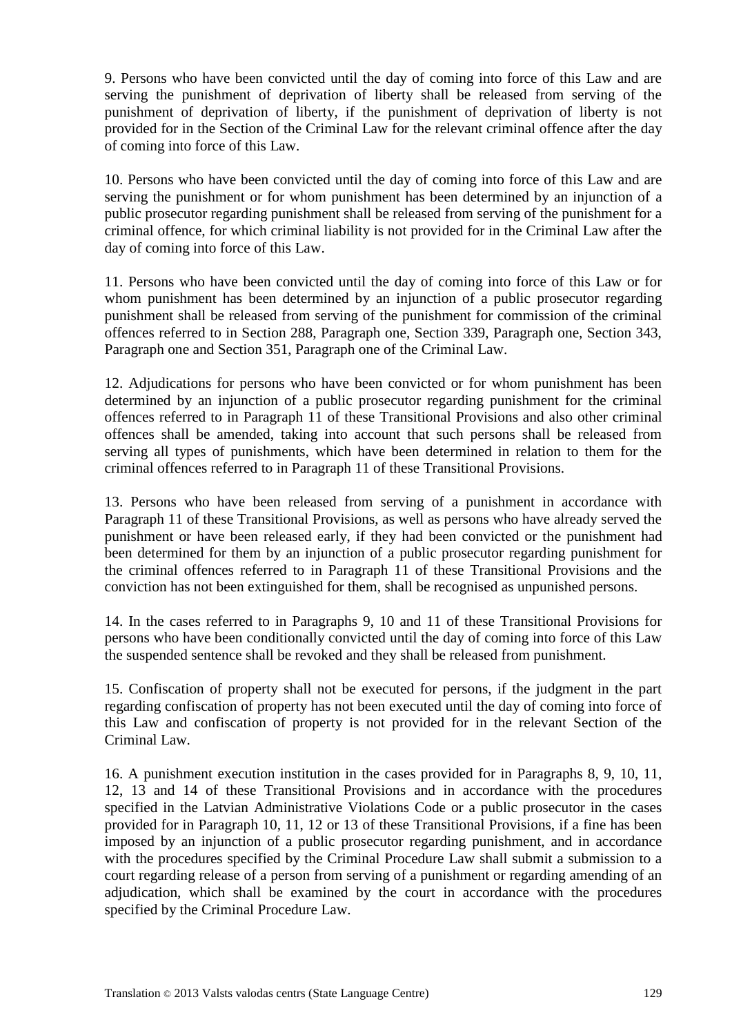9. Persons who have been convicted until the day of coming into force of this Law and are serving the punishment of deprivation of liberty shall be released from serving of the punishment of deprivation of liberty, if the punishment of deprivation of liberty is not provided for in the Section of the Criminal Law for the relevant criminal offence after the day of coming into force of this Law.

10. Persons who have been convicted until the day of coming into force of this Law and are serving the punishment or for whom punishment has been determined by an injunction of a public prosecutor regarding punishment shall be released from serving of the punishment for a criminal offence, for which criminal liability is not provided for in the Criminal Law after the day of coming into force of this Law.

11. Persons who have been convicted until the day of coming into force of this Law or for whom punishment has been determined by an injunction of a public prosecutor regarding punishment shall be released from serving of the punishment for commission of the criminal offences referred to in Section 288, Paragraph one, Section 339, Paragraph one, Section 343, Paragraph one and Section 351, Paragraph one of the Criminal Law.

12. Adjudications for persons who have been convicted or for whom punishment has been determined by an injunction of a public prosecutor regarding punishment for the criminal offences referred to in Paragraph 11 of these Transitional Provisions and also other criminal offences shall be amended, taking into account that such persons shall be released from serving all types of punishments, which have been determined in relation to them for the criminal offences referred to in Paragraph 11 of these Transitional Provisions.

13. Persons who have been released from serving of a punishment in accordance with Paragraph 11 of these Transitional Provisions, as well as persons who have already served the punishment or have been released early, if they had been convicted or the punishment had been determined for them by an injunction of a public prosecutor regarding punishment for the criminal offences referred to in Paragraph 11 of these Transitional Provisions and the conviction has not been extinguished for them, shall be recognised as unpunished persons.

14. In the cases referred to in Paragraphs 9, 10 and 11 of these Transitional Provisions for persons who have been conditionally convicted until the day of coming into force of this Law the suspended sentence shall be revoked and they shall be released from punishment.

15. Confiscation of property shall not be executed for persons, if the judgment in the part regarding confiscation of property has not been executed until the day of coming into force of this Law and confiscation of property is not provided for in the relevant Section of the Criminal Law.

16. A punishment execution institution in the cases provided for in Paragraphs 8, 9, 10, 11, 12, 13 and 14 of these Transitional Provisions and in accordance with the procedures specified in the Latvian Administrative Violations Code or a public prosecutor in the cases provided for in Paragraph 10, 11, 12 or 13 of these Transitional Provisions, if a fine has been imposed by an injunction of a public prosecutor regarding punishment, and in accordance with the procedures specified by the Criminal Procedure Law shall submit a submission to a court regarding release of a person from serving of a punishment or regarding amending of an adjudication, which shall be examined by the court in accordance with the procedures specified by the Criminal Procedure Law.